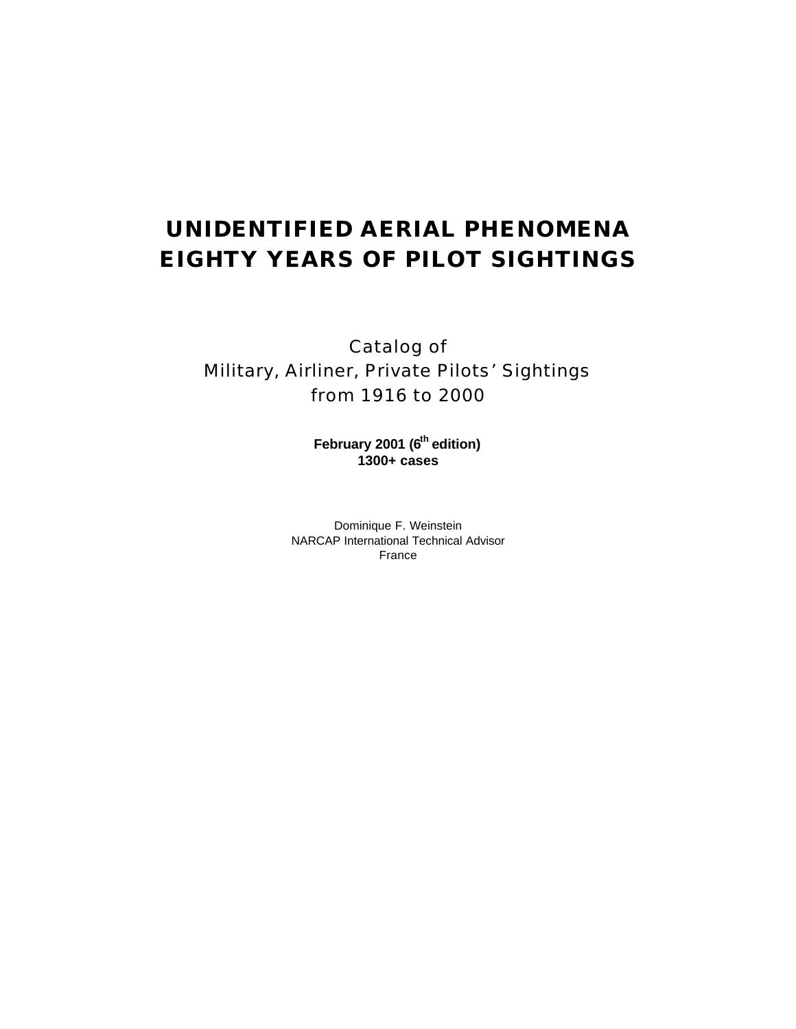# UNIDENTIFIED AERIAL PHENOMENA
# EIGHTY YEARS OF PILOT SIGHTINGS

Catalog of
Military, Airliner, Private Pilots' Sightings
from 1916 to 2000

**February 2001 (6th edition)**
**1300+ cases**

Dominique F. Weinstein
NARCAP International Technical Advisor
France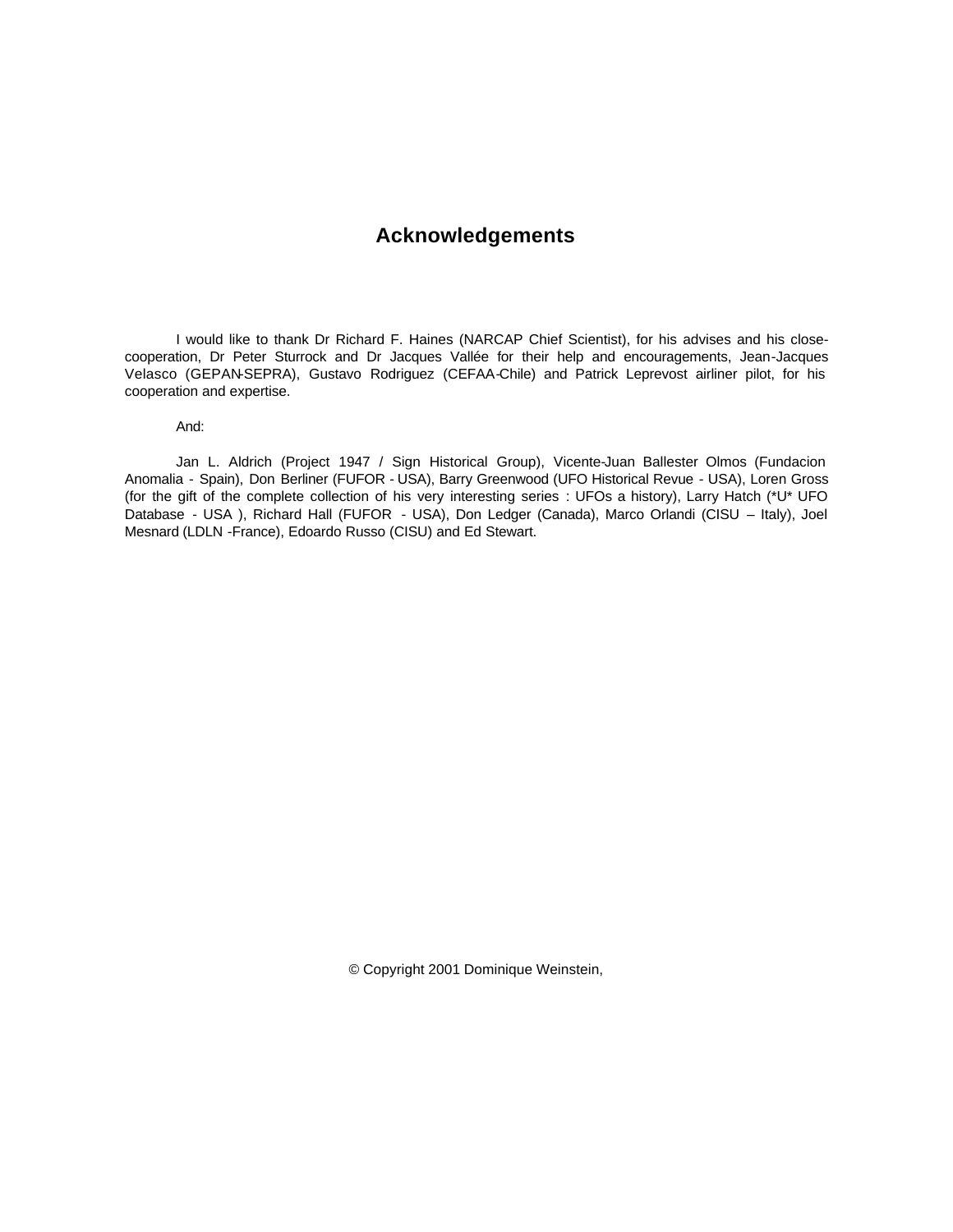# Acknowledgements

I would like to thank Dr Richard F. Haines (NARCAP Chief Scientist), for his advises and his close-cooperation, Dr Peter Sturrock and Dr Jacques Vallée for their help and encouragements, Jean-Jacques Velasco (GEPAN-SEPRA), Gustavo Rodriguez (CEFAA-Chile) and Patrick Leprevost airliner pilot, for his cooperation and expertise.

And:

Jan L. Aldrich (Project 1947 / Sign Historical Group), Vicente-Juan Ballester Olmos (Fundacion Anomalia - Spain), Don Berliner (FUFOR - USA), Barry Greenwood (UFO Historical Revue - USA), Loren Gross (for the gift of the complete collection of his very interesting series : UFOs a history), Larry Hatch (*U* UFO Database - USA ), Richard Hall (FUFOR - USA), Don Ledger (Canada), Marco Orlandi (CISU – Italy), Joel Mesnard (LDLN -France), Edoardo Russo (CISU) and Ed Stewart.

© Copyright 2001 Dominique Weinstein,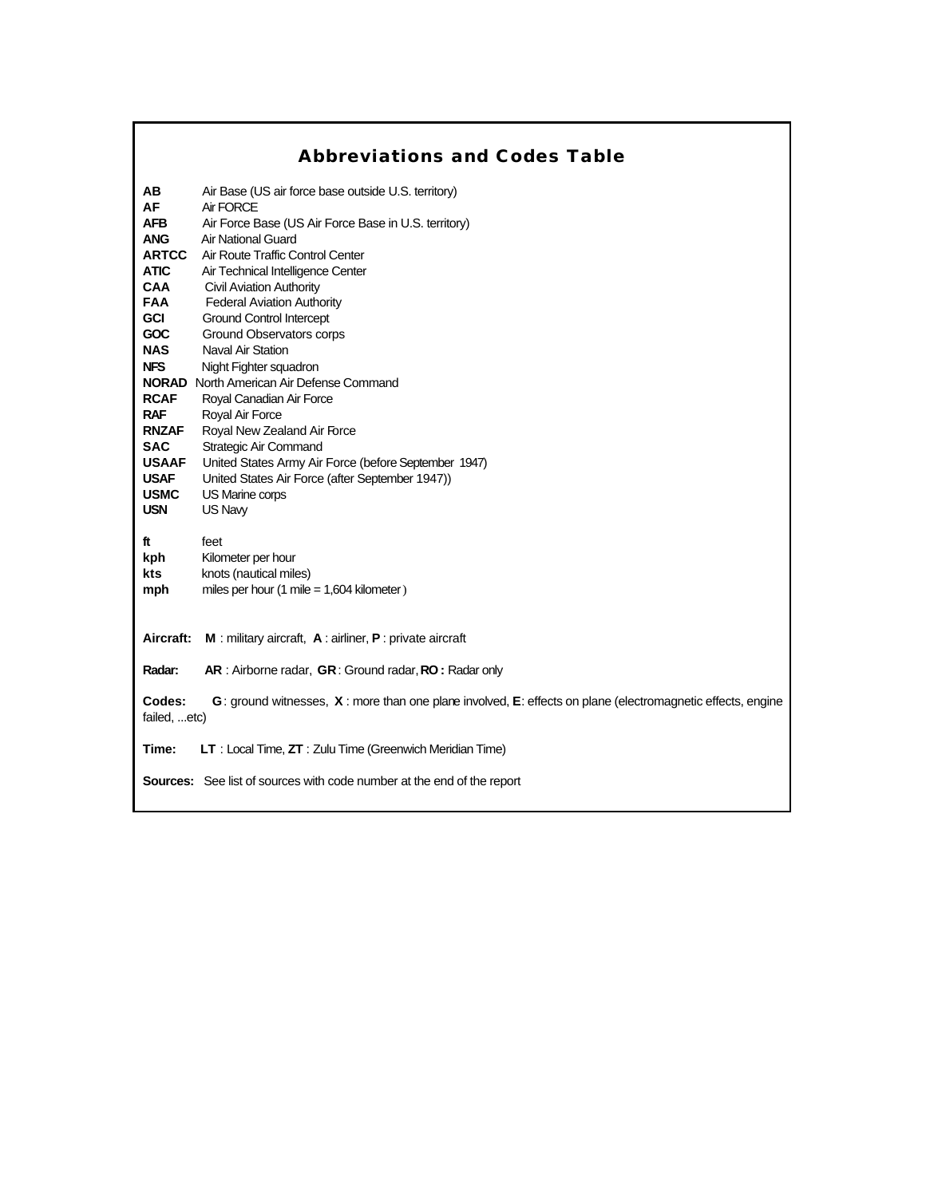## Abbreviations and Codes Table

**AB** Air Base (US air force base outside U.S. territory)
**AF** Air FORCE
**AFB** Air Force Base (US Air Force Base in U.S. territory)
**ANG** Air National Guard
**ARTCC** Air Route Traffic Control Center
**ATIC** Air Technical Intelligence Center
**CAA** Civil Aviation Authority
**FAA** Federal Aviation Authority
**GCI** Ground Control Intercept
**GOC** Ground Observators corps
**NAS** Naval Air Station
**NFS** Night Fighter squadron
**NORAD** North American Air Defense Command
**RCAF** Royal Canadian Air Force
**RAF** Royal Air Force
**RNZAF** Royal New Zealand Air Force
**SAC** Strategic Air Command
**USAAF** United States Army Air Force (before September 1947)
**USAF** United States Air Force (after September 1947))
**USMC** US Marine corps
**USN** US Navy

**ft** feet
**kph** Kilometer per hour
**kts** knots (nautical miles)
**mph** miles per hour (1 mile = 1,604 kilometer )

**Aircraft:** **M** : military aircraft, **A** : airliner, **P** : private aircraft

**Radar:** **AR** : Airborne radar, **GR** : Ground radar, **RO :** Radar only

**Codes:** **G** : ground witnesses, **X** : more than one plane involved, **E**: effects on plane (electromagnetic effects, engine failed, ...etc)

**Time:** **LT** : Local Time, **ZT** : Zulu Time (Greenwich Meridian Time)

**Sources:** See list of sources with code number at the end of the report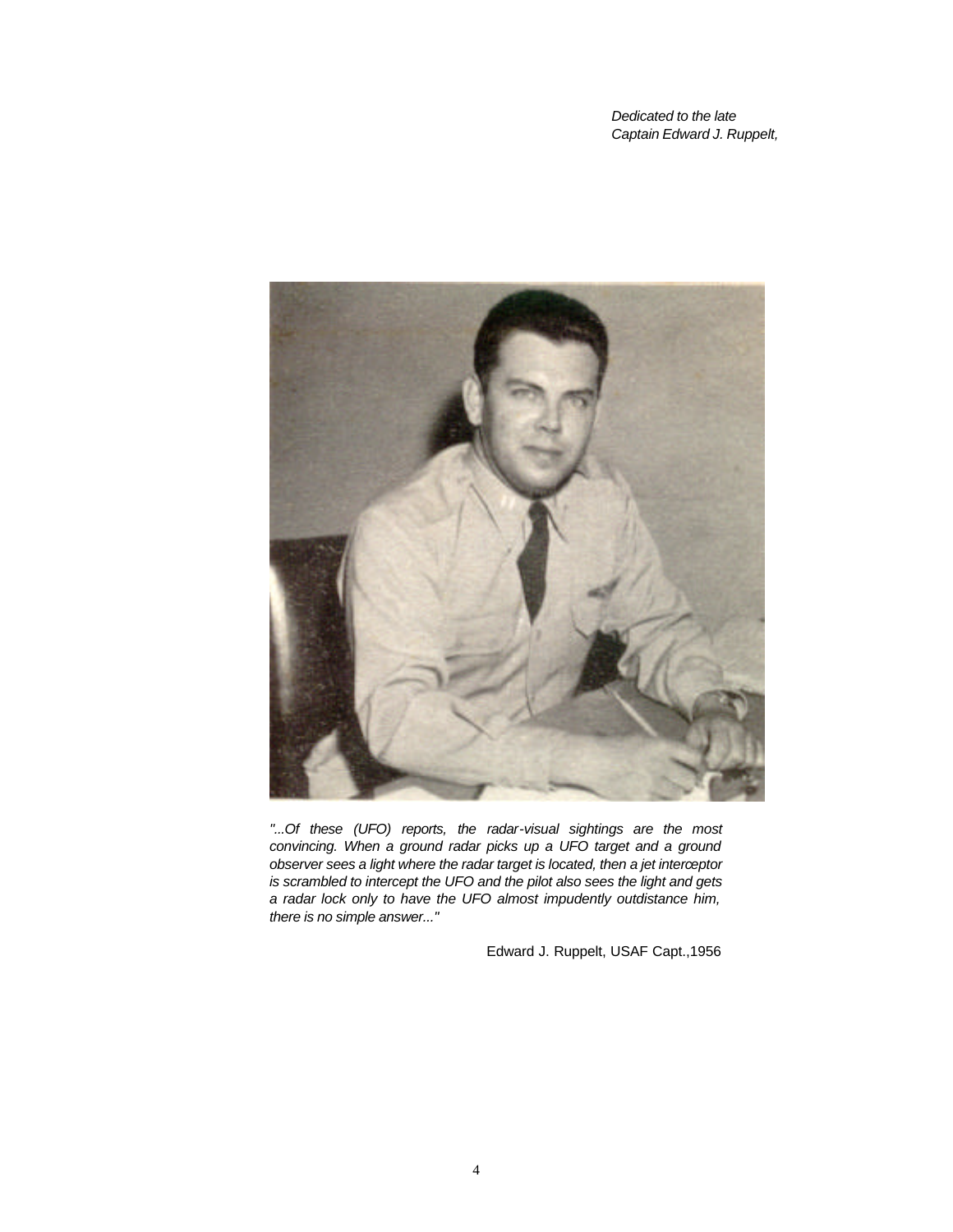*Dedicated to the late*
*Captain Edward J. Ruppelt,*

*"...Of these (UFO) reports, the radar-visual sightings are the most convincing. When a ground radar picks up a UFO target and a ground observer sees a light where the radar target is located, then a jet interceptor is scrambled to intercept the UFO and the pilot also sees the light and gets a radar lock only to have the UFO almost impudently outdistance him, there is no simple answer..."*

Edward J. Ruppelt, USAF Capt.,1956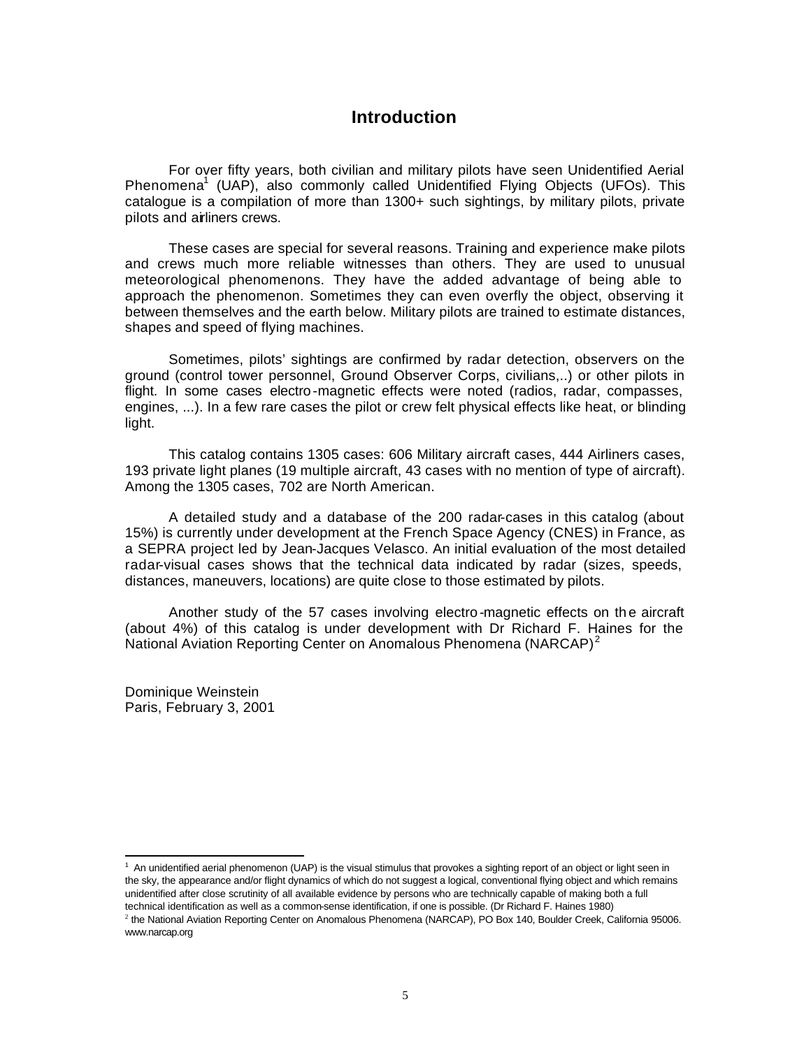# Introduction

For over fifty years, both civilian and military pilots have seen Unidentified Aerial Phenomena[1] (UAP), also commonly called Unidentified Flying Objects (UFOs). This catalogue is a compilation of more than 1300+ such sightings, by military pilots, private pilots and airliners crews.

These cases are special for several reasons. Training and experience make pilots and crews much more reliable witnesses than others. They are used to unusual meteorological phenomenons. They have the added advantage of being able to approach the phenomenon. Sometimes they can even overfly the object, observing it between themselves and the earth below. Military pilots are trained to estimate distances, shapes and speed of flying machines.

Sometimes, pilots' sightings are confirmed by radar detection, observers on the ground (control tower personnel, Ground Observer Corps, civilians,..) or other pilots in flight. In some cases electro-magnetic effects were noted (radios, radar, compasses, engines, ...). In a few rare cases the pilot or crew felt physical effects like heat, or blinding light.

This catalog contains 1305 cases: 606 Military aircraft cases, 444 Airliners cases, 193 private light planes (19 multiple aircraft, 43 cases with no mention of type of aircraft). Among the 1305 cases, 702 are North American.

A detailed study and a database of the 200 radar-cases in this catalog (about 15%) is currently under development at the French Space Agency (CNES) in France, as a SEPRA project led by Jean-Jacques Velasco. An initial evaluation of the most detailed radar-visual cases shows that the technical data indicated by radar (sizes, speeds, distances, maneuvers, locations) are quite close to those estimated by pilots.

Another study of the 57 cases involving electro-magnetic effects on the aircraft (about 4%) of this catalog is under development with Dr Richard F. Haines for the National Aviation Reporting Center on Anomalous Phenomena (NARCAP)[2]

Dominique Weinstein
Paris, February 3, 2001

---

[1] An unidentified aerial phenomenon (UAP) is the visual stimulus that provokes a sighting report of an object or light seen in the sky, the appearance and/or flight dynamics of which do not suggest a logical, conventional flying object and which remains unidentified after close scrutinity of all available evidence by persons who are technically capable of making both a full technical identification as well as a common-sense identification, if one is possible. (Dr Richard F. Haines 1980)

[2] the National Aviation Reporting Center on Anomalous Phenomena (NARCAP), PO Box 140, Boulder Creek, California 95006. www.narcap.org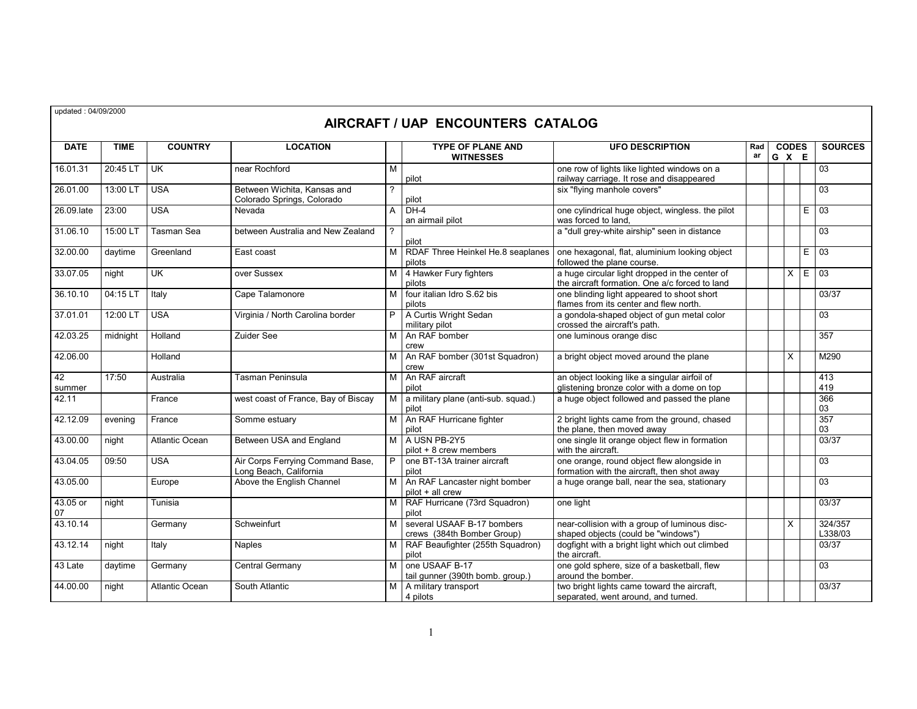updated : 04/09/2000

# AIRCRAFT / UAP ENCOUNTERS CATALOG

| DATE | TIME | COUNTRY | LOCATION | | TYPE OF PLANE AND WITNESSES | UFO DESCRIPTION | Radar | CODES G | X | E | SOURCES |
|---|---|---|---|---|---|---|---|---|---|---|---|
| 16.01.31 | 20:45 LT | UK | near Rochford | M | pilot | one row of lights like lighted windows on a railway carriage. It rose and disappeared | | | | | 03 |
| 26.01.00 | 13:00 LT | USA | Between Wichita, Kansas and Colorado Springs, Colorado | ? | pilot | six "flying manhole covers" | | | | | 03 |
| 26.09.late | 23:00 | USA | Nevada | A | DH-4 an airmail pilot | one cylindrical huge object, wingless. the pilot was forced to land, | | | | E | 03 |
| 31.06.10 | 15:00 LT | Tasman Sea | between Australia and New Zealand | ? | pilot | a "dull grey-white airship" seen in distance | | | | | 03 |
| 32.00.00 | daytime | Greenland | East coast | M | RDAF Three Heinkel He.8 seaplanes pilots | one hexagonal, flat, aluminium looking object followed the plane course. | | | | E | 03 |
| 33.07.05 | night | UK | over Sussex | M | 4 Hawker Fury fighters pilots | a huge circular light dropped in the center of the aircraft formation. One a/c forced to land | | | X | E | 03 |
| 36.10.10 | 04:15 LT | Italy | Cape Talamonore | M | four italian Idro S.62 bis pilots | one blinding light appeared to shoot short flames from its center and flew north. | | | | | 03/37 |
| 37.01.01 | 12:00 LT | USA | Virginia / North Carolina border | P | A Curtis Wright Sedan military pilot | a gondola-shaped object of gun metal color crossed the aircraft's path. | | | | | 03 |
| 42.03.25 | midnight | Holland | Zuider See | M | An RAF bomber crew | one luminous orange disc | | | | | 357 |
| 42.06.00 | | Holland | | M | An RAF bomber (301st Squadron) crew | a bright object moved around the plane | | | X | | M290 |
| 42 summer | 17:50 | Australia | Tasman Peninsula | M | An RAF aircraft pilot | an object looking like a singular airfoil of glistening bronze color with a dome on top | | | | | 413 419 |
| 42.11 | | France | west coast of France, Bay of Biscay | M | a military plane (anti-sub. squad.) pilot | a huge object followed and passed the plane | | | | | 366 03 |
| 42.12.09 | evening | France | Somme estuary | M | An RAF Hurricane fighter pilot | 2 bright lights came from the ground, chased the plane, then moved away | | | | | 357 03 |
| 43.00.00 | night | Atlantic Ocean | Between USA and England | M | A USN PB-2Y5 pilot + 8 crew members | one single lit orange object flew in formation with the aircraft. | | | | | 03/37 |
| 43.04.05 | 09:50 | USA | Air Corps Ferrying Command Base, Long Beach, California | P | one BT-13A trainer aircraft pilot | one orange, round object flew alongside in formation with the aircraft, then shot away | | | | | 03 |
| 43.05.00 | | Europe | Above the English Channel | M | An RAF Lancaster night bomber pilot + all crew | a huge orange ball, near the sea, stationary | | | | | 03 |
| 43.05 or 07 | night | Tunisia | | M | RAF Hurricane (73rd Squadron) pilot | one light | | | | | 03/37 |
| 43.10.14 | | Germany | Schweinfurt | M | several USAAF B-17 bombers crews (384th Bomber Group) | near-collision with a group of luminous disc-shaped objects (could be "windows") | | | X | | 324/357 L338/03 |
| 43.12.14 | night | Italy | Naples | M | RAF Beaufighter (255th Squadron) pilot | dogfight with a bright light which out climbed the aircraft. | | | | | 03/37 |
| 43 Late | daytime | Germany | Central Germany | M | one USAAF B-17 tail gunner (390th bomb. group.) | one gold sphere, size of a basketball, flew around the bomber. | | | | | 03 |
| 44.00.00 | night | Atlantic Ocean | South Atlantic | M | A military transport 4 pilots | two bright lights came toward the aircraft, separated, went around, and turned. | | | | | 03/37 |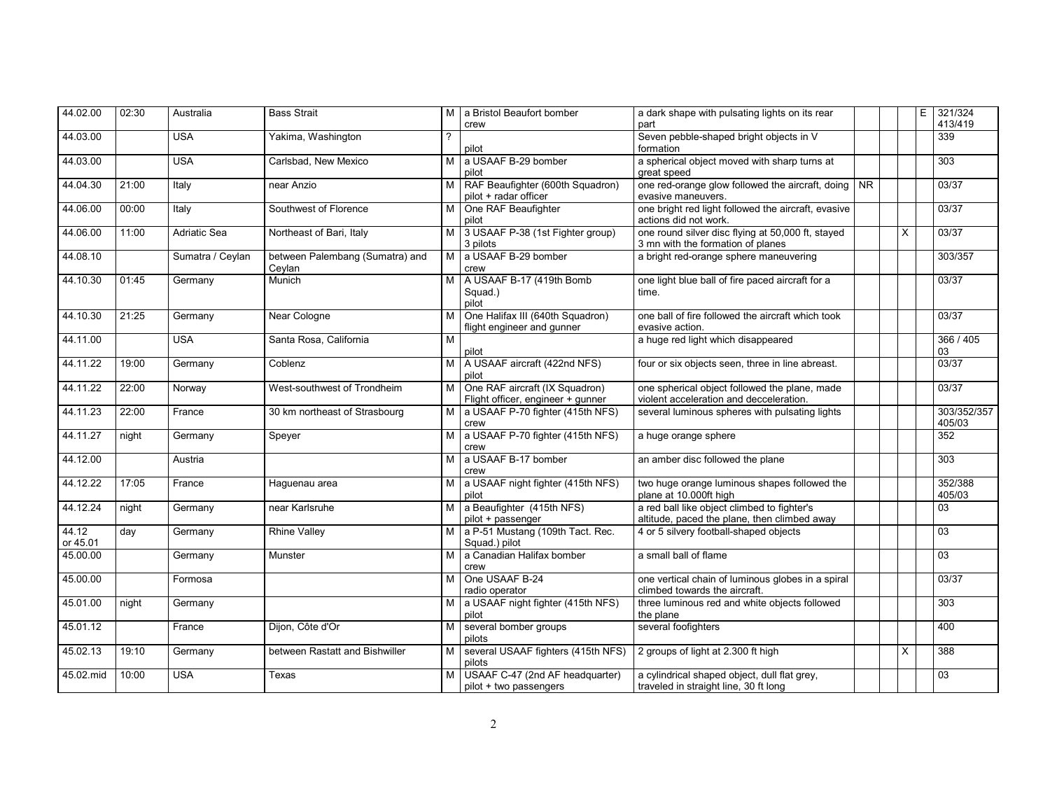| | | | | | | | | | | | |
|---|---|---|---|---|---|---|---|---|---|---|---|
| 44.02.00 | 02:30 | Australia | Bass Strait | M | a Bristol Beaufort bomber crew | a dark shape with pulsating lights on its rear part | | | | E | 321/324 413/419 |
| 44.03.00 | | USA | Yakima, Washington | ? | pilot | Seven pebble-shaped bright objects in V formation | | | | | 339 |
| 44.03.00 | | USA | Carlsbad, New Mexico | M | a USAAF B-29 bomber pilot | a spherical object moved with sharp turns at great speed | | | | | 303 |
| 44.04.30 | 21:00 | Italy | near Anzio | M | RAF Beaufighter (600th Squadron) pilot + radar officer | one red-orange glow followed the aircraft, doing evasive maneuvers. | NR | | | | 03/37 |
| 44.06.00 | 00:00 | Italy | Southwest of Florence | M | One RAF Beaufighter pilot | one bright red light followed the aircraft, evasive actions did not work. | | | | | 03/37 |
| 44.06.00 | 11:00 | Adriatic Sea | Northeast of Bari, Italy | M | 3 USAAF P-38 (1st Fighter group) 3 pilots | one round silver disc flying at 50,000 ft, stayed 3 mn with the formation of planes | | | X | | 03/37 |
| 44.08.10 | | Sumatra / Ceylan | between Palembang (Sumatra) and Ceylan | M | a USAAF B-29 bomber crew | a bright red-orange sphere maneuvering | | | | | 303/357 |
| 44.10.30 | 01:45 | Germany | Munich | M | A USAAF B-17 (419th Bomb Squad.) pilot | one light blue ball of fire paced aircraft for a time. | | | | | 03/37 |
| 44.10.30 | 21:25 | Germany | Near Cologne | M | One Halifax III (640th Squadron) flight engineer and gunner | one ball of fire followed the aircraft which took evasive action. | | | | | 03/37 |
| 44.11.00 | | USA | Santa Rosa, California | M | pilot | a huge red light which disappeared | | | | | 366 / 405 03 |
| 44.11.22 | 19:00 | Germany | Coblenz | M | A USAAF aircraft (422nd NFS) pilot | four or six objects seen, three in line abreast. | | | | | 03/37 |
| 44.11.22 | 22:00 | Norway | West-southwest of Trondheim | M | One RAF aircraft (IX Squadron) Flight officer, engineer + gunner | one spherical object followed the plane, made violent acceleration and decceleration. | | | | | 03/37 |
| 44.11.23 | 22:00 | France | 30 km northeast of Strasbourg | M | a USAAF P-70 fighter (415th NFS) crew | several luminous spheres with pulsating lights | | | | | 303/352/357 405/03 |
| 44.11.27 | night | Germany | Speyer | M | a USAAF P-70 fighter (415th NFS) crew | a huge orange sphere | | | | | 352 |
| 44.12.00 | | Austria | | M | a USAAF B-17 bomber crew | an amber disc followed the plane | | | | | 303 |
| 44.12.22 | 17:05 | France | Haguenau area | M | a USAAF night fighter (415th NFS) pilot | two huge orange luminous shapes followed the plane at 10.000ft high | | | | | 352/388 405/03 |
| 44.12.24 | night | Germany | near Karlsruhe | M | a Beaufighter (415th NFS) pilot + passenger | a red ball like object climbed to fighter's altitude, paced the plane, then climbed away | | | | | 03 |
| 44.12 or 45.01 | day | Germany | Rhine Valley | M | a P-51 Mustang (109th Tact. Rec. Squad.) pilot | 4 or 5 silvery football-shaped objects | | | | | 03 |
| 45.00.00 | | Germany | Munster | M | a Canadian Halifax bomber crew | a small ball of flame | | | | | 03 |
| 45.00.00 | | Formosa | | M | One USAAF B-24 radio operator | one vertical chain of luminous globes in a spiral climbed towards the aircraft. | | | | | 03/37 |
| 45.01.00 | night | Germany | | M | a USAAF night fighter (415th NFS) pilot | three luminous red and white objects followed the plane | | | | | 303 |
| 45.01.12 | | France | Dijon, Côte d'Or | M | several bomber groups pilots | several foofighters | | | | | 400 |
| 45.02.13 | 19:10 | Germany | between Rastatt and Bishwiller | M | several USAAF fighters (415th NFS) pilots | 2 groups of light at 2.300 ft high | | | X | | 388 |
| 45.02.mid | 10:00 | USA | Texas | M | USAAF C-47 (2nd AF headquarter) pilot + two passengers | a cylindrical shaped object, dull flat grey, traveled in straight line, 30 ft long | | | | | 03 |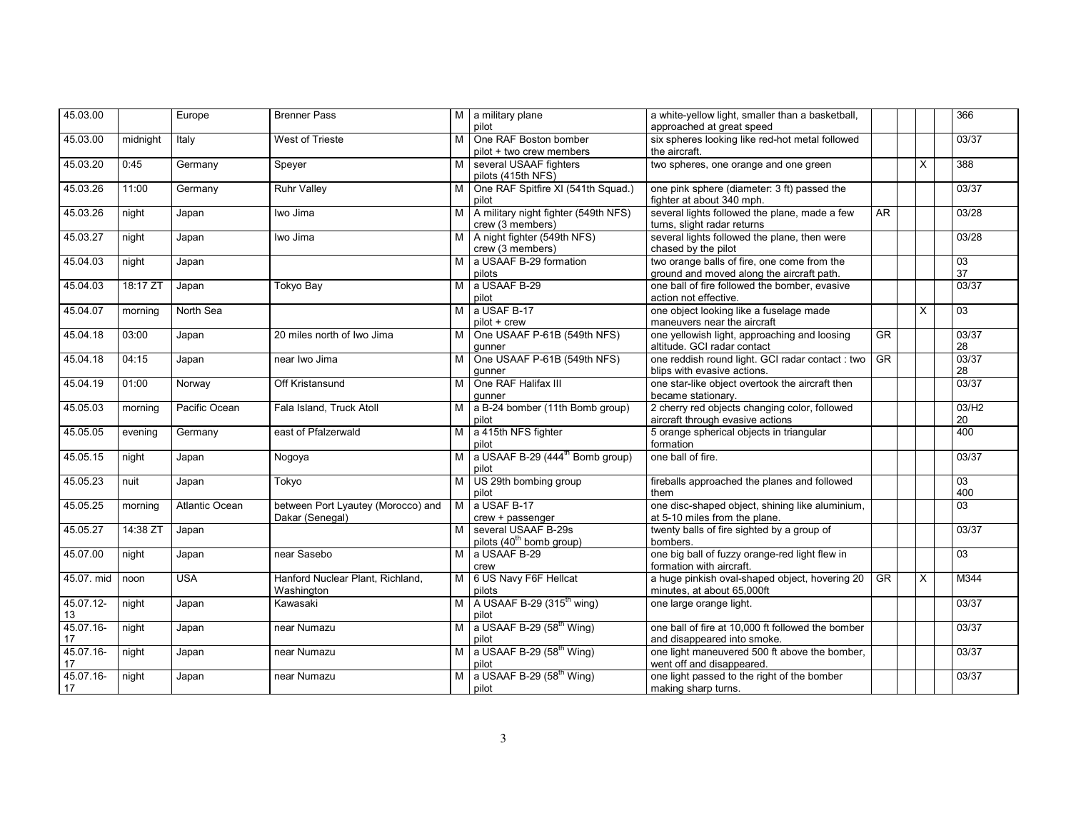| | | | | | | | | | | | |
|---|---|---|---|---|---|---|---|---|---|---|---|
| 45.03.00 | | Europe | Brenner Pass | M | a military plane<br>pilot | a white-yellow light, smaller than a basketball, approached at great speed | | | | | 366 |
| 45.03.00 | midnight | Italy | West of Trieste | M | One RAF Boston bomber<br>pilot + two crew members | six spheres looking like red-hot metal followed the aircraft. | | | | | 03/37 |
| 45.03.20 | 0:45 | Germany | Speyer | M | several USAAF fighters<br>pilots (415th NFS) | two spheres, one orange and one green | | | X | | 388 |
| 45.03.26 | 11:00 | Germany | Ruhr Valley | M | One RAF Spitfire XI (541th Squad.)<br>pilot | one pink sphere (diameter: 3 ft) passed the fighter at about 340 mph. | | | | | 03/37 |
| 45.03.26 | night | Japan | Iwo Jima | M | A military night fighter (549th NFS)<br>crew (3 members) | several lights followed the plane, made a few turns, slight radar returns | AR | | | | 03/28 |
| 45.03.27 | night | Japan | Iwo Jima | M | A night fighter (549th NFS)<br>crew (3 members) | several lights followed the plane, then were chased by the pilot | | | | | 03/28 |
| 45.04.03 | night | Japan | | M | a USAAF B-29 formation<br>pilots | two orange balls of fire, one come from the ground and moved along the aircraft path. | | | | | 03<br>37 |
| 45.04.03 | 18:17 ZT | Japan | Tokyo Bay | M | a USAAF B-29<br>pilot | one ball of fire followed the bomber, evasive action not effective. | | | | | 03/37 |
| 45.04.07 | morning | North Sea | | M | a USAF B-17<br>pilot + crew | one object looking like a fuselage made maneuvers near the aircraft | | | X | | 03 |
| 45.04.18 | 03:00 | Japan | 20 miles north of Iwo Jima | M | One USAAF P-61B (549th NFS)<br>gunner | one yellowish light, approaching and loosing altitude. GCI radar contact | GR | | | | 03/37<br>28 |
| 45.04.18 | 04:15 | Japan | near Iwo Jima | M | One USAAF P-61B (549th NFS)<br>gunner | one reddish round light. GCI radar contact : two blips with evasive actions. | GR | | | | 03/37<br>28 |
| 45.04.19 | 01:00 | Norway | Off Kristansund | M | One RAF Halifax III<br>gunner | one star-like object overtook the aircraft then became stationary. | | | | | 03/37 |
| 45.05.03 | morning | Pacific Ocean | Fala Island, Truck Atoll | M | a B-24 bomber (11th Bomb group)<br>pilot | 2 cherry red objects changing color, followed aircraft through evasive actions | | | | | 03/H2<br>20 |
| 45.05.05 | evening | Germany | east of Pfalzerwald | M | a 415th NFS fighter<br>pilot | 5 orange spherical objects in triangular formation | | | | | 400 |
| 45.05.15 | night | Japan | Nogoya | M | a USAAF B-29 (444th Bomb group)<br>pilot | one ball of fire. | | | | | 03/37 |
| 45.05.23 | nuit | Japan | Tokyo | M | US 29th bombing group<br>pilot | fireballs approached the planes and followed them | | | | | 03<br>400 |
| 45.05.25 | morning | Atlantic Ocean | between Port Lyautey (Morocco) and Dakar (Senegal) | M | a USAF B-17<br>crew + passenger | one disc-shaped object, shining like aluminium, at 5-10 miles from the plane. | | | | | 03 |
| 45.05.27 | 14:38 ZT | Japan | | M | several USAAF B-29s<br>pilots (40th bomb group) | twenty balls of fire sighted by a group of bombers. | | | | | 03/37 |
| 45.07.00 | night | Japan | near Sasebo | M | a USAAF B-29<br>crew | one big ball of fuzzy orange-red light flew in formation with aircraft. | | | | | 03 |
| 45.07. mid | noon | USA | Hanford Nuclear Plant, Richland, Washington | M | 6 US Navy F6F Hellcat<br>pilots | a huge pinkish oval-shaped object, hovering 20 minutes, at about 65,000ft | GR | | X | | M344 |
| 45.07.12-13 | night | Japan | Kawasaki | M | A USAAF B-29 (315th wing)<br>pilot | one large orange light. | | | | | 03/37 |
| 45.07.16-17 | night | Japan | near Numazu | M | a USAAF B-29 (58th Wing)<br>pilot | one ball of fire at 10,000 ft followed the bomber and disappeared into smoke. | | | | | 03/37 |
| 45.07.16-17 | night | Japan | near Numazu | M | a USAAF B-29 (58th Wing)<br>pilot | one light maneuvered 500 ft above the bomber, went off and disappeared. | | | | | 03/37 |
| 45.07.16-17 | night | Japan | near Numazu | M | a USAAF B-29 (58th Wing)<br>pilot | one light passed to the right of the bomber making sharp turns. | | | | | 03/37 |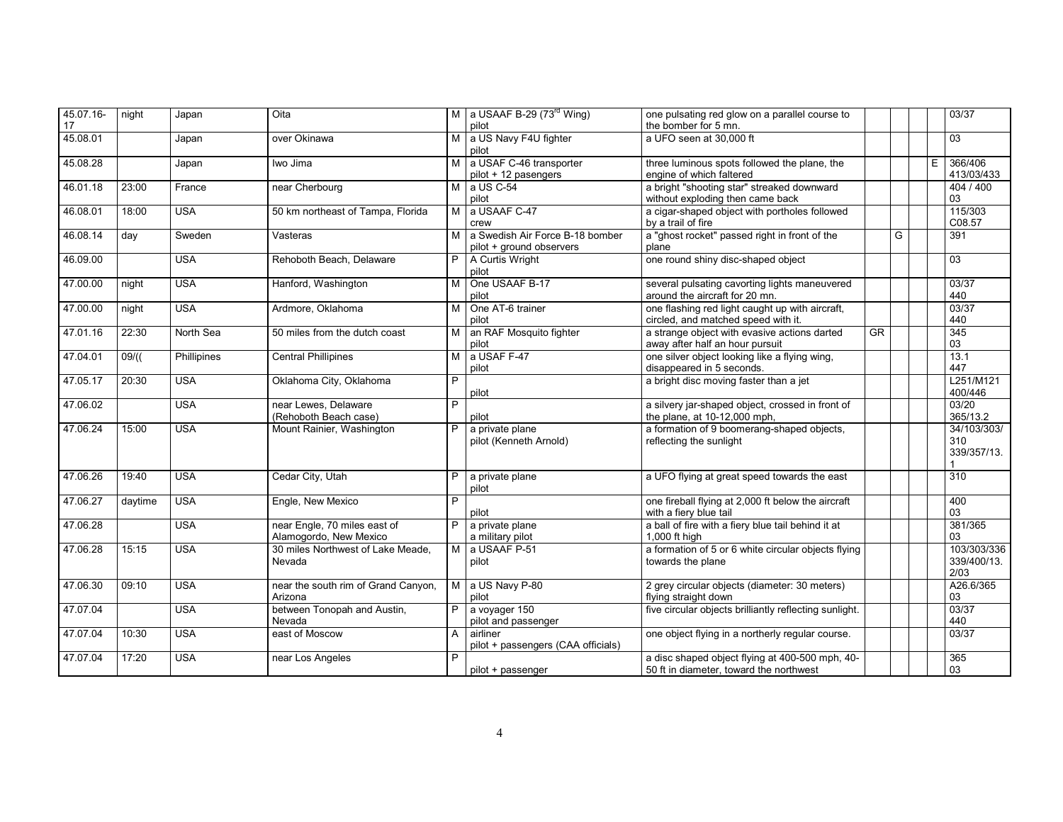| 45.07.16-17 | night | Japan | Oita | M | a USAAF B-29 (73rd Wing) pilot | one pulsating red glow on a parallel course to the bomber for 5 mn. | | | | | 03/37 |
|---|---|---|---|---|---|---|---|---|---|---|---|
| 45.08.01 | | Japan | over Okinawa | M | a US Navy F4U fighter pilot | a UFO seen at 30,000 ft | | | | | 03 |
| 45.08.28 | | Japan | Iwo Jima | M | a USAF C-46 transporter pilot + 12 pasengers | three luminous spots followed the plane, the engine of which faltered | | | | E | 366/406 413/03/433 |
| 46.01.18 | 23:00 | France | near Cherbourg | M | a US C-54 pilot | a bright "shooting star" streaked downward without exploding then came back | | | | | 404 / 400 03 |
| 46.08.01 | 18:00 | USA | 50 km northeast of Tampa, Florida | M | a USAAF C-47 crew | a cigar-shaped object with portholes followed by a trail of fire | | | | | 115/303 C08.57 |
| 46.08.14 | day | Sweden | Vasteras | M | a Swedish Air Force B-18 bomber pilot + ground observers | a "ghost rocket" passed right in front of the plane | | G | | | 391 |
| 46.09.00 | | USA | Rehoboth Beach, Delaware | P | A Curtis Wright pilot | one round shiny disc-shaped object | | | | | 03 |
| 47.00.00 | night | USA | Hanford, Washington | M | One USAAF B-17 pilot | several pulsating cavorting lights maneuvered around the aircraft for 20 mn. | | | | | 03/37 440 |
| 47.00.00 | night | USA | Ardmore, Oklahoma | M | One AT-6 trainer pilot | one flashing red light caught up with aircraft, circled, and matched speed with it. | | | | | 03/37 440 |
| 47.01.16 | 22:30 | North Sea | 50 miles from the dutch coast | M | an RAF Mosquito fighter pilot | a strange object with evasive actions darted away after half an hour pursuit | GR | | | | 345 03 |
| 47.04.01 | 09/(( | Phillipines | Central Phillipines | M | a USAF F-47 pilot | one silver object looking like a flying wing, disappeared in 5 seconds. | | | | | 13.1 447 |
| 47.05.17 | 20:30 | USA | Oklahoma City, Oklahoma | P | pilot | a bright disc moving faster than a jet | | | | | L251/M121 400/446 |
| 47.06.02 | | USA | near Lewes, Delaware (Rehoboth Beach case) | P | pilot | a silvery jar-shaped object, crossed in front of the plane, at 10-12,000 mph, | | | | | 03/20 365/13.2 |
| 47.06.24 | 15:00 | USA | Mount Rainier, Washington | P | a private plane pilot (Kenneth Arnold) | a formation of 9 boomerang-shaped objects, reflecting the sunlight | | | | | 34/103/303/ 310 339/357/13. 1 |
| 47.06.26 | 19:40 | USA | Cedar City, Utah | P | a private plane pilot | a UFO flying at great speed towards the east | | | | | 310 |
| 47.06.27 | daytime | USA | Engle, New Mexico | P | pilot | one fireball flying at 2,000 ft below the aircraft with a fiery blue tail | | | | | 400 03 |
| 47.06.28 | | USA | near Engle, 70 miles east of Alamogordo, New Mexico | P | a private plane a military pilot | a ball of fire with a fiery blue tail behind it at 1,000 ft high | | | | | 381/365 03 |
| 47.06.28 | 15:15 | USA | 30 miles Northwest of Lake Meade, Nevada | M | a USAAF P-51 pilot | a formation of 5 or 6 white circular objects flying towards the plane | | | | | 103/303/336 339/400/13. 2/03 |
| 47.06.30 | 09:10 | USA | near the south rim of Grand Canyon, Arizona | M | a US Navy P-80 pilot | 2 grey circular objects (diameter: 30 meters) flying straight down | | | | | A26.6/365 03 |
| 47.07.04 | | USA | between Tonopah and Austin, Nevada | P | a voyager 150 pilot and passenger | five circular objects brilliantly reflecting sunlight. | | | | | 03/37 440 |
| 47.07.04 | 10:30 | USA | east of Moscow | A | airliner pilot + passengers (CAA officials) | one object flying in a northerly regular course. | | | | | 03/37 |
| 47.07.04 | 17:20 | USA | near Los Angeles | P | pilot + passenger | a disc shaped object flying at 400-500 mph, 40-50 ft in diameter, toward the northwest | | | | | 365 03 |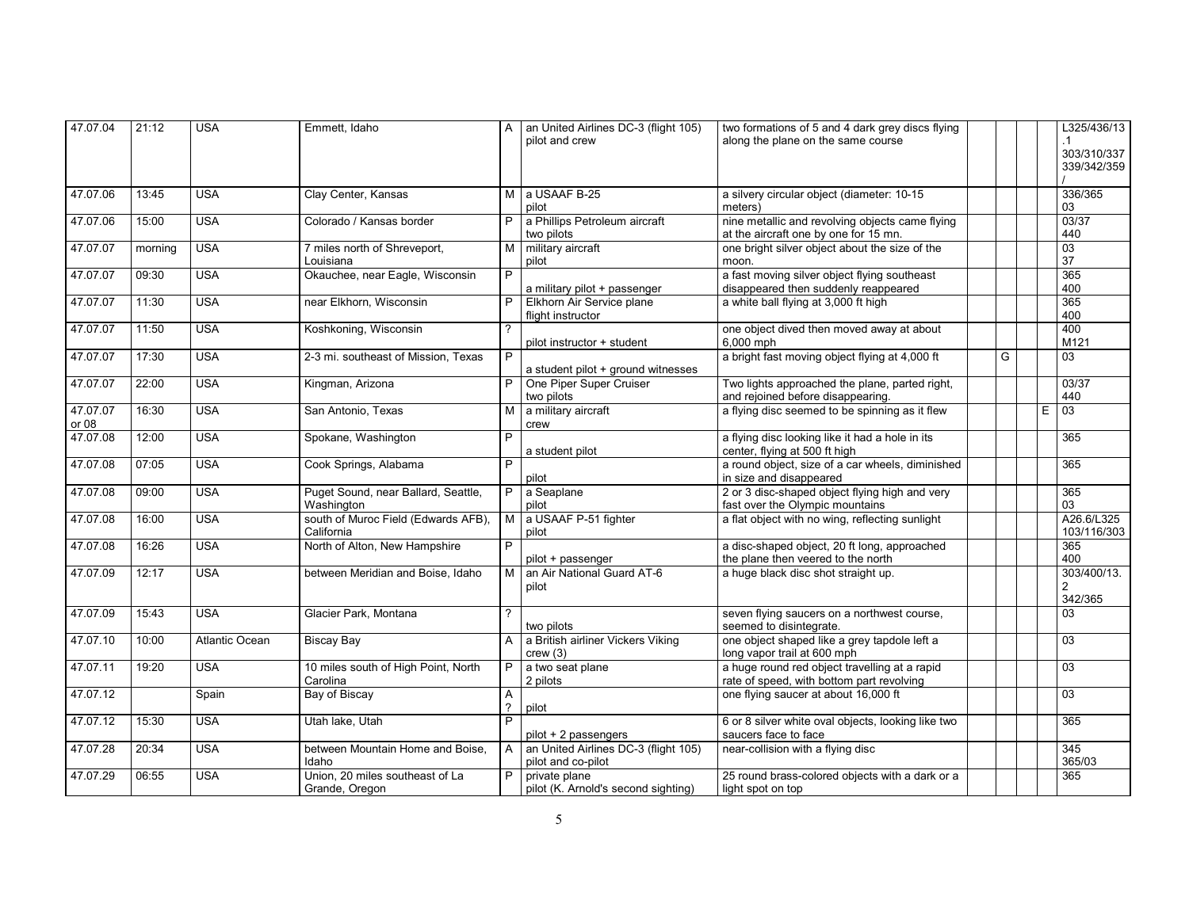| | | | | | | | | | | | |
|---|---|---|---|---|---|---|---|---|---|---|---|
| 47.07.04 | 21:12 | USA | Emmett, Idaho | A | an United Airlines DC-3 (flight 105) pilot and crew | two formations of 5 and 4 dark grey discs flying along the plane on the same course | | | | | L325/436/13.1 303/310/337 339/342/359/ |
| 47.07.06 | 13:45 | USA | Clay Center, Kansas | M | a USAAF B-25 pilot | a silvery circular object (diameter: 10-15 meters) | | | | | 336/365 03 |
| 47.07.06 | 15:00 | USA | Colorado / Kansas border | P | a Phillips Petroleum aircraft two pilots | nine metallic and revolving objects came flying at the aircraft one by one for 15 mn. | | | | | 03/37 440 |
| 47.07.07 | morning | USA | 7 miles north of Shreveport, Louisiana | M | military aircraft pilot | one bright silver object about the size of the moon. | | | | | 03 37 |
| 47.07.07 | 09:30 | USA | Okauchee, near Eagle, Wisconsin | P | a military pilot + passenger | a fast moving silver object flying southeast disappeared then suddenly reappeared | | | | | 365 400 |
| 47.07.07 | 11:30 | USA | near Elkhorn, Wisconsin | P | Elkhorn Air Service plane flight instructor | a white ball flying at 3,000 ft high | | | | | 365 400 |
| 47.07.07 | 11:50 | USA | Koshkoning, Wisconsin | ? | pilot instructor + student | one object dived then moved away at about 6,000 mph | | | | | 400 M121 |
| 47.07.07 | 17:30 | USA | 2-3 mi. southeast of Mission, Texas | P | a student pilot + ground witnesses | a bright fast moving object flying at 4,000 ft | | G | | | 03 |
| 47.07.07 | 22:00 | USA | Kingman, Arizona | P | One Piper Super Cruiser two pilots | Two lights approached the plane, parted right, and rejoined before disappearing. | | | | | 03/37 440 |
| 47.07.07 or 08 | 16:30 | USA | San Antonio, Texas | M | a military aircraft crew | a flying disc seemed to be spinning as it flew | | | | E | 03 |
| 47.07.08 | 12:00 | USA | Spokane, Washington | P | a student pilot | a flying disc looking like it had a hole in its center, flying at 500 ft high | | | | | 365 |
| 47.07.08 | 07:05 | USA | Cook Springs, Alabama | P | pilot | a round object, size of a car wheels, diminished in size and disappeared | | | | | 365 |
| 47.07.08 | 09:00 | USA | Puget Sound, near Ballard, Seattle, Washington | P | a Seaplane pilot | 2 or 3 disc-shaped object flying high and very fast over the Olympic mountains | | | | | 365 03 |
| 47.07.08 | 16:00 | USA | south of Muroc Field (Edwards AFB), California | M | a USAAF P-51 fighter pilot | a flat object with no wing, reflecting sunlight | | | | | A26.6/L325 103/116/303 |
| 47.07.08 | 16:26 | USA | North of Alton, New Hampshire | P | pilot + passenger | a disc-shaped object, 20 ft long, approached the plane then veered to the north | | | | | 365 400 |
| 47.07.09 | 12:17 | USA | between Meridian and Boise, Idaho | M | an Air National Guard AT-6 pilot | a huge black disc shot straight up. | | | | | 303/400/13.2 342/365 |
| 47.07.09 | 15:43 | USA | Glacier Park, Montana | ? | two pilots | seven flying saucers on a northwest course, seemed to disintegrate. | | | | | 03 |
| 47.07.10 | 10:00 | Atlantic Ocean | Biscay Bay | A | a British airliner Vickers Viking crew (3) | one object shaped like a grey tapdole left a long vapor trail at 600 mph | | | | | 03 |
| 47.07.11 | 19:20 | USA | 10 miles south of High Point, North Carolina | P | a two seat plane 2 pilots | a huge round red object travelling at a rapid rate of speed, with bottom part revolving | | | | | 03 |
| 47.07.12 | | Spain | Bay of Biscay | A ? | pilot | one flying saucer at about 16,000 ft | | | | | 03 |
| 47.07.12 | 15:30 | USA | Utah lake, Utah | P | pilot + 2 passengers | 6 or 8 silver white oval objects, looking like two saucers face to face | | | | | 365 |
| 47.07.28 | 20:34 | USA | between Mountain Home and Boise, Idaho | A | an United Airlines DC-3 (flight 105) pilot and co-pilot | near-collision with a flying disc | | | | | 345 365/03 |
| 47.07.29 | 06:55 | USA | Union, 20 miles southeast of La Grande, Oregon | P | private plane pilot (K. Arnold's second sighting) | 25 round brass-colored objects with a dark or a light spot on top | | | | | 365 |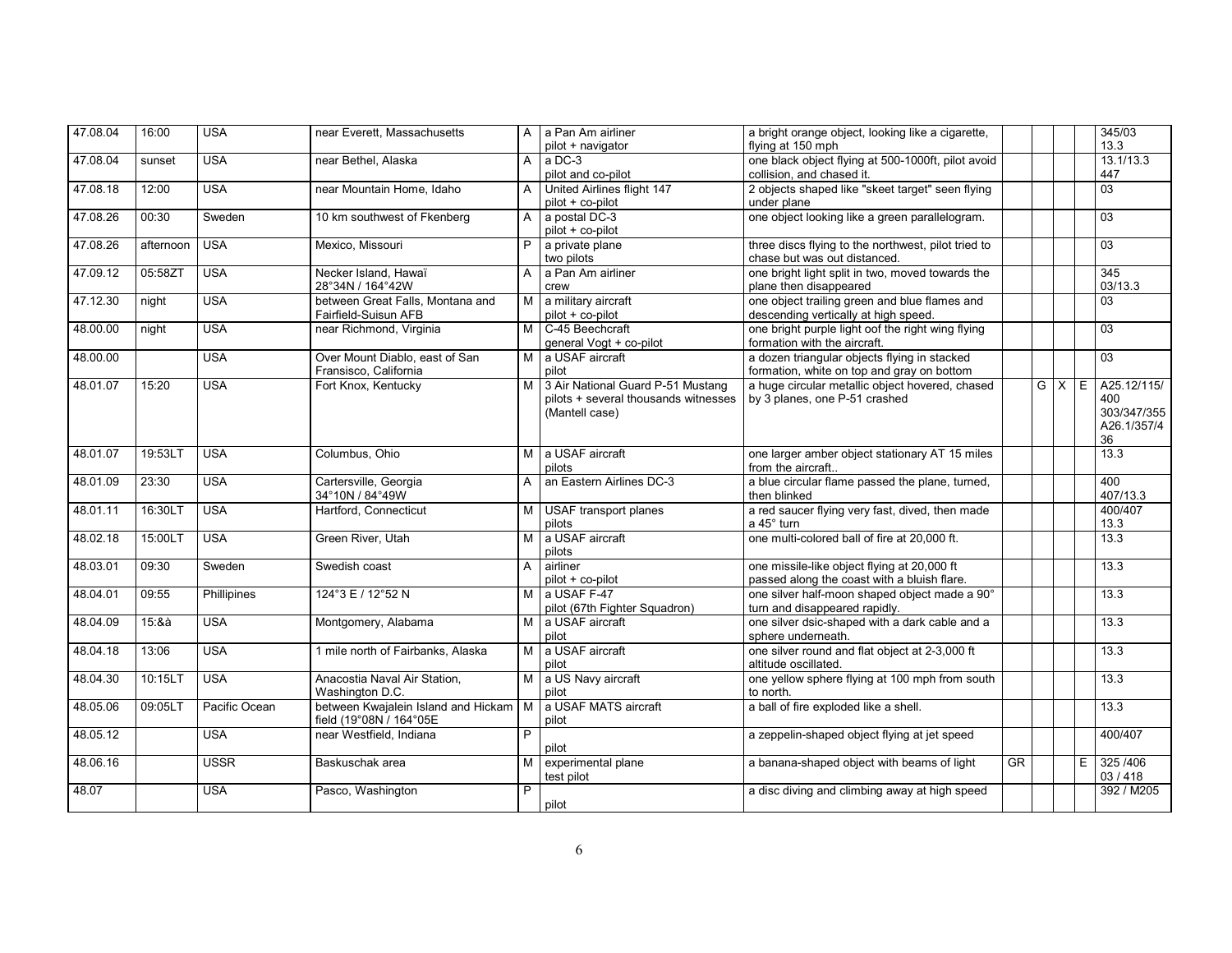| 47.08.04 | 16:00 | USA | near Everett, Massachusetts | A | a Pan Am airliner<br>pilot + navigator | a bright orange object, looking like a cigarette, flying at 150 mph | | | | | 345/03<br>13.3 |
|---|---|---|---|---|---|---|---|---|---|---|---|
| 47.08.04 | sunset | USA | near Bethel, Alaska | A | a DC-3<br>pilot and co-pilot | one black object flying at 500-1000ft, pilot avoid collision, and chased it. | | | | | 13.1/13.3<br>447 |
| 47.08.18 | 12:00 | USA | near Mountain Home, Idaho | A | United Airlines flight 147<br>pilot + co-pilot | 2 objects shaped like "skeet target" seen flying under plane | | | | | 03 |
| 47.08.26 | 00:30 | Sweden | 10 km southwest of Fkenberg | A | a postal DC-3<br>pilot + co-pilot | one object looking like a green parallelogram. | | | | | 03 |
| 47.08.26 | afternoon | USA | Mexico, Missouri | P | a private plane<br>two pilots | three discs flying to the northwest, pilot tried to chase but was out distanced. | | | | | 03 |
| 47.09.12 | 05:58ZT | USA | Necker Island, Hawaï<br>28°34N / 164°42W | A | a Pan Am airliner<br>crew | one bright light split in two, moved towards the plane then disappeared | | | | | 345<br>03/13.3 |
| 47.12.30 | night | USA | between Great Falls, Montana and Fairfield-Suisun AFB | M | a military aircraft<br>pilot + co-pilot | one object trailing green and blue flames and descending vertically at high speed. | | | | | 03 |
| 48.00.00 | night | USA | near Richmond, Virginia | M | C-45 Beechcraft<br>general Vogt + co-pilot | one bright purple light oof the right wing flying formation with the aircraft. | | | | | 03 |
| 48.00.00 | | USA | Over Mount Diablo, east of San Fransisco, California | M | a USAF aircraft<br>pilot | a dozen triangular objects flying in stacked formation, white on top and gray on bottom | | | | | 03 |
| 48.01.07 | 15:20 | USA | Fort Knox, Kentucky | M | 3 Air National Guard P-51 Mustang pilots + several thousands witnesses (Mantell case) | a huge circular metallic object hovered, chased by 3 planes, one P-51 crashed | | G | X | E | A25.12/115/<br>400<br>303/347/355<br>A26.1/357/4<br>36 |
| 48.01.07 | 19:53LT | USA | Columbus, Ohio | M | a USAF aircraft<br>pilots | one larger amber object stationary AT 15 miles from the aircraft.. | | | | | 13.3 |
| 48.01.09 | 23:30 | USA | Cartersville, Georgia<br>34°10N / 84°49W | A | an Eastern Airlines DC-3 | a blue circular flame passed the plane, turned, then blinked | | | | | 400<br>407/13.3 |
| 48.01.11 | 16:30LT | USA | Hartford, Connecticut | M | USAF transport planes<br>pilots | a red saucer flying very fast, dived, then made a 45° turn | | | | | 400/407<br>13.3 |
| 48.02.18 | 15:00LT | USA | Green River, Utah | M | a USAF aircraft<br>pilots | one multi-colored ball of fire at 20,000 ft. | | | | | 13.3 |
| 48.03.01 | 09:30 | Sweden | Swedish coast | A | airliner<br>pilot + co-pilot | one missile-like object flying at 20,000 ft passed along the coast with a bluish flare. | | | | | 13.3 |
| 48.04.01 | 09:55 | Phillipines | 124°3 E / 12°52 N | M | a USAF F-47<br>pilot (67th Fighter Squadron) | one silver half-moon shaped object made a 90° turn and disappeared rapidly. | | | | | 13.3 |
| 48.04.09 | 15:&à | USA | Montgomery, Alabama | M | a USAF aircraft<br>pilot | one silver dsic-shaped with a dark cable and a sphere underneath. | | | | | 13.3 |
| 48.04.18 | 13:06 | USA | 1 mile north of Fairbanks, Alaska | M | a USAF aircraft<br>pilot | one silver round and flat object at 2-3,000 ft altitude oscillated. | | | | | 13.3 |
| 48.04.30 | 10:15LT | USA | Anacostia Naval Air Station, Washington D.C. | M | a US Navy aircraft<br>pilot | one yellow sphere flying at 100 mph from south to north. | | | | | 13.3 |
| 48.05.06 | 09:05LT | Pacific Ocean | between Kwajalein Island and Hickam field (19°08N / 164°05E | M | a USAF MATS aircraft<br>pilot | a ball of fire exploded like a shell. | | | | | 13.3 |
| 48.05.12 | | USA | near Westfield, Indiana | P | pilot | a zeppelin-shaped object flying at jet speed | | | | | 400/407 |
| 48.06.16 | | USSR | Baskuschak area | M | experimental plane<br>test pilot | a banana-shaped object with beams of light | GR | | | E | 325 /406<br>03 / 418 |
| 48.07 | | USA | Pasco, Washington | P | pilot | a disc diving and climbing away at high speed | | | | | 392 / M205 |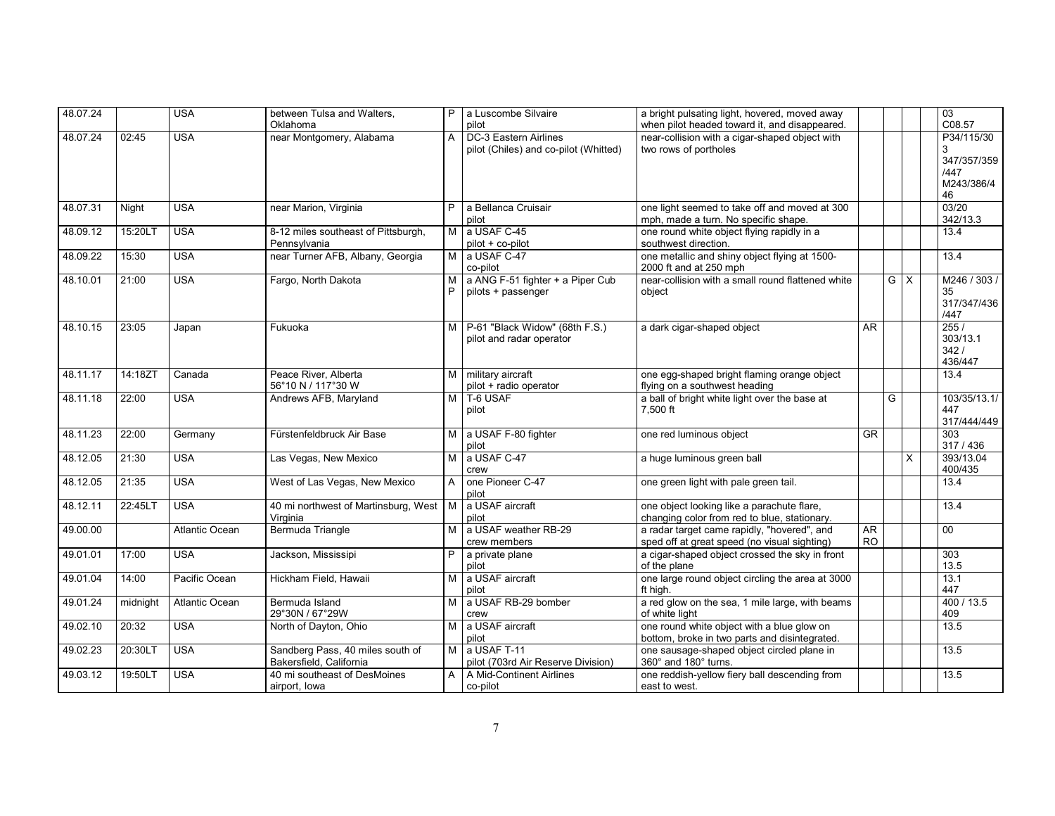| | | | | | | | | | | | |
|---|---|---|---|---|---|---|---|---|---|---|---|
| 48.07.24 | | USA | between Tulsa and Walters, Oklahoma | P | a Luscombe Silvaire pilot | a bright pulsating light, hovered, moved away when pilot headed toward it, and disappeared. | | | | | 03 C08.57 |
| 48.07.24 | 02:45 | USA | near Montgomery, Alabama | A | DC-3 Eastern Airlines pilot (Chiles) and co-pilot (Whitted) | near-collision with a cigar-shaped object with two rows of portholes | | | | | P34/115/303 347/357/359 /447 M243/386/446 |
| 48.07.31 | Night | USA | near Marion, Virginia | P | a Bellanca Cruisair pilot | one light seemed to take off and moved at 300 mph, made a turn. No specific shape. | | | | | 03/20 342/13.3 |
| 48.09.12 | 15:20LT | USA | 8-12 miles southeast of Pittsburgh, Pennsylvania | M | a USAF C-45 pilot + co-pilot | one round white object flying rapidly in a southwest direction. | | | | | 13.4 |
| 48.09.22 | 15:30 | USA | near Turner AFB, Albany, Georgia | M | a USAF C-47 co-pilot | one metallic and shiny object flying at 1500-2000 ft and at 250 mph | | | | | 13.4 |
| 48.10.01 | 21:00 | USA | Fargo, North Dakota | M P | a ANG F-51 fighter + a Piper Cub pilots + passenger | near-collision with a small round flattened white object | | G | X | | M246 / 303 / 35 317/347/436 /447 |
| 48.10.15 | 23:05 | Japan | Fukuoka | M | P-61 "Black Widow" (68th F.S.) pilot and radar operator | a dark cigar-shaped object | AR | | | | 255 / 303/13.1 342 / 436/447 |
| 48.11.17 | 14:18ZT | Canada | Peace River, Alberta 56°10 N / 117°30 W | M | military aircraft pilot + radio operator | one egg-shaped bright flaming orange object flying on a southwest heading | | | | | 13.4 |
| 48.11.18 | 22:00 | USA | Andrews AFB, Maryland | M | T-6 USAF pilot | a ball of bright white light over the base at 7,500 ft | | G | | | 103/35/13.1/ 447 317/444/449 |
| 48.11.23 | 22:00 | Germany | Fürstenfeldbruck Air Base | M | a USAF F-80 fighter pilot | one red luminous object | GR | | | | 303 317 / 436 |
| 48.12.05 | 21:30 | USA | Las Vegas, New Mexico | M | a USAF C-47 crew | a huge luminous green ball | | | X | | 393/13.04 400/435 |
| 48.12.05 | 21:35 | USA | West of Las Vegas, New Mexico | A | one Pioneer C-47 pilot | one green light with pale green tail. | | | | | 13.4 |
| 48.12.11 | 22:45LT | USA | 40 mi northwest of Martinsburg, West Virginia | M | a USAF aircraft pilot | one object looking like a parachute flare, changing color from red to blue, stationary. | | | | | 13.4 |
| 49.00.00 | | Atlantic Ocean | Bermuda Triangle | M | a USAF weather RB-29 crew members | a radar target came rapidly, "hovered", and sped off at great speed (no visual sighting) | AR RO | | | | 00 |
| 49.01.01 | 17:00 | USA | Jackson, Mississipi | P | a private plane pilot | a cigar-shaped object crossed the sky in front of the plane | | | | | 303 13.5 |
| 49.01.04 | 14:00 | Pacific Ocean | Hickham Field, Hawaii | M | a USAF aircraft pilot | one large round object circling the area at 3000 ft high. | | | | | 13.1 447 |
| 49.01.24 | midnight | Atlantic Ocean | Bermuda Island 29°30N / 67°29W | M | a USAF RB-29 bomber crew | a red glow on the sea, 1 mile large, with beams of white light | | | | | 400 / 13.5 409 |
| 49.02.10 | 20:32 | USA | North of Dayton, Ohio | M | a USAF aircraft pilot | one round white object with a blue glow on bottom, broke in two parts and disintegrated. | | | | | 13.5 |
| 49.02.23 | 20:30LT | USA | Sandberg Pass, 40 miles south of Bakersfield, California | M | a USAF T-11 pilot (703rd Air Reserve Division) | one sausage-shaped object circled plane in 360° and 180° turns. | | | | | 13.5 |
| 49.03.12 | 19:50LT | USA | 40 mi southeast of DesMoines airport, Iowa | A | A Mid-Continent Airlines co-pilot | one reddish-yellow fiery ball descending from east to west. | | | | | 13.5 |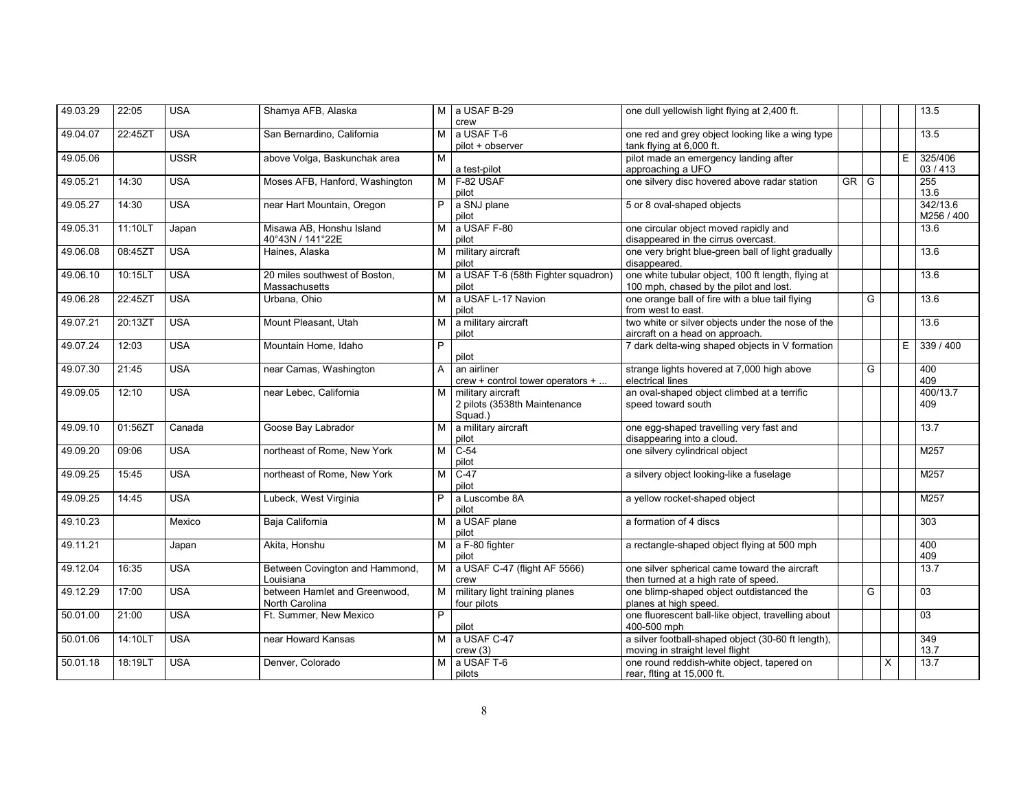| | | | | | | | | | | | |
|---|---|---|---|---|---|---|---|---|---|---|---|
| 49.03.29 | 22:05 | USA | Shamya AFB, Alaska | M | a USAF B-29 crew | one dull yellowish light flying at 2,400 ft. | | | | | 13.5 |
| 49.04.07 | 22:45ZT | USA | San Bernardino, California | M | a USAF T-6 pilot + observer | one red and grey object looking like a wing type tank flying at 6,000 ft. | | | | | 13.5 |
| 49.05.06 | | USSR | above Volga, Baskunchak area | M | a test-pilot | pilot made an emergency landing after approaching a UFO | | | | E | 325/406 03 / 413 |
| 49.05.21 | 14:30 | USA | Moses AFB, Hanford, Washington | M | F-82 USAF pilot | one silvery disc hovered above radar station | GR | G | | | 255 13.6 |
| 49.05.27 | 14:30 | USA | near Hart Mountain, Oregon | P | a SNJ plane pilot | 5 or 8 oval-shaped objects | | | | | 342/13.6 M256 / 400 |
| 49.05.31 | 11:10LT | Japan | Misawa AB, Honshu Island 40°43N / 141°22E | M | a USAF F-80 pilot | one circular object moved rapidly and disappeared in the cirrus overcast. | | | | | 13.6 |
| 49.06.08 | 08:45ZT | USA | Haines, Alaska | M | military aircraft pilot | one very bright blue-green ball of light gradually disappeared. | | | | | 13.6 |
| 49.06.10 | 10:15LT | USA | 20 miles southwest of Boston, Massachusetts | M | a USAF T-6 (58th Fighter squadron) pilot | one white tubular object, 100 ft length, flying at 100 mph, chased by the pilot and lost. | | | | | 13.6 |
| 49.06.28 | 22:45ZT | USA | Urbana, Ohio | M | a USAF L-17 Navion pilot | one orange ball of fire with a blue tail flying from west to east. | | G | | | 13.6 |
| 49.07.21 | 20:13ZT | USA | Mount Pleasant, Utah | M | a military aircraft pilot | two white or silver objects under the nose of the aircraft on a head on approach. | | | | | 13.6 |
| 49.07.24 | 12:03 | USA | Mountain Home, Idaho | P | pilot | 7 dark delta-wing shaped objects in V formation | | | | E | 339 / 400 |
| 49.07.30 | 21:45 | USA | near Camas, Washington | A | an airliner crew + control tower operators + ... | strange lights hovered at 7,000 high above electrical lines | | G | | | 400 409 |
| 49.09.05 | 12:10 | USA | near Lebec, California | M | military aircraft 2 pilots (3538th Maintenance Squad.) | an oval-shaped object climbed at a terrific speed toward south | | | | | 400/13.7 409 |
| 49.09.10 | 01:56ZT | Canada | Goose Bay Labrador | M | a military aircraft pilot | one egg-shaped travelling very fast and disappearing into a cloud. | | | | | 13.7 |
| 49.09.20 | 09:06 | USA | northeast of Rome, New York | M | C-54 pilot | one silvery cylindrical object | | | | | M257 |
| 49.09.25 | 15:45 | USA | northeast of Rome, New York | M | C-47 pilot | a silvery object looking-like a fuselage | | | | | M257 |
| 49.09.25 | 14:45 | USA | Lubeck, West Virginia | P | a Luscombe 8A pilot | a yellow rocket-shaped object | | | | | M257 |
| 49.10.23 | | Mexico | Baja California | M | a USAF plane pilot | a formation of 4 discs | | | | | 303 |
| 49.11.21 | | Japan | Akita, Honshu | M | a F-80 fighter pilot | a rectangle-shaped object flying at 500 mph | | | | | 400 409 |
| 49.12.04 | 16:35 | USA | Between Covington and Hammond, Louisiana | M | a USAF C-47 (flight AF 5566) crew | one silver spherical came toward the aircraft then turned at a high rate of speed. | | | | | 13.7 |
| 49.12.29 | 17:00 | USA | between Hamlet and Greenwood, North Carolina | M | military light training planes four pilots | one blimp-shaped object outdistanced the planes at high speed. | | G | | | 03 |
| 50.01.00 | 21:00 | USA | Ft. Summer, New Mexico | P | pilot | one fluorescent ball-like object, travelling about 400-500 mph | | | | | 03 |
| 50.01.06 | 14:10LT | USA | near Howard Kansas | M | a USAF C-47 crew (3) | a silver football-shaped object (30-60 ft length), moving in straight level flight | | | | | 349 13.7 |
| 50.01.18 | 18:19LT | USA | Denver, Colorado | M | a USAF T-6 pilots | one round reddish-white object, tapered on rear, flting at 15,000 ft. | | | X | | 13.7 |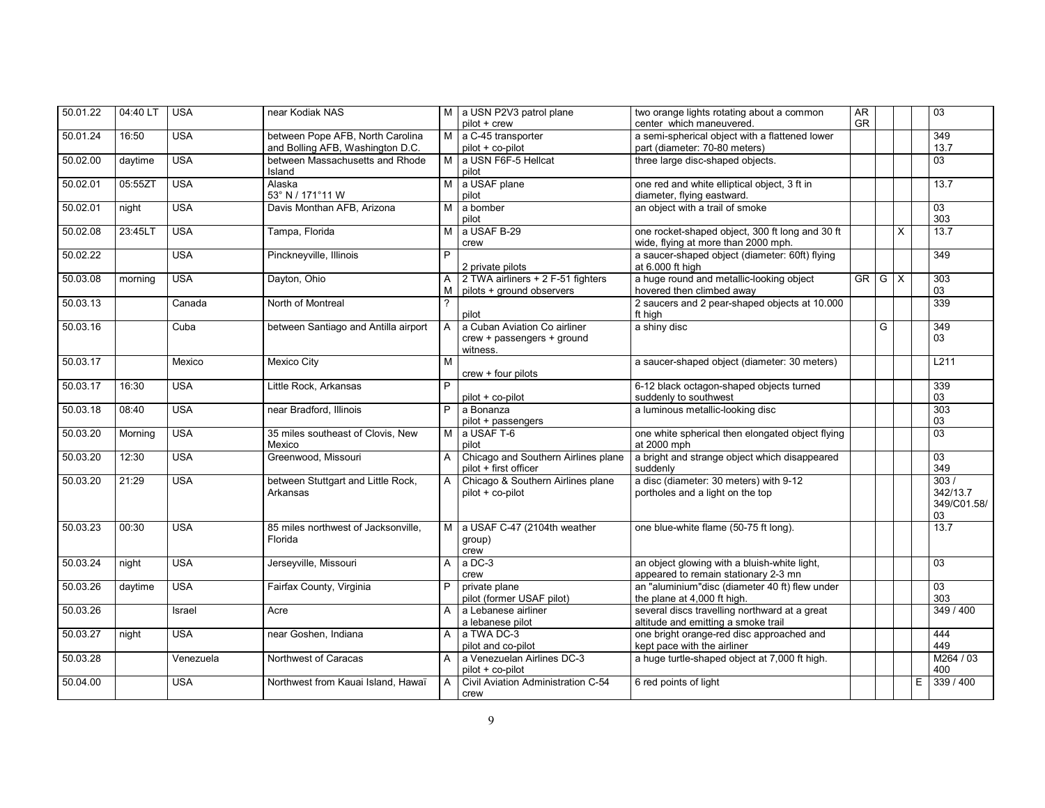| | | | | | | | | | | | |
|---|---|---|---|---|---|---|---|---|---|---|---|
| 50.01.22 | 04:40 LT | USA | near Kodiak NAS | M | a USN P2V3 patrol plane pilot + crew | two orange lights rotating about a common center which maneuvered. | AR GR | | | | 03 |
| 50.01.24 | 16:50 | USA | between Pope AFB, North Carolina and Bolling AFB, Washington D.C. | M | a C-45 transporter pilot + co-pilot | a semi-spherical object with a flattened lower part (diameter: 70-80 meters) | | | | | 349 13.7 |
| 50.02.00 | daytime | USA | between Massachusetts and Rhode Island | M | a USN F6F-5 Hellcat pilot | three large disc-shaped objects. | | | | | 03 |
| 50.02.01 | 05:55ZT | USA | Alaska 53° N / 171°11 W | M | a USAF plane pilot | one red and white elliptical object, 3 ft in diameter, flying eastward. | | | | | 13.7 |
| 50.02.01 | night | USA | Davis Monthan AFB, Arizona | M | a bomber pilot | an object with a trail of smoke | | | | | 03 303 |
| 50.02.08 | 23:45LT | USA | Tampa, Florida | M | a USAF B-29 crew | one rocket-shaped object, 300 ft long and 30 ft wide, flying at more than 2000 mph. | | | X | | 13.7 |
| 50.02.22 | | USA | Pinckneyville, Illinois | P | 2 private pilots | a saucer-shaped object (diameter: 60ft) flying at 6.000 ft high | | | | | 349 |
| 50.03.08 | morning | USA | Dayton, Ohio | A M | 2 TWA airliners + 2 F-51 fighters pilots + ground observers | a huge round and metallic-looking object hovered then climbed away | GR | G | X | | 303 03 |
| 50.03.13 | | Canada | North of Montreal | ? | pilot | 2 saucers and 2 pear-shaped objects at 10.000 ft high | | | | | 339 |
| 50.03.16 | | Cuba | between Santiago and Antilla airport | A | a Cuban Aviation Co airliner crew + passengers + ground witness. | a shiny disc | | G | | | 349 03 |
| 50.03.17 | | Mexico | Mexico City | M | crew + four pilots | a saucer-shaped object (diameter: 30 meters) | | | | | L211 |
| 50.03.17 | 16:30 | USA | Little Rock, Arkansas | P | pilot + co-pilot | 6-12 black octagon-shaped objects turned suddenly to southwest | | | | | 339 03 |
| 50.03.18 | 08:40 | USA | near Bradford, Illinois | P | a Bonanza pilot + passengers | a luminous metallic-looking disc | | | | | 303 03 |
| 50.03.20 | Morning | USA | 35 miles southeast of Clovis, New Mexico | M | a USAF T-6 pilot | one white spherical then elongated object flying at 2000 mph | | | | | 03 |
| 50.03.20 | 12:30 | USA | Greenwood, Missouri | A | Chicago and Southern Airlines plane pilot + first officer | a bright and strange object which disappeared suddenly | | | | | 03 349 |
| 50.03.20 | 21:29 | USA | between Stuttgart and Little Rock, Arkansas | A | Chicago & Southern Airlines plane pilot + co-pilot | a disc (diameter: 30 meters) with 9-12 portholes and a light on the top | | | | | 303 / 342/13.7 349/C01.58/ 03 |
| 50.03.23 | 00:30 | USA | 85 miles northwest of Jacksonville, Florida | M | a USAF C-47 (2104th weather group) crew | one blue-white flame (50-75 ft long). | | | | | 13.7 |
| 50.03.24 | night | USA | Jerseyville, Missouri | A | a DC-3 crew | an object glowing with a bluish-white light, appeared to remain stationary 2-3 mn | | | | | 03 |
| 50.03.26 | daytime | USA | Fairfax County, Virginia | P | private plane pilot (former USAF pilot) | an "aluminium"disc (diameter 40 ft) flew under the plane at 4,000 ft high. | | | | | 03 303 |
| 50.03.26 | | Israel | Acre | A | a Lebanese airliner a lebanese pilot | several discs travelling northward at a great altitude and emitting a smoke trail | | | | | 349 / 400 |
| 50.03.27 | night | USA | near Goshen, Indiana | A | a TWA DC-3 pilot and co-pilot | one bright orange-red disc approached and kept pace with the airliner | | | | | 444 449 |
| 50.03.28 | | Venezuela | Northwest of Caracas | A | a Venezuelan Airlines DC-3 pilot + co-pilot | a huge turtle-shaped object at 7,000 ft high. | | | | | M264 / 03 400 |
| 50.04.00 | | USA | Northwest from Kauai Island, Hawaï | A | Civil Aviation Administration C-54 crew | 6 red points of light | | | | E | 339 / 400 |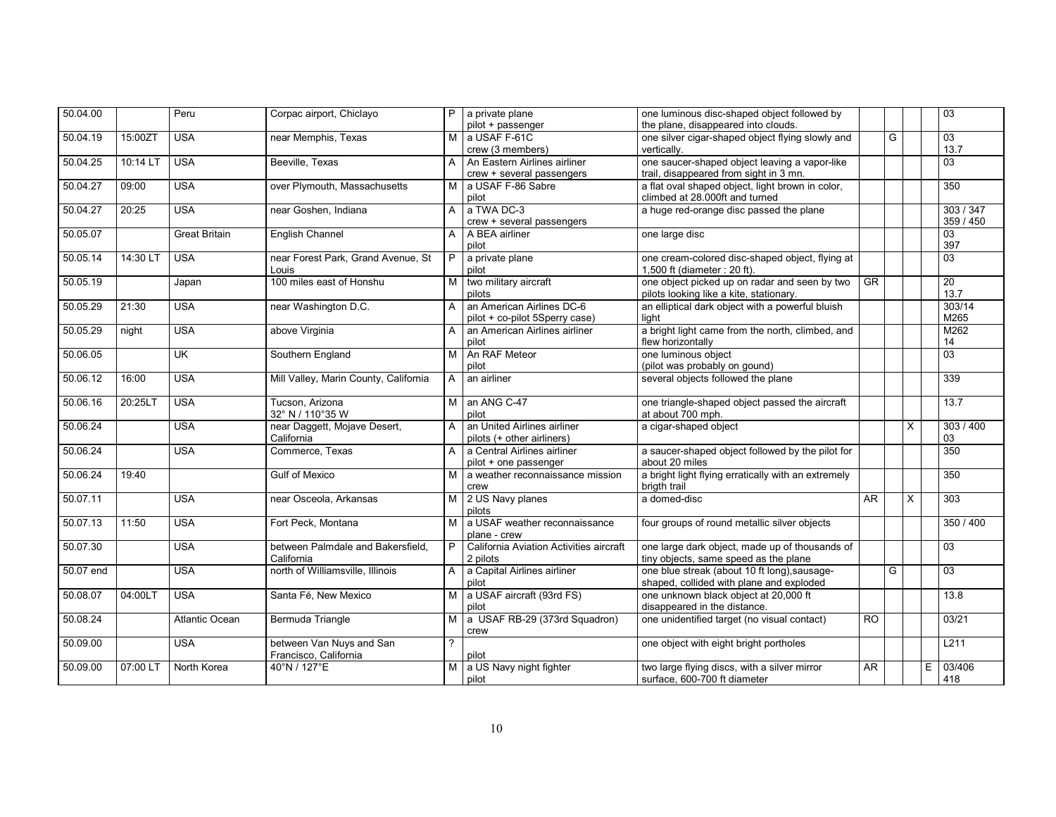| | | | | | | | | | | | |
|---|---|---|---|---|---|---|---|---|---|---|---|
| 50.04.00 | | Peru | Corpac airport, Chiclayo | P | a private plane pilot + passenger | one luminous disc-shaped object followed by the plane, disappeared into clouds. | | | | | 03 |
| 50.04.19 | 15:00ZT | USA | near Memphis, Texas | M | a USAF F-61C crew (3 members) | one silver cigar-shaped object flying slowly and vertically. | | G | | | 03 13.7 |
| 50.04.25 | 10:14 LT | USA | Beeville, Texas | A | An Eastern Airlines airliner crew + several passengers | one saucer-shaped object leaving a vapor-like trail, disappeared from sight in 3 mn. | | | | | 03 |
| 50.04.27 | 09:00 | USA | over Plymouth, Massachusetts | M | a USAF F-86 Sabre pilot | a flat oval shaped object, light brown in color, climbed at 28.000ft and turned | | | | | 350 |
| 50.04.27 | 20:25 | USA | near Goshen, Indiana | A | a TWA DC-3 crew + several passengers | a huge red-orange disc passed the plane | | | | | 303 / 347 359 / 450 |
| 50.05.07 | | Great Britain | English Channel | A | A BEA airliner pilot | one large disc | | | | | 03 397 |
| 50.05.14 | 14:30 LT | USA | near Forest Park, Grand Avenue, St Louis | P | a private plane pilot | one cream-colored disc-shaped object, flying at 1,500 ft (diameter : 20 ft). | | | | | 03 |
| 50.05.19 | | Japan | 100 miles east of Honshu | M | two military aircraft pilots | one object picked up on radar and seen by two pilots looking like a kite, stationary. | GR | | | | 20 13.7 |
| 50.05.29 | 21:30 | USA | near Washington D.C. | A | an American Airlines DC-6 pilot + co-pilot 5Sperry case) | an elliptical dark object with a powerful bluish light | | | | | 303/14 M265 |
| 50.05.29 | night | USA | above Virginia | A | an American Airlines airliner pilot | a bright light came from the north, climbed, and flew horizontally | | | | | M262 14 |
| 50.06.05 | | UK | Southern England | M | An RAF Meteor pilot | one luminous object (pilot was probably on gound) | | | | | 03 |
| 50.06.12 | 16:00 | USA | Mill Valley, Marin County, California | A | an airliner | several objects followed the plane | | | | | 339 |
| 50.06.16 | 20:25LT | USA | Tucson, Arizona 32° N / 110°35 W | M | an ANG C-47 pilot | one triangle-shaped object passed the aircraft at about 700 mph. | | | | | 13.7 |
| 50.06.24 | | USA | near Daggett, Mojave Desert, California | A | an United Airlines airliner pilots (+ other airliners) | a cigar-shaped object | | | X | | 303 / 400 03 |
| 50.06.24 | | USA | Commerce, Texas | A | a Central Airlines airliner pilot + one passenger | a saucer-shaped object followed by the pilot for about 20 miles | | | | | 350 |
| 50.06.24 | 19:40 | | Gulf of Mexico | M | a weather reconnaissance mission crew | a bright light flying erratically with an extremely brigth trail | | | | | 350 |
| 50.07.11 | | USA | near Osceola, Arkansas | M | 2 US Navy planes pilots | a domed-disc | AR | | X | | 303 |
| 50.07.13 | 11:50 | USA | Fort Peck, Montana | M | a USAF weather reconnaissance plane - crew | four groups of round metallic silver objects | | | | | 350 / 400 |
| 50.07.30 | | USA | between Palmdale and Bakersfield, California | P | California Aviation Activities aircraft 2 pilots | one large dark object, made up of thousands of tiny objects, same speed as the plane | | | | | 03 |
| 50.07 end | | USA | north of Williamsville, Illinois | A | a Capital Airlines airliner pilot | one blue streak (about 10 ft long),sausage-shaped, collided with plane and exploded | | G | | | 03 |
| 50.08.07 | 04:00LT | USA | Santa Fé, New Mexico | M | a USAF aircraft (93rd FS) pilot | one unknown black object at 20,000 ft disappeared in the distance. | | | | | 13.8 |
| 50.08.24 | | Atlantic Ocean | Bermuda Triangle | M | a USAF RB-29 (373rd Squadron) crew | one unidentified target (no visual contact) | RO | | | | 03/21 |
| 50.09.00 | | USA | between Van Nuys and San Francisco, California | ? | pilot | one object with eight bright portholes | | | | | L211 |
| 50.09.00 | 07:00 LT | North Korea | 40°N / 127°E | M | a US Navy night fighter pilot | two large flying discs, with a silver mirror surface, 600-700 ft diameter | AR | | | E | 03/406 418 |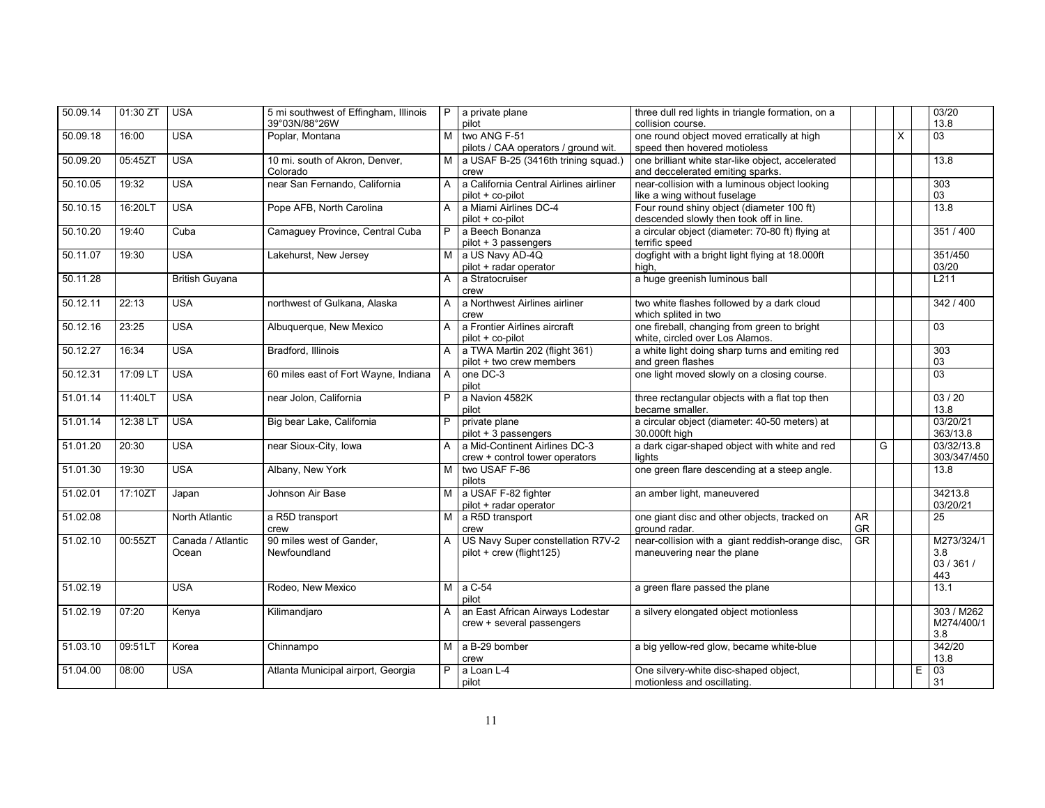| | | | | | | | | | | | |
|---|---|---|---|---|---|---|---|---|---|---|---|
| 50.09.14 | 01:30 ZT | USA | 5 mi southwest of Effingham, Illinois 39°03N/88°26W | P | a private plane<br>pilot | three dull red lights in triangle formation, on a collision course. | | | | | 03/20<br>13.8 |
| 50.09.18 | 16:00 | USA | Poplar, Montana | M | two ANG F-51<br>pilots / CAA operators / ground wit. | one round object moved erratically at high speed then hovered motioless | | | X | | 03 |
| 50.09.20 | 05:45ZT | USA | 10 mi. south of Akron, Denver, Colorado | M | a USAF B-25 (3416th trining squad.)<br>crew | one brilliant white star-like object, accelerated and deccelerated emiting sparks. | | | | | 13.8 |
| 50.10.05 | 19:32 | USA | near San Fernando, California | A | a California Central Airlines airliner<br>pilot + co-pilot | near-collision with a luminous object looking like a wing without fuselage | | | | | 303<br>03 |
| 50.10.15 | 16:20LT | USA | Pope AFB, North Carolina | A | a Miami Airlines DC-4<br>pilot + co-pilot | Four round shiny object (diameter 100 ft) descended slowly then took off in line. | | | | | 13.8 |
| 50.10.20 | 19:40 | Cuba | Camaguey Province, Central Cuba | P | a Beech Bonanza<br>pilot + 3 passengers | a circular object (diameter: 70-80 ft) flying at terrific speed | | | | | 351 / 400 |
| 50.11.07 | 19:30 | USA | Lakehurst, New Jersey | M | a US Navy AD-4Q<br>pilot + radar operator | dogfight with a bright light flying at 18.000ft high, | | | | | 351/450<br>03/20 |
| 50.11.28 | | British Guyana | | A | a Stratocruiser<br>crew | a huge greenish luminous ball | | | | | L211 |
| 50.12.11 | 22:13 | USA | northwest of Gulkana, Alaska | A | a Northwest Airlines airliner<br>crew | two white flashes followed by a dark cloud which splited in two | | | | | 342 / 400 |
| 50.12.16 | 23:25 | USA | Albuquerque, New Mexico | A | a Frontier Airlines aircraft<br>pilot + co-pilot | one fireball, changing from green to bright white, circled over Los Alamos. | | | | | 03 |
| 50.12.27 | 16:34 | USA | Bradford, Illinois | A | a TWA Martin 202 (flight 361)<br>pilot + two crew members | a white light doing sharp turns and emiting red and green flashes | | | | | 303<br>03 |
| 50.12.31 | 17:09 LT | USA | 60 miles east of Fort Wayne, Indiana | A | one DC-3<br>pilot | one light moved slowly on a closing course. | | | | | 03 |
| 51.01.14 | 11:40LT | USA | near Jolon, California | P | a Navion 4582K<br>pilot | three rectangular objects with a flat top then became smaller. | | | | | 03 / 20<br>13.8 |
| 51.01.14 | 12:38 LT | USA | Big bear Lake, California | P | private plane<br>pilot + 3 passengers | a circular object (diameter: 40-50 meters) at 30.000ft high | | | | | 03/20/21<br>363/13.8 |
| 51.01.20 | 20:30 | USA | near Sioux-City, Iowa | A | a Mid-Continent Airlines DC-3<br>crew + control tower operators | a dark cigar-shaped object with white and red lights | | G | | | 03/32/13.8<br>303/347/450 |
| 51.01.30 | 19:30 | USA | Albany, New York | M | two USAF F-86<br>pilots | one green flare descending at a steep angle. | | | | | 13.8 |
| 51.02.01 | 17:10ZT | Japan | Johnson Air Base | M | a USAF F-82 fighter<br>pilot + radar operator | an amber light, maneuvered | | | | | 34213.8<br>03/20/21 |
| 51.02.08 | | North Atlantic | a R5D transport<br>crew | M | a R5D transport<br>crew | one giant disc and other objects, tracked on ground radar. | AR<br>GR | | | | 25 |
| 51.02.10 | 00:55ZT | Canada / Atlantic Ocean | 90 miles west of Gander, Newfoundland | A | US Navy Super constellation R7V-2<br>pilot + crew (flight125) | near-collision with a giant reddish-orange disc, maneuvering near the plane | GR | | | | M273/324/1<br>3.8<br>03 / 361 /<br>443 |
| 51.02.19 | | USA | Rodeo, New Mexico | M | a C-54<br>pilot | a green flare passed the plane | | | | | 13.1 |
| 51.02.19 | 07:20 | Kenya | Kilimandjaro | A | an East African Airways Lodestar<br>crew + several passengers | a silvery elongated object motionless | | | | | 303 / M262<br>M274/400/1<br>3.8 |
| 51.03.10 | 09:51LT | Korea | Chinnampo | M | a B-29 bomber<br>crew | a big yellow-red glow, became white-blue | | | | | 342/20<br>13.8 |
| 51.04.00 | 08:00 | USA | Atlanta Municipal airport, Georgia | P | a Loan L-4<br>pilot | One silvery-white disc-shaped object, motionless and oscillating. | | | | E | 03<br>31 |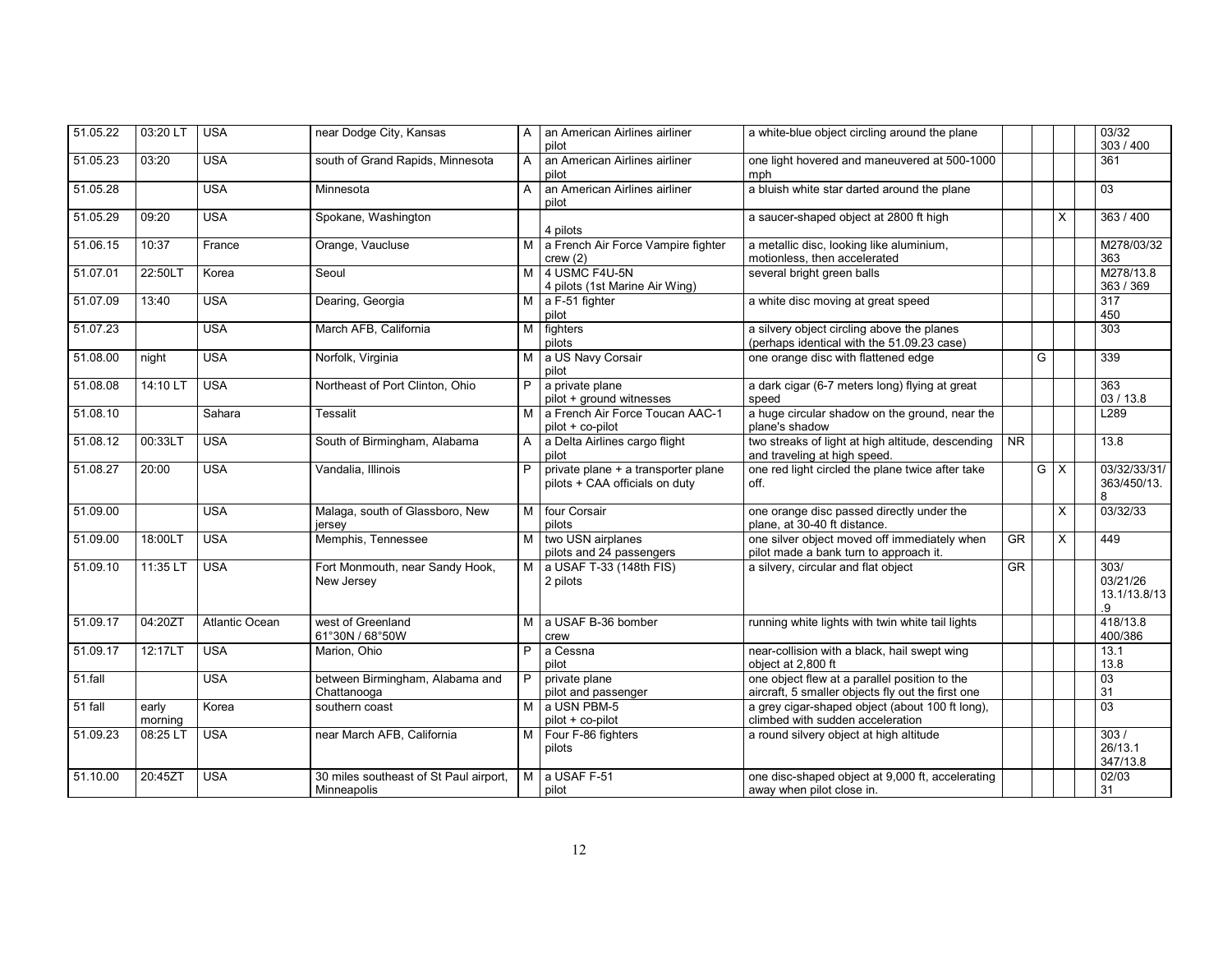| | | | | | | | | | | | |
|---|---|---|---|---|---|---|---|---|---|---|---|
| 51.05.22 | 03:20 LT | USA | near Dodge City, Kansas | A | an American Airlines airliner pilot | a white-blue object circling around the plane | | | | | 03/32 303 / 400 |
| 51.05.23 | 03:20 | USA | south of Grand Rapids, Minnesota | A | an American Airlines airliner pilot | one light hovered and maneuvered at 500-1000 mph | | | | | 361 |
| 51.05.28 | | USA | Minnesota | A | an American Airlines airliner pilot | a bluish white star darted around the plane | | | | | 03 |
| 51.05.29 | 09:20 | USA | Spokane, Washington | | 4 pilots | a saucer-shaped object at 2800 ft high | | | X | | 363 / 400 |
| 51.06.15 | 10:37 | France | Orange, Vaucluse | M | a French Air Force Vampire fighter crew (2) | a metallic disc, looking like aluminium, motionless, then accelerated | | | | | M278/03/32 363 |
| 51.07.01 | 22:50LT | Korea | Seoul | M | 4 USMC F4U-5N 4 pilots (1st Marine Air Wing) | several bright green balls | | | | | M278/13.8 363 / 369 |
| 51.07.09 | 13:40 | USA | Dearing, Georgia | M | a F-51 fighter pilot | a white disc moving at great speed | | | | | 317 450 |
| 51.07.23 | | USA | March AFB, California | M | fighters pilots | a silvery object circling above the planes (perhaps identical with the 51.09.23 case) | | | | | 303 |
| 51.08.00 | night | USA | Norfolk, Virginia | M | a US Navy Corsair pilot | one orange disc with flattened edge | | G | | | 339 |
| 51.08.08 | 14:10 LT | USA | Northeast of Port Clinton, Ohio | P | a private plane pilot + ground witnesses | a dark cigar (6-7 meters long) flying at great speed | | | | | 363 03 / 13.8 |
| 51.08.10 | | Sahara | Tessalit | M | a French Air Force Toucan AAC-1 pilot + co-pilot | a huge circular shadow on the ground, near the plane's shadow | | | | | L289 |
| 51.08.12 | 00:33LT | USA | South of Birmingham, Alabama | A | a Delta Airlines cargo flight pilot | two streaks of light at high altitude, descending and traveling at high speed. | NR | | | | 13.8 |
| 51.08.27 | 20:00 | USA | Vandalia, Illinois | P | private plane + a transporter plane pilots + CAA officials on duty | one red light circled the plane twice after take off. | | G | X | | 03/32/33/31/ 363/450/13.8 |
| 51.09.00 | | USA | Malaga, south of Glassboro, New jersey | M | four Corsair pilots | one orange disc passed directly under the plane, at 30-40 ft distance. | | | X | | 03/32/33 |
| 51.09.00 | 18:00LT | USA | Memphis, Tennessee | M | two USN airplanes pilots and 24 passengers | one silver object moved off immediately when pilot made a bank turn to approach it. | GR | | X | | 449 |
| 51.09.10 | 11:35 LT | USA | Fort Monmouth, near Sandy Hook, New Jersey | M | a USAF T-33 (148th FIS) 2 pilots | a silvery, circular and flat object | GR | | | | 303/ 03/21/26 13.1/13.8/13.9 |
| 51.09.17 | 04:20ZT | Atlantic Ocean | west of Greenland 61°30N / 68°50W | M | a USAF B-36 bomber crew | running white lights with twin white tail lights | | | | | 418/13.8 400/386 |
| 51.09.17 | 12:17LT | USA | Marion, Ohio | P | a Cessna pilot | near-collision with a black, hail swept wing object at 2,800 ft | | | | | 13.1 13.8 |
| 51.fall | | USA | between Birmingham, Alabama and Chattanooga | P | private plane pilot and passenger | one object flew at a parallel position to the aircraft, 5 smaller objects fly out the first one | | | | | 03 31 |
| 51 fall | early morning | Korea | southern coast | M | a USN PBM-5 pilot + co-pilot | a grey cigar-shaped object (about 100 ft long), climbed with sudden acceleration | | | | | 03 |
| 51.09.23 | 08:25 LT | USA | near March AFB, California | M | Four F-86 fighters pilots | a round silvery object at high altitude | | | | | 303 / 26/13.1 347/13.8 |
| 51.10.00 | 20:45ZT | USA | 30 miles southeast of St Paul airport, Minneapolis | M | a USAF F-51 pilot | one disc-shaped object at 9,000 ft, accelerating away when pilot close in. | | | | | 02/03 31 |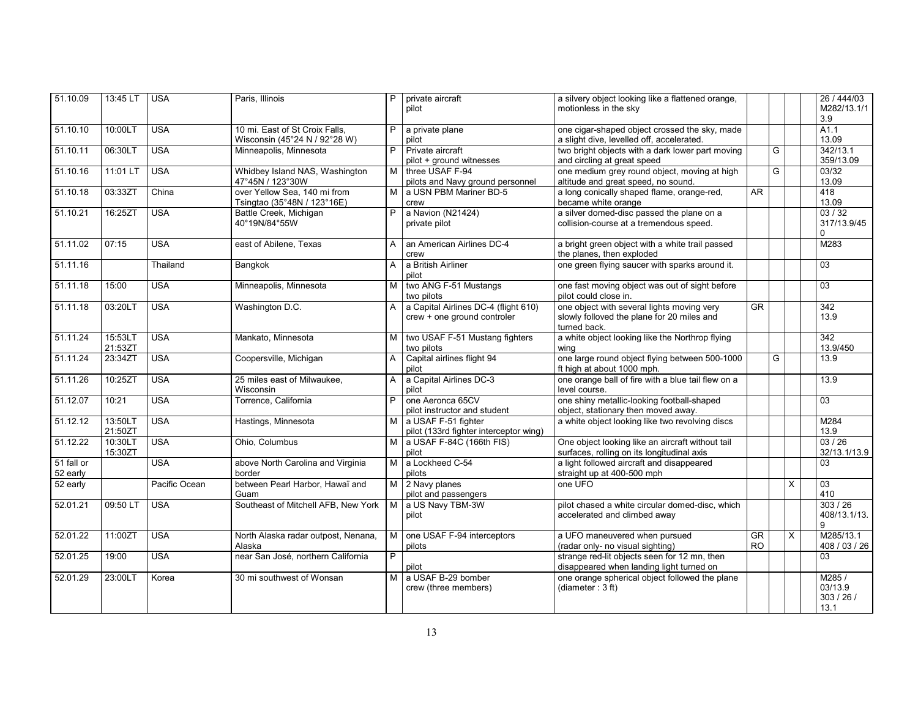| 51.10.09 | 13:45 LT | USA | Paris, Illinois | P | private aircraft pilot | a silvery object looking like a flattened orange, motionless in the sky | | | | 26 / 444/03 M282/13.1/13.9 |
|---|---|---|---|---|---|---|---|---|---|---|
| 51.10.10 | 10:00LT | USA | 10 mi. East of St Croix Falls, Wisconsin (45°24 N / 92°28 W) | P | a private plane pilot | one cigar-shaped object crossed the sky, made a slight dive, levelled off, accelerated. | | | | A1.1 13.09 |
| 51.10.11 | 06:30LT | USA | Minneapolis, Minnesota | P | Private aircraft pilot + ground witnesses | two bright objects with a dark lower part moving and circling at great speed | | G | | 342/13.1 359/13.09 |
| 51.10.16 | 11:01 LT | USA | Whidbey Island NAS, Washington 47°45N / 123°30W | M | three USAF F-94 pilots and Navy ground personnel | one medium grey round object, moving at high altitude and great speed, no sound. | | G | | 03/32 13.09 |
| 51.10.18 | 03:33ZT | China | over Yellow Sea, 140 mi from Tsingtao (35°48N / 123°16E) | M | a USN PBM Mariner BD-5 crew | a long conically shaped flame, orange-red, became white orange | AR | | | 418 13.09 |
| 51.10.21 | 16:25ZT | USA | Battle Creek, Michigan 40°19N/84°55W | P | a Navion (N21424) private pilot | a silver domed-disc passed the plane on a collision-course at a tremendous speed. | | | | 03 / 32 317/13.9/450 |
| 51.11.02 | 07:15 | USA | east of Abilene, Texas | A | an American Airlines DC-4 crew | a bright green object with a white trail passed the planes, then exploded | | | | M283 |
| 51.11.16 | | Thailand | Bangkok | A | a British Airliner pilot | one green flying saucer with sparks around it. | | | | 03 |
| 51.11.18 | 15:00 | USA | Minneapolis, Minnesota | M | two ANG F-51 Mustangs two pilots | one fast moving object was out of sight before pilot could close in. | | | | 03 |
| 51.11.18 | 03:20LT | USA | Washington D.C. | A | a Capital Airlines DC-4 (flight 610) crew + one ground controler | one object with several lights moving very slowly folloved the plane for 20 miles and turned back. | GR | | | 342 13.9 |
| 51.11.24 | 15:53LT 21:53ZT | USA | Mankato, Minnesota | M | two USAF F-51 Mustang fighters two pilots | a white object looking like the Northrop flying wing | | | | 342 13.9/450 |
| 51.11.24 | 23:34ZT | USA | Coopersville, Michigan | A | Capital airlines flight 94 pilot | one large round object flying between 500-1000 ft high at about 1000 mph. | | G | | 13.9 |
| 51.11.26 | 10:25ZT | USA | 25 miles east of Milwaukee, Wisconsin | A | a Capital Airlines DC-3 pilot | one orange ball of fire with a blue tail flew on a level course. | | | | 13.9 |
| 51.12.07 | 10:21 | USA | Torrence, California | P | one Aeronca 65CV pilot instructor and student | one shiny metallic-looking football-shaped object, stationary then moved away. | | | | 03 |
| 51.12.12 | 13:50LT 21:50ZT | USA | Hastings, Minnesota | M | a USAF F-51 fighter pilot (133rd fighter interceptor wing) | a white object looking like two revolving discs | | | | M284 13.9 |
| 51.12.22 | 10:30LT 15:30ZT | USA | Ohio, Columbus | M | a USAF F-84C (166th FIS) pilot | One object looking like an aircraft without tail surfaces, rolling on its longitudinal axis | | | | 03 / 26 32/13.1/13.9 |
| 51 fall or 52 early | | USA | above North Carolina and Virginia border | M | a Lockheed C-54 pilots | a light followed aircraft and disappeared straight up at 400-500 mph | | | | 03 |
| 52 early | | Pacific Ocean | between Pearl Harbor, Hawaï and Guam | M | 2 Navy planes pilot and passengers | one UFO | | | X | 03 410 |
| 52.01.21 | 09:50 LT | USA | Southeast of Mitchell AFB, New York | M | a US Navy TBM-3W pilot | pilot chased a white circular domed-disc, which accelerated and climbed away | | | | 303 / 26 408/13.1/13.9 |
| 52.01.22 | 11:00ZT | USA | North Alaska radar outpost, Nenana, Alaska | M | one USAF F-94 interceptors pilots | a UFO maneuvered when pursued (radar only- no visual sighting) | GR RO | | X | M285/13.1 408 / 03 / 26 |
| 52.01.25 | 19:00 | USA | near San José, northern California | P | pilot | strange red-lit objects seen for 12 mn, then disappeared when landing light turned on | | | | 03 |
| 52.01.29 | 23:00LT | Korea | 30 mi southwest of Wonsan | M | a USAF B-29 bomber crew (three members) | one orange spherical object followed the plane (diameter : 3 ft) | | | | M285 / 03/13.9 303 / 26 / 13.1 |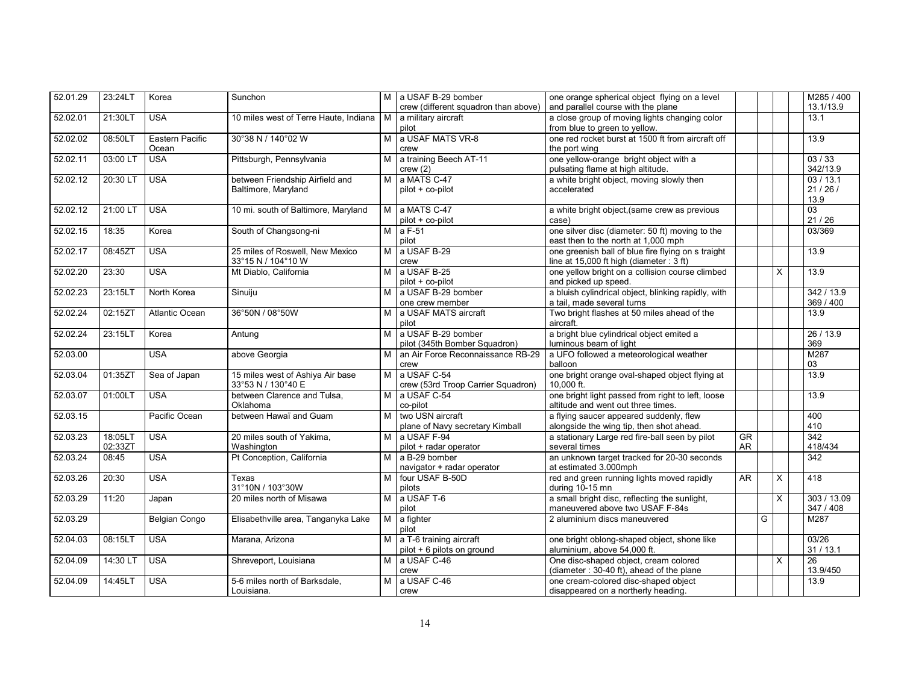| | | | | | | | | | | | |
|---|---|---|---|---|---|---|---|---|---|---|---|
| 52.01.29 | 23:24LT | Korea | Sunchon | M | a USAF B-29 bomber<br>crew (different squadron than above) | one orange spherical object flying on a level and parallel course with the plane | | | | | M285 / 400<br>13.1/13.9 |
| 52.02.01 | 21:30LT | USA | 10 miles west of Terre Haute, Indiana | M | a military aircraft<br>pilot | a close group of moving lights changing color from blue to green to yellow. | | | | | 13.1 |
| 52.02.02 | 08:50LT | Eastern Pacific Ocean | 30°38 N / 140°02 W | M | a USAF MATS VR-8<br>crew | one red rocket burst at 1500 ft from aircraft off the port wing | | | | | 13.9 |
| 52.02.11 | 03:00 LT | USA | Pittsburgh, Pennsylvania | M | a training Beech AT-11<br>crew (2) | one yellow-orange bright object with a pulsating flame at high altitude. | | | | | 03 / 33<br>342/13.9 |
| 52.02.12 | 20:30 LT | USA | between Friendship Airfield and Baltimore, Maryland | M | a MATS C-47<br>pilot + co-pilot | a white bright object, moving slowly then accelerated | | | | | 03 / 13.1<br>21 / 26 /<br>13.9 |
| 52.02.12 | 21:00 LT | USA | 10 mi. south of Baltimore, Maryland | M | a MATS C-47<br>pilot + co-pilot | a white bright object,(same crew as previous case) | | | | | 03<br>21 / 26 |
| 52.02.15 | 18:35 | Korea | South of Changsong-ni | M | a F-51<br>pilot | one silver disc (diameter: 50 ft) moving to the east then to the north at 1,000 mph | | | | | 03/369 |
| 52.02.17 | 08:45ZT | USA | 25 miles of Roswell, New Mexico<br>33°15 N / 104°10 W | M | a USAF B-29<br>crew | one greenish ball of blue fire flying on s traight line at 15,000 ft high (diameter : 3 ft) | | | | | 13.9 |
| 52.02.20 | 23:30 | USA | Mt Diablo, California | M | a USAF B-25<br>pilot + co-pilot | one yellow bright on a collision course climbed and picked up speed. | | | X | | 13.9 |
| 52.02.23 | 23:15LT | North Korea | Sinuiju | M | a USAF B-29 bomber<br>one crew member | a bluish cylindrical object, blinking rapidly, with a tail, made several turns | | | | | 342 / 13.9<br>369 / 400 |
| 52.02.24 | 02:15ZT | Atlantic Ocean | 36°50N / 08°50W | M | a USAF MATS aircraft<br>pilot | Two bright flashes at 50 miles ahead of the aircraft. | | | | | 13.9 |
| 52.02.24 | 23:15LT | Korea | Antung | M | a USAF B-29 bomber<br>pilot (345th Bomber Squadron) | a bright blue cylindrical object emited a luminous beam of light | | | | | 26 / 13.9<br>369 |
| 52.03.00 | | USA | above Georgia | M | an Air Force Reconnaissance RB-29<br>crew | a UFO followed a meteorological weather balloon | | | | | M287<br>03 |
| 52.03.04 | 01:35ZT | Sea of Japan | 15 miles west of Ashiya Air base<br>33°53 N / 130°40 E | M | a USAF C-54<br>crew (53rd Troop Carrier Squadron) | one bright orange oval-shaped object flying at 10,000 ft. | | | | | 13.9 |
| 52.03.07 | 01:00LT | USA | between Clarence and Tulsa, Oklahoma | M | a USAF C-54<br>co-pilot | one bright light passed from right to left, loose altitude and went out three times. | | | | | 13.9 |
| 52.03.15 | | Pacific Ocean | between Hawaï and Guam | M | two USN aircraft<br>plane of Navy secretary Kimball | a flying saucer appeared suddenly, flew alongside the wing tip, then shot ahead. | | | | | 400<br>410 |
| 52.03.23 | 18:05LT<br>02:33ZT | USA | 20 miles south of Yakima, Washington | M | a USAF F-94<br>pilot + radar operator | a stationary Large red fire-ball seen by pilot several times | GR<br>AR | | | | 342<br>418/434 |
| 52.03.24 | 08:45 | USA | Pt Conception, California | M | a B-29 bomber<br>navigator + radar operator | an unknown target tracked for 20-30 seconds at estimated 3.000mph | | | | | 342 |
| 52.03.26 | 20:30 | USA | Texas<br>31°10N / 103°30W | M | four USAF B-50D<br>pilots | red and green running lights moved rapidly during 10-15 mn | AR | | X | | 418 |
| 52.03.29 | 11:20 | Japan | 20 miles north of Misawa | M | a USAF T-6<br>pilot | a small bright disc, reflecting the sunlight, maneuvered above two USAF F-84s | | | X | | 303 / 13.09<br>347 / 408 |
| 52.03.29 | | Belgian Congo | Elisabethville area, Tanganyka Lake | M | a fighter<br>pilot | 2 aluminium discs maneuvered | | G | | | M287 |
| 52.04.03 | 08:15LT | USA | Marana, Arizona | M | a T-6 training aircraft<br>pilot + 6 pilots on ground | one bright oblong-shaped object, shone like aluminium, above 54,000 ft. | | | | | 03/26<br>31 / 13.1 |
| 52.04.09 | 14:30 LT | USA | Shreveport, Louisiana | M | a USAF C-46<br>crew | One disc-shaped object, cream colored (diameter : 30-40 ft), ahead of the plane | | | X | | 26<br>13.9/450 |
| 52.04.09 | 14:45LT | USA | 5-6 miles north of Barksdale, Louisiana. | M | a USAF C-46<br>crew | one cream-colored disc-shaped object disappeared on a northerly heading. | | | | | 13.9 |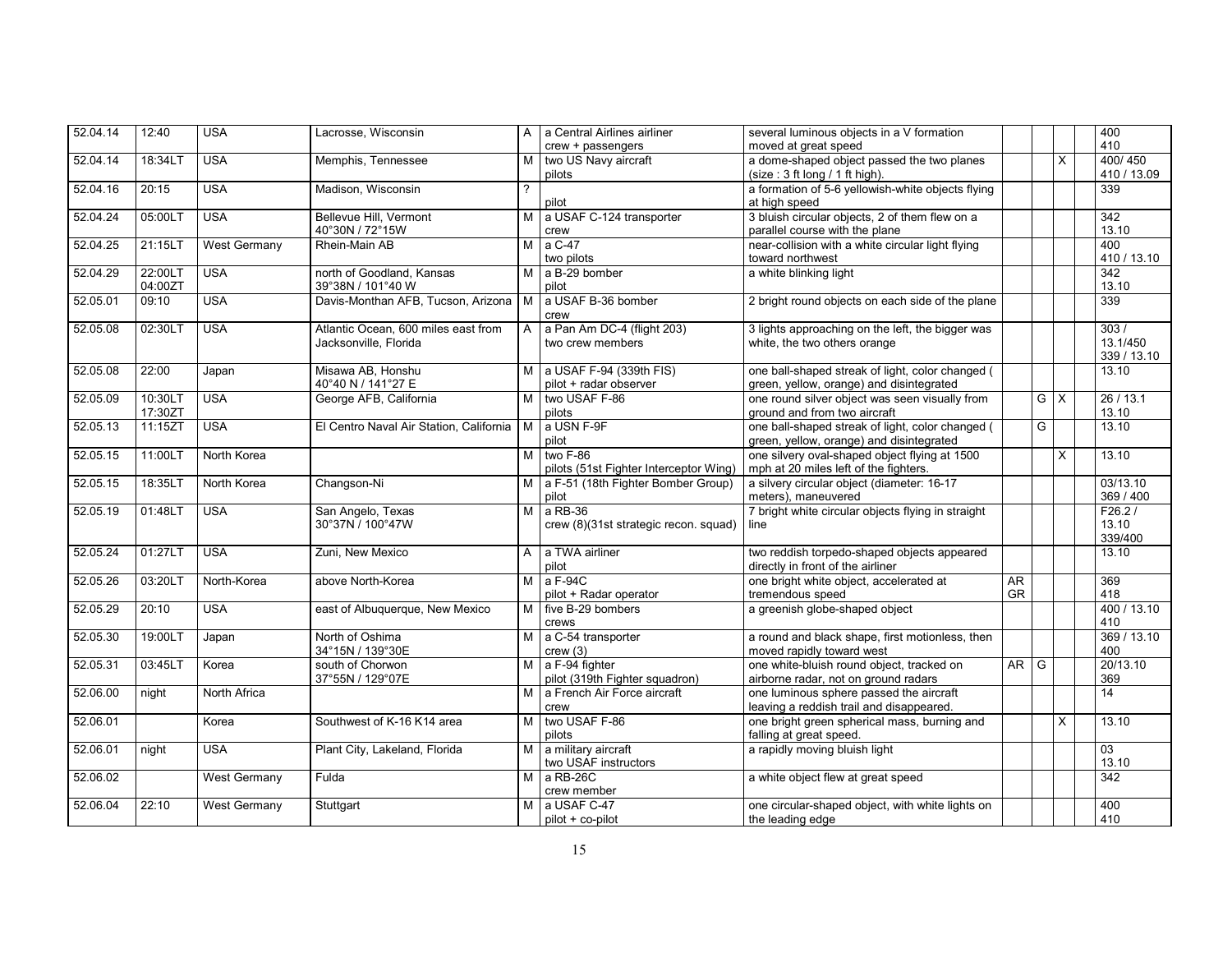| | | | | | | | | | | | |
|---|---|---|---|---|---|---|---|---|---|---|---|
| 52.04.14 | 12:40 | USA | Lacrosse, Wisconsin | A | a Central Airlines airliner<br>crew + passengers | several luminous objects in a V formation moved at speed | | | | | 400<br>410 |
| 52.04.14 | 18:34LT | USA | Memphis, Tennessee | M | two US Navy aircraft<br>pilots | a dome-shaped object passed the two planes (size : 3 ft long / 1 ft high). | | | X | | 400/ 450<br>410 / 13.09 |
| 52.04.16 | 20:15 | USA | Madison, Wisconsin | ? | pilot | a formation of 5-6 yellowish-white objects flying at high speed | | | | | 339 |
| 52.04.24 | 05:00LT | USA | Bellevue Hill, Vermont<br>40°30N / 72°15W | M | a USAF C-124 transporter<br>crew | 3 bluish circular objects, 2 of them flew on a parallel course with the plane | | | | | 342<br>13.10 |
| 52.04.25 | 21:15LT | West Germany | Rhein-Main AB | M | a C-47<br>two pilots | near-collision with a white circular light flying toward northwest | | | | | 400<br>410 / 13.10 |
| 52.04.29 | 22:00LT<br>04:00ZT | USA | north of Goodland, Kansas<br>39°38N / 101°40 W | M | a B-29 bomber<br>pilot | a white blinking light | | | | | 342<br>13.10 |
| 52.05.01 | 09:10 | USA | Davis-Monthan AFB, Tucson, Arizona | M | a USAF B-36 bomber<br>crew | 2 bright round objects on each side of the plane | | | | | 339 |
| 52.05.08 | 02:30LT | USA | Atlantic Ocean, 600 miles east from Jacksonville, Florida | A | a Pan Am DC-4 (flight 203)<br>two crew members | 3 lights approaching on the left, the bigger was white, the two others orange | | | | | 303 /<br>13.1/450<br>339 / 13.10 |
| 52.05.08 | 22:00 | Japan | Misawa AB, Honshu<br>40°40 N / 141°27 E | M | a USAF F-94 (339th FIS)<br>pilot + radar observer | one ball-shaped streak of light, color changed ( green, yellow, orange) and disintegrated | | | | | 13.10 |
| 52.05.09 | 10:30LT<br>17:30ZT | USA | George AFB, California | M | two USAF F-86<br>pilots | one round silver object was seen visually from ground and from two aircraft | | G | X | | 26 / 13.1<br>13.10 |
| 52.05.13 | 11:15ZT | USA | El Centro Naval Air Station, California | M | a USN F-9F<br>pilot | one ball-shaped streak of light, color changed ( green, yellow, orange) and disintegrated | | G | | | 13.10 |
| 52.05.15 | 11:00LT | North Korea | | M | two F-86<br>pilots (51st Fighter Interceptor Wing) | one silvery oval-shaped object flying at 1500 mph at 20 miles left of the fighters. | | | X | | 13.10 |
| 52.05.15 | 18:35LT | North Korea | Changson-Ni | M | a F-51 (18th Fighter Bomber Group)<br>pilot | a silvery circular object (diameter: 16-17 meters), maneuvered | | | | | 03/13.10<br>369 / 400 |
| 52.05.19 | 01:48LT | USA | San Angelo, Texas<br>30°37N / 100°47W | M | a RB-36<br>crew (8)(31st strategic recon. squad) | 7 bright white circular objects flying in straight line | | | | | F26.2 /<br>13.10<br>339/400 |
| 52.05.24 | 01:27LT | USA | Zuni, New Mexico | A | a TWA airliner<br>pilot | two reddish torpedo-shaped objects appeared directly in front of the airliner | | | | | 13.10 |
| 52.05.26 | 03:20LT | North-Korea | above North-Korea | M | a F-94C<br>pilot + Radar operator | one bright white object, accelerated at tremendous speed | AR<br>GR | | | | 369<br>418 |
| 52.05.29 | 20:10 | USA | east of Albuquerque, New Mexico | M | five B-29 bombers<br>crews | a greenish globe-shaped object | | | | | 400 / 13.10<br>410 |
| 52.05.30 | 19:00LT | Japan | North of Oshima<br>34°15N / 139°30E | M | a C-54 transporter<br>crew (3) | a round and black shape, first motionless, then moved rapidly toward west | | | | | 369 / 13.10<br>400 |
| 52.05.31 | 03:45LT | Korea | south of Chorwon<br>37°55N / 129°07E | M | a F-94 fighter<br>pilot (319th Fighter squadron) | one white-bluish round object, tracked on airborne radar, not on ground radars | AR | G | | | 20/13.10<br>369 |
| 52.06.00 | night | North Africa | | M | a French Air Force aircraft<br>crew | one luminous sphere passed the aircraft leaving a reddish trail and disappeared. | | | | | 14 |
| 52.06.01 | | Korea | Southwest of K-16 K14 area | M | two USAF F-86<br>pilots | one bright green spherical mass, burning and falling at great speed. | | | X | | 13.10 |
| 52.06.01 | night | USA | Plant City, Lakeland, Florida | M | a military aircraft<br>two USAF instructors | a rapidly moving bluish light | | | | | 03<br>13.10 |
| 52.06.02 | | West Germany | Fulda | M | a RB-26C<br>crew member | a white object flew at great speed | | | | | 342 |
| 52.06.04 | 22:10 | West Germany | Stuttgart | M | a USAF C-47<br>pilot + co-pilot | one circular-shaped object, with white lights on the leading edge | | | | | 400<br>410 |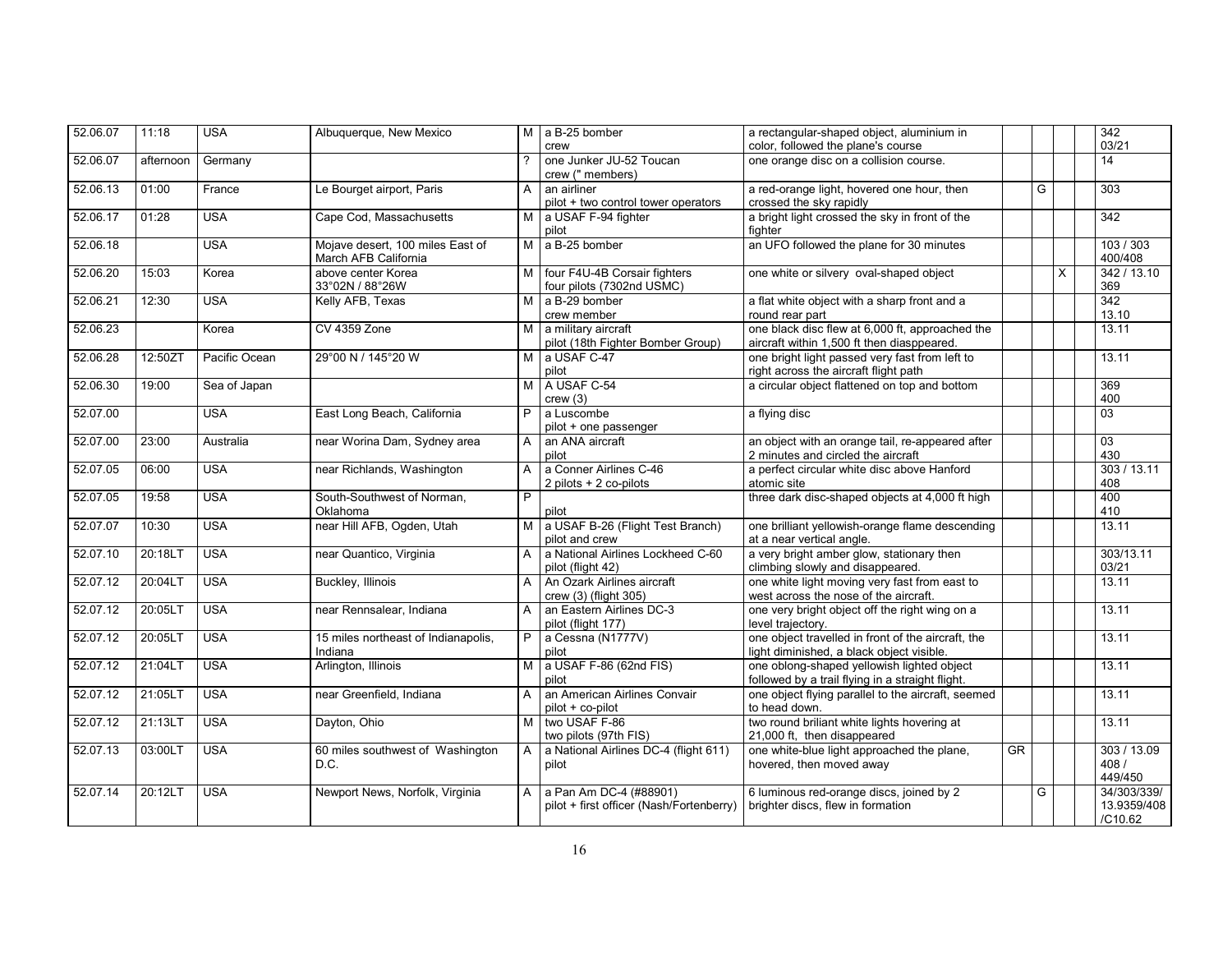| 52.06.07 | 11:18 | USA | Albuquerque, New Mexico | M | a B-25 bomber<br>crew | a rectangular-shaped object, aluminium in color, followed the plane's course | | | | | 342<br>03/21 |
|---|---|---|---|---|---|---|---|---|---|---|---|
| 52.06.07 | afternoon | Germany | | ? | one Junker JU-52 Toucan<br>crew (" members) | one orange disc on a collision course. | | | | | 14 |
| 52.06.13 | 01:00 | France | Le Bourget airport, Paris | A | an airliner<br>pilot + two control tower operators | a red-orange light, hovered one hour, then crossed the sky rapidly | | G | | | 303 |
| 52.06.17 | 01:28 | USA | Cape Cod, Massachusetts | M | a USAF F-94 fighter<br>pilot | a bright light crossed the sky in front of the fighter | | | | | 342 |
| 52.06.18 | | USA | Mojave desert, 100 miles East of March AFB California | M | a B-25 bomber | an UFO followed the plane for 30 minutes | | | | | 103 / 303<br>400/408 |
| 52.06.20 | 15:03 | Korea | above center Korea<br>33°02N / 88°26W | M | four F4U-4B Corsair fighters<br>four pilots (7302nd USMC) | one white or silvery oval-shaped object | | | X | | 342 / 13.10<br>369 |
| 52.06.21 | 12:30 | USA | Kelly AFB, Texas | M | a B-29 bomber<br>crew member | a flat white object with a sharp front and a round rear part | | | | | 342<br>13.10 |
| 52.06.23 | | Korea | CV 4359 Zone | M | a military aircraft<br>pilot (18th Fighter Bomber Group) | one black disc flew at 6,000 ft, approached the aircraft within 1,500 ft then diasppeared. | | | | | 13.11 |
| 52.06.28 | 12:50ZT | Pacific Ocean | 29°00 N / 145°20 W | M | a USAF C-47<br>pilot | one bright light passed very fast from left to right across the aircraft flight path | | | | | 13.11 |
| 52.06.30 | 19:00 | Sea of Japan | | M | A USAF C-54<br>crew (3) | a circular object flattened on top and bottom | | | | | 369<br>400 |
| 52.07.00 | | USA | East Long Beach, California | P | a Luscombe<br>pilot + one passenger | a flying disc | | | | | 03 |
| 52.07.00 | 23:00 | Australia | near Worina Dam, Sydney area | A | an ANA aircraft<br>pilot | an object with an orange tail, re-appeared after 2 minutes and circled the aircraft | | | | | 03<br>430 |
| 52.07.05 | 06:00 | USA | near Richlands, Washington | A | a Conner Airlines C-46<br>2 pilots + 2 co-pilots | a perfect circular white disc above Hanford atomic site | | | | | 303 / 13.11<br>408 |
| 52.07.05 | 19:58 | USA | South-Southwest of Norman, Oklahoma | P | pilot | three dark disc-shaped objects at 4,000 ft high | | | | | 400<br>410 |
| 52.07.07 | 10:30 | USA | near Hill AFB, Ogden, Utah | M | a USAF B-26 (Flight Test Branch)<br>pilot and crew | one brilliant yellowish-orange flame descending at a near vertical angle. | | | | | 13.11 |
| 52.07.10 | 20:18LT | USA | near Quantico, Virginia | A | a National Airlines Lockheed C-60<br>pilot (flight 42) | a very bright amber glow, stationary then climbing slowly and disappeared. | | | | | 303/13.11<br>03/21 |
| 52.07.12 | 20:04LT | USA | Buckley, Illinois | A | An Ozark Airlines aircraft<br>crew (3) (flight 305) | one white light moving very fast from east to west across the nose of the aircraft. | | | | | 13.11 |
| 52.07.12 | 20:05LT | USA | near Rennsalear, Indiana | A | an Eastern Airlines DC-3<br>pilot (flight 177) | one very bright object off the right wing on a level trajectory. | | | | | 13.11 |
| 52.07.12 | 20:05LT | USA | 15 miles northeast of Indianapolis, Indiana | P | a Cessna (N1777V)<br>pilot | one object travelled in front of the aircraft, the light diminished, a black object visible. | | | | | 13.11 |
| 52.07.12 | 21:04LT | USA | Arlington, Illinois | M | a USAF F-86 (62nd FIS)<br>pilot | one oblong-shaped yellowish lighted object followed by a trail flying in a straight flight. | | | | | 13.11 |
| 52.07.12 | 21:05LT | USA | near Greenfield, Indiana | A | an American Airlines Convair<br>pilot + co-pilot | one object flying parallel to the aircraft, seemed to head down. | | | | | 13.11 |
| 52.07.12 | 21:13LT | USA | Dayton, Ohio | M | two USAF F-86<br>two pilots (97th FIS) | two round briliant white lights hovering at 21,000 ft, then disappeared | | | | | 13.11 |
| 52.07.13 | 03:00LT | USA | 60 miles southwest of Washington D.C. | A | a National Airlines DC-4 (flight 611)<br>pilot | one white-blue light approached the plane, hovered, then moved away | GR | | | | 303 / 13.09<br>408 /<br>449/450 |
| 52.07.14 | 20:12LT | USA | Newport News, Norfolk, Virginia | A | a Pan Am DC-4 (#88901)<br>pilot + first officer (Nash/Fortenberry) | 6 luminous red-orange discs, joined by 2 brighter discs, flew in formation | | G | | | 34/303/339/<br>13.9359/408<br>/C10.62 |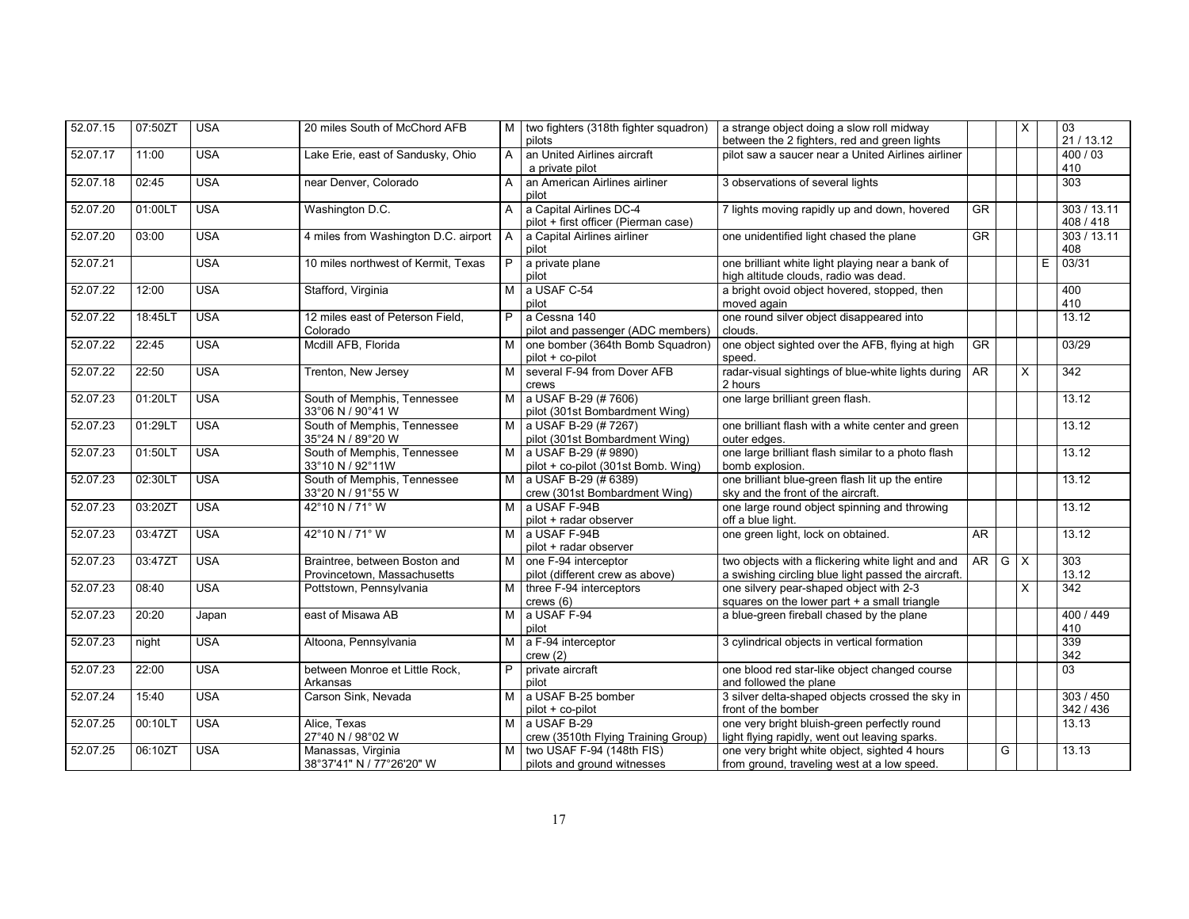| | | | | | | | | | | | |
|---|---|---|---|---|---|---|---|---|---|---|---|
| 52.07.15 | 07:50ZT | USA | 20 miles South of McChord AFB | M | two fighters (318th fighter squadron)<br>pilots | a strange object doing a slow roll midway between the 2 fighters, red and green lights | | | X | | 03<br>21 / 13.12 |
| 52.07.17 | 11:00 | USA | Lake Erie, east of Sandusky, Ohio | A | an United Airlines aircraft<br>a private pilot | pilot saw a saucer near a United Airlines airliner | | | | | 400 / 03<br>410 |
| 52.07.18 | 02:45 | USA | near Denver, Colorado | A | an American Airlines airliner<br>pilot | 3 observations of several lights | | | | | 303 |
| 52.07.20 | 01:00LT | USA | Washington D.C. | A | a Capital Airlines DC-4<br>pilot + first officer (Pierman case) | 7 lights moving rapidly up and down, hovered | GR | | | | 303 / 13.11<br>408 / 418 |
| 52.07.20 | 03:00 | USA | 4 miles from Washington D.C. airport | A | a Capital Airlines airliner<br>pilot | one unidentified light chased the plane | GR | | | | 303 / 13.11<br>408 |
| 52.07.21 | | USA | 10 miles northwest of Kermit, Texas | P | a private plane<br>pilot | one brilliant white light playing near a bank of high altitude clouds, radio was dead. | | | | E | 03/31 |
| 52.07.22 | 12:00 | USA | Stafford, Virginia | M | a USAF C-54<br>pilot | a bright ovoid object hovered, stopped, then moved again | | | | | 400<br>410 |
| 52.07.22 | 18:45LT | USA | 12 miles east of Peterson Field, Colorado | P | a Cessna 140<br>pilot and passenger (ADC members) | one round silver object disappeared into clouds. | | | | | 13.12 |
| 52.07.22 | 22:45 | USA | Mcdill AFB, Florida | M | one bomber (364th Bomb Squadron)<br>pilot + co-pilot | one object sighted over the AFB, flying at high speed. | GR | | | | 03/29 |
| 52.07.22 | 22:50 | USA | Trenton, New Jersey | M | several F-94 from Dover AFB<br>crews | radar-visual sightings of blue-white lights during 2 hours | AR | | X | | 342 |
| 52.07.23 | 01:20LT | USA | South of Memphis, Tennessee<br>33°06 N / 90°41 W | M | a USAF B-29 (# 7606)<br>pilot (301st Bombardment Wing) | one large brilliant green flash. | | | | | 13.12 |
| 52.07.23 | 01:29LT | USA | South of Memphis, Tennessee<br>35°24 N / 89°20 W | M | a USAF B-29 (# 7267)<br>pilot (301st Bombardment Wing) | one brilliant flash with a white center and green outer edges. | | | | | 13.12 |
| 52.07.23 | 01:50LT | USA | South of Memphis, Tennessee<br>33°10 N / 92°11W | M | a USAF B-29 (# 9890)<br>pilot + co-pilot (301st Bomb. Wing) | one large brilliant flash similar to a photo flash bomb explosion. | | | | | 13.12 |
| 52.07.23 | 02:30LT | USA | South of Memphis, Tennessee<br>33°20 N / 91°55 W | M | a USAF B-29 (# 6389)<br>crew (301st Bombardment Wing) | one brilliant blue-green flash lit up the entire sky and the front of the aircraft. | | | | | 13.12 |
| 52.07.23 | 03:20ZT | USA | 42°10 N / 71° W | M | a USAF F-94B<br>pilot + radar observer | one large round object spinning and throwing off a blue light. | | | | | 13.12 |
| 52.07.23 | 03:47ZT | USA | 42°10 N / 71° W | M | a USAF F-94B<br>pilot + radar observer | one green light, lock on obtained. | AR | | | | 13.12 |
| 52.07.23 | 03:47ZT | USA | Braintree, between Boston and Provincetown, Massachusetts | M | one F-94 interceptor<br>pilot (different crew as above) | two objects with a flickering white light and an a swishing circling blue light passed the aircraft. | AR | G | X | | 303<br>13.12 |
| 52.07.23 | 08:40 | USA | Pottstown, Pennsylvania | M | three F-94 interceptors<br>crews (6) | one silvery pear-shaped object with 2-3 squares on the lower part + a small triangle | | | X | | 342 |
| 52.07.23 | 20:20 | Japan | east of Misawa AB | M | a USAF F-94<br>pilot | a blue-green fireball chased by the plane | | | | | 400 / 449<br>410 |
| 52.07.23 | night | USA | Altoona, Pennsylvania | M | a F-94 interceptor<br>crew (2) | 3 cylindrical objects in vertical formation | | | | | 339<br>342 |
| 52.07.23 | 22:00 | USA | between Monroe et Little Rock, Arkansas | P | private aircraft<br>pilot | one blood red star-like object changed course and followed the plane | | | | | 03 |
| 52.07.24 | 15:40 | USA | Carson Sink, Nevada | M | a USAF B-25 bomber<br>pilot + co-pilot | 3 silver delta-shaped objects crossed the sky in front of the bomber | | | | | 303 / 450<br>342 / 436 |
| 52.07.25 | 00:10LT | USA | Alice, Texas<br>27°40 N / 98°02 W | M | a USAF B-29<br>crew (3510th Flying Training Group) | one very bright bluish-green perfectly round light flying rapidly, went out leaving sparks. | | | | | 13.13 |
| 52.07.25 | 06:10ZT | USA | Manassas, Virginia<br>38°37'41" N / 77°26'20" W | M | two USAF F-94 (148th FIS)<br>pilots and ground witnesses | one very bright white object, sighted 4 hours from ground, traveling west at a low speed. | | G | | | 13.13 |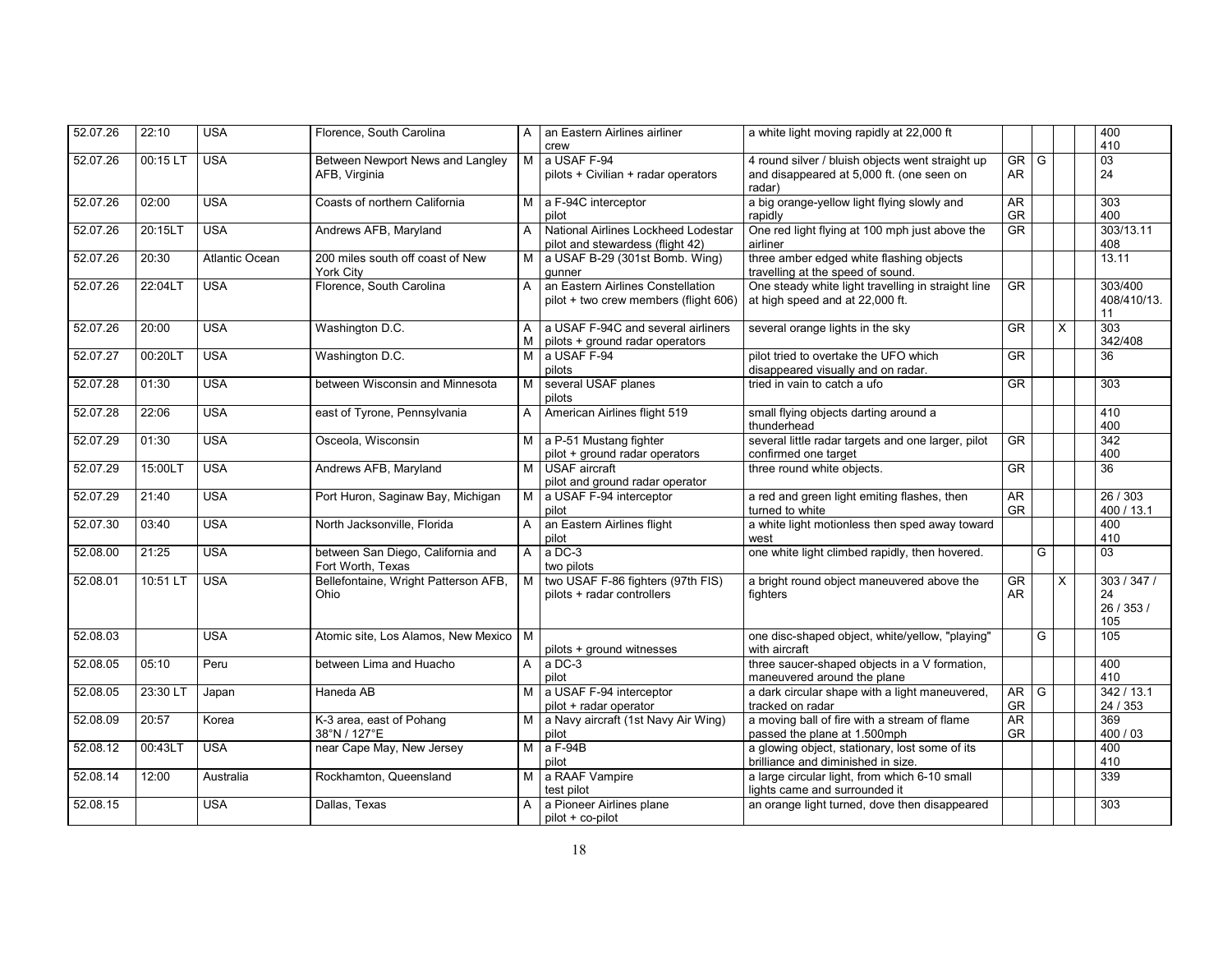| | | | | | | | | | | | |
|---|---|---|---|---|---|---|---|---|---|---|---|
| 52.07.26 | 22:10 | USA | Florence, South Carolina | A | an Eastern Airlines airliner crew | a white light moving rapidly at 22,000 ft | | | | | 400 410 |
| 52.07.26 | 00:15 LT | USA | Between Newport News and Langley AFB, Virginia | M | a USAF F-94 pilots + Civilian + radar operators | 4 round silver / bluish objects went straight up and disappeared at 5,000 ft. (one seen on radar) | GR AR | G | | | 03 24 |
| 52.07.26 | 02:00 | USA | Coasts of northern California | M | a F-94C interceptor pilot | a big orange-yellow light flying slowly and rapidly | AR GR | | | | 303 400 |
| 52.07.26 | 20:15LT | USA | Andrews AFB, Maryland | A | National Airlines Lockheed Lodestar pilot and stewardess (flight 42) | One red light flying at 100 mph just above the airliner | GR | | | | 303/13.11 408 |
| 52.07.26 | 20:30 | Atlantic Ocean | 200 miles south off coast of New York City | M | a USAF B-29 (301st Bomb. Wing) gunner | three amber edged white flashing objects travelling at the speed of sound. | | | | | 13.11 |
| 52.07.26 | 22:04LT | USA | Florence, South Carolina | A | an Eastern Airlines Constellation pilot + two crew members (flight 606) | One steady white light travelling in straight line at high speed and at 22,000 ft. | GR | | | | 303/400 408/410/13.11 |
| 52.07.26 | 20:00 | USA | Washington D.C. | A M | a USAF F-94C and several airliners pilots + ground radar operators | several orange lights in the sky | GR | | X | | 303 342/408 |
| 52.07.27 | 00:20LT | USA | Washington D.C. | M | a USAF F-94 pilots | pilot tried to overtake the UFO which disappeared visually and on radar. | GR | | | | 36 |
| 52.07.28 | 01:30 | USA | between Wisconsin and Minnesota | M | several USAF planes pilots | tried in vain to catch a ufo | GR | | | | 303 |
| 52.07.28 | 22:06 | USA | east of Tyrone, Pennsylvania | A | American Airlines flight 519 | small flying objects darting around a thunderhead | | | | | 410 400 |
| 52.07.29 | 01:30 | USA | Osceola, Wisconsin | M | a P-51 Mustang fighter pilot + ground radar operators | several little radar targets and one larger, pilot confirmed one target | GR | | | | 342 400 |
| 52.07.29 | 15:00LT | USA | Andrews AFB, Maryland | M | USAF aircraft pilot and ground radar operator | three round white objects. | GR | | | | 36 |
| 52.07.29 | 21:40 | USA | Port Huron, Saginaw Bay, Michigan | M | a USAF F-94 interceptor pilot | a red and green light emiting flashes, then turned to white | AR GR | | | | 26 / 303 400 / 13.1 |
| 52.07.30 | 03:40 | USA | North Jacksonville, Florida | A | an Eastern Airlines flight pilot | a white light motionless then sped away toward west | | | | | 400 410 |
| 52.08.00 | 21:25 | USA | between San Diego, California and Fort Worth, Texas | A | a DC-3 two pilots | one white light climbed rapidly, then hovered. | | G | | | 03 |
| 52.08.01 | 10:51 LT | USA | Bellefontaine, Wright Patterson AFB, Ohio | M | two USAF F-86 fighters (97th FIS) pilots + radar controllers | a bright round object maneuvered above the fighters | GR AR | | X | | 303 / 347 / 24 26 / 353 / 105 |
| 52.08.03 | | USA | Atomic site, Los Alamos, New Mexico | M | pilots + ground witnesses | one disc-shaped object, white/yellow, "playing" with aircraft | | G | | | 105 |
| 52.08.05 | 05:10 | Peru | between Lima and Huacho | A | a DC-3 pilot | three saucer-shaped objects in a V formation, maneuvered around the plane | | | | | 400 410 |
| 52.08.05 | 23:30 LT | Japan | Haneda AB | M | a USAF F-94 interceptor pilot + radar operator | a dark circular shape with a light maneuvered, tracked on radar | AR GR | G | | | 342 / 13.1 24 / 353 |
| 52.08.09 | 20:57 | Korea | K-3 area, east of Pohang 38°N / 127°E | M | a Navy aircraft (1st Navy Air Wing) pilot | a moving ball of fire with a stream of flame passed the plane at 1.500mph | AR GR | | | | 369 400 / 03 |
| 52.08.12 | 00:43LT | USA | near Cape May, New Jersey | M | a F-94B pilot | a glowing object, stationary, lost some of its brilliance and diminished in size. | | | | | 400 410 |
| 52.08.14 | 12:00 | Australia | Rockhamton, Queensland | M | a RAAF Vampire test pilot | a large circular light, from which 6-10 small lights came and surrounded it | | | | | 339 |
| 52.08.15 | | USA | Dallas, Texas | A | a Pioneer Airlines plane pilot + co-pilot | an orange light turned, dove then disappeared | | | | | 303 |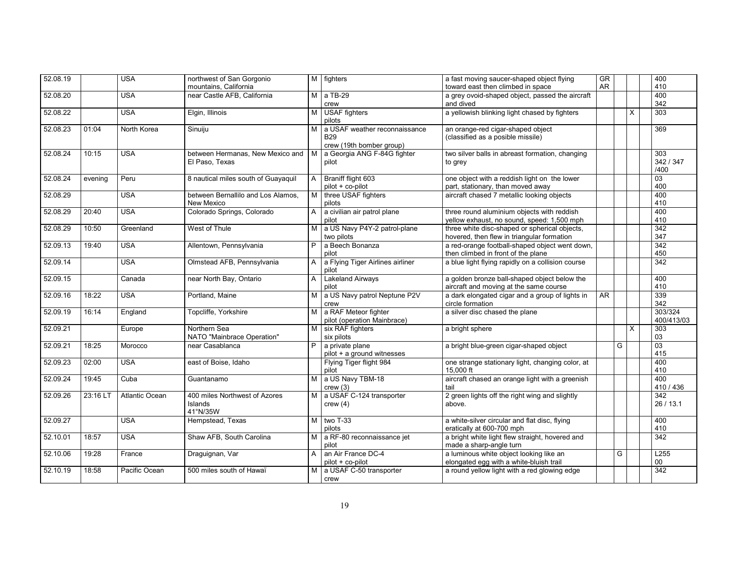| | | | | | | | | | | | |
|---|---|---|---|---|---|---|---|---|---|---|---|
| 52.08.19 | | USA | northwest of San Gorgonio mountains, California | M | fighters | a fast moving saucer-shaped object flying toward east then climbed in space | GR AR | | | | 400 410 |
| 52.08.20 | | USA | near Castle AFB, California | M | a TB-29 crew | a grey ovoid-shaped object, passed the aircraft and dived | | | | | 400 342 |
| 52.08.22 | | USA | Elgin, Illinois | M | USAF fighters pilots | a yellowish blinking light chased by fighters | | | X | | 303 |
| 52.08.23 | 01:04 | North Korea | Sinuiju | M | a USAF weather reconnaissance B29 crew (19th bomber group) | an orange-red cigar-shaped object (classified as a posible missile) | | | | | 369 |
| 52.08.24 | 10:15 | USA | between Hermanas, New Mexico and El Paso, Texas | M | a Georgia ANG F-84G fighter pilot | two silver balls in abreast formation, changing to grey | | | | | 303 342 / 347 /400 |
| 52.08.24 | evening | Peru | 8 nautical miles south of Guayaquil | A | Braniff flight 603 pilot + co-pilot | one object with a reddish light on the lower part, stationary, than moved away | | | | | 03 400 |
| 52.08.29 | | USA | between Bernallilo and Los Alamos, New Mexico | M | three USAF fighters pilots | aircraft chased 7 metallic looking objects | | | | | 400 410 |
| 52.08.29 | 20:40 | USA | Colorado Springs, Colorado | A | a civilian air patrol plane pilot | three round aluminium objects with reddish yellow exhaust, no sound, speed: 1,500 mph | | | | | 400 410 |
| 52.08.29 | 10:50 | Greenland | West of Thule | M | a US Navy P4Y-2 patrol-plane two pilots | three white disc-shaped or spherical objects, hovered, then flew in triangular formation | | | | | 342 347 |
| 52.09.13 | 19:40 | USA | Allentown, Pennsylvania | P | a Beech Bonanza pilot | a red-orange football-shaped object went down, then climbed in front of the plane | | | | | 342 450 |
| 52.09.14 | | USA | Olmstead AFB, Pennsylvania | A | a Flying Tiger Airlines airliner pilot | a blue light flying rapidly on a collision course | | | | | 342 |
| 52.09.15 | | Canada | near North Bay, Ontario | A | Lakeland Airways pilot | a golden bronze ball-shaped object below the aircraft and moving at the same course | | | | | 400 410 |
| 52.09.16 | 18:22 | USA | Portland, Maine | M | a US Navy patrol Neptune P2V crew | a dark elongated cigar and a group of lights in circle formation | AR | | | | 339 342 |
| 52.09.19 | 16:14 | England | Topcliffe, Yorkshire | M | a RAF Meteor fighter pilot (operation Mainbrace) | a silver disc chased the plane | | | | | 303/324 400/413/03 |
| 52.09.21 | | Europe | Northern Sea NATO "Mainbrace Operation" | M | six RAF fighters six pilots | a bright sphere | | | X | | 303 03 |
| 52.09.21 | 18:25 | Morocco | near Casablanca | P | a private plane pilot + a ground witnesses | a bright blue-green cigar-shaped object | | G | | | 03 415 |
| 52.09.23 | 02:00 | USA | east of Boise, Idaho | | Flying Tiger flight 984 pilot | one strange stationary light, changing color, at 15,000 ft | | | | | 400 410 |
| 52.09.24 | 19:45 | Cuba | Guantanamo | M | a US Navy TBM-18 crew (3) | aircraft chased an orange light with a greenish tail | | | | | 400 410 / 436 |
| 52.09.26 | 23:16 LT | Atlantic Ocean | 400 miles Northwest of Azores Islands 41°N/35W | M | a USAF C-124 transporter crew (4) | 2 green lights off the right wing and slightly above. | | | | | 342 26 / 13.1 |
| 52.09.27 | | USA | Hempstead, Texas | M | two T-33 pilots | a white-silver circular and flat disc, flying eratically at 600-700 mph | | | | | 400 410 |
| 52.10.01 | 18:57 | USA | Shaw AFB, South Carolina | M | a RF-80 reconnaissance jet pilot | a bright white light flew straight, hovered and made a sharp-angle turn | | | | | 342 |
| 52.10.06 | 19:28 | France | Draguignan, Var | A | an Air France DC-4 pilot + co-pilot | a luminous white object looking like an elongated egg with a white-bluish trail | | G | | | L255 00 |
| 52.10.19 | 18:58 | Pacific Ocean | 500 miles south of Hawaï | M | a USAF C-50 transporter crew | a round yellow light with a red glowing edge | | | | | 342 |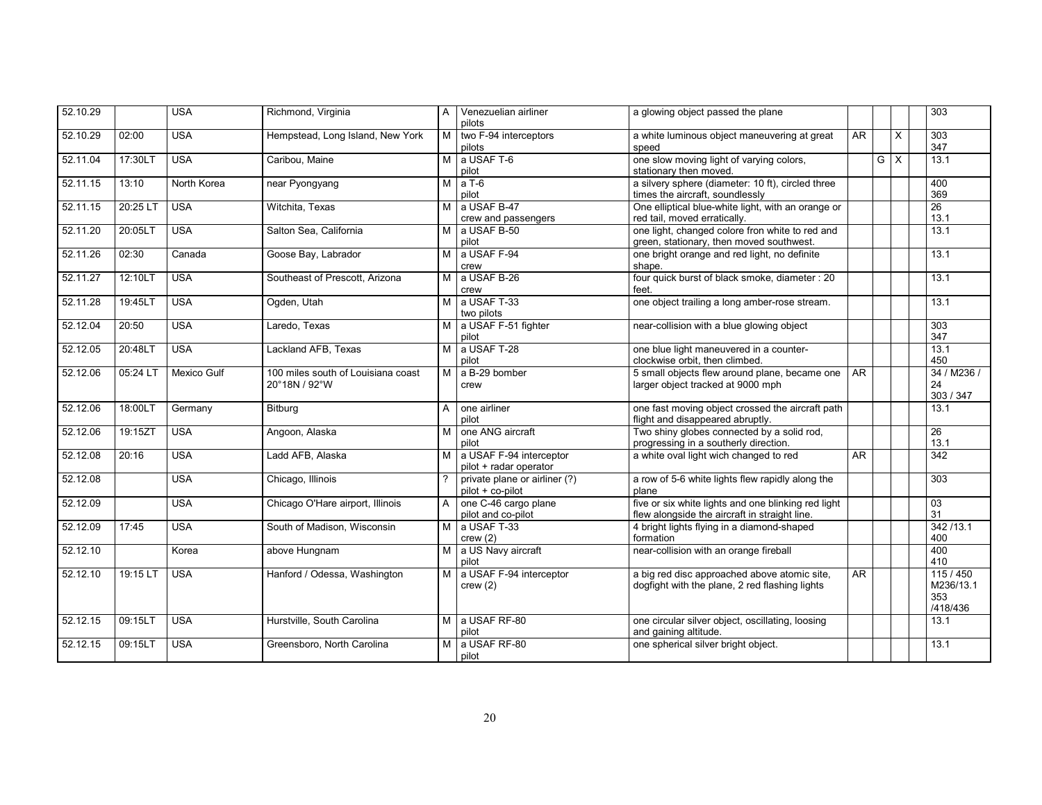| | | | | | | | | | | | |
|---|---|---|---|---|---|---|---|---|---|---|---|
| 52.10.29 | | USA | Richmond, Virginia | A | Venezuelian airliner pilots | a glowing object passed the plane | | | | | 303 |
| 52.10.29 | 02:00 | USA | Hempstead, Long Island, New York | M | two F-94 interceptors pilots | a white luminous object maneuvering at great speed | AR | | X | | 303 347 |
| 52.11.04 | 17:30LT | USA | Caribou, Maine | M | a USAF T-6 pilot | one slow moving light of varying colors, stationary then moved. | | G | X | | 13.1 |
| 52.11.15 | 13:10 | North Korea | near Pyongyang | M | a T-6 pilot | a silvery sphere (diameter: 10 ft), circled three times the aircraft, soundlessly | | | | | 400 369 |
| 52.11.15 | 20:25 LT | USA | Witchita, Texas | M | a USAF B-47 crew and passengers | One elliptical blue-white light, with an orange or red tail, moved erratically. | | | | | 26 13.1 |
| 52.11.20 | 20:05LT | USA | Salton Sea, California | M | a USAF B-50 pilot | one light, changed colore fron white to red and green, stationary, then moved southwest. | | | | | 13.1 |
| 52.11.26 | 02:30 | Canada | Goose Bay, Labrador | M | a USAF F-94 crew | one bright orange and red light, no definite shape. | | | | | 13.1 |
| 52.11.27 | 12:10LT | USA | Southeast of Prescott, Arizona | M | a USAF B-26 crew | four quick burst of black smoke, diameter : 20 feet. | | | | | 13.1 |
| 52.11.28 | 19:45LT | USA | Ogden, Utah | M | a USAF T-33 two pilots | one object trailing a long amber-rose stream. | | | | | 13.1 |
| 52.12.04 | 20:50 | USA | Laredo, Texas | M | a USAF F-51 fighter pilot | near-collision with a blue glowing object | | | | | 303 347 |
| 52.12.05 | 20:48LT | USA | Lackland AFB, Texas | M | a USAF T-28 pilot | one blue light maneuvered in a counter-clockwise orbit, then climbed. | | | | | 13.1 450 |
| 52.12.06 | 05:24 LT | Mexico Gulf | 100 miles south of Louisiana coast 20°18N / 92°W | M | a B-29 bomber crew | 5 small objects flew around plane, became one larger object tracked at 9000 mph | AR | | | | 34 / M236 / 24 303 / 347 |
| 52.12.06 | 18:00LT | Germany | Bitburg | A | one airliner pilot | one fast moving object crossed the aircraft path flight and disappeared abruptly. | | | | | 13.1 |
| 52.12.06 | 19:15ZT | USA | Angoon, Alaska | M | one ANG aircraft pilot | Two shiny globes connected by a solid rod, progressing in a southerly direction. | | | | | 26 13.1 |
| 52.12.08 | 20:16 | USA | Ladd AFB, Alaska | M | a USAF F-94 interceptor pilot + radar operator | a white oval light wich changed to red | AR | | | | 342 |
| 52.12.08 | | USA | Chicago, Illinois | ? | private plane or airliner (?) pilot + co-pilot | a row of 5-6 white lights flew rapidly along the plane | | | | | 303 |
| 52.12.09 | | USA | Chicago O'Hare airport, Illinois | A | one C-46 cargo plane pilot and co-pilot | five or six white lights and one blinking red light flew alongside the aircraft in straight line. | | | | | 03 31 |
| 52.12.09 | 17:45 | USA | South of Madison, Wisconsin | M | a USAF T-33 crew (2) | 4 bright lights flying in a diamond-shaped formation | | | | | 342 /13.1 400 |
| 52.12.10 | | Korea | above Hungnam | M | a US Navy aircraft pilot | near-collision with an orange fireball | | | | | 400 410 |
| 52.12.10 | 19:15 LT | USA | Hanford / Odessa, Washington | M | a USAF F-94 interceptor crew (2) | a big red disc approached above atomic site, dogfight with the plane, 2 red flashing lights | AR | | | | 115 / 450 M236/13.1 353 /418/436 |
| 52.12.15 | 09:15LT | USA | Hurstville, South Carolina | M | a USAF RF-80 pilot | one circular silver object, oscillating, loosing and gaining altitude. | | | | | 13.1 |
| 52.12.15 | 09:15LT | USA | Greensboro, North Carolina | M | a USAF RF-80 pilot | one spherical silver bright object. | | | | | 13.1 |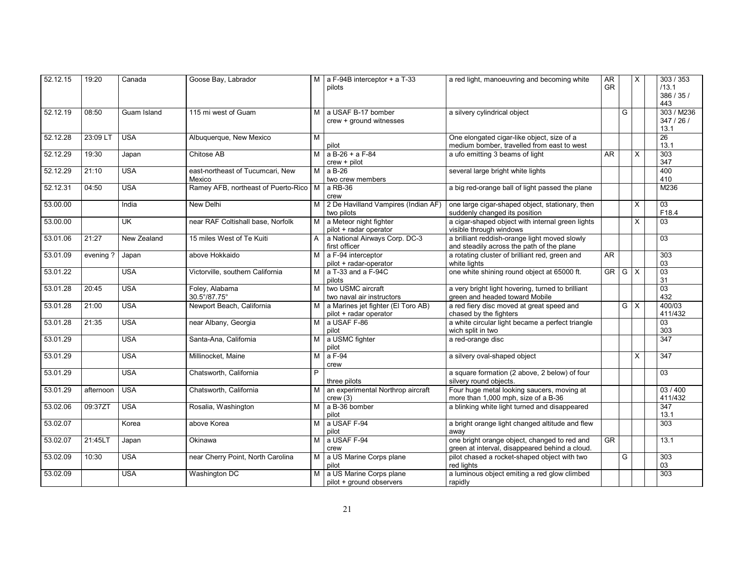| | | | | | | | | | | | |
|---|---|---|---|---|---|---|---|---|---|---|---|
| 52.12.15 | 19:20 | Canada | Goose Bay, Labrador | M | a F-94B interceptor + a T-33 pilots | a red light, manoeuvring and becoming white | AR GR | | X | | 303 / 353 /13.1 386 / 35 / 443 |
| 52.12.19 | 08:50 | Guam Island | 115 mi west of Guam | M | a USAF B-17 bomber crew + ground witnesses | a silvery cylindrical object | | G | | | 303 / M236 347 / 26 / 13.1 |
| 52.12.28 | 23:09 LT | USA | Albuquerque, New Mexico | M | pilot | One elongated cigar-like object, size of a medium bomber, travelled from east to west | | | | | 26 13.1 |
| 52.12.29 | 19:30 | Japan | Chitose AB | M | a B-26 + a F-84 crew + pilot | a ufo emitting 3 beams of light | AR | | X | | 303 347 |
| 52.12.29 | 21:10 | USA | east-northeast of Tucumcari, New Mexico | M | a B-26 two crew members | several large bright white lights | | | | | 400 410 |
| 52.12.31 | 04:50 | USA | Ramey AFB, northeast of Puerto-Rico | M | a RB-36 crew | a big red-orange ball of light passed the plane | | | | | M236 |
| 53.00.00 | | India | New Delhi | M | 2 De Havilland Vampires (Indian AF) two pilots | one large cigar-shaped object, stationary, then suddenly changed its position | | | X | | 03 F18.4 |
| 53.00.00 | | UK | near RAF Coltishall base, Norfolk | M | a Meteor night fighter pilot + radar operator | a cigar-shaped object with internal green lights visible through windows | | | X | | 03 |
| 53.01.06 | 21:27 | New Zealand | 15 miles West of Te Kuiti | A | a National Airways Corp. DC-3 first officer | a brilliant reddish-orange light moved slowly and steadily across the path of the plane | | | | | 03 |
| 53.01.09 | evening ? | Japan | above Hokkaido | M | a F-94 interceptor pilot + radar-operator | a rotating cluster of brilliant red, green and white lights | AR | | | | 303 03 |
| 53.01.22 | | USA | Victorville, southern California | M | a T-33 and a F-94C pilots | one white shining round object at 65000 ft. | GR | G | X | | 03 31 |
| 53.01.28 | 20:45 | USA | Foley, Alabama 30.5°/87.75° | M | two USMC aircraft two naval air instructors | a very bright light hovering, turned to brilliant green and headed toward Mobile | | | | | 03 432 |
| 53.01.28 | 21:00 | USA | Newport Beach, California | M | a Marines jet fighter (El Toro AB) pilot + radar operator | a red fiery disc moved at great speed and chased by the fighters | | G | X | | 400/03 411/432 |
| 53.01.28 | 21:35 | USA | near Albany, Georgia | M | a USAF F-86 pilot | a white circular light became a perfect triangle wich split in two | | | | | 03 303 |
| 53.01.29 | | USA | Santa-Ana, California | M | a USMC fighter pilot | a red-orange disc | | | | | 347 |
| 53.01.29 | | USA | Millinocket, Maine | M | a F-94 crew | a silvery oval-shaped object | | | X | | 347 |
| 53.01.29 | | USA | Chatsworth, California | P | three pilots | a square formation (2 above, 2 below) of four silvery round objects. | | | | | 03 |
| 53.01.29 | afternoon | USA | Chatsworth, California | M | an experimental Northrop aircraft crew (3) | Four huge metal looking saucers, moving at more than 1,000 mph, size of a B-36 | | | | | 03 / 400 411/432 |
| 53.02.06 | 09:37ZT | USA | Rosalia, Washington | M | a B-36 bomber pilot | a blinking white light turned and disappeared | | | | | 347 13.1 |
| 53.02.07 | | Korea | above Korea | M | a USAF F-94 pilot | a bright orange light changed altitude and flew away | | | | | 303 |
| 53.02.07 | 21:45LT | Japan | Okinawa | M | a USAF F-94 crew | one bright orange object, changed to red and green at interval, disappeared behind a cloud. | GR | | | | 13.1 |
| 53.02.09 | 10:30 | USA | near Cherry Point, North Carolina | M | a US Marine Corps plane pilot | pilot chased a rocket-shaped object with two red lights | | G | | | 303 03 |
| 53.02.09 | | USA | Washington DC | M | a US Marine Corps plane pilot + ground observers | a luminous object emiting a red glow climbed rapidly | | | | | 303 |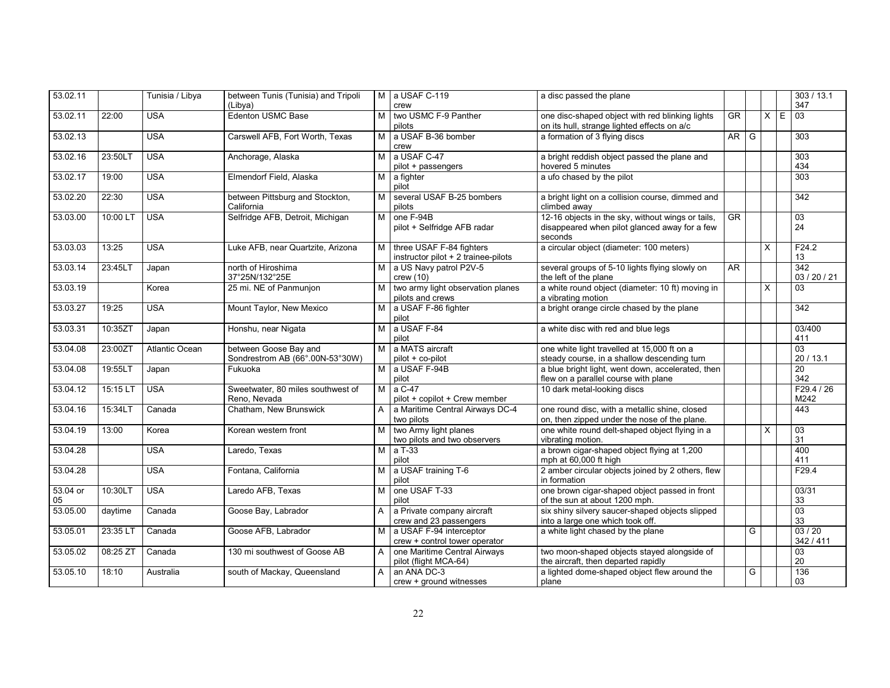| | | | | | | | | | | | | |
|---|---|---|---|---|---|---|---|---|---|---|---|---|
| 53.02.11 | | Tunisia / Libya | between Tunis (Tunisia) and Tripoli (Libya) | M | a USAF C-119 crew | a disc passed the plane | | | | | 303 / 13.1 347 |
| 53.02.11 | 22:00 | USA | Edenton USMC Base | M | two USMC F-9 Panther pilots | one disc-shaped object with red blinking lights on its hull, strange lighted effects on a/c | GR | | X | E | 03 |
| 53.02.13 | | USA | Carswell AFB, Fort Worth, Texas | M | a USAF B-36 bomber crew | a formation of 3 flying discs | AR | G | | | 303 |
| 53.02.16 | 23:50LT | USA | Anchorage, Alaska | M | a USAF C-47 pilot + passengers | a bright reddish object passed the plane and hovered 5 minutes | | | | | 303 434 |
| 53.02.17 | 19:00 | USA | Elmendorf Field, Alaska | M | a fighter pilot | a ufo chased by the pilot | | | | | 303 |
| 53.02.20 | 22:30 | USA | between Pittsburg and Stockton, California | M | several USAF B-25 bombers pilots | a bright light on a collision course, dimmed and climbed away | | | | | 342 |
| 53.03.00 | 10:00 LT | USA | Selfridge AFB, Detroit, Michigan | M | one F-94B pilot + Selfridge AFB radar | 12-16 objects in the sky, without wings or tails, disappeared when pilot glanced away for a few seconds | GR | | | | 03 24 |
| 53.03.03 | 13:25 | USA | Luke AFB, near Quartzite, Arizona | M | three USAF F-84 fighters instructor pilot + 2 trainee-pilots | a circular object (diameter: 100 meters) | | | X | | F24.2 13 |
| 53.03.14 | 23:45LT | Japan | north of Hiroshima 37°25N/132°25E | M | a US Navy patrol P2V-5 crew (10) | several groups of 5-10 lights flying slowly on the left of the plane | AR | | | | 342 03 / 20 / 21 |
| 53.03.19 | | Korea | 25 mi. NE of Panmunjon | M | two army light observation planes pilots and crews | a white round object (diameter: 10 ft) moving in a vibrating motion | | | X | | 03 |
| 53.03.27 | 19:25 | USA | Mount Taylor, New Mexico | M | a USAF F-86 fighter pilot | a bright orange circle chased by the plane | | | | | 342 |
| 53.03.31 | 10:35ZT | Japan | Honshu, near Nigata | M | a USAF F-84 pilot | a white disc with red and blue legs | | | | | 03/400 411 |
| 53.04.08 | 23:00ZT | Atlantic Ocean | between Goose Bay and Sondrestrom AB (66°.00N-53°30W) | M | a MATS aircraft pilot + co-pilot | one white light travelled at 15,000 ft on a steady course, in a shallow descending turn | | | | | 03 20 / 13.1 |
| 53.04.08 | 19:55LT | Japan | Fukuoka | M | a USAF F-94B pilot | a blue bright light, went down, accelerated, then flew on a parallel course with plane | | | | | 20 342 |
| 53.04.12 | 15:15 LT | USA | Sweetwater, 80 miles southwest of Reno, Nevada | M | a C-47 pilot + copilot + Crew member | 10 dark metal-looking discs | | | | | F29.4 / 26 M242 |
| 53.04.16 | 15:34LT | Canada | Chatham, New Brunswick | A | a Maritime Central Airways DC-4 two pilots | one round disc, with a metallic shine, closed on, then zipped under the nose of the plane. | | | | | 443 |
| 53.04.19 | 13:00 | Korea | Korean western front | M | two Army light planes two pilots and two observers | one white round delt-shaped object flying in a vibrating motion. | | | X | | 03 31 |
| 53.04.28 | | USA | Laredo, Texas | M | a T-33 pilot | a brown cigar-shaped object flying at 1,200 mph at 60,000 ft high | | | | | 400 411 |
| 53.04.28 | | USA | Fontana, California | M | a USAF training T-6 pilot | 2 amber circular objects joined by 2 others, flew in formation | | | | | F29.4 |
| 53.04 or 05 | 10:30LT | USA | Laredo AFB, Texas | M | one USAF T-33 pilot | one brown cigar-shaped object passed in front of the sun at about 1200 mph. | | | | | 03/31 33 |
| 53.05.00 | daytime | Canada | Goose Bay, Labrador | A | a Private company aircraft crew and 23 passengers | six shiny silvery saucer-shaped objects slipped into a large one which took off. | | | | | 03 33 |
| 53.05.01 | 23:35 LT | Canada | Goose AFB, Labrador | M | a USAF F-94 interceptor crew + control tower operator | a white light chased by the plane | | G | | | 03 / 20 342 / 411 |
| 53.05.02 | 08:25 ZT | Canada | 130 mi southwest of Goose AB | A | one Maritime Central Airways pilot (flight MCA-64) | two moon-shaped objects stayed alongside of the aircraft, then departed rapidly | | | | | 03 20 |
| 53.05.10 | 18:10 | Australia | south of Mackay, Queensland | A | an ANA DC-3 crew + ground witnesses | a lighted dome-shaped object flew around the plane | | G | | | 136 03 |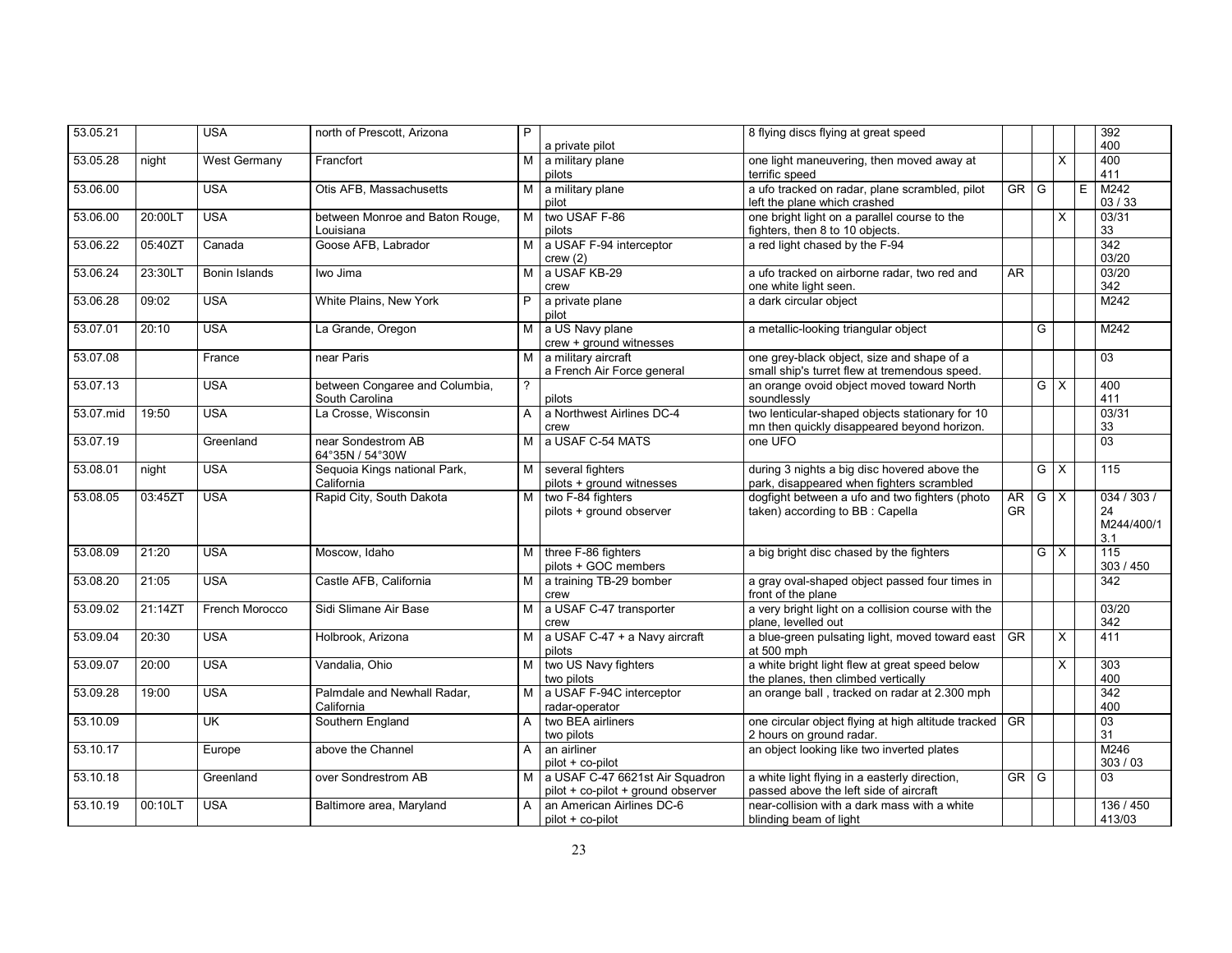| 53.05.21 | | USA | north of Prescott, Arizona | P | a private pilot | 8 flying discs flying at great speed | | | | | 392<br>400 |
|---|---|---|---|---|---|---|---|---|---|---|---|
| 53.05.28 | night | West Germany | Francfort | M | a military plane<br>pilots | one light maneuvering, then moved away at terrific speed | | | X | | 400<br>411 |
| 53.06.00 | | USA | Otis AFB, Massachusetts | M | a military plane<br>pilot | a ufo tracked on radar, plane scrambled, pilot left the plane which crashed | GR | G | | E | M242<br>03 / 33 |
| 53.06.00 | 20:00LT | USA | between Monroe and Baton Rouge, Louisiana | M | two USAF F-86<br>pilots | one bright light on a parallel course to the fighters, then 8 to 10 objects. | | | X | | 03/31<br>33 |
| 53.06.22 | 05:40ZT | Canada | Goose AFB, Labrador | M | a USAF F-94 interceptor<br>crew (2) | a red light chased by the F-94 | | | | | 342<br>03/20 |
| 53.06.24 | 23:30LT | Bonin Islands | Iwo Jima | M | a USAF KB-29<br>crew | a ufo tracked on airborne radar, two red and one white light seen. | AR | | | | 03/20<br>342 |
| 53.06.28 | 09:02 | USA | White Plains, New York | P | a private plane<br>pilot | a dark circular object | | | | | M242 |
| 53.07.01 | 20:10 | USA | La Grande, Oregon | M | a US Navy plane<br>crew + ground witnesses | a metallic-looking triangular object | | G | | | M242 |
| 53.07.08 | | France | near Paris | M | a military aircraft<br>a French Air Force general | one grey-black object, size and shape of a small ship's turret flew at tremendous speed. | | | | | 03 |
| 53.07.13 | | USA | between Congaree and Columbia, South Carolina | ? | pilots | an orange ovoid object moved toward North soundlessly | | G | X | | 400<br>411 |
| 53.07.mid | 19:50 | USA | La Crosse, Wisconsin | A | a Northwest Airlines DC-4<br>crew | two lenticular-shaped objects stationary for 10 mn then quickly disappeared beyond horizon. | | | | | 03/31<br>33 |
| 53.07.19 | | Greenland | near Sondestrom AB<br>64°35N / 54°30W | M | a USAF C-54 MATS | one UFO | | | | | 03 |
| 53.08.01 | night | USA | Sequoia Kings national Park, California | M | several fighters<br>pilots + ground witnesses | during 3 nights a big disc hovered above the park, disappeared when fighters scrambled | | G | X | | 115 |
| 53.08.05 | 03:45ZT | USA | Rapid City, South Dakota | M | two F-84 fighters<br>pilots + ground observer | dogfight between a ufo and two fighters (photo taken) according to BB : Capella | AR<br>GR | G | X | | 034 / 303 / 24<br>M244/400/1 3.1 |
| 53.08.09 | 21:20 | USA | Moscow, Idaho | M | three F-86 fighters<br>pilots + GOC members | a big bright disc chased by the fighters | | G | X | | 115<br>303 / 450 |
| 53.08.20 | 21:05 | USA | Castle AFB, California | M | a training TB-29 bomber<br>crew | a gray oval-shaped object passed four times in front of the plane | | | | | 342 |
| 53.09.02 | 21:14ZT | French Morocco | Sidi Slimane Air Base | M | a USAF C-47 transporter<br>crew | a very bright light on a collision course with the plane, levelled out | | | | | 03/20<br>342 |
| 53.09.04 | 20:30 | USA | Holbrook, Arizona | M | a USAF C-47 + a Navy aircraft<br>pilots | a blue-green pulsating light, moved toward east at 500 mph | GR | | X | | 411 |
| 53.09.07 | 20:00 | USA | Vandalia, Ohio | M | two US Navy fighters<br>two pilots | a white bright light flew at great speed below the planes, then climbed vertically | | | X | | 303<br>400 |
| 53.09.28 | 19:00 | USA | Palmdale and Newhall Radar, California | M | a USAF F-94C interceptor<br>radar-operator | an orange ball , tracked on radar at 2.300 mph | | | | | 342<br>400 |
| 53.10.09 | | UK | Southern England | A | two BEA airliners<br>two pilots | one circular object flying at high altitude tracked 2 hours on ground radar. | GR | | | | 03<br>31 |
| 53.10.17 | | Europe | above the Channel | A | an airliner<br>pilot + co-pilot | an object looking like two inverted plates | | | | | M246<br>303 / 03 |
| 53.10.18 | | Greenland | over Sondrestrom AB | M | a USAF C-47 6621st Air Squadron<br>pilot + co-pilot + ground observer | a white light flying in a easterly direction, passed above the left side of aircraft | GR | G | | | 03 |
| 53.10.19 | 00:10LT | USA | Baltimore area, Maryland | A | an American Airlines DC-6<br>pilot + co-pilot | near-collision with a dark mass with a white blinding beam of light | | | | | 136 / 450<br>413/03 |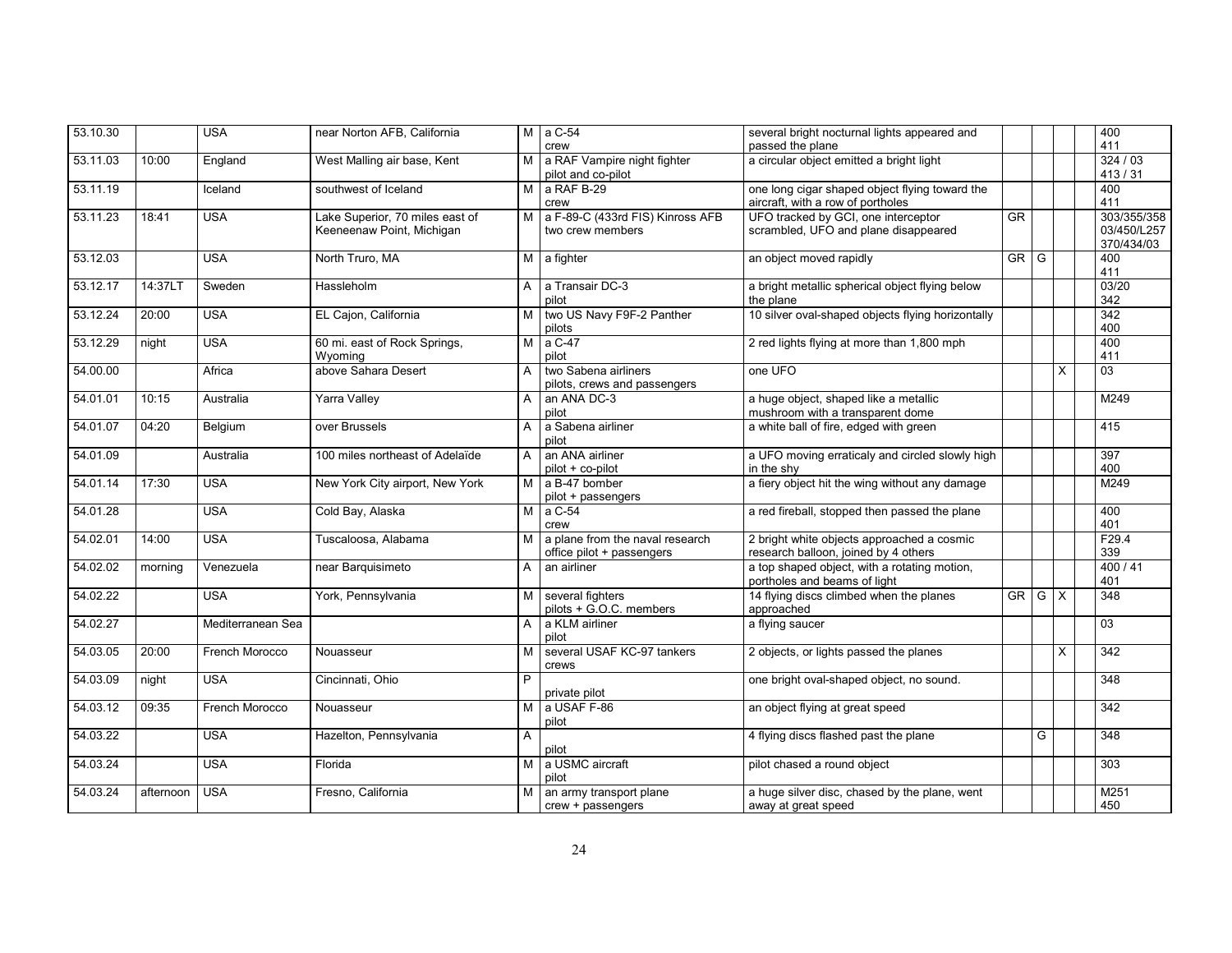| 53.10.30 | | USA | near Norton AFB, California | M | a C-54<br>crew | several bright nocturnal lights appeared and passed the plane | | | | | 400<br>411 |
|---|---|---|---|---|---|---|---|---|---|---|---|
| 53.11.03 | 10:00 | England | West Malling air base, Kent | M | a RAF Vampire night fighter<br>pilot and co-pilot | a circular object emitted a bright light | | | | | 324 / 03<br>413 / 31 |
| 53.11.19 | | Iceland | southwest of Iceland | M | a RAF B-29<br>crew | one long cigar shaped object flying toward the aircraft, with a row of portholes | | | | | 400<br>411 |
| 53.11.23 | 18:41 | USA | Lake Superior, 70 miles east of Keeneenaw Point, Michigan | M | a F-89-C (433rd FIS) Kinross AFB<br>two crew members | UFO tracked by GCI, one interceptor scrambled, UFO and plane disappeared | GR | | | | 303/355/358<br>03/450/L257<br>370/434/03 |
| 53.12.03 | | USA | North Truro, MA | M | a fighter | an object moved rapidly | GR | G | | | 400<br>411 |
| 53.12.17 | 14:37LT | Sweden | Hassleholm | A | a Transair DC-3<br>pilot | a bright metallic spherical object flying below the plane | | | | | 03/20<br>342 |
| 53.12.24 | 20:00 | USA | EL Cajon, California | M | two US Navy F9F-2 Panther<br>pilots | 10 silver oval-shaped objects flying horizontally | | | | | 342<br>400 |
| 53.12.29 | night | USA | 60 mi. east of Rock Springs, Wyoming | M | a C-47<br>pilot | 2 red lights flying at more than 1,800 mph | | | | | 400<br>411 |
| 54.00.00 | | Africa | above Sahara Desert | A | two Sabena airliners<br>pilots, crews and passengers | one UFO | | | X | | 03 |
| 54.01.01 | 10:15 | Australia | Yarra Valley | A | an ANA DC-3<br>pilot | a huge object, shaped like a metallic mushroom with a transparent dome | | | | | M249 |
| 54.01.07 | 04:20 | Belgium | over Brussels | A | a Sabena airliner<br>pilot | a white ball of fire, edged with green | | | | | 415 |
| 54.01.09 | | Australia | 100 miles northeast of Adelaïde | A | an ANA airliner<br>pilot + co-pilot | a UFO moving erraticaly and circled slowly high in the shy | | | | | 397<br>400 |
| 54.01.14 | 17:30 | USA | New York City airport, New York | M | a B-47 bomber<br>pilot + passengers | a fiery object hit the wing without any damage | | | | | M249 |
| 54.01.28 | | USA | Cold Bay, Alaska | M | a C-54<br>crew | a red fireball, stopped then passed the plane | | | | | 400<br>401 |
| 54.02.01 | 14:00 | USA | Tuscaloosa, Alabama | M | a plane from the naval research office pilot + passengers | 2 bright white objects approached a cosmic research balloon, joined by 4 others | | | | | F29.4<br>339 |
| 54.02.02 | morning | Venezuela | near Barquisimeto | A | an airliner | a top shaped object, with a rotating motion, portholes and beams of light | | | | | 400 / 41<br>401 |
| 54.02.22 | | USA | York, Pennsylvania | M | several fighters<br>pilots + G.O.C. members | 14 flying discs climbed when the planes approached | GR | G | X | | 348 |
| 54.02.27 | | Mediterranean Sea | | A | a KLM airliner<br>pilot | a flying saucer | | | | | 03 |
| 54.03.05 | 20:00 | French Morocco | Nouasseur | M | several USAF KC-97 tankers<br>crews | 2 objects, or lights passed the planes | | | X | | 342 |
| 54.03.09 | night | USA | Cincinnati, Ohio | P | private pilot | one bright oval-shaped object, no sound. | | | | | 348 |
| 54.03.12 | 09:35 | French Morocco | Nouasseur | M | a USAF F-86<br>pilot | an object flying at great speed | | | | | 342 |
| 54.03.22 | | USA | Hazelton, Pennsylvania | A | pilot | 4 flying discs flashed past the plane | | G | | | 348 |
| 54.03.24 | | USA | Florida | M | a USMC aircraft<br>pilot | pilot chased a round object | | | | | 303 |
| 54.03.24 | afternoon | USA | Fresno, California | M | an army transport plane<br>crew + passengers | a huge silver disc, chased by the plane, went away at great speed | | | | | M251<br>450 |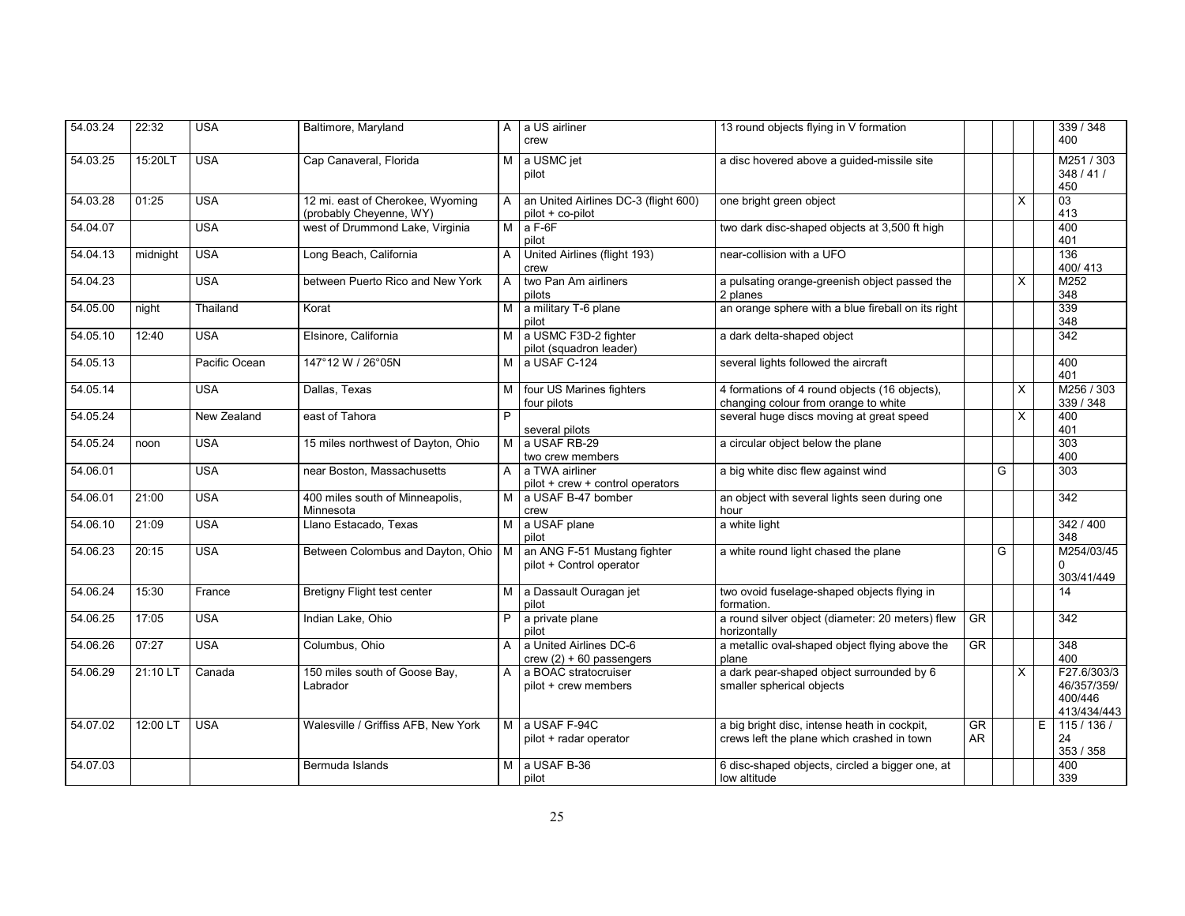| | | | | | | | | | | | |
|---|---|---|---|---|---|---|---|---|---|---|---|
| 54.03.24 | 22:32 | USA | Baltimore, Maryland | A | a US airliner crew | 13 round objects flying in V formation | | | | | 339 / 348 400 |
| 54.03.25 | 15:20LT | USA | Cap Canaveral, Florida | M | a USMC jet pilot | a disc hovered above a guided-missile site | | | | | M251 / 303 348 / 41 / 450 |
| 54.03.28 | 01:25 | USA | 12 mi. east of Cherokee, Wyoming (probably Cheyenne, WY) | A | an United Airlines DC-3 (flight 600) pilot + co-pilot | one bright green object | | | X | | 03 413 |
| 54.04.07 | | USA | west of Drummond Lake, Virginia | M | a F-6F pilot | two dark disc-shaped objects at 3,500 ft high | | | | | 400 401 |
| 54.04.13 | midnight | USA | Long Beach, California | A | United Airlines (flight 193) crew | near-collision with a UFO | | | | | 136 400/ 413 |
| 54.04.23 | | USA | between Puerto Rico and New York | A | two Pan Am airliners pilots | a pulsating orange-greenish object passed the 2 planes | | | X | | M252 348 |
| 54.05.00 | night | Thailand | Korat | M | a military T-6 plane pilot | an orange sphere with a blue fireball on its right | | | | | 339 348 |
| 54.05.10 | 12:40 | USA | Elsinore, California | M | a USMC F3D-2 fighter pilot (squadron leader) | a dark delta-shaped object | | | | | 342 |
| 54.05.13 | | Pacific Ocean | 147°12 W / 26°05N | M | a USAF C-124 | several lights followed the aircraft | | | | | 400 401 |
| 54.05.14 | | USA | Dallas, Texas | M | four US Marines fighters four pilots | 4 formations of 4 round objects (16 objects), changing colour from orange to white | | | X | | M256 / 303 339 / 348 |
| 54.05.24 | | New Zealand | east of Tahora | P | several pilots | several huge discs moving at great speed | | | X | | 400 401 |
| 54.05.24 | noon | USA | 15 miles northwest of Dayton, Ohio | M | a USAF RB-29 two crew members | a circular object below the plane | | | | | 303 400 |
| 54.06.01 | | USA | near Boston, Massachusetts | A | a TWA airliner pilot + crew + control operators | a big white disc flew against wind | | G | | | 303 |
| 54.06.01 | 21:00 | USA | 400 miles south of Minneapolis, Minnesota | M | a USAF B-47 bomber crew | an object with several lights seen during one hour | | | | | 342 |
| 54.06.10 | 21:09 | USA | Llano Estacado, Texas | M | a USAF plane pilot | a white light | | | | | 342 / 400 348 |
| 54.06.23 | 20:15 | USA | Between Colombus and Dayton, Ohio | M | an ANG F-51 Mustang fighter pilot + Control operator | a white round light chased the plane | | G | | | M254/03/450 303/41/449 |
| 54.06.24 | 15:30 | France | Bretigny Flight test center | M | a Dassault Ouragan jet pilot | two ovoid fuselage-shaped objects flying in formation. | | | | | 14 |
| 54.06.25 | 17:05 | USA | Indian Lake, Ohio | P | a private plane pilot | a round silver object (diameter: 20 meters) flew horizontally | GR | | | | 342 |
| 54.06.26 | 07:27 | USA | Columbus, Ohio | A | a United Airlines DC-6 crew (2) + 60 passengers | a metallic oval-shaped object flying above the plane | GR | | | | 348 400 |
| 54.06.29 | 21:10 LT | Canada | 150 miles south of Goose Bay, Labrador | A | a BOAC stratocruiser pilot + crew members | a dark pear-shaped object surrounded by 6 smaller spherical objects | | | X | | F27.6/303/346/357/359/ 400/446 413/434/443 |
| 54.07.02 | 12:00 LT | USA | Walesville / Griffiss AFB, New York | M | a USAF F-94C pilot + radar operator | a big bright disc, intense heath in cockpit, crews left the plane which crashed in town | GR AR | | | E | 115 / 136 / 24 353 / 358 |
| 54.07.03 | | | Bermuda Islands | M | a USAF B-36 pilot | 6 disc-shaped objects, circled a bigger one, at low altitude | | | | | 400 339 |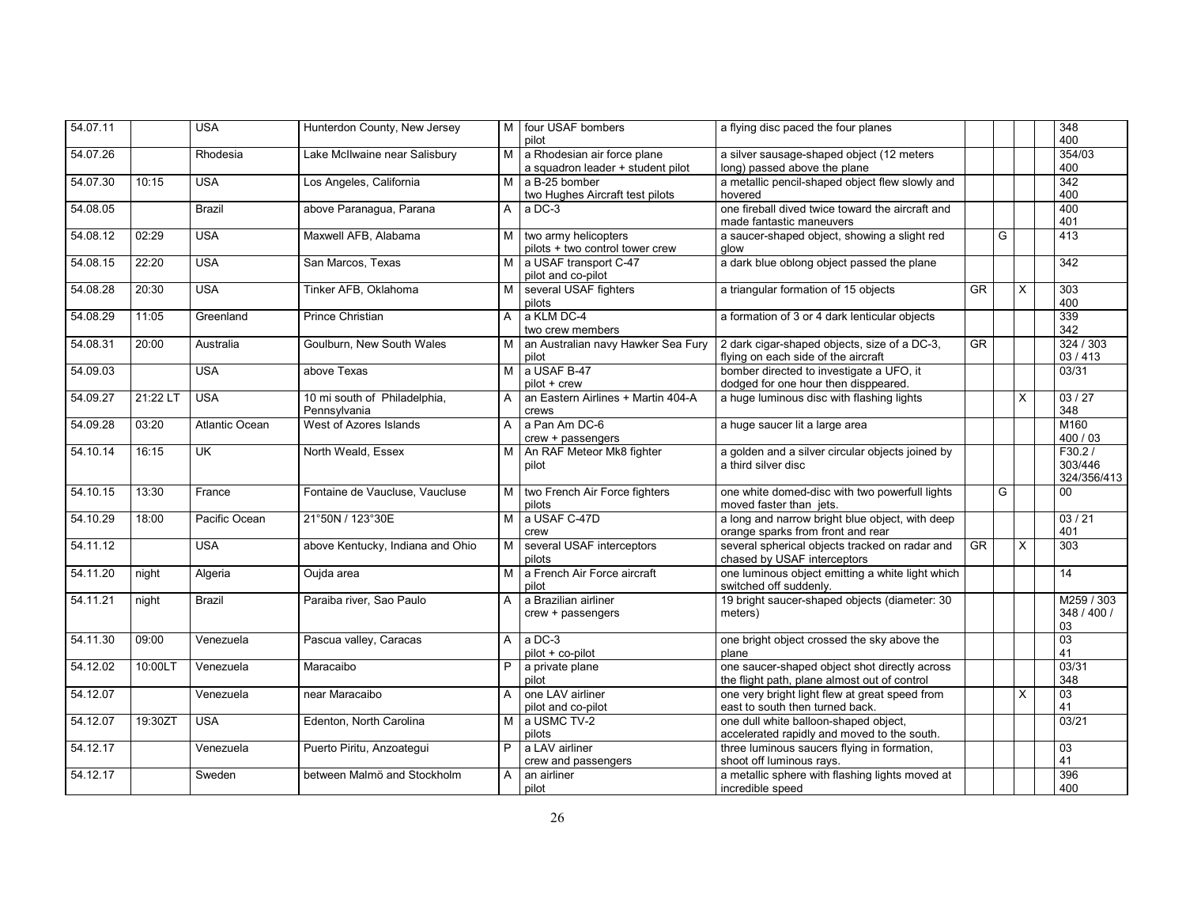| | | | | | | | | | | | |
|---|---|---|---|---|---|---|---|---|---|---|---|
| 54.07.11 | | USA | Hunterdon County, New Jersey | M | four USAF bombers pilot | a flying disc paced the four planes | | | | | 348 400 |
| 54.07.26 | | Rhodesia | Lake McIlwaine near Salisbury | M | a Rhodesian air force plane a squadron leader + student pilot | a silver sausage-shaped object (12 meters long) passed above the plane | | | | | 354/03 400 |
| 54.07.30 | 10:15 | USA | Los Angeles, California | M | a B-25 bomber two Hughes Aircraft test pilots | a metallic pencil-shaped object flew slowly and hovered | | | | | 342 400 |
| 54.08.05 | | Brazil | above Paranagua, Parana | A | a DC-3 | one fireball dived twice toward the aircraft and made fantastic maneuvers | | | | | 400 401 |
| 54.08.12 | 02:29 | USA | Maxwell AFB, Alabama | M | two army helicopters pilots + two control tower crew | a saucer-shaped object, showing a slight red glow | | G | | | 413 |
| 54.08.15 | 22:20 | USA | San Marcos, Texas | M | a USAF transport C-47 pilot and co-pilot | a dark blue oblong object passed the plane | | | | | 342 |
| 54.08.28 | 20:30 | USA | Tinker AFB, Oklahoma | M | several USAF fighters pilots | a triangular formation of 15 objects | GR | | X | | 303 400 |
| 54.08.29 | 11:05 | Greenland | Prince Christian | A | a KLM DC-4 two crew members | a formation of 3 or 4 dark lenticular objects | | | | | 339 342 |
| 54.08.31 | 20:00 | Australia | Goulburn, New South Wales | M | an Australian navy Hawker Sea Fury pilot | 2 dark cigar-shaped objects, size of a DC-3, flying on each side of the aircraft | GR | | | | 324 / 303 03 / 413 |
| 54.09.03 | | USA | above Texas | M | a USAF B-47 pilot + crew | bomber directed to investigate a UFO, it dodged for one hour then disppeared. | | | | | 03/31 |
| 54.09.27 | 21:22 LT | USA | 10 mi south of Philadelphia, Pennsylvania | A | an Eastern Airlines + Martin 404-A crews | a huge luminous disc with flashing lights | | | X | | 03 / 27 348 |
| 54.09.28 | 03:20 | Atlantic Ocean | West of Azores Islands | A | a Pan Am DC-6 crew + passengers | a huge saucer lit a large area | | | | | M160 400 / 03 |
| 54.10.14 | 16:15 | UK | North Weald, Essex | M | An RAF Meteor Mk8 fighter pilot | a golden and a silver circular objects joined by a third silver disc | | | | | F30.2 / 303/446 324/356/413 |
| 54.10.15 | 13:30 | France | Fontaine de Vaucluse, Vaucluse | M | two French Air Force fighters pilots | one white domed-disc with two powerfull lights moved faster than jets. | | G | | | 00 |
| 54.10.29 | 18:00 | Pacific Ocean | 21°50N / 123°30E | M | a USAF C-47D crew | a long and narrow bright blue object, with deep orange sparks from front and rear | | | | | 03 / 21 401 |
| 54.11.12 | | USA | above Kentucky, Indiana and Ohio | M | several USAF interceptors pilots | several spherical objects tracked on radar and chased by USAF interceptors | GR | | X | | 303 |
| 54.11.20 | night | Algeria | Oujda area | M | a French Air Force aircraft pilot | one luminous object emitting a white light which switched off suddenly. | | | | | 14 |
| 54.11.21 | night | Brazil | Paraiba river, Sao Paulo | A | a Brazilian airliner crew + passengers | 19 bright saucer-shaped objects (diameter: 30 meters) | | | | | M259 / 303 348 / 400 / 03 |
| 54.11.30 | 09:00 | Venezuela | Pascua valley, Caracas | A | a DC-3 pilot + co-pilot | one bright object crossed the sky above the plane | | | | | 03 41 |
| 54.12.02 | 10:00LT | Venezuela | Maracaibo | P | a private plane pilot | one saucer-shaped object shot directly across the flight path, plane almost out of control | | | | | 03/31 348 |
| 54.12.07 | | Venezuela | near Maracaibo | A | one LAV airliner pilot and co-pilot | one very bright light flew at great speed from east to south then turned back. | | | X | | 03 41 |
| 54.12.07 | 19:30ZT | USA | Edenton, North Carolina | M | a USMC TV-2 pilots | one dull white balloon-shaped object, accelerated rapidly and moved to the south. | | | | | 03/21 |
| 54.12.17 | | Venezuela | Puerto Piritu, Anzoategui | P | a LAV airliner crew and passengers | three luminous saucers flying in formation, shoot off luminous rays. | | | | | 03 41 |
| 54.12.17 | | Sweden | between Malmö and Stockholm | A | an airliner pilot | a metallic sphere with flashing lights moved at incredible speed | | | | | 396 400 |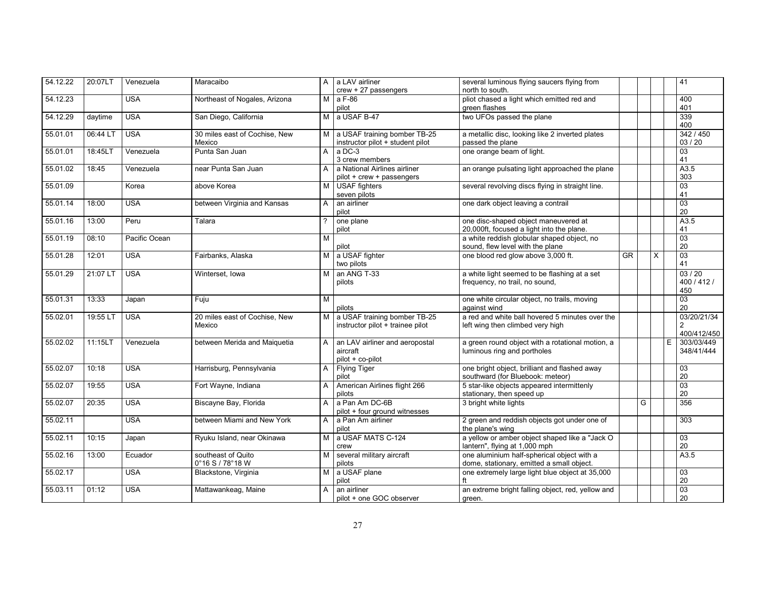| Date | Time | Country | Location | Type | Aircraft / Witnesses | Description | | | | | References |
|---|---|---|---|---|---|---|---|---|---|---|---|
| 54.12.22 | 20:07LT | Venezuela | Maracaibo | A | a LAV airliner<br>crew + 27 passengers | several luminous flying saucers flying from north to south. | | | | | 41 |
| 54.12.23 | | USA | Northeast of Nogales, Arizona | M | a F-86<br>pilot | pliot chased a light which emitted red and green flashes | | | | | 400<br>401 |
| 54.12.29 | daytime | USA | San Diego, California | M | a USAF B-47 | two UFOs passed the plane | | | | | 339<br>400 |
| 55.01.01 | 06:44 LT | USA | 30 miles east of Cochise, New Mexico | M | a USAF training bomber TB-25<br>instructor pilot + student pilot | a metallic disc, looking like 2 inverted plates passed the plane | | | | | 342 / 450<br>03 / 20 |
| 55.01.01 | 18:45LT | Venezuela | Punta San Juan | A | a DC-3<br>3 crew members | one orange beam of light. | | | | | 03<br>41 |
| 55.01.02 | 18:45 | Venezuela | near Punta San Juan | A | a National Airlines airliner<br>pilot + crew + passengers | an orange pulsating light approached the plane | | | | | A3.5<br>303 |
| 55.01.09 | | Korea | above Korea | M | USAF fighters<br>seven pilots | several revolving discs flying in straight line. | | | | | 03<br>41 |
| 55.01.14 | 18:00 | USA | between Virginia and Kansas | A | an airliner<br>pilot | one dark object leaving a contrail | | | | | 03<br>20 |
| 55.01.16 | 13:00 | Peru | Talara | ? | one plane<br>pilot | one disc-shaped object maneuvered at 20,000ft, focused a light into the plane. | | | | | A3.5<br>41 |
| 55.01.19 | 08:10 | Pacific Ocean | | M | pilot | a white reddish globular shaped object, no sound, flew level with the plane | | | | | 03<br>20 |
| 55.01.28 | 12:01 | USA | Fairbanks, Alaska | M | a USAF fighter<br>two pilots | one blood red glow above 3,000 ft. | GR | | X | | 03<br>41 |
| 55.01.29 | 21:07 LT | USA | Winterset, Iowa | M | an ANG T-33<br>pilots | a white light seemed to be flashing at a set frequency, no trail, no sound, | | | | | 03 / 20<br>400 / 412 / 450 |
| 55.01.31 | 13:33 | Japan | Fuju | M | pilots | one white circular object, no trails, moving against wind | | | | | 03<br>20 |
| 55.02.01 | 19:55 LT | USA | 20 miles east of Cochise, New Mexico | M | a USAF training bomber TB-25<br>instructor pilot + trainee pilot | a red and white ball hovered 5 minutes over the left wing then climbed very high | | | | | 03/20/21/342<br>400/412/450 |
| 55.02.02 | 11:15LT | Venezuela | between Merida and Maiquetia | A | an LAV airliner and aeropostal aircraft<br>pilot + co-pilot | a green round object with a rotational motion, a luminous ring and portholes | | | | E | 303/03/449<br>348/41/444 |
| 55.02.07 | 10:18 | USA | Harrisburg, Pennsylvania | A | Flying Tiger<br>pilot | one bright object, brilliant and flashed away southward (for Bluebook: meteor) | | | | | 03<br>20 |
| 55.02.07 | 19:55 | USA | Fort Wayne, Indiana | A | American Airlines flight 266<br>pilots | 5 star-like objects appeared intermittenly stationary, then speed up | | | | | 03<br>20 |
| 55.02.07 | 20:35 | USA | Biscayne Bay, Florida | A | a Pan Am DC-6B<br>pilot + four ground witnesses | 3 bright white lights | | G | | | 356 |
| 55.02.11 | | USA | between Miami and New York | A | a Pan Am airliner<br>pilot | 2 green and reddish objects got under one of the plane's wing | | | | | 303 |
| 55.02.11 | 10:15 | Japan | Ryuku Island, near Okinawa | M | a USAF MATS C-124<br>crew | a yellow or amber object shaped like a "Jack O lantern", flying at 1,000 mph | | | | | 03<br>20 |
| 55.02.16 | 13:00 | Ecuador | southeast of Quito<br>0°16 S / 78°18 W | M | several military aircraft<br>pilots | one aluminium half-spherical object with a dome, stationary, emitted a small object. | | | | | A3.5 |
| 55.02.17 | | USA | Blackstone, Virginia | M | a USAF plane<br>pilot | one extremely large light blue object at 35,000 ft | | | | | 03<br>20 |
| 55.03.11 | 01:12 | USA | Mattawankeag, Maine | A | an airliner<br>pilot + one GOC observer | an extreme bright falling object, red, yellow and green. | | | | | 03<br>20 |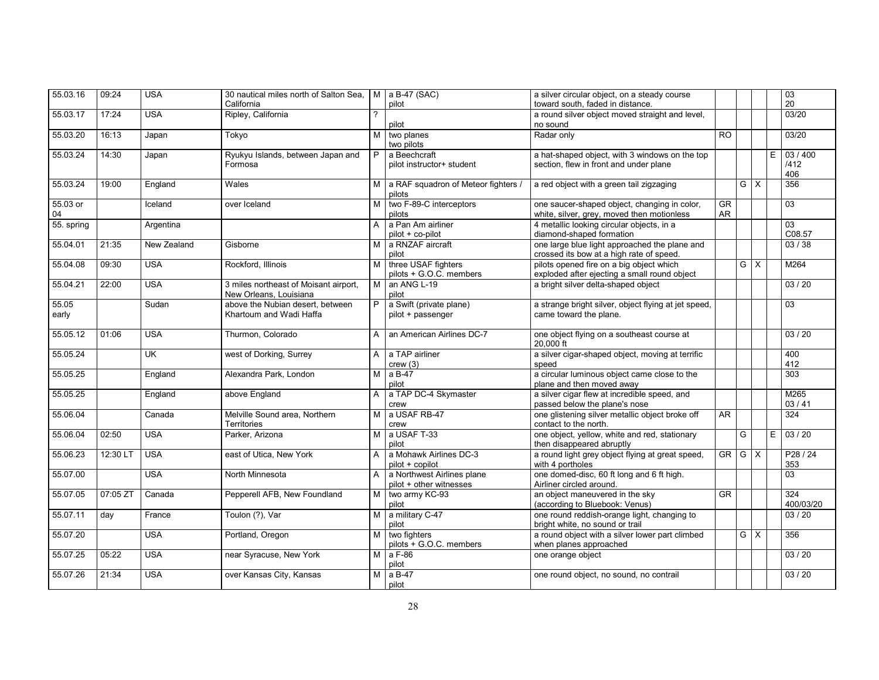| | | | | | | | | | | | |
|---|---|---|---|---|---|---|---|---|---|---|---|
| 55.03.16 | 09:24 | USA | 30 nautical miles north of Salton Sea, California | M | a B-47 (SAC) pilot | a silver circular object, on a steady course toward south, faded in distance. | | | | | 03 20 |
| 55.03.17 | 17:24 | USA | Ripley, California | ? | pilot | a round silver object moved straight and level, no sound | | | | | 03/20 |
| 55.03.20 | 16:13 | Japan | Tokyo | M | two planes two pilots | Radar only | RO | | | | 03/20 |
| 55.03.24 | 14:30 | Japan | Ryukyu Islands, between Japan and Formosa | P | a Beechcraft pilot instructor+ student | a hat-shaped object, with 3 windows on the top section, flew in front and under plane | | | | E | 03 / 400 /412 406 |
| 55.03.24 | 19:00 | England | Wales | M | a RAF squadron of Meteor fighters / pilots | a red object with a green tail zigzaging | | G | X | | 356 |
| 55.03 or 04 | | Iceland | over Iceland | M | two F-89-C interceptors pilots | one saucer-shaped object, changing in color, white, silver, grey, moved then motionless | GR AR | | | | 03 |
| 55. spring | | Argentina | | A | a Pan Am airliner pilot + co-pilot | 4 metallic looking circular objects, in a diamond-shaped formation | | | | | 03 C08.57 |
| 55.04.01 | 21:35 | New Zealand | Gisborne | M | a RNZAF aircraft pilot | one large blue light approached the plane and crossed its bow at a high rate of speed. | | | | | 03 / 38 |
| 55.04.08 | 09:30 | USA | Rockford, Illinois | M | three USAF fighters pilots + G.O.C. members | pilots opened fire on a big object which exploded after ejecting a small round object | | G | X | | M264 |
| 55.04.21 | 22:00 | USA | 3 miles northeast of Moisant airport, New Orleans, Louisiana | M | an ANG L-19 pilot | a bright silver delta-shaped object | | | | | 03 / 20 |
| 55.05 early | | Sudan | above the Nubian desert, between Khartoum and Wadi Haffa | P | a Swift (private plane) pilot + passenger | a strange bright silver, object flying at jet speed, came toward the plane. | | | | | 03 |
| 55.05.12 | 01:06 | USA | Thurmon, Colorado | A | an American Airlines DC-7 | one object flying on a southeast course at 20,000 ft | | | | | 03 / 20 |
| 55.05.24 | | UK | west of Dorking, Surrey | A | a TAP airliner crew (3) | a silver cigar-shaped object, moving at terrific speed | | | | | 400 412 |
| 55.05.25 | | England | Alexandra Park, London | M | a B-47 pilot | a circular luminous object came close to the plane and then moved away | | | | | 303 |
| 55.05.25 | | England | above England | A | a TAP DC-4 Skymaster crew | a silver cigar flew at incredible speed, and passed below the plane's nose | | | | | M265 03 / 41 |
| 55.06.04 | | Canada | Melville Sound area, Northern Territories | M | a USAF RB-47 crew | one glistening silver metallic object broke off contact to the north. | AR | | | | 324 |
| 55.06.04 | 02:50 | USA | Parker, Arizona | M | a USAF T-33 pilot | one object, yellow, white and red, stationary then disappeared abruptly | | G | | E | 03 / 20 |
| 55.06.23 | 12:30 LT | USA | east of Utica, New York | A | a Mohawk Airlines DC-3 pilot + copilot | a round light grey object flying at great speed, with 4 portholes | GR | G | X | | P28 / 24 353 |
| 55.07.00 | | USA | North Minnesota | A | a Northwest Airlines plane pilot + other witnesses | one domed-disc, 60 ft long and 6 ft high. Airliner circled around. | | | | | 03 |
| 55.07.05 | 07:05 ZT | Canada | Pepperell AFB, New Foundland | M | two army KC-93 pilot | an object maneuvered in the sky (according to Bluebook: Venus) | GR | | | | 324 400/03/20 |
| 55.07.11 | day | France | Toulon (?), Var | M | a military C-47 pilot | one round reddish-orange light, changing to bright white, no sound or trail | | | | | 03 / 20 |
| 55.07.20 | | USA | Portland, Oregon | M | two fighters pilots + G.O.C. members | a round object with a silver lower part climbed when planes approached | | G | X | | 356 |
| 55.07.25 | 05:22 | USA | near Syracuse, New York | M | a F-86 pilot | one orange object | | | | | 03 / 20 |
| 55.07.26 | 21:34 | USA | over Kansas City, Kansas | M | a B-47 pilot | one round object, no sound, no contrail | | | | | 03 / 20 |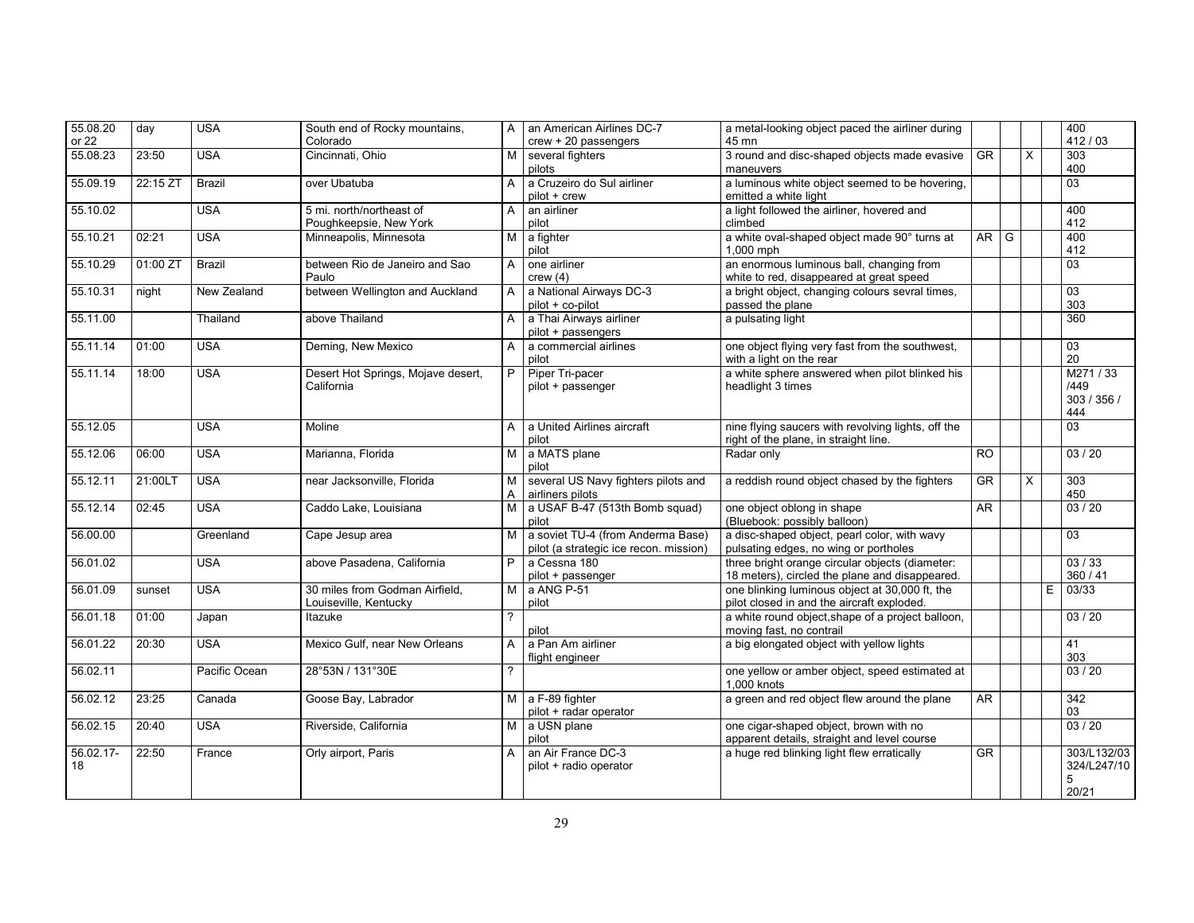| | | | | | | | | | | | |
|---|---|---|---|---|---|---|---|---|---|---|---|
| 55.08.20 or 22 | day | USA | South end of Rocky mountains, Colorado | A | an American Airlines DC-7 crew + 20 passengers | a metal-looking object paced the airliner during 45 mn | | | | | 400 412 / 03 |
| 55.08.23 | 23:50 | USA | Cincinnati, Ohio | M | several fighters pilots | 3 round and disc-shaped objects made evasive maneuvers | GR | | X | | 303 400 |
| 55.09.19 | 22:15 ZT | Brazil | over Ubatuba | A | a Cruzeiro do Sul airliner pilot + crew | a luminous white object seemed to be hovering, emitted a white light | | | | | 03 |
| 55.10.02 | | USA | 5 mi. north/northeast of Poughkeepsie, New York | A | an airliner pilot | a light followed the airliner, hovered and climbed | | | | | 400 412 |
| 55.10.21 | 02:21 | USA | Minneapolis, Minnesota | M | a fighter pilot | a white oval-shaped object made 90° turns at 1,000 mph | AR | G | | | 400 412 |
| 55.10.29 | 01:00 ZT | Brazil | between Rio de Janeiro and Sao Paulo | A | one airliner crew (4) | an enormous luminous ball, changing from white to red, disappeared at great speed | | | | | 03 |
| 55.10.31 | night | New Zealand | between Wellington and Auckland | A | a National Airways DC-3 pilot + co-pilot | a bright object, changing colours sevral times, passed the plane | | | | | 03 303 |
| 55.11.00 | | Thailand | above Thailand | A | a Thai Airways airliner pilot + passengers | a pulsating light | | | | | 360 |
| 55.11.14 | 01:00 | USA | Deming, New Mexico | A | a commercial airlines pilot | one object flying very fast from the southwest, with a light on the rear | | | | | 03 20 |
| 55.11.14 | 18:00 | USA | Desert Hot Springs, Mojave desert, California | P | Piper Tri-pacer pilot + passenger | a white sphere answered when pilot blinked his headlight 3 times | | | | | M271 / 33 /449 303 / 356 / 444 |
| 55.12.05 | | USA | Moline | A | a United Airlines aircraft pilot | nine flying saucers with revolving lights, off the right of the plane, in straight line. | | | | | 03 |
| 55.12.06 | 06:00 | USA | Marianna, Florida | M | a MATS plane pilot | Radar only | RO | | | | 03 / 20 |
| 55.12.11 | 21:00LT | USA | near Jacksonville, Florida | M A | several US Navy fighters pilots and airliners pilots | a reddish round object chased by the fighters | GR | | X | | 303 450 |
| 55.12.14 | 02:45 | USA | Caddo Lake, Louisiana | M | a USAF B-47 (513th Bomb squad) pilot | one object oblong in shape (Bluebook: possibly balloon) | AR | | | | 03 / 20 |
| 56.00.00 | | Greenland | Cape Jesup area | M | a soviet TU-4 (from Anderma Base) pilot (a strategic ice recon. mission) | a disc-shaped object, pearl color, with wavy pulsating edges, no wing or portholes | | | | | 03 |
| 56.01.02 | | USA | above Pasadena, California | P | a Cessna 180 pilot + passenger | three bright orange circular objects (diameter: 18 meters), circled the plane and disappeared. | | | | | 03 / 33 360 / 41 |
| 56.01.09 | sunset | USA | 30 miles from Godman Airfield, Louiseville, Kentucky | M | a ANG P-51 pilot | one blinking luminous object at 30,000 ft, the pilot closed in and the aircraft exploded. | | | | E | 03/33 |
| 56.01.18 | 01:00 | Japan | Itazuke | ? | pilot | a white round object,shape of a project balloon, moving fast, no contrail | | | | | 03 / 20 |
| 56.01.22 | 20:30 | USA | Mexico Gulf, near New Orleans | A | a Pan Am airliner flight engineer | a big elongated object with yellow lights | | | | | 41 303 |
| 56.02.11 | | Pacific Ocean | 28°53N / 131°30E | ? | | one yellow or amber object, speed estimated at 1,000 knots | | | | | 03 / 20 |
| 56.02.12 | 23:25 | Canada | Goose Bay, Labrador | M | a F-89 fighter pilot + radar operator | a green and red object flew around the plane | AR | | | | 342 03 |
| 56.02.15 | 20:40 | USA | Riverside, California | M | a USN plane pilot | one cigar-shaped object, brown with no apparent details, straight and level course | | | | | 03 / 20 |
| 56.02.17-18 | 22:50 | France | Orly airport, Paris | A | an Air France DC-3 pilot + radio operator | a huge red blinking light flew erratically | GR | | | | 303/L132/03 324/L247/105 20/21 |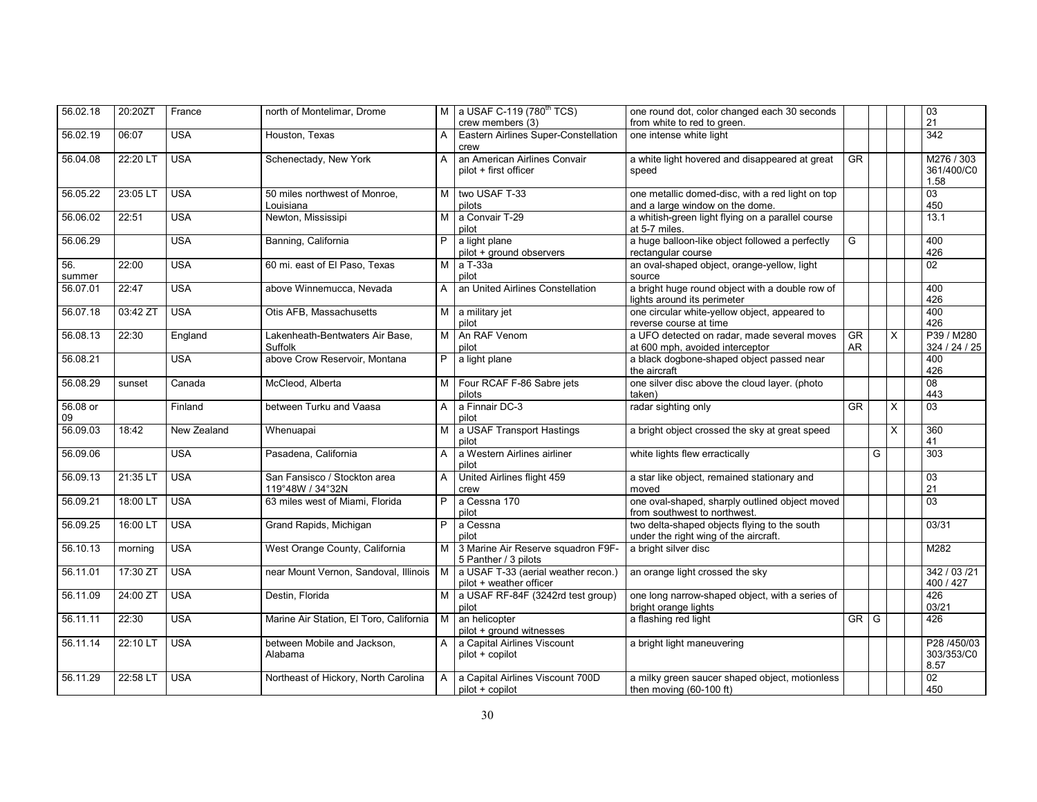| | | | | | | | | | | | |
|---|---|---|---|---|---|---|---|---|---|---|---|
| 56.02.18 | 20:20ZT | France | north of Montelimar, Drome | M | a USAF C-119 (780th TCS) crew members (3) | one round dot, color changed each 30 seconds from white to red to green. | | | | | 03 21 |
| 56.02.19 | 06:07 | USA | Houston, Texas | A | Eastern Airlines Super-Constellation crew | one intense white light | | | | | 342 |
| 56.04.08 | 22:20 LT | USA | Schenectady, New York | A | an American Airlines Convair pilot + first officer | a white light hovered and disappeared at great speed | GR | | | | M276 / 303 361/400/C0 1.58 |
| 56.05.22 | 23:05 LT | USA | 50 miles northwest of Monroe, Louisiana | M | two USAF T-33 pilots | one metallic domed-disc, with a red light on top and a large window on the dome. | | | | | 03 450 |
| 56.06.02 | 22:51 | USA | Newton, Mississipi | M | a Convair T-29 pilot | a whitish-green light flying on a parallel course at 5-7 miles. | | | | | 13.1 |
| 56.06.29 | | USA | Banning, California | P | a light plane pilot + ground observers | a huge balloon-like object followed a perfectly rectangular course | G | | | | 400 426 |
| 56. summer | 22:00 | USA | 60 mi. east of El Paso, Texas | M | a T-33a pilot | an oval-shaped object, orange-yellow, light source | | | | | 02 |
| 56.07.01 | 22:47 | USA | above Winnemucca, Nevada | A | an United Airlines Constellation | a bright huge round object with a double row of lights around its perimeter | | | | | 400 426 |
| 56.07.18 | 03:42 ZT | USA | Otis AFB, Massachusetts | M | a military jet pilot | one circular white-yellow object, appeared to reverse course at time | | | | | 400 426 |
| 56.08.13 | 22:30 | England | Lakenheath-Bentwaters Air Base, Suffolk | M | An RAF Venom pilot | a UFO detected on radar, made several moves at 600 mph, avoided interceptor | GR AR | | X | | P39 / M280 324 / 24 / 25 |
| 56.08.21 | | USA | above Crow Reservoir, Montana | P | a light plane | a black dogbone-shaped object passed near the aircraft | | | | | 400 426 |
| 56.08.29 | sunset | Canada | McCleod, Alberta | M | Four RCAF F-86 Sabre jets pilots | one silver disc above the cloud layer. (photo taken) | | | | | 08 443 |
| 56.08 or 09 | | Finland | between Turku and Vaasa | A | a Finnair DC-3 pilot | radar sighting only | GR | | X | | 03 |
| 56.09.03 | 18:42 | New Zealand | Whenuapai | M | a USAF Transport Hastings pilot | a bright object crossed the sky at great speed | | | X | | 360 41 |
| 56.09.06 | | USA | Pasadena, California | A | a Western Airlines airliner pilot | white lights flew erractically | | G | | | 303 |
| 56.09.13 | 21:35 LT | USA | San Fansisco / Stockton area 119°48W / 34°32N | A | United Airlines flight 459 crew | a star like object, remained stationary and moved | | | | | 03 21 |
| 56.09.21 | 18:00 LT | USA | 63 miles west of Miami, Florida | P | a Cessna 170 pilot | one oval-shaped, sharply outlined object moved from southwest to northwest. | | | | | 03 |
| 56.09.25 | 16:00 LT | USA | Grand Rapids, Michigan | P | a Cessna pilot | two delta-shaped objects flying to the south under the right wing of the aircraft. | | | | | 03/31 |
| 56.10.13 | morning | USA | West Orange County, California | M | 3 Marine Air Reserve squadron F9F-5 Panther / 3 pilots | a bright silver disc | | | | | M282 |
| 56.11.01 | 17:30 ZT | USA | near Mount Vernon, Sandoval, Illinois | M | a USAF T-33 (aerial weather recon.) pilot + weather officer | an orange light crossed the sky | | | | | 342 / 03 /21 400 / 427 |
| 56.11.09 | 24:00 ZT | USA | Destin, Florida | M | a USAF RF-84F (3242rd test group) pilot | one long narrow-shaped object, with a series of bright orange lights | | | | | 426 03/21 |
| 56.11.11 | 22:30 | USA | Marine Air Station, El Toro, California | M | an helicopter pilot + ground witnesses | a flashing red light | GR | G | | | 426 |
| 56.11.14 | 22:10 LT | USA | between Mobile and Jackson, Alabama | A | a Capital Airlines Viscount pilot + copilot | a bright light maneuvering | | | | | P28 /450/03 303/353/C0 8.57 |
| 56.11.29 | 22:58 LT | USA | Northeast of Hickory, North Carolina | A | a Capital Airlines Viscount 700D pilot + copilot | a milky green saucer shaped object, motionless then moving (60-100 ft) | | | | | 02 450 |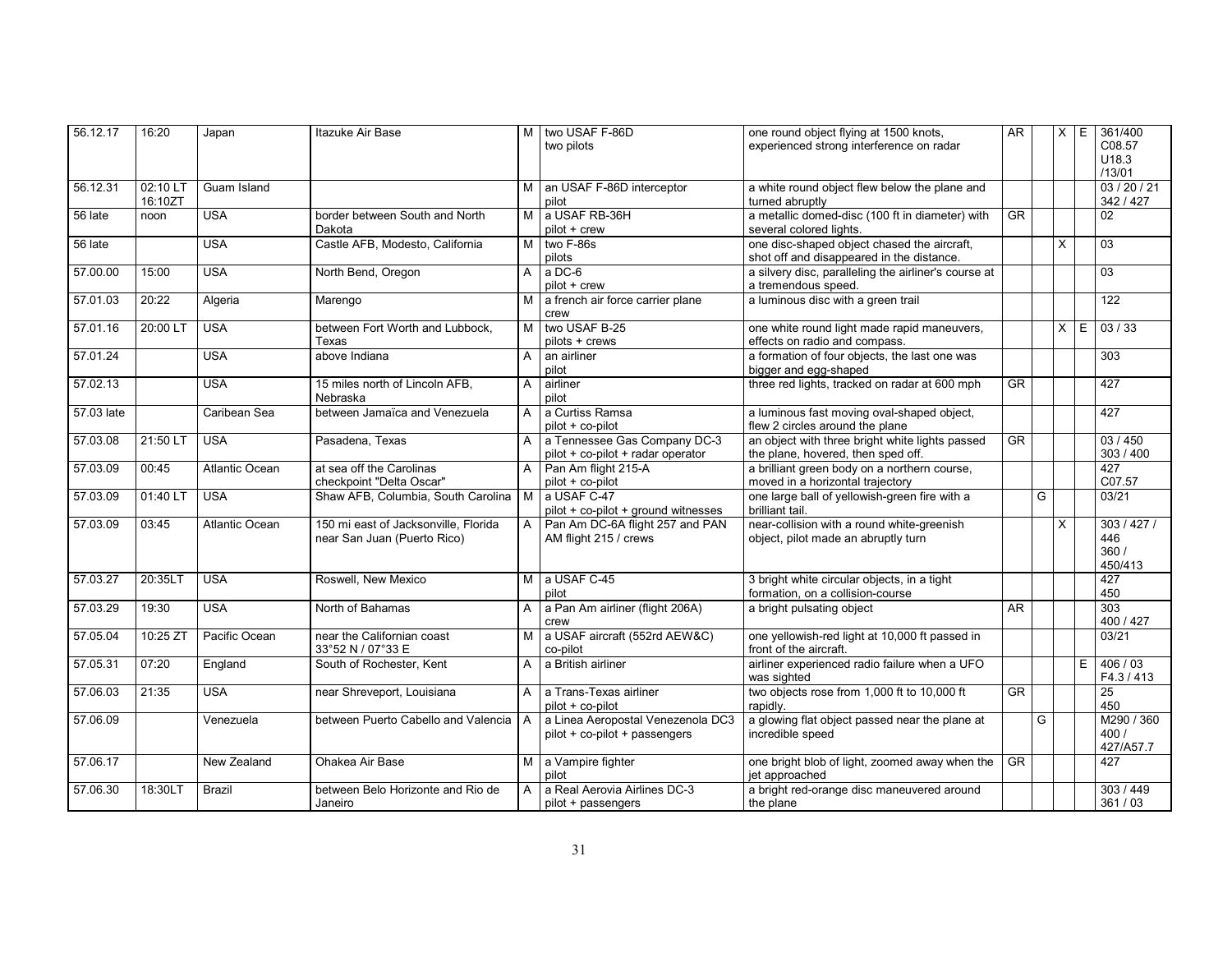| | | | | | | | | | | | |
|---|---|---|---|---|---|---|---|---|---|---|---|
| 56.12.17 | 16:20 | Japan | Itazuke Air Base | M | two USAF F-86D two pilots | one round object flying at 1500 knots, experienced strong interference on radar | AR | | X | E | 361/400 C08.57 U18.3 /13/01 |
| 56.12.31 | 02:10 LT 16:10ZT | Guam Island | | M | an USAF F-86D interceptor pilot | a white round object flew below the plane and turned abruptly | | | | | 03 / 20 / 21 342 / 427 |
| 56 late | noon | USA | border between South and North Dakota | M | a USAF RB-36H pilot + crew | a metallic domed-disc (100 ft in diameter) with several colored lights. | GR | | | | 02 |
| 56 late | | USA | Castle AFB, Modesto, California | M | two F-86s pilots | one disc-shaped object chased the aircraft, shot off and disappeared in the distance. | | | X | | 03 |
| 57.00.00 | 15:00 | USA | North Bend, Oregon | A | a DC-6 pilot + crew | a silvery disc, paralleling the airliner's course at a tremendous speed. | | | | | 03 |
| 57.01.03 | 20:22 | Algeria | Marengo | M | a french air force carrier plane crew | a luminous disc with a green trail | | | | | 122 |
| 57.01.16 | 20:00 LT | USA | between Fort Worth and Lubbock, Texas | M | two USAF B-25 pilots + crews | one white round light made rapid maneuvers, effects on radio and compass. | | | X | E | 03 / 33 |
| 57.01.24 | | USA | above Indiana | A | an airliner pilot | a formation of four objects, the last one was bigger and egg-shaped | | | | | 303 |
| 57.02.13 | | USA | 15 miles north of Lincoln AFB, Nebraska | A | airliner pilot | three red lights, tracked on radar at 600 mph | GR | | | | 427 |
| 57.03 late | | Caribean Sea | between Jamaïca and Venezuela | A | a Curtiss Ramsa pilot + co-pilot | a luminous fast moving oval-shaped object, flew 2 circles around the plane | | | | | 427 |
| 57.03.08 | 21:50 LT | USA | Pasadena, Texas | A | a Tennessee Gas Company DC-3 pilot + co-pilot + radar operator | an object with three bright white lights passed the plane, hovered, then sped off. | GR | | | | 03 / 450 303 / 400 |
| 57.03.09 | 00:45 | Atlantic Ocean | at sea off the Carolinas checkpoint "Delta Oscar" | A | Pan Am flight 215-A pilot + co-pilot | a brilliant green body on a northern course, moved in a horizontal trajectory | | | | | 427 C07.57 |
| 57.03.09 | 01:40 LT | USA | Shaw AFB, Columbia, South Carolina | M | a USAF C-47 pilot + co-pilot + ground witnesses | one large ball of yellowish-green fire with a brilliant tail. | | G | | | 03/21 |
| 57.03.09 | 03:45 | Atlantic Ocean | 150 mi east of Jacksonville, Florida near San Juan (Puerto Rico) | A | Pan Am DC-6A flight 257 and PAN AM flight 215 / crews | near-collision with a round white-greenish object, pilot made an abruptly turn | | | X | | 303 / 427 / 446 360 / 450/413 |
| 57.03.27 | 20:35LT | USA | Roswell, New Mexico | M | a USAF C-45 pilot | 3 bright white circular objects, in a tight formation, on a collision-course | | | | | 427 450 |
| 57.03.29 | 19:30 | USA | North of Bahamas | A | a Pan Am airliner (flight 206A) crew | a bright pulsating object | AR | | | | 303 400 / 427 |
| 57.05.04 | 10:25 ZT | Pacific Ocean | near the Californian coast 33°52 N / 07°33 E | M | a USAF aircraft (552rd AEW&C) co-pilot | one yellowish-red light at 10,000 ft passed in front of the aircraft. | | | | | 03/21 |
| 57.05.31 | 07:20 | England | South of Rochester, Kent | A | a British airliner | airliner experienced radio failure when a UFO was sighted | | | | E | 406 / 03 F4.3 / 413 |
| 57.06.03 | 21:35 | USA | near Shreveport, Louisiana | A | a Trans-Texas airliner pilot + co-pilot | two objects rose from 1,000 ft to 10,000 ft rapidly. | GR | | | | 25 450 |
| 57.06.09 | | Venezuela | between Puerto Cabello and Valencia | A | a Linea Aeropostal Venezenola DC3 pilot + co-pilot + passengers | a glowing flat object passed near the plane at incredible speed | | G | | | M290 / 360 400 / 427/A57.7 |
| 57.06.17 | | New Zealand | Ohakea Air Base | M | a Vampire fighter pilot | one bright blob of light, zoomed away when the jet approached | GR | | | | 427 |
| 57.06.30 | 18:30LT | Brazil | between Belo Horizonte and Rio de Janeiro | A | a Real Aerovia Airlines DC-3 pilot + passengers | a bright red-orange disc maneuvered around the plane | | | | | 303 / 449 361 / 03 |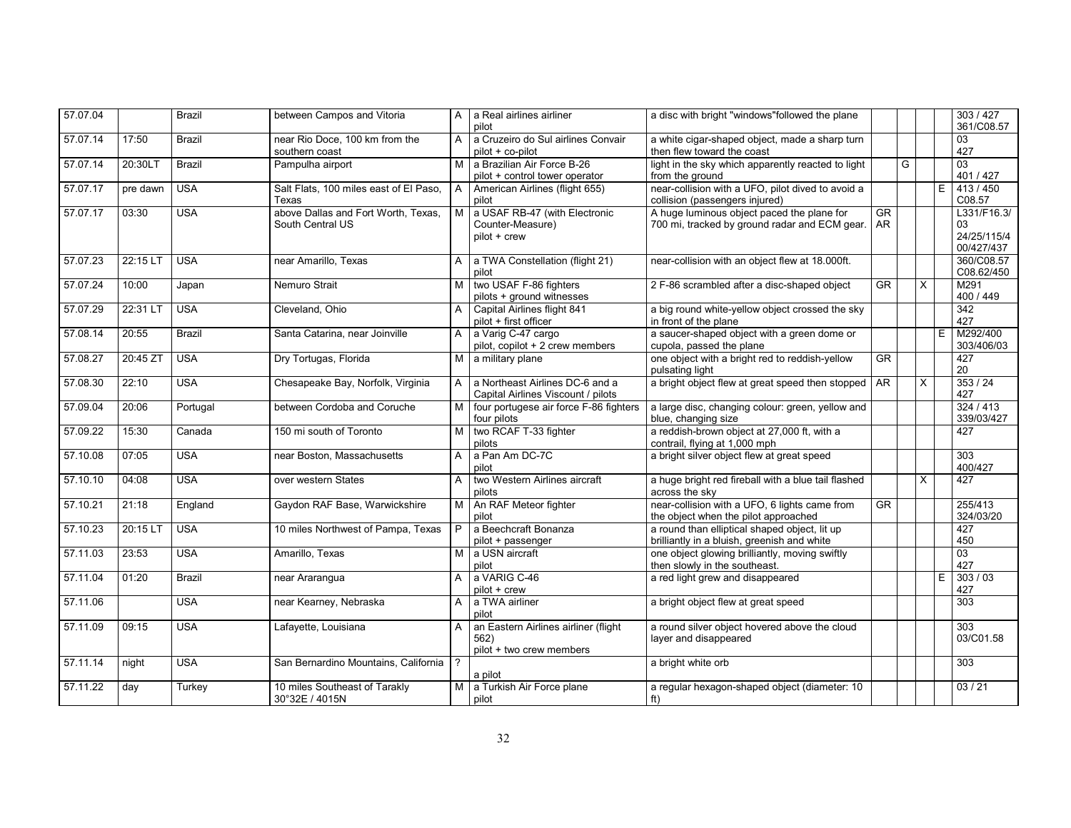| 57.07.04 | | Brazil | between Campos and Vitoria | A | a Real airlines airliner pilot | a disc with bright "windows"followed the plane | | | | | 303 / 427 361/C08.57 |
|---|---|---|---|---|---|---|---|---|---|---|---|
| 57.07.14 | 17:50 | Brazil | near Rio Doce, 100 km from the southern coast | A | a Cruzeiro do Sul airlines Convair pilot + co-pilot | a white cigar-shaped object, made a sharp turn then flew toward the coast | | | | | 03 427 |
| 57.07.14 | 20:30LT | Brazil | Pampulha airport | M | a Brazilian Air Force B-26 pilot + control tower operator | light in the sky which apparently reacted to light from the ground | | G | | | 03 401 / 427 |
| 57.07.17 | pre dawn | USA | Salt Flats, 100 miles east of El Paso, Texas | A | American Airlines (flight 655) pilot | near-collision with a UFO, pilot dived to avoid a collision (passengers injured) | | | | E | 413 / 450 C08.57 |
| 57.07.17 | 03:30 | USA | above Dallas and Fort Worth, Texas, South Central US | M | a USAF RB-47 (with Electronic Counter-Measure) pilot + crew | A huge luminous object paced the plane for 700 mi, tracked by ground radar and ECM gear. | GR AR | | | | L331/F16.3/ 03 24/25/115/4 00/427/437 |
| 57.07.23 | 22:15 LT | USA | near Amarillo, Texas | A | a TWA Constellation (flight 21) pilot | near-collision with an object flew at 18.000ft. | | | | | 360/C08.57 C08.62/450 |
| 57.07.24 | 10:00 | Japan | Nemuro Strait | M | two USAF F-86 fighters pilots + ground witnesses | 2 F-86 scrambled after a disc-shaped object | GR | | X | | M291 400 / 449 |
| 57.07.29 | 22:31 LT | USA | Cleveland, Ohio | A | Capital Airlines flight 841 pilot + first officer | a big round white-yellow object crossed the sky in front of the plane | | | | | 342 427 |
| 57.08.14 | 20:55 | Brazil | Santa Catarina, near Joinville | A | a Varig C-47 cargo pilot, copilot + 2 crew members | a saucer-shaped object with a green dome or cupola, passed the plane | | | | E | M292/400 303/406/03 |
| 57.08.27 | 20:45 ZT | USA | Dry Tortugas, Florida | M | a military plane | one object with a bright red to reddish-yellow pulsating light | GR | | | | 427 20 |
| 57.08.30 | 22:10 | USA | Chesapeake Bay, Norfolk, Virginia | A | a Northeast Airlines DC-6 and a Capital Airlines Viscount / pilots | a bright object flew at great speed then stopped | AR | | X | | 353 / 24 427 |
| 57.09.04 | 20:06 | Portugal | between Cordoba and Coruche | M | four portugese air force F-86 fighters four pilots | a large disc, changing colour: green, yellow and blue, changing size | | | | | 324 / 413 339/03/427 |
| 57.09.22 | 15:30 | Canada | 150 mi south of Toronto | M | two RCAF T-33 fighter pilots | a reddish-brown object at 27,000 ft, with a contrail, flying at 1,000 mph | | | | | 427 |
| 57.10.08 | 07:05 | USA | near Boston, Massachusetts | A | a Pan Am DC-7C pilot | a bright silver object flew at great speed | | | | | 303 400/427 |
| 57.10.10 | 04:08 | USA | over western States | A | two Western Airlines aircraft pilots | a huge bright red fireball with a blue tail flashed across the sky | | | X | | 427 |
| 57.10.21 | 21:18 | England | Gaydon RAF Base, Warwickshire | M | An RAF Meteor fighter pilot | near-collision with a UFO, 6 lights came from the object when the pilot approached | GR | | | | 255/413 324/03/20 |
| 57.10.23 | 20:15 LT | USA | 10 miles Northwest of Pampa, Texas | P | a Beechcraft Bonanza pilot + passenger | a round than elliptical shaped object, lit up brilliantly in a bluish, greenish and white | | | | | 427 450 |
| 57.11.03 | 23:53 | USA | Amarillo, Texas | M | a USN aircraft pilot | one object glowing brilliantly, moving swiftly then slowly in the southeast. | | | | | 03 427 |
| 57.11.04 | 01:20 | Brazil | near Ararangua | A | a VARIG C-46 pilot + crew | a red light grew and disappeared | | | | E | 303 / 03 427 |
| 57.11.06 | | USA | near Kearney, Nebraska | A | a TWA airliner pilot | a bright object flew at great speed | | | | | 303 |
| 57.11.09 | 09:15 | USA | Lafayette, Louisiana | A | an Eastern Airlines airliner (flight 562) pilot + two crew members | a round silver object hovered above the cloud layer and disappeared | | | | | 303 03/C01.58 |
| 57.11.14 | night | USA | San Bernardino Mountains, California | ? | a pilot | a bright white orb | | | | | 303 |
| 57.11.22 | day | Turkey | 10 miles Southeast of Tarakly 30°32E / 4015N | M | a Turkish Air Force plane pilot | a regular hexagon-shaped object (diameter: 10 ft) | | | | | 03 / 21 |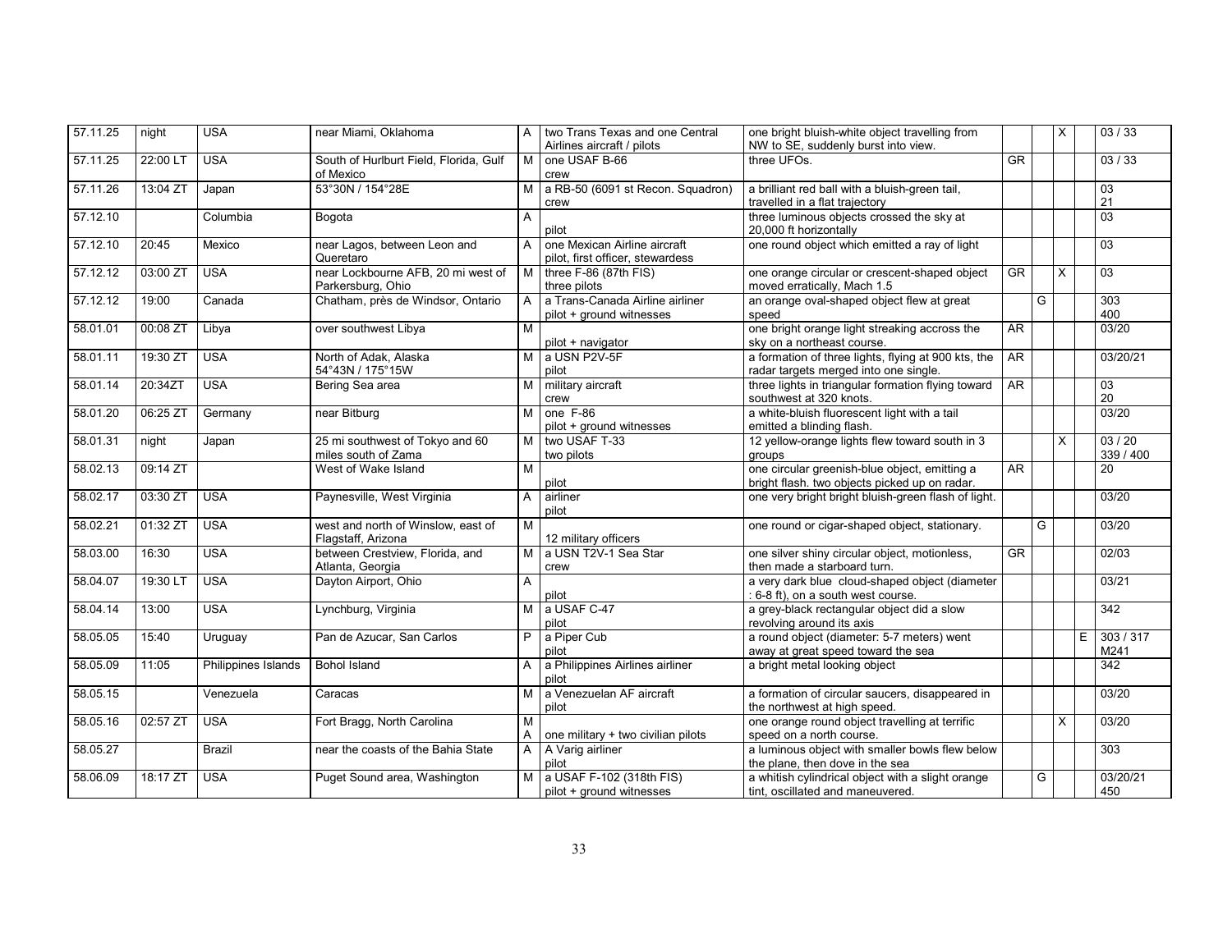| 57.11.25 | night | USA | near Miami, Oklahoma | A | two Trans Texas and one Central Airlines aircraft / pilots | one bright bluish-white object travelling from NW to SE, suddenly burst into view. | | | X | | 03 / 33 |
|---|---|---|---|---|---|---|---|---|---|---|---|
| 57.11.25 | 22:00 LT | USA | South of Hurlburt Field, Florida, Gulf of Mexico | M | one USAF B-66 crew | three UFOs. | GR | | | | 03 / 33 |
| 57.11.26 | 13:04 ZT | Japan | 53°30N / 154°28E | M | a RB-50 (6091 st Recon. Squadron) crew | a brilliant red ball with a bluish-green tail, travelled in a flat trajectory | | | | | 03 21 |
| 57.12.10 | | Columbia | Bogota | A | pilot | three luminous objects crossed the sky at 20,000 ft horizontally | | | | | 03 |
| 57.12.10 | 20:45 | Mexico | near Lagos, between Leon and Queretaro | A | one Mexican Airline aircraft pilot, first officer, stewardess | one round object which emitted a ray of light | | | | | 03 |
| 57.12.12 | 03:00 ZT | USA | near Lockbourne AFB, 20 mi west of Parkersburg, Ohio | M | three F-86 (87th FIS) three pilots | one orange circular or crescent-shaped object moved erratically, Mach 1.5 | GR | | X | | 03 |
| 57.12.12 | 19:00 | Canada | Chatham, près de Windsor, Ontario | A | a Trans-Canada Airline airliner pilot + ground witnesses | an orange oval-shaped object flew at great speed | | G | | | 303 400 |
| 58.01.01 | 00:08 ZT | Libya | over southwest Libya | M | pilot + navigator | one bright orange light streaking accross the sky on a northeast course. | AR | | | | 03/20 |
| 58.01.11 | 19:30 ZT | USA | North of Adak, Alaska 54°43N / 175°15W | M | a USN P2V-5F pilot | a formation of three lights, flying at 900 kts, the radar targets merged into one single. | AR | | | | 03/20/21 |
| 58.01.14 | 20:34ZT | USA | Bering Sea area | M | military aircraft crew | three lights in triangular formation flying toward southwest at 320 knots. | AR | | | | 03 20 |
| 58.01.20 | 06:25 ZT | Germany | near Bitburg | M | one F-86 pilot + ground witnesses | a white-bluish fluorescent light with a tail emitted a blinding flash. | | | | | 03/20 |
| 58.01.31 | night | Japan | 25 mi southwest of Tokyo and 60 miles south of Zama | M | two USAF T-33 two pilots | 12 yellow-orange lights flew toward south in 3 groups | | | X | | 03 / 20 339 / 400 |
| 58.02.13 | 09:14 ZT | | West of Wake Island | M | pilot | one circular greenish-blue object, emitting a bright flash. two objects picked up on radar. | AR | | | | 20 |
| 58.02.17 | 03:30 ZT | USA | Paynesville, West Virginia | A | airliner pilot | one very bright bright bluish-green flash of light. | | | | | 03/20 |
| 58.02.21 | 01:32 ZT | USA | west and north of Winslow, east of Flagstaff, Arizona | M | 12 military officers | one round or cigar-shaped object, stationary. | | G | | | 03/20 |
| 58.03.00 | 16:30 | USA | between Crestview, Florida, and Atlanta, Georgia | M | a USN T2V-1 Sea Star crew | one silver shiny circular object, motionless, then made a starboard turn. | GR | | | | 02/03 |
| 58.04.07 | 19:30 LT | USA | Dayton Airport, Ohio | A | pilot | a very dark blue cloud-shaped object (diameter : 6-8 ft), on a south west course. | | | | | 03/21 |
| 58.04.14 | 13:00 | USA | Lynchburg, Virginia | M | a USAF C-47 pilot | a grey-black rectangular object did a slow revolving around its axis | | | | | 342 |
| 58.05.05 | 15:40 | Uruguay | Pan de Azucar, San Carlos | P | a Piper Cub pilot | a round object (diameter: 5-7 meters) went away at great speed toward the sea | | | | E | 303 / 317 M241 |
| 58.05.09 | 11:05 | Philippines Islands | Bohol Island | A | a Philippines Airlines airliner pilot | a bright metal looking object | | | | | 342 |
| 58.05.15 | | Venezuela | Caracas | M | a Venezuelan AF aircraft pilot | a formation of circular saucers, disappeared in the northwest at high speed. | | | | | 03/20 |
| 58.05.16 | 02:57 ZT | USA | Fort Bragg, North Carolina | M A | one military + two civilian pilots | one orange round object travelling at terrific speed on a north course. | | | X | | 03/20 |
| 58.05.27 | | Brazil | near the coasts of the Bahia State | A | A Varig airliner pilot | a luminous object with smaller bowls flew below the plane, then dove in the sea | | | | | 303 |
| 58.06.09 | 18:17 ZT | USA | Puget Sound area, Washington | M | a USAF F-102 (318th FIS) pilot + ground witnesses | a whitish cylindrical object with a slight orange tint, oscillated and maneuvered. | | G | | | 03/20/21 450 |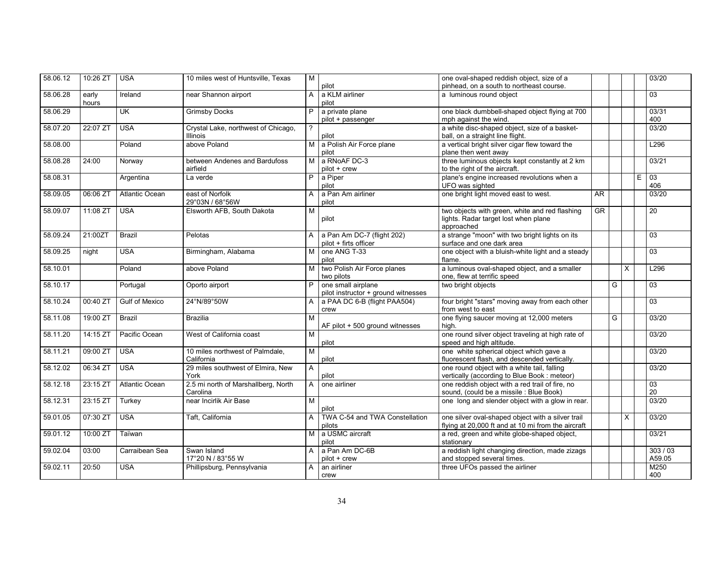| | | | | | | | | | | | |
|---|---|---|---|---|---|---|---|---|---|---|---|
| 58.06.12 | 10:26 ZT | USA | 10 miles west of Huntsville, Texas | M | pilot | one oval-shaped reddish object, size of a pinhead, on a south to northeast course. | | | | | 03/20 |
| 58.06.28 | early hours | Ireland | near Shannon airport | A | a KLM airliner pilot | a luminous round object | | | | | 03 |
| 58.06.29 | | UK | Grimsby Docks | P | a private plane pilot + passenger | one black dumbbell-shaped object flying at 700 mph against the wind. | | | | | 03/31 400 |
| 58.07.20 | 22:07 ZT | USA | Crystal Lake, northwest of Chicago, Illinois | ? | pilot | a white disc-shaped object, size of a basket-ball, on a straight line flight. | | | | | 03/20 |
| 58.08.00 | | Poland | above Poland | M | a Polish Air Force plane pilot | a vertical bright silver cigar flew toward the plane then went away | | | | | L296 |
| 58.08.28 | 24:00 | Norway | between Andenes and Bardufoss airfield | M | a RNoAF DC-3 pilot + crew | three luminous objects kept constantly at 2 km to the right of the aircraft. | | | | | 03/21 |
| 58.08.31 | | Argentina | La verde | P | a Piper pilot | plane's engine increased revolutions when a UFO was sighted | | | | E | 03 406 |
| 58.09.05 | 06:06 ZT | Atlantic Ocean | east of Norfolk 29°03N / 68°56W | A | a Pan Am airliner pilot | one bright light moved east to west. | AR | | | | 03/20 |
| 58.09.07 | 11:08 ZT | USA | Elsworth AFB, South Dakota | M | pilot | two objects with green, white and red flashing lights. Radar target lost when plane approached | GR | | | | 20 |
| 58.09.24 | 21:00ZT | Brazil | Pelotas | A | a Pan Am DC-7 (flight 202) pilot + firts officer | a strange "moon" with two bright lights on its surface and one dark area | | | | | 03 |
| 58.09.25 | night | USA | Birmingham, Alabama | M | one ANG T-33 pilot | one object with a bluish-white light and a steady flame. | | | | | 03 |
| 58.10.01 | | Poland | above Poland | M | two Polish Air Force planes two pilots | a luminous oval-shaped object, and a smaller one, flew at terrific speed | | | X | | L296 |
| 58.10.17 | | Portugal | Oporto airport | P | one small airplane pilot instructor + ground witnesses | two bright objects | | G | | | 03 |
| 58.10.24 | 00:40 ZT | Gulf of Mexico | 24°N/89°50W | A | a PAA DC 6-B (flight PAA504) crew | four bright "stars" moving away from each other from west to east | | | | | 03 |
| 58.11.08 | 19:00 ZT | Brazil | Brazilia | M | AF pilot + 500 ground witnesses | one flying saucer moving at 12,000 meters high. | | G | | | 03/20 |
| 58.11.20 | 14:15 ZT | Pacific Ocean | West of California coast | M | pilot | one round silver object traveling at high rate of speed and high altitude. | | | | | 03/20 |
| 58.11.21 | 09:00 ZT | USA | 10 miles northwest of Palmdale, California | M | pilot | one white spherical object which gave a fluorescent flash, and descended vertically. | | | | | 03/20 |
| 58.12.02 | 06:34 ZT | USA | 29 miles southwest of Elmira, New York | A | pilot | one round object with a white tail, falling vertically (according to Blue Book : meteor) | | | | | 03/20 |
| 58.12.18 | 23:15 ZT | Atlantic Ocean | 2.5 mi north of Marshallberg, North Carolina | A | one airliner | one reddish object with a red trail of fire, no sound, (could be a missile : Blue Book) | | | | | 03 20 |
| 58.12.31 | 23:15 ZT | Turkey | near Incirlik Air Base | M | pilot | one long and slender object with a glow in rear. | | | | | 03/20 |
| 59.01.05 | 07:30 ZT | USA | Taft, California | A | TWA C-54 and TWA Constellation pilots | one silver oval-shaped object with a silver trail flying at 20,000 ft and at 10 mi from the aircraft | | | X | | 03/20 |
| 59.01.12 | 10:00 ZT | Taïwan | | M | a USMC aircraft pilot | a red, green and white globe-shaped object, stationary | | | | | 03/21 |
| 59.02.04 | 03:00 | Carraibean Sea | Swan Island 17°20 N / 83°55 W | A | a Pan Am DC-6B pilot + crew | a reddish light changing direction, made zizags and stopped several times. | | | | | 303 / 03 A59.05 |
| 59.02.11 | 20:50 | USA | Phillipsburg, Pennsylvania | A | an airliner crew | three UFOs passed the airliner | | | | | M250 400 |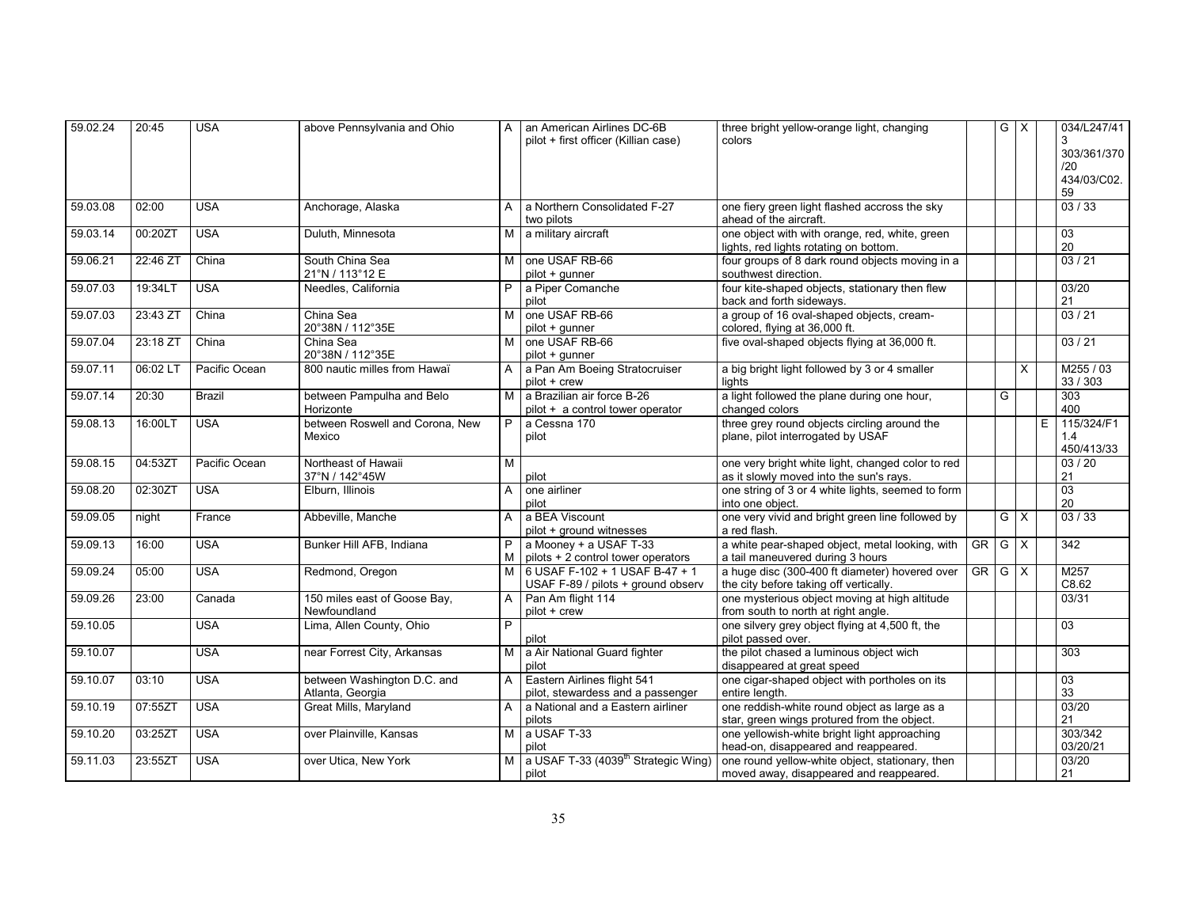| | | | | | | | | | | | |
|---|---|---|---|---|---|---|---|---|---|---|---|
| 59.02.24 | 20:45 | USA | above Pennsylvania and Ohio | A | an American Airlines DC-6B pilot + first officer (Killian case) | three bright yellow-orange light, changing colors | | G | X | | 034/L247/413 303/361/370/20 434/03/C02.59 |
| 59.03.08 | 02:00 | USA | Anchorage, Alaska | A | a Northern Consolidated F-27 two pilots | one fiery green light flashed accross the sky ahead of the aircraft. | | | | | 03 / 33 |
| 59.03.14 | 00:20ZT | USA | Duluth, Minnesota | M | a military aircraft | one object with with orange, red, white, green lights, red lights rotating on bottom. | | | | | 03 20 |
| 59.06.21 | 22:46 ZT | China | South China Sea 21°N / 113°12 E | M | one USAF RB-66 pilot + gunner | four groups of 8 dark round objects moving in a southwest direction. | | | | | 03 / 21 |
| 59.07.03 | 19:34LT | USA | Needles, California | P | a Piper Comanche pilot | four kite-shaped objects, stationary then flew back and forth sideways. | | | | | 03/20 21 |
| 59.07.03 | 23:43 ZT | China | China Sea 20°38N / 112°35E | M | one USAF RB-66 pilot + gunner | a group of 16 oval-shaped objects, cream-colored, flying at 36,000 ft. | | | | | 03 / 21 |
| 59.07.04 | 23:18 ZT | China | China Sea 20°38N / 112°35E | M | one USAF RB-66 pilot + gunner | five oval-shaped objects flying at 36,000 ft. | | | | | 03 / 21 |
| 59.07.11 | 06:02 LT | Pacific Ocean | 800 nautic milles from Hawaï | A | a Pan Am Boeing Stratocruiser pilot + crew | a big bright light followed by 3 or 4 smaller lights | | | X | | M255 / 03 33 / 303 |
| 59.07.14 | 20:30 | Brazil | between Pampulha and Belo Horizonte | M | a Brazilian air force B-26 pilot + a control tower operator | a light followed the plane during one hour, changed colors | | G | | | 303 400 |
| 59.08.13 | 16:00LT | USA | between Roswell and Corona, New Mexico | P | a Cessna 170 pilot | three grey round objects circling around the plane, pilot interrogated by USAF | | | | E | 115/324/F1 1.4 450/413/33 |
| 59.08.15 | 04:53ZT | Pacific Ocean | Northeast of Hawaii 37°N / 142°45W | M | pilot | one very bright white light, changed color to red as it slowly moved into the sun's rays. | | | | | 03 / 20 21 |
| 59.08.20 | 02:30ZT | USA | Elburn, Illinois | A | one airliner pilot | one string of 3 or 4 white lights, seemed to form into one object. | | | | | 03 20 |
| 59.09.05 | night | France | Abbeville, Manche | A | a BEA Viscount pilot + ground witnesses | one very vivid and bright green line followed by a red flash. | | G | X | | 03 / 33 |
| 59.09.13 | 16:00 | USA | Bunker Hill AFB, Indiana | P M | a Mooney + a USAF T-33 pilots + 2 control tower operators | a white pear-shaped object, metal looking, with a tail maneuvered during 3 hours | GR | G | X | | 342 |
| 59.09.24 | 05:00 | USA | Redmond, Oregon | M | 6 USAF F-102 + 1 USAF B-47 + 1 USAF F-89 / pilots + ground observ | a huge disc (300-400 ft diameter) hovered over the city before taking off vertically. | GR | G | X | | M257 C8.62 |
| 59.09.26 | 23:00 | Canada | 150 miles east of Goose Bay, Newfoundland | A | Pan Am flight 114 pilot + crew | one mysterious object moving at high altitude from south to north at right angle. | | | | | 03/31 |
| 59.10.05 | | USA | Lima, Allen County, Ohio | P | pilot | one silvery grey object flying at 4,500 ft, the pilot passed over. | | | | | 03 |
| 59.10.07 | | USA | near Forrest City, Arkansas | M | a Air National Guard fighter pilot | the pilot chased a luminous object wich disappeared at great speed | | | | | 303 |
| 59.10.07 | 03:10 | USA | between Washington D.C. and Atlanta, Georgia | A | Eastern Airlines flight 541 pilot, stewardess and a passenger | one cigar-shaped object with portholes on its entire length. | | | | | 03 33 |
| 59.10.19 | 07:55ZT | USA | Great Mills, Maryland | A | a National and a Eastern airliner pilots | one reddish-white round object as large as a star, green wings protured from the object. | | | | | 03/20 21 |
| 59.10.20 | 03:25ZT | USA | over Plainville, Kansas | M | a USAF T-33 pilot | one yellowish-white bright light approaching head-on, disappeared and reappeared. | | | | | 303/342 03/20/21 |
| 59.11.03 | 23:55ZT | USA | over Utica, New York | M | a USAF T-33 (4039th Strategic Wing) pilot | one round yellow-white object, stationary, then moved away, disappeared and reappeared. | | | | | 03/20 21 |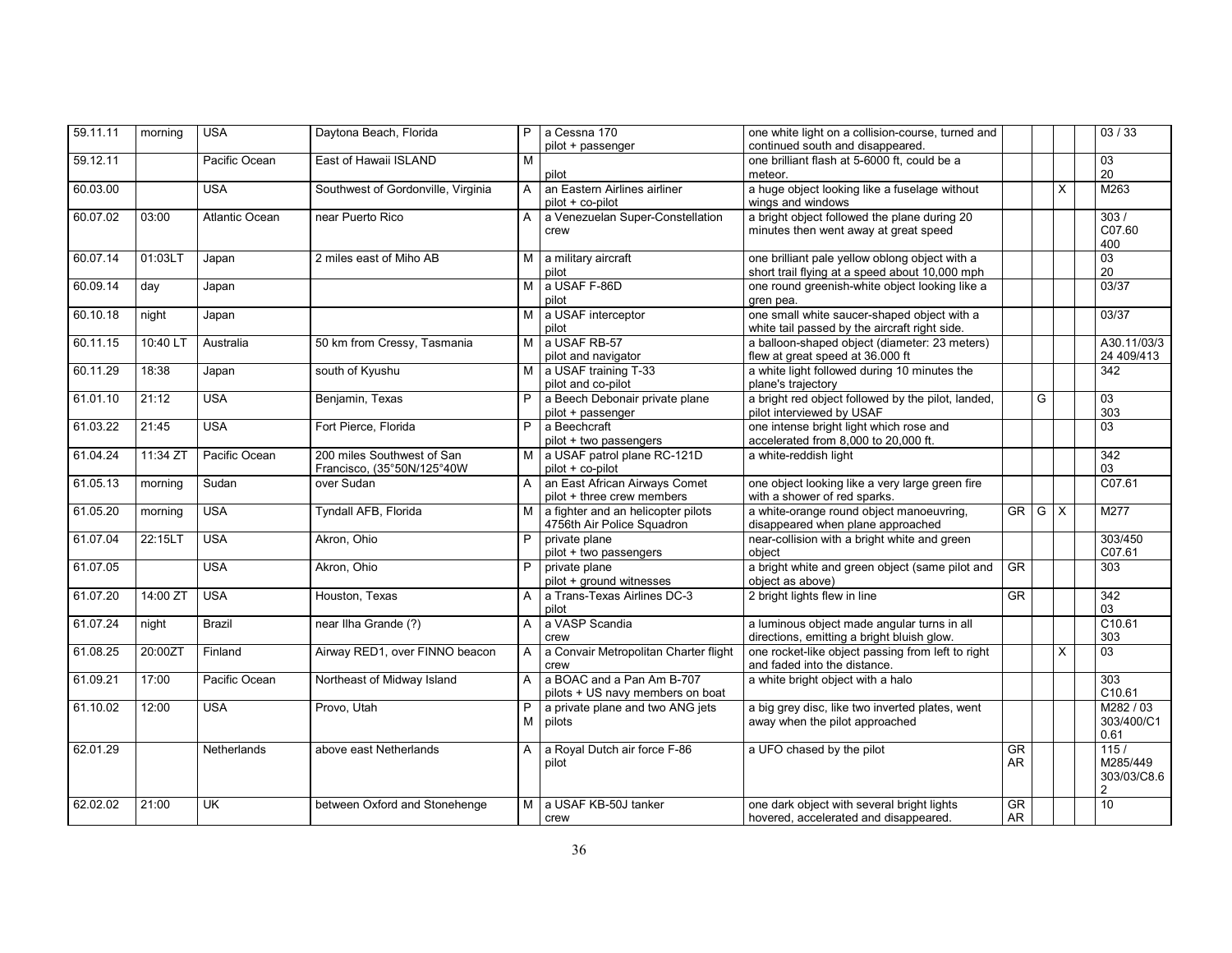| | | | | | | | | | | | |
|---|---|---|---|---|---|---|---|---|---|---|---|
| 59.11.11 | morning | USA | Daytona Beach, Florida | P | a Cessna 170<br>pilot + passenger | one white light on a collision-course, turned and continued south and disappeared. | | | | | 03 / 33 |
| 59.12.11 | | Pacific Ocean | East of Hawaii ISLAND | M | pilot | one brilliant flash at 5-6000 ft, could be a meteor. | | | | | 03<br>20 |
| 60.03.00 | | USA | Southwest of Gordonville, Virginia | A | an Eastern Airlines airliner<br>pilot + co-pilot | a huge object looking like a fuselage without wings and windows | | | X | | M263 |
| 60.07.02 | 03:00 | Atlantic Ocean | near Puerto Rico | A | a Venezuelan Super-Constellation<br>crew | a bright object followed the plane during 20 minutes then went away at great speed | | | | | 303 /<br>C07.60<br>400 |
| 60.07.14 | 01:03LT | Japan | 2 miles east of Miho AB | M | a military aircraft<br>pilot | one brilliant pale yellow oblong object with a short trail flying at a speed about 10,000 mph | | | | | 03<br>20 |
| 60.09.14 | day | Japan | | M | a USAF F-86D<br>pilot | one round greenish-white object looking like a gren pea. | | | | | 03/37 |
| 60.10.18 | night | Japan | | M | a USAF interceptor<br>pilot | one small white saucer-shaped object with a white tail passed by the aircraft right side. | | | | | 03/37 |
| 60.11.15 | 10:40 LT | Australia | 50 km from Cressy, Tasmania | M | a USAF RB-57<br>pilot and navigator | a balloon-shaped object (diameter: 23 meters) flew at great speed at 36.000 ft | | | | | A30.11/03/3<br>24 409/413 |
| 60.11.29 | 18:38 | Japan | south of Kyushu | M | a USAF training T-33<br>pilot and co-pilot | a white light followed during 10 minutes the plane's trajectory | | | | | 342 |
| 61.01.10 | 21:12 | USA | Benjamin, Texas | P | a Beech Debonair private plane<br>pilot + passenger | a bright red object followed by the pilot, landed, pilot interviewed by USAF | | G | | | 03<br>303 |
| 61.03.22 | 21:45 | USA | Fort Pierce, Florida | P | a Beechcraft<br>pilot + two passengers | one intense bright light which rose and accelerated from 8,000 to 20,000 ft. | | | | | 03 |
| 61.04.24 | 11:34 ZT | Pacific Ocean | 200 miles Southwest of San Francisco, (35°50N/125°40W | M | a USAF patrol plane RC-121D<br>pilot + co-pilot | a white-reddish light | | | | | 342<br>03 |
| 61.05.13 | morning | Sudan | over Sudan | A | an East African Airways Comet<br>pilot + three crew members | one object looking like a very large green fire with a shower of red sparks. | | | | | C07.61 |
| 61.05.20 | morning | USA | Tyndall AFB, Florida | M | a fighter and an helicopter pilots<br>4756th Air Police Squadron | a white-orange round object manoeuvring, disappeared when plane approached | GR | G | X | | M277 |
| 61.07.04 | 22:15LT | USA | Akron, Ohio | P | private plane<br>pilot + two passengers | near-collision with a bright white and green object | | | | | 303/450<br>C07.61 |
| 61.07.05 | | USA | Akron, Ohio | P | private plane<br>pilot + ground witnesses | a bright white and green object (same pilot and object as above) | GR | | | | 303 |
| 61.07.20 | 14:00 ZT | USA | Houston, Texas | A | a Trans-Texas Airlines DC-3<br>pilot | 2 bright lights flew in line | GR | | | | 342<br>03 |
| 61.07.24 | night | Brazil | near Ilha Grande (?) | A | a VASP Scandia<br>crew | a luminous object made angular turns in all directions, emitting a bright bluish glow. | | | | | C10.61<br>303 |
| 61.08.25 | 20:00ZT | Finland | Airway RED1, over FINNO beacon | A | a Convair Metropolitan Charter flight<br>crew | one rocket-like object passing from left to right and faded into the distance. | | | X | | 03 |
| 61.09.21 | 17:00 | Pacific Ocean | Northeast of Midway Island | A | a BOAC and a Pan Am B-707<br>pilots + US navy members on boat | a white bright object with a halo | | | | | 303<br>C10.61 |
| 61.10.02 | 12:00 | USA | Provo, Utah | P<br>M | a private plane and two ANG jets<br>pilots | a big grey disc, like two inverted plates, went away when the pilot approached | | | | | M282 / 03<br>303/400/C1<br>0.61 |
| 62.01.29 | | Netherlands | above east Netherlands | A | a Royal Dutch air force F-86<br>pilot | a UFO chased by the pilot | GR<br>AR | | | | 115 /<br>M285/449<br>303/03/C8.6<br>2 |
| 62.02.02 | 21:00 | UK | between Oxford and Stonehenge | M | a USAF KB-50J tanker<br>crew | one dark object with several bright lights hovered, accelerated and disappeared. | GR<br>AR | | | | 10 |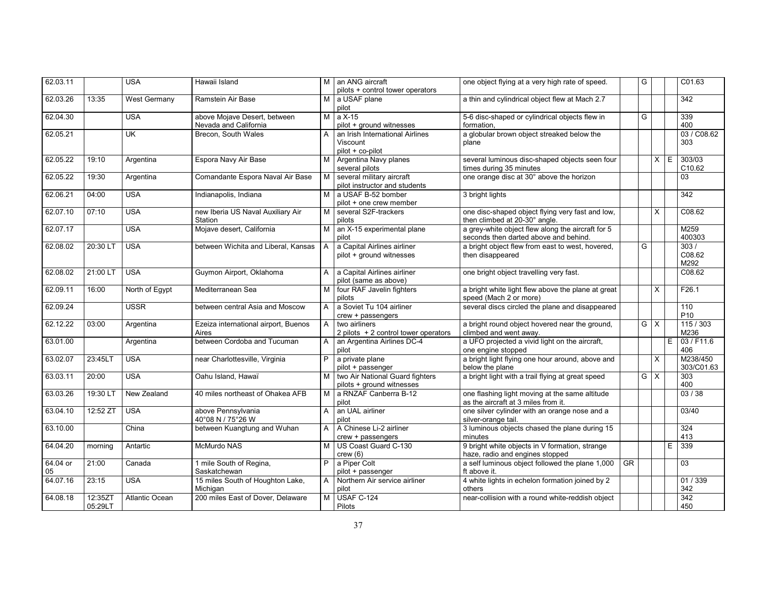| | | | | | | | | | | | |
|---|---|---|---|---|---|---|---|---|---|---|---|
| 62.03.11 | | USA | Hawaii Island | M | an ANG aircraft pilots + control tower operators | one object flying at a very high rate of speed. | | G | | | C01.63 |
| 62.03.26 | 13:35 | West Germany | Ramstein Air Base | M | a USAF plane pilot | a thin and cylindrical object flew at Mach 2.7 | | | | | 342 |
| 62.04.30 | | USA | above Mojave Desert, between Nevada and California | M | a X-15 pilot + ground witnesses | 5-6 disc-shaped or cylindrical objects flew in formation, | | G | | | 339 400 |
| 62.05.21 | | UK | Brecon, South Wales | A | an Irish International Airlines Viscount pilot + co-pilot | a globular brown object streaked below the plane | | | | | 03 / C08.62 303 |
| 62.05.22 | 19:10 | Argentina | Espora Navy Air Base | M | Argentina Navy planes several pilots | several luminous disc-shaped objects seen four times during 35 minutes | | | X | E | 303/03 C10.62 |
| 62.05.22 | 19:30 | Argentina | Comandante Espora Naval Air Base | M | several military aircraft pilot instructor and students | one orange disc at 30° above the horizon | | | | | 03 |
| 62.06.21 | 04:00 | USA | Indianapolis, Indiana | M | a USAF B-52 bomber pilot + one crew member | 3 bright lights | | | | | 342 |
| 62.07.10 | 07:10 | USA | new Iberia US Naval Auxiliary Air Station | M | several S2F-trackers pilots | one disc-shaped object flying very fast and low, then climbed at 20-30° angle. | | | X | | C08.62 |
| 62.07.17 | | USA | Mojave desert, California | M | an X-15 experimental plane pilot | a grey-white object flew along the aircraft for 5 seconds then darted above and behind. | | | | | M259 400303 |
| 62.08.02 | 20:30 LT | USA | between Wichita and Liberal, Kansas | A | a Capital Airlines airliner pilot + ground witnesses | a bright object flew from east to west, hovered, then disappeared | | G | | | 303 / C08.62 M292 |
| 62.08.02 | 21:00 LT | USA | Guymon Airport, Oklahoma | A | a Capital Airlines airliner pilot (same as above) | one bright object travelling very fast. | | | | | C08.62 |
| 62.09.11 | 16:00 | North of Egypt | Mediterranean Sea | M | four RAF Javelin fighters pilots | a bright white light flew above the plane at great speed (Mach 2 or more) | | | X | | F26.1 |
| 62.09.24 | | USSR | between central Asia and Moscow | A | a Soviet Tu 104 airliner crew + passengers | several discs circled the plane and disappeared | | | | | 110 P10 |
| 62.12.22 | 03:00 | Argentina | Ezeiza international airport, Buenos Aires | A | two airliners 2 pilots + 2 control tower operators | a bright round object hovered near the ground, climbed and went away. | | G | X | | 115 / 303 M236 |
| 63.01.00 | | Argentina | between Cordoba and Tucuman | A | an Argentina Airlines DC-4 pilot | a UFO projected a vivid light on the aircraft, one engine stopped | | | | E | 03 / F11.6 406 |
| 63.02.07 | 23:45LT | USA | near Charlottesville, Virginia | P | a private plane pilot + passenger | a bright light flying one hour around, above and below the plane | | | X | | M238/450 303/C01.63 |
| 63.03.11 | 20:00 | USA | Oahu Island, Hawaï | M | two Air National Guard fighters pilots + ground witnesses | a bright light with a trail flying at great speed | | G | X | | 303 400 |
| 63.03.26 | 19:30 LT | New Zealand | 40 miles northeast of Ohakea AFB | M | a RNZAF Canberra B-12 pilot | one flashing light moving at the same altitude as the aircraft at 3 miles from it. | | | | | 03 / 38 |
| 63.04.10 | 12:52 ZT | USA | above Pennsylvania 40°08 N / 75°26 W | A | an UAL airliner pilot | one silver cylinder with an orange nose and a silver-orange tail. | | | | | 03/40 |
| 63.10.00 | | China | between Kuangtung and Wuhan | A | A Chinese Li-2 airliner crew + passengers | 3 luminous objects chased the plane during 15 minutes | | | | | 324 413 |
| 64.04.20 | morning | Antartic | McMurdo NAS | M | US Coast Guard C-130 crew (6) | 9 bright white objects in V formation, strange haze, radio and engines stopped | | | | E | 339 |
| 64.04 or 05 | 21:00 | Canada | 1 mile South of Regina, Saskatchewan | P | a Piper Colt pilot + passenger | a self luminous object followed the plane 1,000 ft above it. | GR | | | | 03 |
| 64.07.16 | 23:15 | USA | 15 miles South of Houghton Lake, Michigan | A | Northern Air service airliner pilot | 4 white lights in echelon formation joined by 2 others | | | | | 01 / 339 342 |
| 64.08.18 | 12:35ZT 05:29LT | Atlantic Ocean | 200 miles East of Dover, Delaware | M | USAF C-124 Pilots | near-collision with a round white-reddish object | | | | | 342 450 |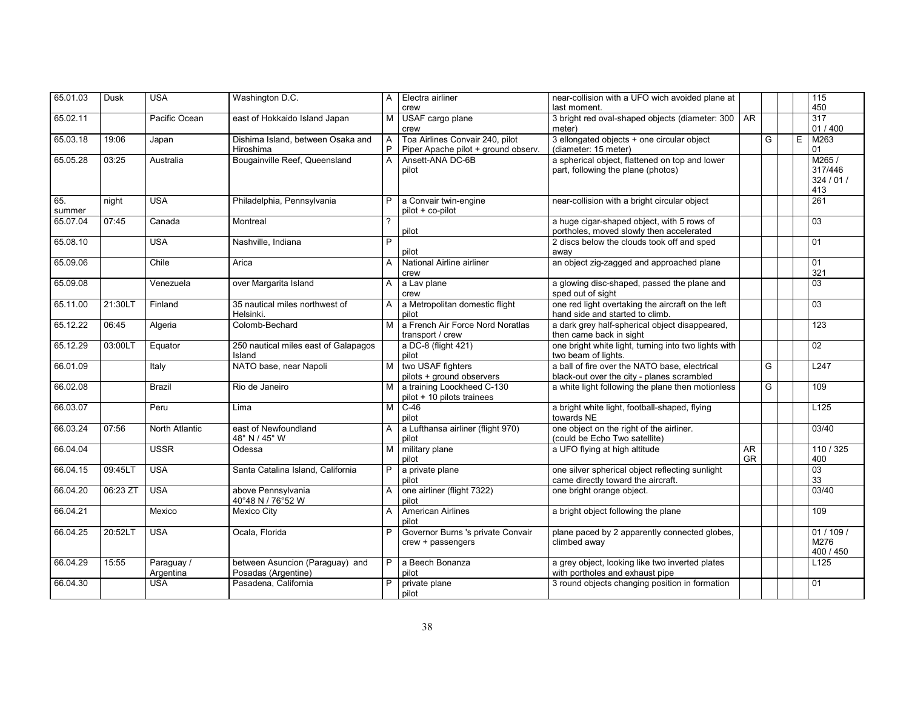| | | | | | | | | | | | |
|---|---|---|---|---|---|---|---|---|---|---|---|
| 65.01.03 | Dusk | USA | Washington D.C. | A | Electra airliner crew | near-collision with a UFO wich avoided plane at last moment. | | | | | 115 450 |
| 65.02.11 | | Pacific Ocean | east of Hokkaido Island Japan | M | USAF cargo plane crew | 3 bright red oval-shaped objects (diameter: 300 meter) | AR | | | | 317 01 / 400 |
| 65.03.18 | 19:06 | Japan | Dishima Island, between Osaka and Hiroshima | A P | Toa Airlines Convair 240, pilot Piper Apache pilot + ground observ. | 3 ellongated objects + one circular object (diameter: 15 meter) | | G | | E | M263 01 |
| 65.05.28 | 03:25 | Australia | Bougainville Reef, Queensland | A | Ansett-ANA DC-6B pilot | a spherical object, flattened on top and lower part, following the plane (photos) | | | | | M265 / 317/446 324 / 01 / 413 |
| 65. summer | night | USA | Philadelphia, Pennsylvania | P | a Convair twin-engine pilot + co-pilot | near-collision with a bright circular object | | | | | 261 |
| 65.07.04 | 07:45 | Canada | Montreal | ? | pilot | a huge cigar-shaped object, with 5 rows of portholes, moved slowly then accelerated | | | | | 03 |
| 65.08.10 | | USA | Nashville, Indiana | P | pilot | 2 discs below the clouds took off and sped away | | | | | 01 |
| 65.09.06 | | Chile | Arica | A | National Airline airliner crew | an object zig-zagged and approached plane | | | | | 01 321 |
| 65.09.08 | | Venezuela | over Margarita Island | A | a Lav plane crew | a glowing disc-shaped, passed the plane and sped out of sight | | | | | 03 |
| 65.11.00 | 21:30LT | Finland | 35 nautical miles northwest of Helsinki. | A | a Metropolitan domestic flight pilot | one red light overtaking the aircraft on the left hand side and started to climb. | | | | | 03 |
| 65.12.22 | 06:45 | Algeria | Colomb-Bechard | M | a French Air Force Nord Noratlas transport / crew | a dark grey half-spherical object disappeared, then came back in sight | | | | | 123 |
| 65.12.29 | 03:00LT | Equator | 250 nautical miles east of Galapagos Island | | a DC-8 (flight 421) pilot | one bright white light, turning into two lights with two beam of lights. | | | | | 02 |
| 66.01.09 | | Italy | NATO base, near Napoli | M | two USAF fighters pilots + ground observers | a ball of fire over the NATO base, electrical black-out over the city - planes scrambled | | G | | | L247 |
| 66.02.08 | | Brazil | Rio de Janeiro | M | a training Loockheed C-130 pilot + 10 pilots trainees | a white light following the plane then motionless | | G | | | 109 |
| 66.03.07 | | Peru | Lima | M | C-46 pilot | a bright white light, football-shaped, flying towards NE | | | | | L125 |
| 66.03.24 | 07:56 | North Atlantic | east of Newfoundland 48° N / 45° W | A | a Lufthansa airliner (flight 970) pilot | one object on the right of the airliner. (could be Echo Two satellite) | | | | | 03/40 |
| 66.04.04 | | USSR | Odessa | M | military plane pilot | a UFO flying at high altitude | AR GR | | | | 110 / 325 400 |
| 66.04.15 | 09:45LT | USA | Santa Catalina Island, California | P | a private plane pilot | one silver spherical object reflecting sunlight came directly toward the aircraft. | | | | | 03 33 |
| 66.04.20 | 06:23 ZT | USA | above Pennsylvania 40°48 N / 76°52 W | A | one airliner (flight 7322) pilot | one bright orange object. | | | | | 03/40 |
| 66.04.21 | | Mexico | Mexico City | A | American Airlines pilot | a bright object following the plane | | | | | 109 |
| 66.04.25 | 20:52LT | USA | Ocala, Florida | P | Governor Burns 's private Convair crew + passengers | plane paced by 2 apparently connected globes, climbed away | | | | | 01 / 109 / M276 400 / 450 |
| 66.04.29 | 15:55 | Paraguay / Argentina | between Asuncion (Paraguay) and Posadas (Argentine) | P | a Beech Bonanza pilot | a grey object, looking like two inverted plates with portholes and exhaust pipe | | | | | L125 |
| 66.04.30 | | USA | Pasadena, California | P | private plane pilot | 3 round objects changing position in formation | | | | | 01 |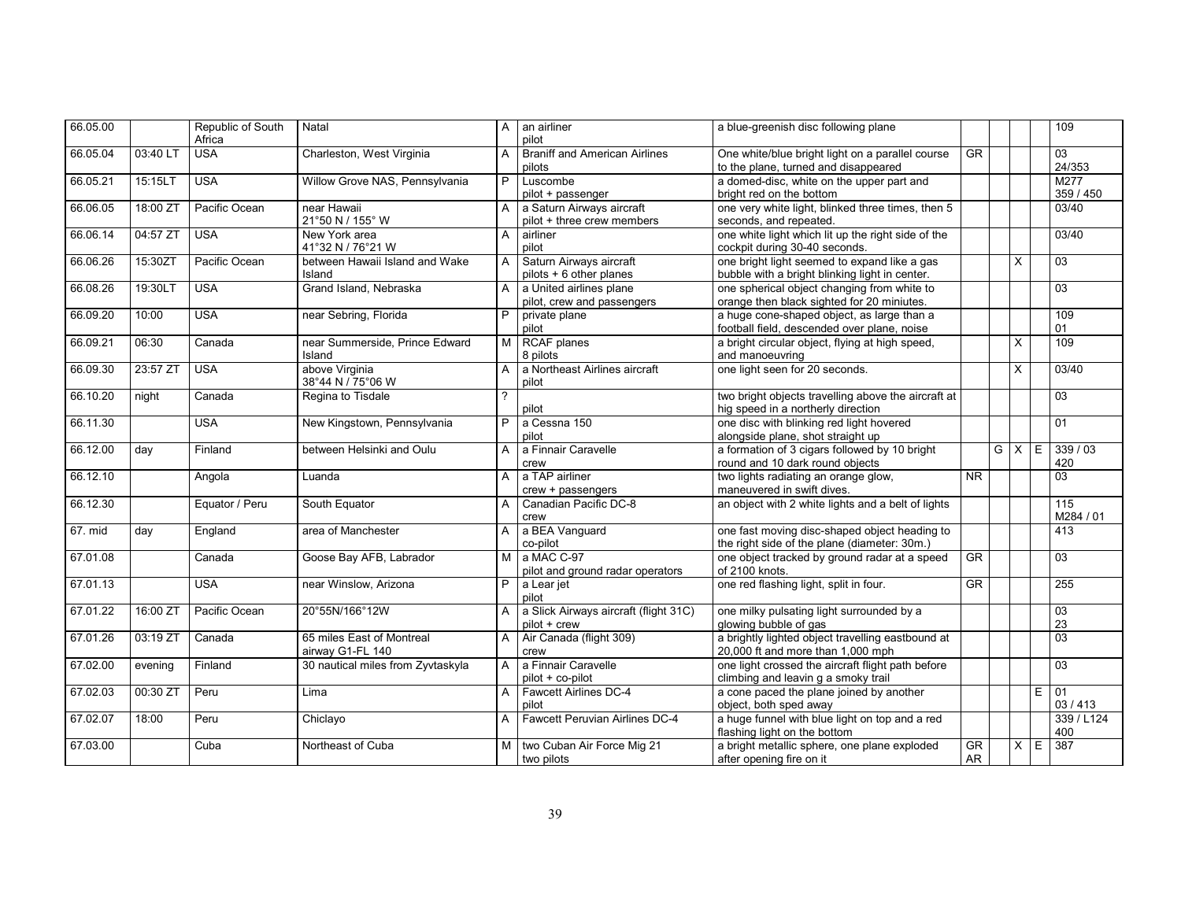| 66.05.00 | | Republic of South Africa | Natal | A | an airliner pilot | a blue-greenish disc following plane | | | | | 109 |
|---|---|---|---|---|---|---|---|---|---|---|---|
| 66.05.04 | 03:40 LT | USA | Charleston, West Virginia | A | Braniff and American Airlines pilots | One white/blue bright light on a parallel course to the plane, turned and disappeared | GR | | | | 03 24/353 |
| 66.05.21 | 15:15LT | USA | Willow Grove NAS, Pennsylvania | P | Luscombe pilot + passenger | a domed-disc, white on the upper part and bright red on the bottom | | | | | M277 359 / 450 |
| 66.06.05 | 18:00 ZT | Pacific Ocean | near Hawaii 21°50 N / 155° W | A | a Saturn Airways aircraft pilot + three crew members | one very white light, blinked three times, then 5 seconds, and repeated. | | | | | 03/40 |
| 66.06.14 | 04:57 ZT | USA | New York area 41°32 N / 76°21 W | A | airliner pilot | one white light which lit up the right side of the cockpit during 30-40 seconds. | | | | | 03/40 |
| 66.06.26 | 15:30ZT | Pacific Ocean | between Hawaii Island and Wake Island | A | Saturn Airways aircraft pilots + 6 other planes | one bright light seemed to expand like a gas bubble with a bright blinking light in center. | | | X | | 03 |
| 66.08.26 | 19:30LT | USA | Grand Island, Nebraska | A | a United airlines plane pilot, crew and passengers | one spherical object changing from white to orange then black sighted for 20 miniutes. | | | | | 03 |
| 66.09.20 | 10:00 | USA | near Sebring, Florida | P | private plane pilot | a huge cone-shaped object, as large than a football field, descended over plane, noise | | | | | 109 01 |
| 66.09.21 | 06:30 | Canada | near Summerside, Prince Edward Island | M | RCAF planes 8 pilots | a bright circular object, flying at high speed, and manoeuvring | | | X | | 109 |
| 66.09.30 | 23:57 ZT | USA | above Virginia 38°44 N / 75°06 W | A | a Northeast Airlines aircraft pilot | one light seen for 20 seconds. | | | X | | 03/40 |
| 66.10.20 | night | Canada | Regina to Tisdale | ? | pilot | two bright objects travelling above the aircraft at hig speed in a northerly direction | | | | | 03 |
| 66.11.30 | | USA | New Kingstown, Pennsylvania | P | a Cessna 150 pilot | one disc with blinking red light hovered alongside plane, shot straight up | | | | | 01 |
| 66.12.00 | day | Finland | between Helsinki and Oulu | A | a Finnair Caravelle crew | a formation of 3 cigars followed by 10 bright round and 10 dark round objects | | G | X | E | 339 / 03 420 |
| 66.12.10 | | Angola | Luanda | A | a TAP airliner crew + passengers | two lights radiating an orange glow, maneuvered in swift dives. | NR | | | | 03 |
| 66.12.30 | | Equator / Peru | South Equator | A | Canadian Pacific DC-8 crew | an object with 2 white lights and a belt of lights | | | | | 115 M284 / 01 |
| 67. mid | day | England | area of Manchester | A | a BEA Vanguard co-pilot | one fast moving disc-shaped object heading to the right side of the plane (diameter: 30m.) | | | | | 413 |
| 67.01.08 | | Canada | Goose Bay AFB, Labrador | M | a MAC C-97 pilot and ground radar operators | one object tracked by ground radar at a speed of 2100 knots. | GR | | | | 03 |
| 67.01.13 | | USA | near Winslow, Arizona | P | a Lear jet pilot | one red flashing light, split in four. | GR | | | | 255 |
| 67.01.22 | 16:00 ZT | Pacific Ocean | 20°55N/166°12W | A | a Slick Airways aircraft (flight 31C) pilot + crew | one milky pulsating light surrounded by a glowing bubble of gas | | | | | 03 23 |
| 67.01.26 | 03:19 ZT | Canada | 65 miles East of Montreal airway G1-FL 140 | A | Air Canada (flight 309) crew | a brightly lighted object travelling eastbound at 20,000 ft and more than 1,000 mph | | | | | 03 |
| 67.02.00 | evening | Finland | 30 nautical miles from Zyvtaskyla | A | a Finnair Caravelle pilot + co-pilot | one light crossed the aircraft flight path before climbing and leavin g a smoky trail | | | | | 03 |
| 67.02.03 | 00:30 ZT | Peru | Lima | A | Fawcett Airlines DC-4 pilot | a cone paced the plane joined by another object, both sped away | | | | E | 01 03 / 413 |
| 67.02.07 | 18:00 | Peru | Chiclayo | A | Fawcett Peruvian Airlines DC-4 | a huge funnel with blue light on top and a red flashing light on the bottom | | | | | 339 / L124 400 |
| 67.03.00 | | Cuba | Northeast of Cuba | M | two Cuban Air Force Mig 21 two pilots | a bright metallic sphere, one plane exploded after opening fire on it | GR AR | | X | E | 387 |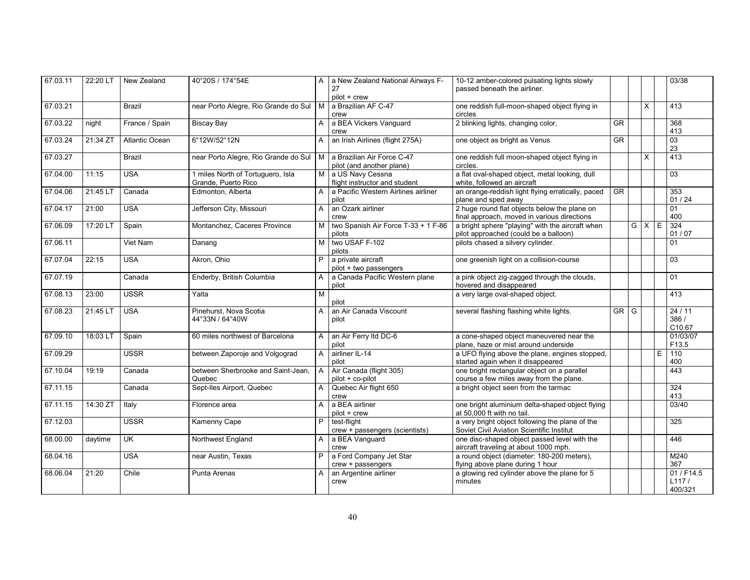| 67.03.11 | 22:20 LT | New Zealand | 40°20S / 174°54E | A | a New Zealand National Airways F-27 pilot + crew | 10-12 amber-colored pulsating lights slowly passed beneath the airliner. | | | | | 03/38 |
|---|---|---|---|---|---|---|---|---|---|---|---|
| 67.03.21 | | Brazil | near Porto Alegre, Rio Grande do Sul | M | a Brazilian AF C-47 crew | one reddish full-moon-shaped object flying in circles | | | X | | 413 |
| 67.03.22 | night | France / Spain | Biscay Bay | A | a BEA Vickers Vanguard crew | 2 blinking lights, changing color, | GR | | | | 368 413 |
| 67.03.24 | 21:34 ZT | Atlantic Ocean | 6°12W/52°12N | A | an Irish Airlines (flight 275A) | one object as bright as Venus | GR | | | | 03 23 |
| 67.03.27 | | Brazil | near Porto Alegre, Rio Grande do Sul | M | a Brazilian Air Force C-47 pilot (and another plane) | one reddish full moon-shaped object flying in circles. | | | X | | 413 |
| 67.04.00 | 11:15 | USA | 1 miles North of Tortuguero, Isla Grande, Puerto Rico | M | a US Navy Cessna flight instructor and student | a flat oval-shaped object, metal looking, dull white, followed an aircraft | | | | | 03 |
| 67.04.06 | 21:45 LT | Canada | Edmonton, Alberta | A | a Pacific Western Airlines airliner pilot | an orange-reddish light flying erratically, paced plane and sped away | GR | | | | 353 01 / 24 |
| 67.04.17 | 21:00 | USA | Jefferson City, Missouri | A | an Ozark airliner crew | 2 huge round flat objects below the plane on final approach, moved in various directions | | | | | 01 400 |
| 67.06.09 | 17:20 LT | Spain | Montanchez, Caceres Province | M | two Spanish Air Force T-33 + 1 F-86 pilots | a bright sphere "playing" with the aircraft when pilot approached (could be a balloon) | | G | X | E | 324 01 / 07 |
| 67.06.11 | | Viet Nam | Danang | M | two USAF F-102 pilots | pilots chased a silvery cylinder. | | | | | 01 |
| 67.07.04 | 22:15 | USA | Akron, Ohio | P | a private aircraft pilot + two passengers | one greenish light on a collision-course | | | | | 03 |
| 67.07.19 | | Canada | Enderby, British Columbia | A | a Canada Pacific Western plane pilot | a pink object zig-zagged through the clouds, hovered and disappeared | | | | | 01 |
| 67.08.13 | 23:00 | USSR | Yalta | M | pilot | a very large oval-shaped object. | | | | | 413 |
| 67.08.23 | 21:45 LT | USA | Pinehurst, Nova Scotia 44°33N / 64°40W | A | an Air Canada Viscount pilot | several flashing flashing white lights. | GR | G | | | 24 / 11 386 / C10.67 |
| 67.09.10 | 18:03 LT | Spain | 60 miles northwest of Barcelona | A | an Air Ferry ltd DC-6 pilot | a cone-shaped object maneuvered near the plane, haze or mist around underside | | | | | 01/03/07 F13.5 |
| 67.09.29 | | USSR | between Zaporoje and Volgograd | A | airliner IL-14 pilot | a UFO flying above the plane, engines stopped, started again when it disappeared | | | | E | 110 400 |
| 67.10.04 | 19:19 | Canada | between Sherbrooke and Saint-Jean, Quebec | A | Air Canada (flight 305) pilot + co-pilot | one bright rectangular object on a parallel course a few miles away from the plane. | | | | | 443 |
| 67.11.15 | | Canada | Sept-Iles Airport, Quebec | A | Quebec Air flight 650 crew | a bright object seen from the tarmac | | | | | 324 413 |
| 67.11.15 | 14:30 ZT | Italy | Florence area | A | a BEA airliner pilot + crew | one bright aluminium delta-shaped object flying at 50,000 ft with no tail. | | | | | 03/40 |
| 67.12.03 | | USSR | Kamenny Cape | P | test-flight crew + passengers (scientists) | a very bright object following the plane of the Soviet Civil Aviation Scientific Institut | | | | | 325 |
| 68.00.00 | daytime | UK | Northwest England | A | a BEA Vanguard crew | one disc-shaped object passed level with the aircraft traveling at about 1000 mph. | | | | | 446 |
| 68.04.16 | | USA | near Austin, Texas | P | a Ford Company Jet Star crew + passengers | a round object (diameter: 180-200 meters), flying above plane during 1 hour | | | | | M240 367 |
| 68.06.04 | 21:20 | Chile | Punta Arenas | A | an Argentine airliner crew | a glowing red cylinder above the plane for 5 minutes | | | | | 01 / F14.5 L117 / 400/321 |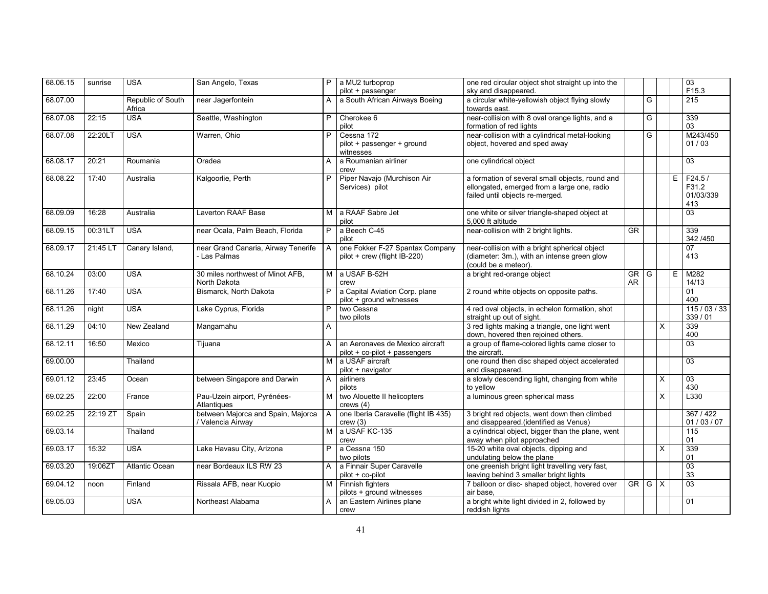| 68.06.15 | sunrise | USA | San Angelo, Texas | P | a MU2 turboprop pilot + passenger | one red circular object shot straight up into the sky and disappeared. | | | | | 03 F15.3 |
|---|---|---|---|---|---|---|---|---|---|---|---|
| 68.07.00 | | Republic of South Africa | near Jagerfontein | A | a South African Airways Boeing | a circular white-yellowish object flying slowly towards east. | | G | | | 215 |
| 68.07.08 | 22:15 | USA | Seattle, Washington | P | Cherokee 6 pilot | near-collision with 8 oval orange lights, and a formation of red lights | | G | | | 339 03 |
| 68.07.08 | 22:20LT | USA | Warren, Ohio | P | Cessna 172 pilot + passenger + ground witnesses | near-collision with a cylindrical metal-looking object, hovered and sped away | | G | | | M243/450 01 / 03 |
| 68.08.17 | 20:21 | Roumania | Oradea | A | a Roumanian airliner crew | one cylindrical object | | | | | 03 |
| 68.08.22 | 17:40 | Australia | Kalgoorlie, Perth | P | Piper Navajo (Murchison Air Services) pilot | a formation of several small objects, round and ellongated, emerged from a large one, radio failed until objects re-merged. | | | | E | F24.5 / F31.2 01/03/339 413 |
| 68.09.09 | 16:28 | Australia | Laverton RAAF Base | M | a RAAF Sabre Jet pilot | one white or silver triangle-shaped object at 5,000 ft altitude | | | | | 03 |
| 68.09.15 | 00:31LT | USA | near Ocala, Palm Beach, Florida | P | a Beech C-45 pilot | near-collision with 2 bright lights. | GR | | | | 339 342 /450 |
| 68.09.17 | 21:45 LT | Canary Island, | near Grand Canaria, Airway Tenerife - Las Palmas | A | one Fokker F-27 Spantax Company pilot + crew (flight IB-220) | near-collision with a bright spherical object (diameter: 3m.), with an intense green glow (could be a meteor). | | | | | 07 413 |
| 68.10.24 | 03:00 | USA | 30 miles northwest of Minot AFB, North Dakota | M | a USAF B-52H crew | a bright red-orange object | GR AR | G | | E | M282 14/13 |
| 68.11.26 | 17:40 | USA | Bismarck, North Dakota | P | a Capital Aviation Corp. plane pilot + ground witnesses | 2 round white objects on opposite paths. | | | | | 01 400 |
| 68.11.26 | night | USA | Lake Cyprus, Florida | P | two Cessna two pilots | 4 red oval objects, in echelon formation, shot straight up out of sight. | | | | | 115 / 03 / 33 339 / 01 |
| 68.11.29 | 04:10 | New Zealand | Mangamahu | A | | 3 red lights making a triangle, one light went down, hovered then rejoined others. | | | X | | 339 400 |
| 68.12.11 | 16:50 | Mexico | Tijuana | A | an Aeronaves de Mexico aircraft pilot + co-pilot + passengers | a group of flame-colored lights came closer to the aircraft. | | | | | 03 |
| 69.00.00 | | Thailand | | M | a USAF aircraft pilot + navigator | one round then disc shaped object accelerated and disappeared. | | | | | 03 |
| 69.01.12 | 23:45 | Ocean | between Singapore and Darwin | A | airliners pilots | a slowly descending light, changing from white to yellow | | | X | | 03 430 |
| 69.02.25 | 22:00 | France | Pau-Uzein airport, Pyrénées-Atlantiques | M | two Alouette II helicopters crews (4) | a luminous green spherical mass | | | X | | L330 |
| 69.02.25 | 22:19 ZT | Spain | between Majorca and Spain, Majorca / Valencia Airway | A | one Iberia Caravelle (flight IB 435) crew (3) | 3 bright red objects, went down then climbed and disappeared.(identified as Venus) | | | | | 367 / 422 01 / 03 / 07 |
| 69.03.14 | | Thailand | | M | a USAF KC-135 crew | a cylindrical object, bigger than the plane, went away when pilot approached | | | | | 115 01 |
| 69.03.17 | 15:32 | USA | Lake Havasu City, Arizona | P | a Cessna 150 two pilots | 15-20 white oval objects, dipping and undulating below the plane | | | X | | 339 01 |
| 69.03.20 | 19:06ZT | Atlantic Ocean | near Bordeaux ILS RW 23 | A | a Finnair Super Caravelle pilot + co-pilot | one greenish bright light travelling very fast, leaving behind 3 smaller bright lights | | | | | 03 33 |
| 69.04.12 | noon | Finland | Rissala AFB, near Kuopio | M | Finnish fighters pilots + ground witnesses | 7 balloon or disc- shaped object, hovered over air base, | GR | G | X | | 03 |
| 69.05.03 | | USA | Northeast Alabama | A | an Eastern Airlines plane crew | a bright white light divided in 2, followed by reddish lights | | | | | 01 |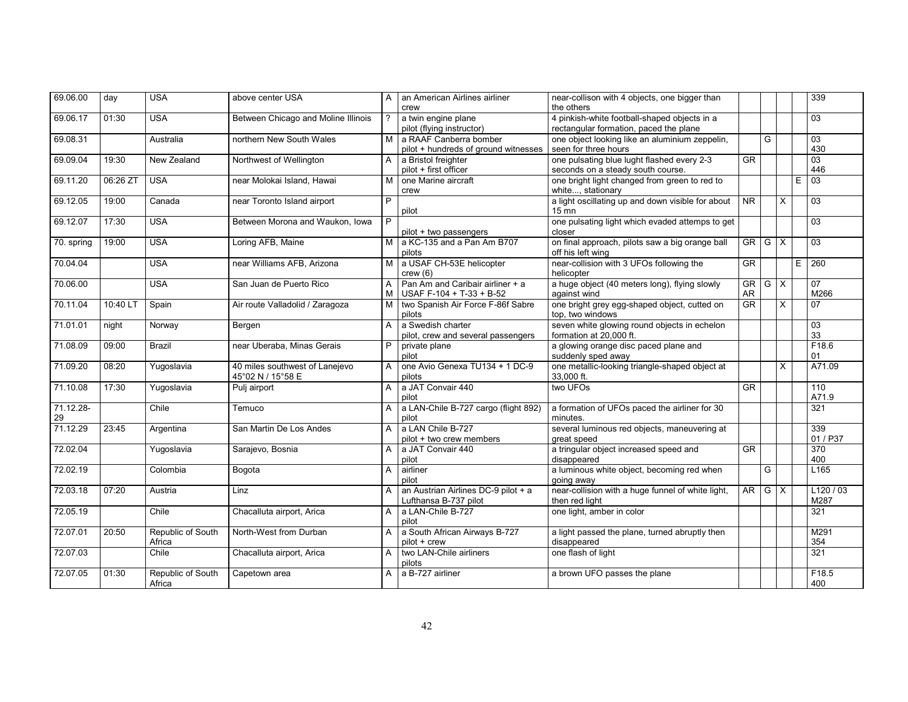| | | | | | | | | | | | |
|---|---|---|---|---|---|---|---|---|---|---|---|
| 69.06.00 | day | USA | above center USA | A | an American Airlines airliner crew | near-collison with 4 objects, one bigger than the others | | | | | 339 |
| 69.06.17 | 01:30 | USA | Between Chicago and Moline Illinois | ? | a twin engine plane pilot (flying instructor) | 4 pinkish-white football-shaped objects in a rectangular formation, paced the plane | | | | | 03 |
| 69.08.31 | | Australia | northern New South Wales | M | a RAAF Canberra bomber pilot + hundreds of ground witnesses | one object looking like an aluminium zeppelin, seen for three hours | | G | | | 03 430 |
| 69.09.04 | 19:30 | New Zealand | Northwest of Wellington | A | a Bristol freighter pilot + first officer | one pulsating blue lught flashed every 2-3 seconds on a steady south course. | GR | | | | 03 446 |
| 69.11.20 | 06:26 ZT | USA | near Molokai Island, Hawai | M | one Marine aircraft crew | one bright light changed from green to red to white..., stationary | | | | E | 03 |
| 69.12.05 | 19:00 | Canada | near Toronto Island airport | P | pilot | a light oscillating up and down visible for about 15 mn | NR | | X | | 03 |
| 69.12.07 | 17:30 | USA | Between Morona and Waukon, Iowa | P | pilot + two passengers | one pulsating light which evaded attemps to get closer | | | | | 03 |
| 70. spring | 19:00 | USA | Loring AFB, Maine | M | a KC-135 and a Pan Am B707 pilots | on final approach, pilots saw a big orange ball off his left wing | GR | G | X | | 03 |
| 70.04.04 | | USA | near Williams AFB, Arizona | M | a USAF CH-53E helicopter crew (6) | near-collision with 3 UFOs following the helicopter | GR | | | E | 260 |
| 70.06.00 | | USA | San Juan de Puerto Rico | A M | Pan Am and Caribair airliner + a USAF F-104 + T-33 + B-52 | a huge object (40 meters long), flying slowly against wind | GR AR | G | X | | 07 M266 |
| 70.11.04 | 10:40 LT | Spain | Air route Valladolid / Zaragoza | M | two Spanish Air Force F-86f Sabre pilots | one bright grey egg-shaped object, cutted on top, two windows | GR | | X | | 07 |
| 71.01.01 | night | Norway | Bergen | A | a Swedish charter pilot, crew and several passengers | seven white glowing round objects in echelon formation at 20,000 ft. | | | | | 03 33 |
| 71.08.09 | 09:00 | Brazil | near Uberaba, Minas Gerais | P | private plane pilot | a glowing orange disc paced plane and suddenly sped away | | | | | F18.6 01 |
| 71.09.20 | 08:20 | Yugoslavia | 40 miles southwest of Lanejevo 45°02 N / 15°58 E | A | one Avio Genexa TU134 + 1 DC-9 pilots | one metallic-looking triangle-shaped object at 33,000 ft. | | | X | | A71.09 |
| 71.10.08 | 17:30 | Yugoslavia | Pulj airport | A | a JAT Convair 440 pilot | two UFOs | GR | | | | 110 A71.9 |
| 71.12.28-29 | | Chile | Temuco | A | a LAN-Chile B-727 cargo (flight 892) pilot | a formation of UFOs paced the airliner for 30 minutes. | | | | | 321 |
| 71.12.29 | 23:45 | Argentina | San Martin De Los Andes | A | a LAN Chile B-727 pilot + two crew members | several luminous red objects, maneuvering at great speed | | | | | 339 01 / P37 |
| 72.02.04 | | Yugoslavia | Sarajevo, Bosnia | A | a JAT Convair 440 pilot | a tringular object increased speed and disappeared | GR | | | | 370 400 |
| 72.02.19 | | Colombia | Bogota | A | airliner pilot | a luminous white object, becoming red when going away | | G | | | L165 |
| 72.03.18 | 07:20 | Austria | Linz | A | an Austrian Airlines DC-9 pilot + a Lufthansa B-737 pilot | near-collision with a huge funnel of white light, then red light | AR | G | X | | L120 / 03 M287 |
| 72.05.19 | | Chile | Chacalluta airport, Arica | A | a LAN-Chile B-727 pilot | one light, amber in color | | | | | 321 |
| 72.07.01 | 20:50 | Republic of South Africa | North-West from Durban | A | a South African Airways B-727 pilot + crew | a light passed the plane, turned abruptly then disappeared | | | | | M291 354 |
| 72.07.03 | | Chile | Chacalluta airport, Arica | A | two LAN-Chile airliners pilots | one flash of light | | | | | 321 |
| 72.07.05 | 01:30 | Republic of South Africa | Capetown area | A | a B-727 airliner | a brown UFO passes the plane | | | | | F18.5 400 |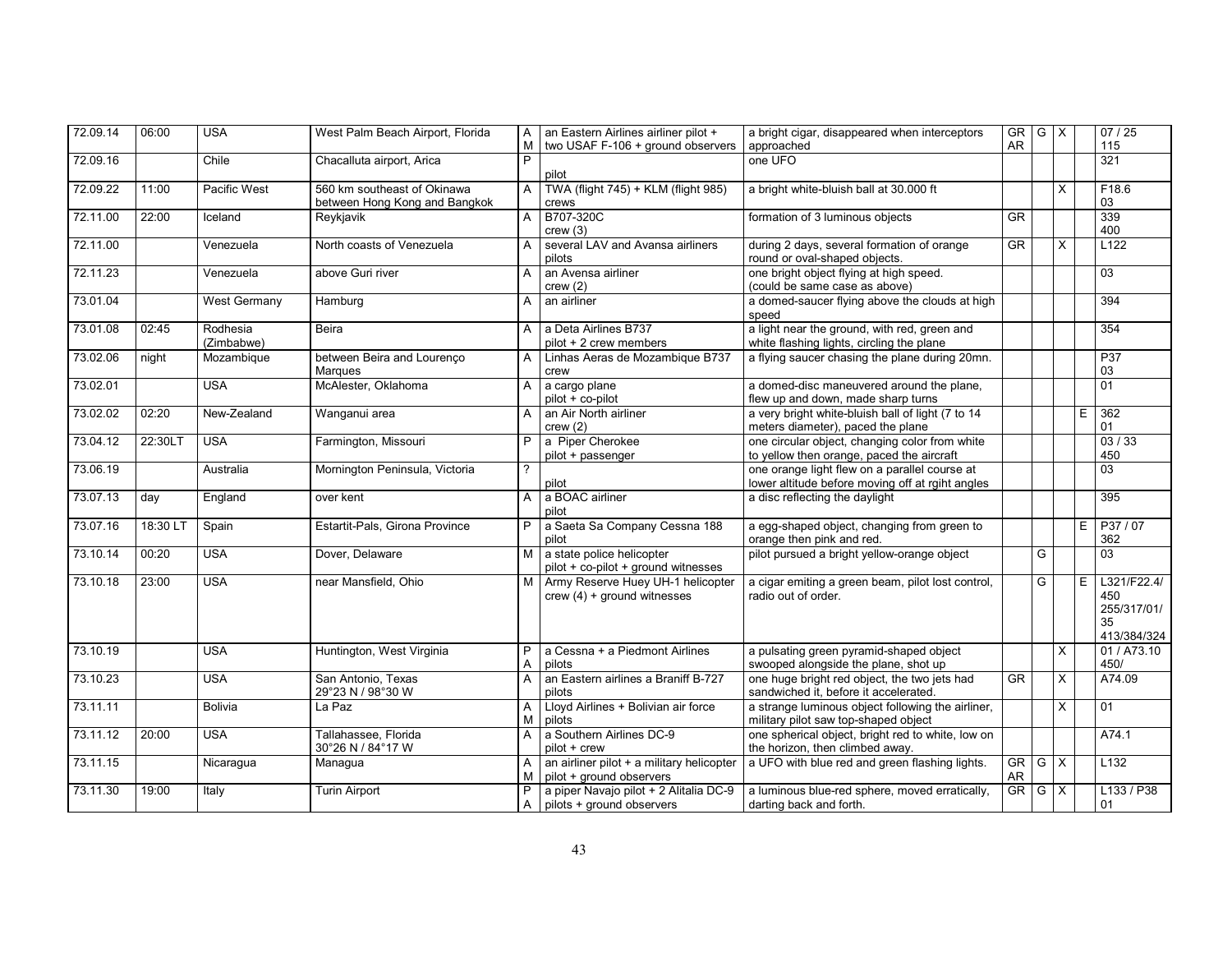| | | | | | | | | | | |
|---|---|---|---|---|---|---|---|---|---|---|
| 72.09.14 | 06:00 | USA | West Palm Beach Airport, Florida | A M | an Eastern Airlines airliner pilot + two USAF F-106 + ground observers | a bright cigar, disappeared when interceptors approached | GR AR | G | X | | 07 / 25 115 |
| 72.09.16 | | Chile | Chacalluta airport, Arica | P | pilot | one UFO | | | | | 321 |
| 72.09.22 | 11:00 | Pacific West | 560 km southeast of Okinawa between Hong Kong and Bangkok | A | TWA (flight 745) + KLM (flight 985) crews | a bright white-bluish ball at 30.000 ft | | | X | | F18.6 03 |
| 72.11.00 | 22:00 | Iceland | Reykjavik | A | B707-320C crew (3) | formation of 3 luminous objects | GR | | | | 339 400 |
| 72.11.00 | | Venezuela | North coasts of Venezuela | A | several LAV and Avansa airliners pilots | during 2 days, several formation of orange round or oval-shaped objects. | GR | | X | | L122 |
| 72.11.23 | | Venezuela | above Guri river | A | an Avensa airliner crew (2) | one bright object flying at high speed. (could be same case as above) | | | | | 03 |
| 73.01.04 | | West Germany | Hamburg | A | an airliner | a domed-saucer flying above the clouds at high speed | | | | | 394 |
| 73.01.08 | 02:45 | Rodhesia (Zimbabwe) | Beira | A | a Deta Airlines B737 pilot + 2 crew members | a light near the ground, with red, green and white flashing lights, circling the plane | | | | | 354 |
| 73.02.06 | night | Mozambique | between Beira and Lourenço Marques | A | Linhas Aeras de Mozambique B737 crew | a flying saucer chasing the plane during 20mn. | | | | | P37 03 |
| 73.02.01 | | USA | McAlester, Oklahoma | A | a cargo plane pilot + co-pilot | a domed-disc maneuvered around the plane, flew up and down, made sharp turns | | | | | 01 |
| 73.02.02 | 02:20 | New-Zealand | Wanganui area | A | an Air North airliner crew (2) | a very bright white-bluish ball of light (7 to 14 meters diameter), paced the plane | | | | E | 362 01 |
| 73.04.12 | 22:30LT | USA | Farmington, Missouri | P | a Piper Cherokee pilot + passenger | one circular object, changing color from white to yellow then orange, paced the aircraft | | | | | 03 / 33 450 |
| 73.06.19 | | Australia | Mornington Peninsula, Victoria | ? | pilot | one orange light flew on a parallel course at lower altitude before moving off at rght angles | | | | | 03 |
| 73.07.13 | day | England | over kent | A | a BOAC airliner pilot | a disc reflecting the daylight | | | | | 395 |
| 73.07.16 | 18:30 LT | Spain | Estartit-Pals, Girona Province | P | a Saeta Sa Company Cessna 188 pilot | a egg-shaped object, changing from green to orange then pink and red. | | | | E | P37 / 07 362 |
| 73.10.14 | 00:20 | USA | Dover, Delaware | M | a state police helicopter pilot + co-pilot + ground witnesses | pilot pursued a bright yellow-orange object | | G | | | 03 |
| 73.10.18 | 23:00 | USA | near Mansfield, Ohio | M | Army Reserve Huey UH-1 helicopter crew (4) + ground witnesses | a cigar emiting a green beam, pilot lost control, radio out of order. | | G | | E | L321/F22.4/ 450 255/317/01/ 35 413/384/324 |
| 73.10.19 | | USA | Huntington, West Virginia | P A | a Cessna + a Piedmont Airlines pilots | a pulsating green pyramid-shaped object swooped alongside the plane, shot up | | | X | | 01 / A73.10 450/ |
| 73.10.23 | | USA | San Antonio, Texas 29°23 N / 98°30 W | A | an Eastern airlines a Braniff B-727 pilots | one huge bright red object, the two jets had sandwiched it, before it accelerated. | GR | | X | | A74.09 |
| 73.11.11 | | Bolivia | La Paz | A M | Lloyd Airlines + Bolivian air force pilots | a strange luminous object following the airliner, military pilot saw top-shaped object | | | X | | 01 |
| 73.11.12 | 20:00 | USA | Tallahassee, Florida 30°26 N / 84°17 W | A | a Southern Airlines DC-9 pilot + crew | one spherical object, bright red to white, low on the horizon, then climbed away. | | | | | A74.1 |
| 73.11.15 | | Nicaragua | Managua | A M | an airliner pilot + a military helicopter pilot + ground observers | a UFO with blue red and green flashing lights. | GR AR | G | X | | L132 |
| 73.11.30 | 19:00 | Italy | Turin Airport | P A | a piper Navajo pilot + 2 Alitalia DC-9 pilots + ground observers | a luminous blue-red sphere, moved erratically, darting back and forth. | GR | G | X | | L133 / P38 01 |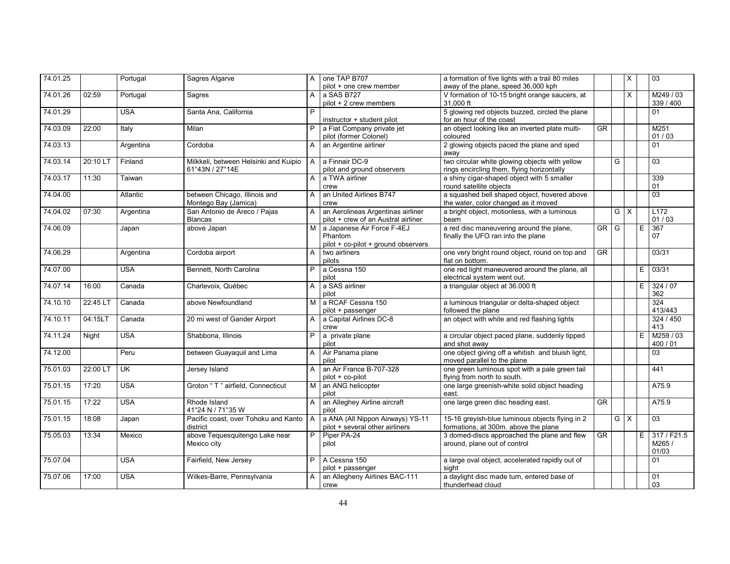| | | | | | | | | | | | |
|---|---|---|---|---|---|---|---|---|---|---|---|
| 74.01.25 | | Portugal | Sagres Algarve | A | one TAP B707<br>pilot + one crew member | a formation of five lights with a trail 80 miles away of the plane, speed 36,000 kph | | | X | | 03 |
| 74.01.26 | 02:59 | Portugal | Sagres | A | a SAS B727<br>pilot + 2 crew members | V formation of 10-15 bright orange saucers, at 31,000 ft | | | X | | M249 / 03<br>339 / 400 |
| 74.01.29 | | USA | Santa Ana, California | P | instructor + student pilot | 5 glowing red objects buzzed, circled the plane for an hour of the coast | | | | | 01 |
| 74.03.09 | 22:00 | Italy | Milan | P | a Fiat Company private jet<br>pilot (former Colonel) | an object looking like an inverted plate multi-coloured | GR | | | | M251<br>01 / 03 |
| 74.03.13 | | Argentina | Cordoba | A | an Argentine airliner | 2 glowing objects paced the plane and sped away | | | | | 01 |
| 74.03.14 | 20:10 LT | Finland | Milkkeli, between Helsinki and Kuipio<br>61°43N / 27°14E | A | a Finnair DC-9<br>pilot and ground observers | two circular white glowing objects with yellow rings encircling them, flying horizontally | | G | | | 03 |
| 74.03.17 | 11:30 | Taiwan | | A | a TWA airliner<br>crew | a shiny cigar-shaped object with 5 smaller round satellite objects | | | | | 339<br>01 |
| 74.04.00 | | Atlantic | between Chicago, Illinois and Montego Bay (Jamica) | A | an United Airlines B747<br>crew | a squashed bell shaped object, hovered above the water, color changed as it moved | | | | | 03 |
| 74.04.02 | 07:30 | Argentina | San Antonio de Areco / Pajas Blancas | A | an Aerolineas Argentinas airliner<br>pilot + crew of an Austral airliner | a bright object, motionless, with a luminous beam | | G | X | | L172<br>01 / 03 |
| 74.06.09 | | Japan | above Japan | M | a Japanese Air Force F-4EJ Phantom<br>pilot + co-pilot + ground observers | a red disc maneuvering around the plane, finally the UFO ran into the plane | GR | G | | E | 367<br>07 |
| 74.06.29 | | Argentina | Cordoba airport | A | two airliners<br>pilots | one very bright round object, round on top and flat on bottom. | GR | | | | 03/31 |
| 74.07.00 | | USA | Bennett, North Carolina | P | a Cessna 150<br>pilot | one red light maneuvered around the plane, all electrical system went out. | | | | E | 03/31 |
| 74.07.14 | 16:00 | Canada | Charlevoix, Québec | A | a SAS airliner<br>pilot | a triangular object at 36.000 ft | | | | E | 324 / 07<br>362 |
| 74.10.10 | 22:45 LT | Canada | above Newfoundland | M | a RCAF Cessna 150<br>pilot + passenger | a luminous triangular or delta-shaped object followed the plane | | | | | 324<br>413/443 |
| 74.10.11 | 04:15LT | Canada | 20 mi west of Gander Airport | A | a Capital Airlines DC-8<br>crew | an object with white and red flashing lights | | | | | 324 / 450<br>413 |
| 74.11.24 | Night | USA | Shabbona, Illinois | P | a private plane<br>pilot | a circular object paced plane, suddenly tipped and shot away | | | | E | M259 / 03<br>400 / 01 |
| 74.12.00 | | Peru | between Guayaquil and Lima | A | Air Panama plane<br>pilot | one object giving off a whitish and bluish light, moved parallel to the plane | | | | | 03 |
| 75.01.03 | 22:00 LT | UK | Jersey Island | A | an Air France B-707-328<br>pilot + co-pilot | one green luminous spot with a pale green tail flying from north to south. | | | | | 441 |
| 75.01.15 | 17:20 | USA | Groton " T " airfield, Connecticut | M | an ANG helicopter<br>pilot | one large greenish-white solid object heading east. | | | | | A75.9 |
| 75.01.15 | 17:22 | USA | Rhode Island<br>41°24 N / 71°35 W | A | an Alleghey Airline aircraft<br>pilot | one large green disc heading east. | GR | | | | A75.9 |
| 75.01.15 | 18:08 | Japan | Pacific coast, over Tohoku and Kanto district | A | a ANA (All Nippon Airways) YS-11<br>pilot + several other airliners | 15-16 greyish-blue luminous objects flying in 2 formations, at 300m. above the plane | | G | X | | 03 |
| 75.05.03 | 13:34 | Mexico | above Tequesquitengo Lake near Mexico city | P | Piper PA-24<br>pilot | 3 domed-discs approached the plane and flew around, plane out of control | GR | | | E | 317 / F21.5<br>M265 /<br>01/03 |
| 75.07.04 | | USA | Fairfield, New Jersey | P | A Cessna 150<br>pilot + passenger | a large oval object, accelerated rapidly out of sight | | | | | 01 |
| 75.07.06 | 17:00 | USA | Wilkes-Barre, Pennsylvania | A | an Allegheny Airlines BAC-111<br>crew | a daylight disc made turn, entered base of thunderhead cloud | | | | | 01<br>03 |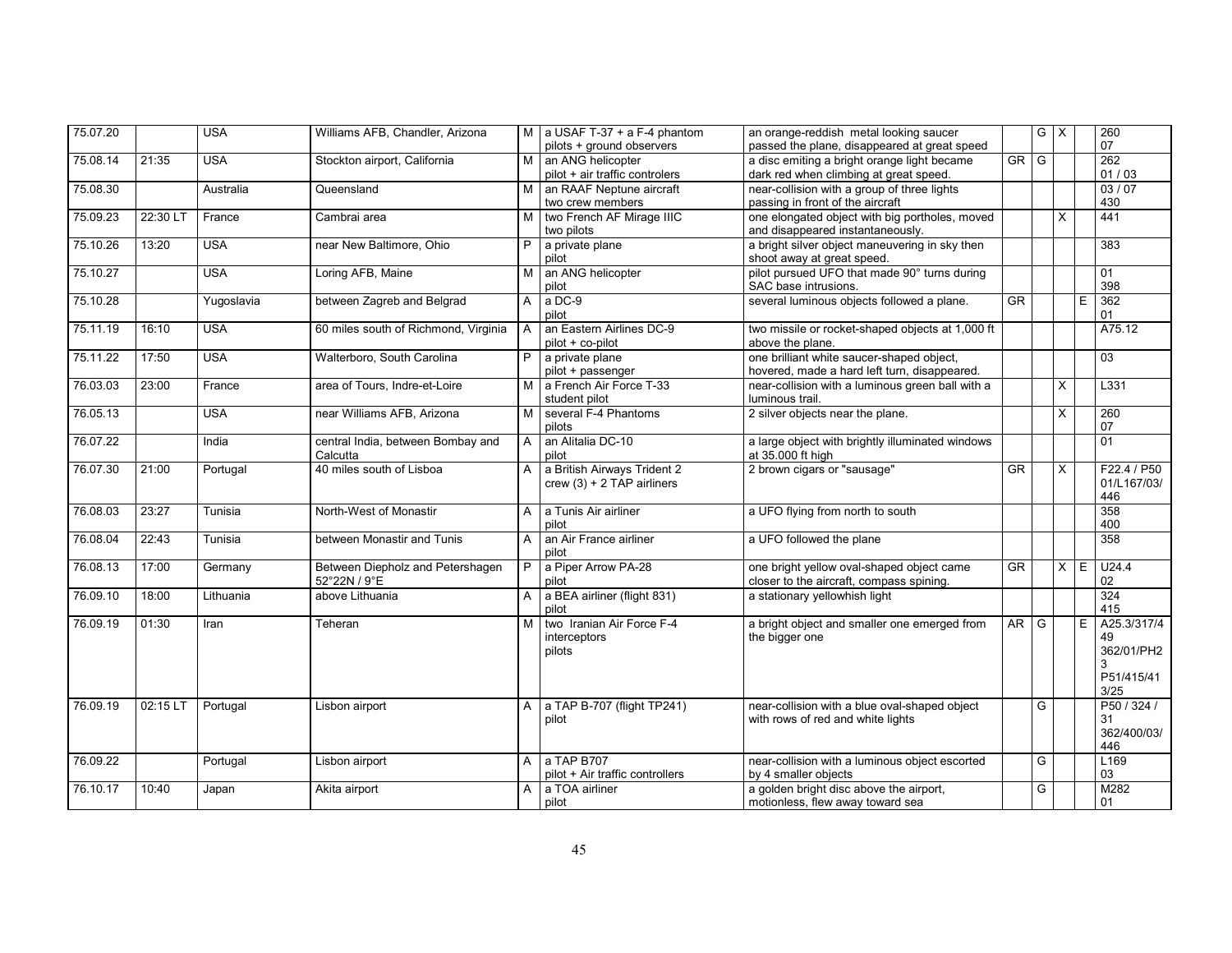| | | | | | | | | | | | |
|---|---|---|---|---|---|---|---|---|---|---|---|
| 75.07.20 | | USA | Williams AFB, Chandler, Arizona | M | a USAF T-37 + a F-4 phantom pilots + ground observers | an orange-reddish metal looking saucer passed the plane, disappeared at great speed | | G | X | | 260 07 |
| 75.08.14 | 21:35 | USA | Stockton airport, California | M | an ANG helicopter pilot + air traffic controlers | a disc emiting a bright orange light became dark red when climbing at great speed. | GR | G | | | 262 01 / 03 |
| 75.08.30 | | Australia | Queensland | M | an RAAF Neptune aircraft two crew members | near-collision with a group of three lights passing in front of the aircraft | | | | | 03 / 07 430 |
| 75.09.23 | 22:30 LT | France | Cambrai area | M | two French AF Mirage IIIC two pilots | one elongated object with big portholes, moved and disappeared instantaneously. | | | X | | 441 |
| 75.10.26 | 13:20 | USA | near New Baltimore, Ohio | P | a private plane pilot | a bright silver object maneuvering in sky then shoot away at great speed. | | | | | 383 |
| 75.10.27 | | USA | Loring AFB, Maine | M | an ANG helicopter pilot | pilot pursued UFO that made 90° turns during SAC base intrusions. | | | | | 01 398 |
| 75.10.28 | | Yugoslavia | between Zagreb and Belgrad | A | a DC-9 pilot | several luminous objects followed a plane. | GR | | | E | 362 01 |
| 75.11.19 | 16:10 | USA | 60 miles south of Richmond, Virginia | A | an Eastern Airlines DC-9 pilot + co-pilot | two missile or rocket-shaped objects at 1,000 ft above the plane. | | | | | A75.12 |
| 75.11.22 | 17:50 | USA | Walterboro, South Carolina | P | a private plane pilot + passenger | one brilliant white saucer-shaped object, hovered, made a hard left turn, disappeared. | | | | | 03 |
| 76.03.03 | 23:00 | France | area of Tours, Indre-et-Loire | M | a French Air Force T-33 student pilot | near-collision with a luminous green ball with a luminous trail. | | | X | | L331 |
| 76.05.13 | | USA | near Williams AFB, Arizona | M | several F-4 Phantoms pilots | 2 silver objects near the plane. | | | X | | 260 07 |
| 76.07.22 | | India | central India, between Bombay and Calcutta | A | an Alitalia DC-10 pilot | a large object with brightly illuminated windows at 35.000 ft high | | | | | 01 |
| 76.07.30 | 21:00 | Portugal | 40 miles south of Lisboa | A | a British Airways Trident 2 crew (3) + 2 TAP airliners | 2 brown cigars or "sausage" | GR | | X | | F22.4 / P50 01/L167/03/446 |
| 76.08.03 | 23:27 | Tunisia | North-West of Monastir | A | a Tunis Air airliner pilot | a UFO flying from north to south | | | | | 358 400 |
| 76.08.04 | 22:43 | Tunisia | between Monastir and Tunis | A | an Air France airliner pilot | a UFO followed the plane | | | | | 358 |
| 76.08.13 | 17:00 | Germany | Between Diepholz and Petershagen 52°22N / 9°E | P | a Piper Arrow PA-28 pilot | one bright yellow oval-shaped object came closer to the aircraft, compass spining. | GR | | X | E | U24.4 02 |
| 76.09.10 | 18:00 | Lithuania | above Lithuania | A | a BEA airliner (flight 831) pilot | a stationary yellowhish light | | | | | 324 415 |
| 76.09.19 | 01:30 | Iran | Teheran | M | two Iranian Air Force F-4 interceptors pilots | a bright object and smaller one emerged from the bigger one | AR | G | | E | A25.3/317/449 362/01/PH23 P51/415/413/25 |
| 76.09.19 | 02:15 LT | Portugal | Lisbon airport | A | a TAP B-707 (flight TP241) pilot | near-collision with a blue oval-shaped object with rows of red and white lights | | G | | | P50 / 324 / 31 362/400/03/446 |
| 76.09.22 | | Portugal | Lisbon airport | A | a TAP B707 pilot + Air traffic controllers | near-collision with a luminous object escorted by 4 smaller objects | | G | | | L169 03 |
| 76.10.17 | 10:40 | Japan | Akita airport | A | a TOA airliner pilot | a golden bright disc above the airport, motionless, flew away toward sea | | G | | | M282 01 |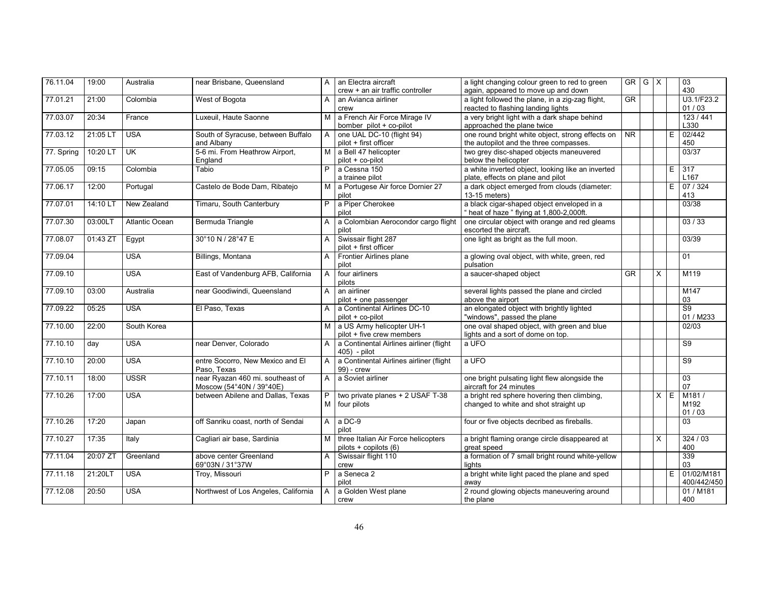| | | | | | | | | | | | |
|---|---|---|---|---|---|---|---|---|---|---|---|
| 76.11.04 | 19:00 | Australia | near Brisbane, Queensland | A | an Electra aircraft crew + an air traffic controller | a light changing colour green to red to green again, appeared to move up and down | GR | G | X | | 03 430 |
| 77.01.21 | 21:00 | Colombia | West of Bogota | A | an Avianca airliner crew | a light followed the plane, in a zig-zag flight, reacted to flashing landing lights | GR | | | | U3.1/F23.2 01 / 03 |
| 77.03.07 | 20:34 | France | Luxeuil, Haute Saonne | M | a French Air Force Mirage IV bomber pilot + co-pilot | a very bright light with a dark shape behind approached the plane twice | | | | | 123 / 441 L330 |
| 77.03.12 | 21:05 LT | USA | South of Syracuse, between Buffalo and Albany | A | one UAL DC-10 (flight 94) pilot + first officer | one round bright white object, strong effects on the autopilot and the three compasses. | NR | | | E | 02/442 450 |
| 77. Spring | 10:20 LT | UK | 5-6 mi. From Heathrow Airport, England | M | a Bell 47 helicopter pilot + co-pilot | two grey disc-shaped objects maneuvered below the helicopter | | | | | 03/37 |
| 77.05.05 | 09:15 | Colombia | Tabio | P | a Cessna 150 a trainee pilot | a white inverted object, looking like an inverted plate, effects on plane and pilot | | | | E | 317 L167 |
| 77.06.17 | 12:00 | Portugal | Castelo de Bode Dam, Ribatejo | M | a Portugese Air force Dornier 27 pilot | a dark object emerged from clouds (diameter: 13-15 meters) | | | | E | 07 / 324 413 |
| 77.07.01 | 14:10 LT | New Zealand | Timaru, South Canterbury | P | a Piper Cherokee pilot | a black cigar-shaped object enveloped in a " heat of haze " flying at 1,800-2,000ft. | | | | | 03/38 |
| 77.07.30 | 03:00LT | Atlantic Ocean | Bermuda Triangle | A | a Colombian Aerocondor cargo flight pilot | one circular object with orange and red gleams escorted the aircraft. | | | | | 03 / 33 |
| 77.08.07 | 01:43 ZT | Egypt | 30°10 N / 28°47 E | A | Swissair flight 287 pilot + first officer | one light as bright as the full moon. | | | | | 03/39 |
| 77.09.04 | | USA | Billings, Montana | A | Frontier Airlines plane pilot | a glowing oval object, with white, green, red pulsation | | | | | 01 |
| 77.09.10 | | USA | East of Vandenburg AFB, California | A | four airliners pilots | a saucer-shaped object | GR | | X | | M119 |
| 77.09.10 | 03:00 | Australia | near Goodiwindi, Queensland | A | an airliner pilot + one passenger | several lights passed the plane and circled above the airport | | | | | M147 03 |
| 77.09.22 | 05:25 | USA | El Paso, Texas | A | a Continental Airlines DC-10 pilot + co-pilot | an elongated object with brightly lighted "windows", passed the plane | | | | | S9 01 / M233 |
| 77.10.00 | 22:00 | South Korea | | M | a US Army helicopter UH-1 pilot + five crew members | one oval shaped object, with green and blue lights and a sort of dome on top. | | | | | 02/03 |
| 77.10.10 | day | USA | near Denver, Colorado | A | a Continental Airlines airliner (flight 405) - pilot | a UFO | | | | | S9 |
| 77.10.10 | 20:00 | USA | entre Socorro, New Mexico and El Paso, Texas | A | a Continental Airlines airliner (flight 99) - crew | a UFO | | | | | S9 |
| 77.10.11 | 18:00 | USSR | near Ryazan 460 mi. southeast of Moscow (54°40N / 39°40E) | A | a Soviet airliner | one bright pulsating light flew alongside the aircraft for 24 minutes | | | | | 03 07 |
| 77.10.26 | 17:00 | USA | between Abilene and Dallas, Texas | P M | two private planes + 2 USAF T-38 four pilots | a bright red sphere hovering then climbing, changed to white and shot straight up | | | X | E | M181 / M192 01 / 03 |
| 77.10.26 | 17:20 | Japan | off Sanriku coast, north of Sendai | A | a DC-9 pilot | four or five objects decribed as fireballs. | | | | | 03 |
| 77.10.27 | 17:35 | Italy | Cagliari air base, Sardinia | M | three Italian Air Force helicopters pilots + copilots (6) | a bright flaming orange circle disappeared at great speed | | | X | | 324 / 03 400 |
| 77.11.04 | 20:07 ZT | Greenland | above center Greenland 69°03N / 31°37W | A | Swissair flight 110 crew | a formation of 7 small bright round white-yellow lights | | | | | 339 03 |
| 77.11.18 | 21:20LT | USA | Troy, Missouri | P | a Seneca 2 pilot | a bright white light paced the plane and sped away | | | | E | 01/02/M181 400/442/450 |
| 77.12.08 | 20:50 | USA | Northwest of Los Angeles, California | A | a Golden West plane crew | 2 round glowing objects maneuvering around the plane | | | | | 01 / M181 400 |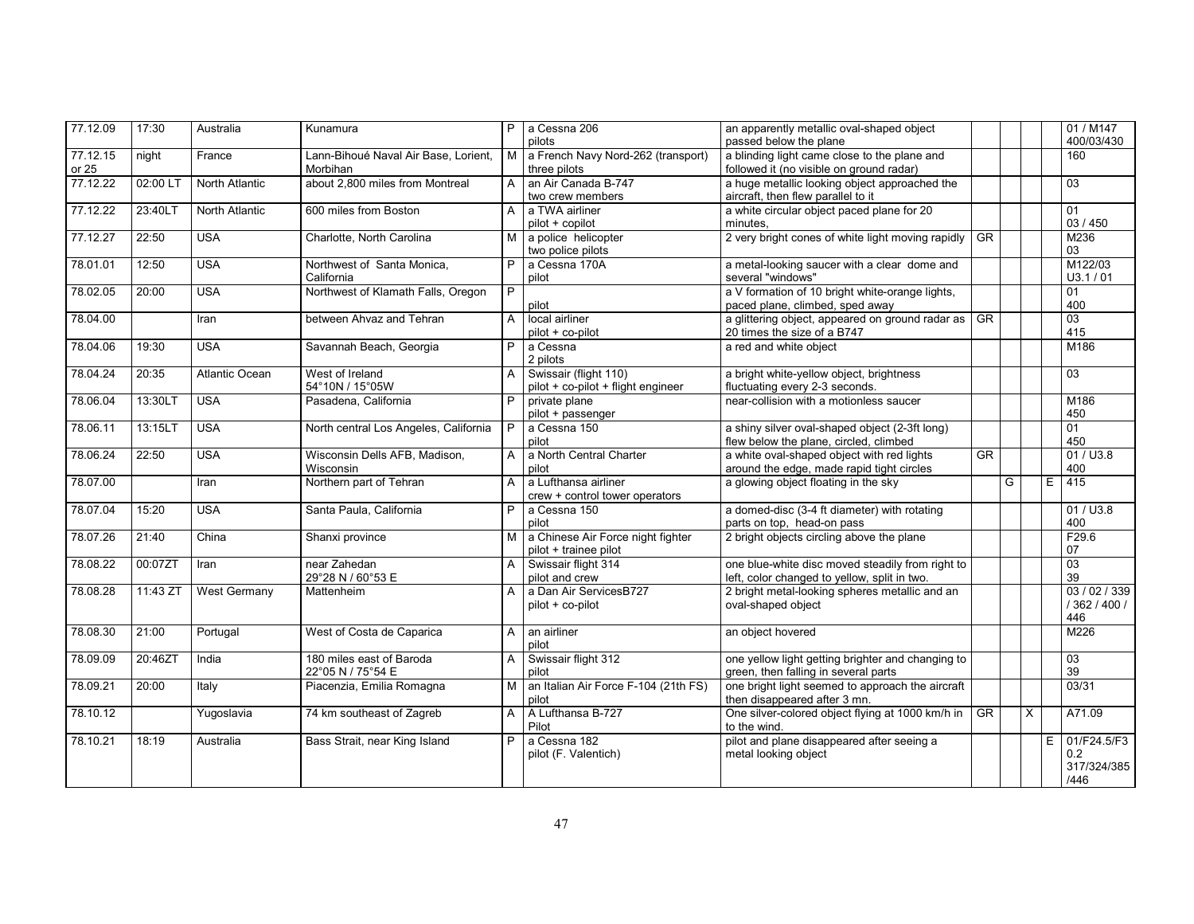| | | | | | | | | | | | |
|---|---|---|---|---|---|---|---|---|---|---|---|
| 77.12.09 | 17:30 | Australia | Kunamura | P | a Cessna 206 pilots | an apparently metallic oval-shaped object passed below the plane | | | | | 01 / M147 400/03/430 |
| 77.12.15 or 25 | night | France | Lann-Bihoué Naval Air Base, Lorient, Morbihan | M | a French Navy Nord-262 (transport) three pilots | a blinding light came close to the plane and followed it (no visible on ground radar) | | | | | 160 |
| 77.12.22 | 02:00 LT | North Atlantic | about 2,800 miles from Montreal | A | an Air Canada B-747 two crew members | a huge metallic looking object approached the aircraft, then flew parallel to it | | | | | 03 |
| 77.12.22 | 23:40LT | North Atlantic | 600 miles from Boston | A | a TWA airliner pilot + copilot | a white circular object paced plane for 20 minutes, | | | | | 01 03 / 450 |
| 77.12.27 | 22:50 | USA | Charlotte, North Carolina | M | a police helicopter two police pilots | 2 very bright cones of white light moving rapidly | GR | | | | M236 03 |
| 78.01.01 | 12:50 | USA | Northwest of Santa Monica, California | P | a Cessna 170A pilot | a metal-looking saucer with a clear dome and several "windows" | | | | | M122/03 U3.1 / 01 |
| 78.02.05 | 20:00 | USA | Northwest of Klamath Falls, Oregon | P | pilot | a V formation of 10 bright white-orange lights, paced plane, climbed, sped away | | | | | 01 400 |
| 78.04.00 | | Iran | between Ahvaz and Tehran | A | local airliner pilot + co-pilot | a glittering object, appeared on ground radar as 20 times the size of a B747 | GR | | | | 03 415 |
| 78.04.06 | 19:30 | USA | Savannah Beach, Georgia | P | a Cessna 2 pilots | a red and white object | | | | | M186 |
| 78.04.24 | 20:35 | Atlantic Ocean | West of Ireland 54°10N / 15°05W | A | Swissair (flight 110) pilot + co-pilot + flight engineer | a bright white-yellow object, brightness fluctuating every 2-3 seconds. | | | | | 03 |
| 78.06.04 | 13:30LT | USA | Pasadena, California | P | private plane pilot + passenger | near-collision with a motionless saucer | | | | | M186 450 |
| 78.06.11 | 13:15LT | USA | North central Los Angeles, California | P | a Cessna 150 pilot | a shiny silver oval-shaped object (2-3ft long) flew below the plane, circled, climbed | | | | | 01 450 |
| 78.06.24 | 22:50 | USA | Wisconsin Dells AFB, Madison, Wisconsin | A | a North Central Charter pilot | a white oval-shaped object with red lights around the edge, made rapid tight circles | GR | | | | 01 / U3.8 400 |
| 78.07.00 | | Iran | Northern part of Tehran | A | a Lufthansa airliner crew + control tower operators | a glowing object floating in the sky | | G | | E | 415 |
| 78.07.04 | 15:20 | USA | Santa Paula, California | P | a Cessna 150 pilot | a domed-disc (3-4 ft diameter) with rotating parts on top, head-on pass | | | | | 01 / U3.8 400 |
| 78.07.26 | 21:40 | China | Shanxi province | M | a Chinese Air Force night fighter pilot + trainee pilot | 2 bright objects circling above the plane | | | | | F29.6 07 |
| 78.08.22 | 00:07ZT | Iran | near Zahedan 29°28 N / 60°53 E | A | Swissair flight 314 pilot and crew | one blue-white disc moved steadily from right to left, color changed to yellow, split in two. | | | | | 03 39 |
| 78.08.28 | 11:43 ZT | West Germany | Mattenheim | A | a Dan Air ServicesB727 pilot + co-pilot | 2 bright metal-looking spheres metallic and an oval-shaped object | | | | | 03 / 02 / 339 / 362 / 400 / 446 |
| 78.08.30 | 21:00 | Portugal | West of Costa de Caparica | A | an airliner pilot | an object hovered | | | | | M226 |
| 78.09.09 | 20:46ZT | India | 180 miles east of Baroda 22°05 N / 75°54 E | A | Swissair flight 312 pilot | one yellow light getting brighter and changing to green, then falling in several parts | | | | | 03 39 |
| 78.09.21 | 20:00 | Italy | Piacenzia, Emilia Romagna | M | an Italian Air Force F-104 (21th FS) pilot | one bright light seemed to approach the aircraft then disappeared after 3 mn. | | | | | 03/31 |
| 78.10.12 | | Yugoslavia | 74 km southeast of Zagreb | A | A Lufthansa B-727 Pilot | One silver-colored object flying at 1000 km/h in to the wind. | GR | | X | | A71.09 |
| 78.10.21 | 18:19 | Australia | Bass Strait, near King Island | P | a Cessna 182 pilot (F. Valentich) | pilot and plane disappeared after seeing a metal looking object | | | | E | 01/F24.5/F30.2 317/324/385/446 |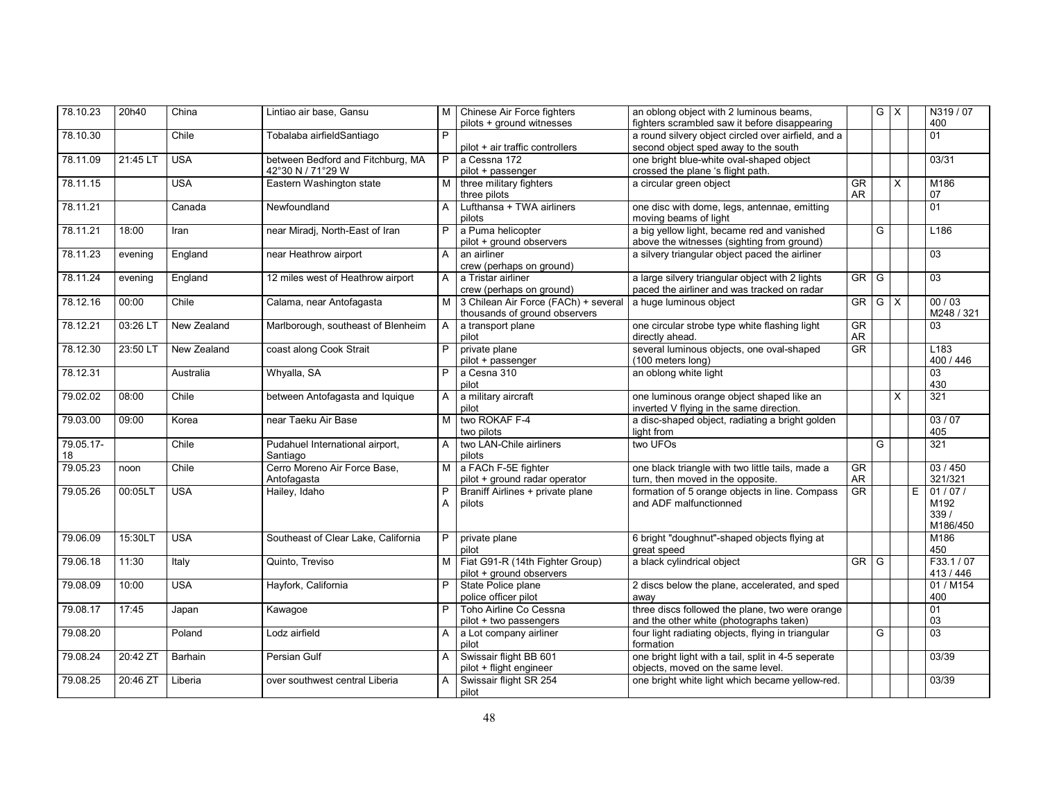| | | | | | | | | | | | |
|---|---|---|---|---|---|---|---|---|---|---|---|
| 78.10.23 | 20h40 | China | Lintiao air base, Gansu | M | Chinese Air Force fighters pilots + ground witnesses | an oblong object with 2 luminous beams, fighters scrambled saw it before disappearing | | G | X | | N319 / 07 400 |
| 78.10.30 | | Chile | Tobalaba airfieldSantiago | P | pilot + air traffic controllers | a round silvery object circled over airfield, and a second object sped away to the south | | | | | 01 |
| 78.11.09 | 21:45 LT | USA | between Bedford and Fitchburg, MA 42°30 N / 71°29 W | P | a Cessna 172 pilot + passenger | one bright blue-white oval-shaped object crossed the plane 's flight path. | | | | | 03/31 |
| 78.11.15 | | USA | Eastern Washington state | M | three military fighters three pilots | a circular green object | GR AR | | X | | M186 07 |
| 78.11.21 | | Canada | Newfoundland | A | Lufthansa + TWA airliners pilots | one disc with dome, legs, antennae, emitting moving beams of light | | | | | 01 |
| 78.11.21 | 18:00 | Iran | near Miradj, North-East of Iran | P | a Puma helicopter pilot + ground observers | a big yellow light, became red and vanished above the witnesses (sighting from ground) | | G | | | L186 |
| 78.11.23 | evening | England | near Heathrow airport | A | an airliner crew (perhaps on ground) | a silvery triangular object paced the airliner | | | | | 03 |
| 78.11.24 | evening | England | 12 miles west of Heathrow airport | A | a Tristar airliner crew (perhaps on ground) | a large silvery triangular object with 2 lights paced the airliner and was tracked on radar | GR | G | | | 03 |
| 78.12.16 | 00:00 | Chile | Calama, near Antofagasta | M | 3 Chilean Air Force (FACh) + several thousands of ground observers | a huge luminous object | GR | G | X | | 00 / 03 M248 / 321 |
| 78.12.21 | 03:26 LT | New Zealand | Marlborough, southeast of Blenheim | A | a transport plane pilot | one circular strobe type white flashing light directly ahead. | GR AR | | | | 03 |
| 78.12.30 | 23:50 LT | New Zealand | coast along Cook Strait | P | private plane pilot + passenger | several luminous objects, one oval-shaped (100 meters long) | GR | | | | L183 400 / 446 |
| 78.12.31 | | Australia | Whyalla, SA | P | a Cesna 310 pilot | an oblong white light | | | | | 03 430 |
| 79.02.02 | 08:00 | Chile | between Antofagasta and Iquique | A | a military aircraft pilot | one luminous orange object shaped like an inverted V flying in the same direction. | | | X | | 321 |
| 79.03.00 | 09:00 | Korea | near Taeku Air Base | M | two ROKAF F-4 two pilots | a disc-shaped object, radiating a bright golden light from | | | | | 03 / 07 405 |
| 79.05.17-18 | | Chile | Pudahuel International airport, Santiago | A | two LAN-Chile airliners pilots | two UFOs | | G | | | 321 |
| 79.05.23 | noon | Chile | Cerro Moreno Air Force Base, Antofagasta | M | a FACh F-5E fighter pilot + ground radar operator | one black triangle with two little tails, made a turn, then moved in the opposite. | GR AR | | | | 03 / 450 321/321 |
| 79.05.26 | 00:05LT | USA | Hailey, Idaho | P A | Braniff Airlines + private plane pilots | formation of 5 orange objects in line. Compass and ADF malfunctionned | GR | | | E | 01 / 07 / M192 339 / M186/450 |
| 79.06.09 | 15:30LT | USA | Southeast of Clear Lake, California | P | private plane pilot | 6 bright "doughnut"-shaped objects flying at great speed | | | | | M186 450 |
| 79.06.18 | 11:30 | Italy | Quinto, Treviso | M | Fiat G91-R (14th Fighter Group) pilot + ground observers | a black cylindrical object | GR | G | | | F33.1 / 07 413 / 446 |
| 79.08.09 | 10:00 | USA | Hayfork, California | P | State Police plane police officer pilot | 2 discs below the plane, accelerated, and sped away | | | | | 01 / M154 400 |
| 79.08.17 | 17:45 | Japan | Kawagoe | P | Toho Airline Co Cessna pilot + two passengers | three discs followed the plane, two were orange and the other white (photographs taken) | | | | | 01 03 |
| 79.08.20 | | Poland | Lodz airfield | A | a Lot company airliner pilot | four light radiating objects, flying in triangular formation | | G | | | 03 |
| 79.08.24 | 20:42 ZT | Barhain | Persian Gulf | A | Swissair flight BB 601 pilot + flight engineer | one bright light with a tail, split in 4-5 seperate objects, moved on the same level. | | | | | 03/39 |
| 79.08.25 | 20:46 ZT | Liberia | over southwest central Liberia | A | Swissair flight SR 254 pilot | one bright white light which became yellow-red. | | | | | 03/39 |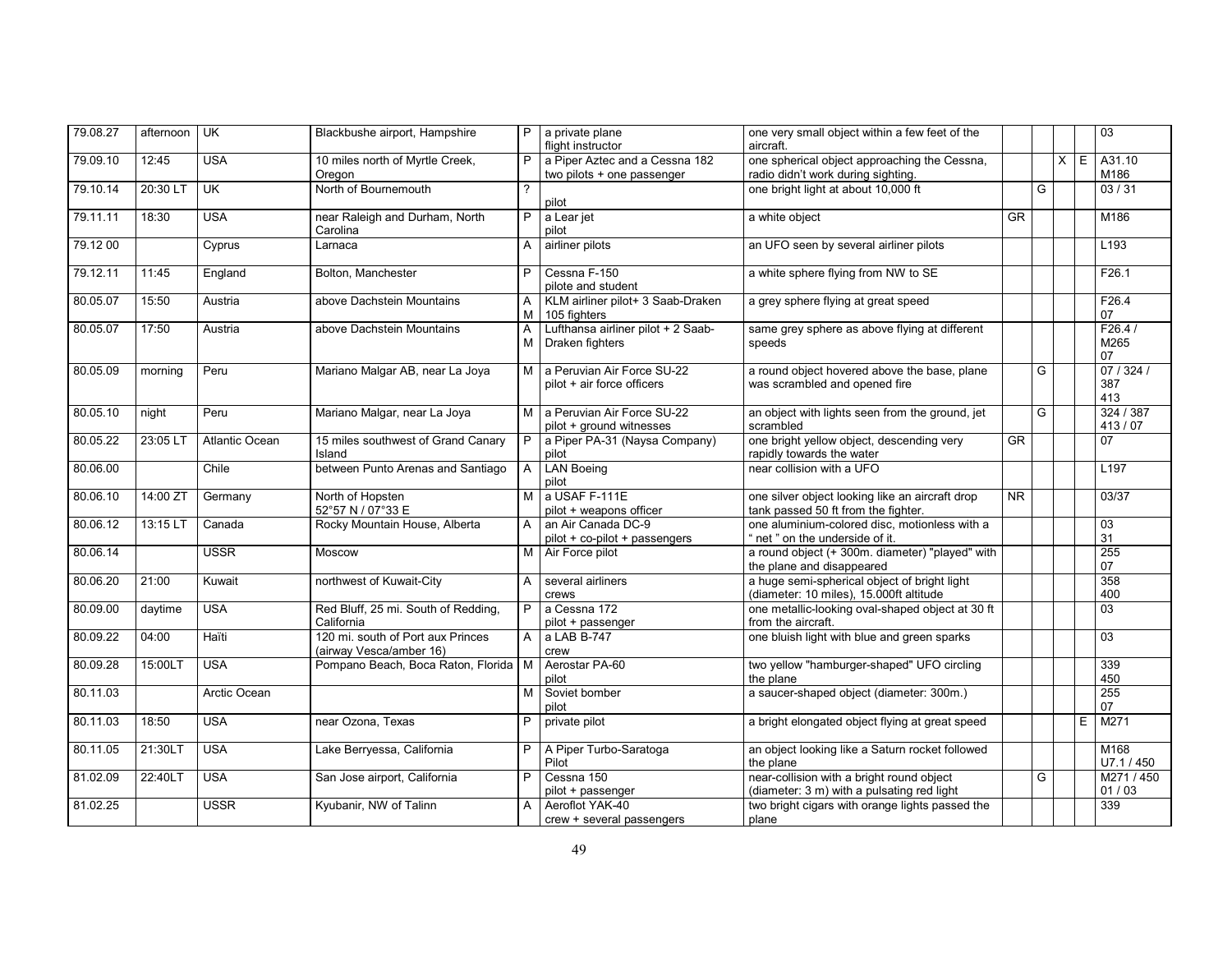| | | | | | | | | | | | |
|---|---|---|---|---|---|---|---|---|---|---|---|
| 79.08.27 | afternoon | UK | Blackbushe airport, Hampshire | P | a private plane flight instructor | one very small object within a few feet of the aircraft. | | | | | 03 |
| 79.09.10 | 12:45 | USA | 10 miles north of Myrtle Creek, Oregon | P | a Piper Aztec and a Cessna 182 two pilots + one passenger | one spherical object approaching the Cessna, radio didn't work during sighting. | | | X | E | A31.10 M186 |
| 79.10.14 | 20:30 LT | UK | North of Bournemouth | ? | pilot | one bright light at about 10,000 ft | | G | | | 03 / 31 |
| 79.11.11 | 18:30 | USA | near Raleigh and Durham, North Carolina | P | a Lear jet pilot | a white object | GR | | | | M186 |
| 79.12 00 | | Cyprus | Larnaca | A | airliner pilots | an UFO seen by several airliner pilots | | | | | L193 |
| 79.12.11 | 11:45 | England | Bolton, Manchester | P | Cessna F-150 pilote and student | a white sphere flying from NW to SE | | | | | F26.1 |
| 80.05.07 | 15:50 | Austria | above Dachstein Mountains | A M | KLM airliner pilot+ 3 Saab-Draken 105 fighters | a grey sphere flying at great speed | | | | | F26.4 07 |
| 80.05.07 | 17:50 | Austria | above Dachstein Mountains | A M | Lufthansa airliner pilot + 2 Saab-Draken fighters | same grey sphere as above flying at different speeds | | | | | F26.4 / M265 07 |
| 80.05.09 | morning | Peru | Mariano Malgar AB, near La Joya | M | a Peruvian Air Force SU-22 pilot + air force officers | a round object hovered above the base, plane was scrambled and opened fire | | G | | | 07 / 324 / 387 413 |
| 80.05.10 | night | Peru | Mariano Malgar, near La Joya | M | a Peruvian Air Force SU-22 pilot + ground witnesses | an object with lights seen from the ground, jet scrambled | | G | | | 324 / 387 413 / 07 |
| 80.05.22 | 23:05 LT | Atlantic Ocean | 15 miles southwest of Grand Canary Island | P | a Piper PA-31 (Naysa Company) pilot | one bright yellow object, descending very rapidly towards the water | GR | | | | 07 |
| 80.06.00 | | Chile | between Punto Arenas and Santiago | A | LAN Boeing pilot | near collision with a UFO | | | | | L197 |
| 80.06.10 | 14:00 ZT | Germany | North of Hopsten 52°57 N / 07°33 E | M | a USAF F-111E pilot + weapons officer | one silver object looking like an aircraft drop tank passed 50 ft from the fighter. | NR | | | | 03/37 |
| 80.06.12 | 13:15 LT | Canada | Rocky Mountain House, Alberta | A | an Air Canada DC-9 pilot + co-pilot + passengers | one aluminium-colored disc, motionless with a " net " on the underside of it. | | | | | 03 31 |
| 80.06.14 | | USSR | Moscow | M | Air Force pilot | a round object (+ 300m. diameter) "played" with the plane and disappeared | | | | | 255 07 |
| 80.06.20 | 21:00 | Kuwait | northwest of Kuwait-City | A | several airliners crews | a huge semi-spherical object of bright light (diameter: 10 miles), 15.000ft altitude | | | | | 358 400 |
| 80.09.00 | daytime | USA | Red Bluff, 25 mi. South of Redding, California | P | a Cessna 172 pilot + passenger | one metallic-looking oval-shaped object at 30 ft from the aircraft. | | | | | 03 |
| 80.09.22 | 04:00 | Haïti | 120 mi. south of Port aux Princes (airway Vesca/amber 16) | A | a LAB B-747 crew | one bluish light with blue and green sparks | | | | | 03 |
| 80.09.28 | 15:00LT | USA | Pompano Beach, Boca Raton, Florida | M | Aerostar PA-60 pilot | two yellow "hamburger-shaped" UFO circling the plane | | | | | 339 450 |
| 80.11.03 | | Arctic Ocean | | M | Soviet bomber pilot | a saucer-shaped object (diameter: 300m.) | | | | | 255 07 |
| 80.11.03 | 18:50 | USA | near Ozona, Texas | P | private pilot | a bright elongated object flying at great speed | | | | E | M271 |
| 80.11.05 | 21:30LT | USA | Lake Berryessa, California | P | A Piper Turbo-Saratoga Pilot | an object looking like a Saturn rocket followed the plane | | | | | M168 U7.1 / 450 |
| 81.02.09 | 22:40LT | USA | San Jose airport, California | P | Cessna 150 pilot + passenger | near-collision with a bright round object (diameter: 3 m) with a pulsating red light | | G | | | M271 / 450 01 / 03 |
| 81.02.25 | | USSR | Kyubanir, NW of Talinn | A | Aeroflot YAK-40 crew + several passengers | two bright cigars with orange lights passed the plane | | | | | 339 |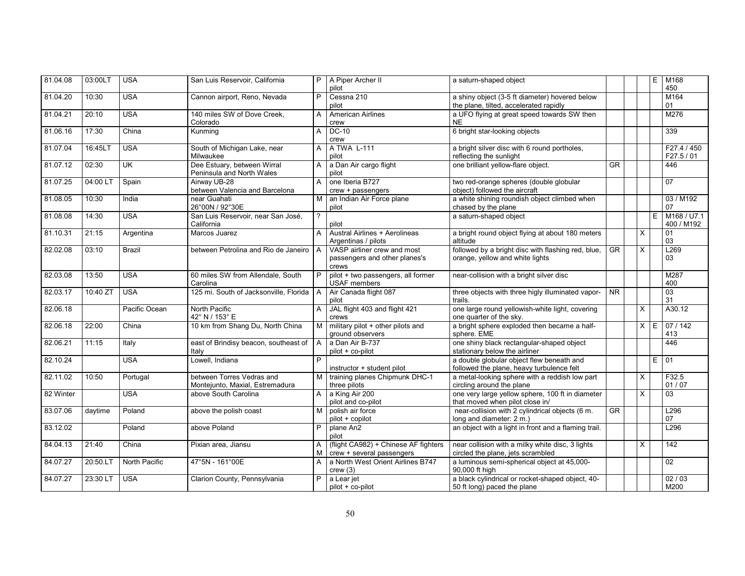| 81.04.08 | 03:00LT | USA | San Luis Reservoir, California | P | A Piper Archer II pilot | a saturn-shaped object | | | | E | M168 450 |
|---|---|---|---|---|---|---|---|---|---|---|---|
| 81.04.20 | 10:30 | USA | Cannon airport, Reno, Nevada | P | Cessna 210 pilot | a shiny object (3-5 ft diameter) hovered below the plane, tilted, accelerated rapidly | | | | | M164 01 |
| 81.04.21 | 20:10 | USA | 140 miles SW of Dove Creek, Colorado | A | American Airlines crew | a UFO flying at great speed towards SW then NE | | | | | M276 |
| 81.06.16 | 17:30 | China | Kunming | A | DC-10 crew | 6 bright star-looking objects | | | | | 339 |
| 81.07.04 | 16:45LT | USA | South of Michigan Lake, near Milwaukee | A | A TWA L-111 pilot | a bright silver disc with 6 round portholes, reflecting the sunlight | | | | | F27.4 / 450 F27.5 / 01 |
| 81.07.12 | 02:30 | UK | Dee Estuary, between Wirral Peninsula and North Wales | A | a Dan Air cargo flight pilot | one brilliant yellow-flare object. | GR | | | | 446 |
| 81.07.25 | 04:00 LT | Spain | Airway UB-28 between Valencia and Barcelona | A | one Iberia B727 crew + passengers | two red-orange spheres (double globular object) followed the aircraft | | | | | 07 |
| 81.08.05 | 10:30 | India | near Guahati 26°00N / 92°30E | M | an Indian Air Force plane pilot | a white shining roundish object climbed when chased by the plane | | | | | 03 / M192 07 |
| 81.08.08 | 14:30 | USA | San Luis Reservoir, near San José, California | ? | pilot | a saturn-shaped object | | | | E | M168 / U7.1 400 / M192 |
| 81.10.31 | 21:15 | Argentina | Marcos Juarez | A | Austral Airlines + Aerolineas Argentinas / pilots | a bright round object flying at about 180 meters altitude | | | X | | 01 03 |
| 82.02.08 | 03:10 | Brazil | between Petrolina and Rio de Janeiro | A | VASP airliner crew and most passengers and other planes's crews | followed by a bright disc with flashing red, blue, orange, yellow and white lights | GR | | X | | L269 03 |
| 82.03.08 | 13:50 | USA | 60 miles SW from Allendale, South Carolina | P | pilot + two passengers, all former USAF members | near-collision with a bright silver disc | | | | | M287 400 |
| 82.03.17 | 10:40 ZT | USA | 125 mi. South of Jacksonville, Florida | A | Air Canada flight 087 pilot | three objects with three higly illuminated vapor-trails. | NR | | | | 03 31 |
| 82.06.18 | | Pacific Ocean | North Pacific 42° N / 153° E | A | JAL flight 403 and flight 421 crews | one large round yellowish-white light, covering one quarter of the sky. | | | X | | A30.12 |
| 82.06.18 | 22:00 | China | 10 km from Shang Du, North China | M | military pilot + other pilots and ground observers | a bright sphere exploded then became a half-sphere. EME | | | X | E | 07 / 142 413 |
| 82.06.21 | 11:15 | Italy | east of Brindisy beacon, southeast of Italy | A | a Dan Air B-737 pilot + co-pilot | one shiny black rectangular-shaped object stationary below the airliner | | | | | 446 |
| 82.10.24 | | USA | Lowell, Indiana | P | instructor + student pilot | a double globular object flew beneath and followed the plane, heavy turbulence felt | | | | E | 01 |
| 82.11.02 | 10:50 | Portugal | between Torres Vedras and Montejunto, Maxial, Estremadura | M | training planes Chipmunk DHC-1 three pilots | a metal-looking sphere with a reddish low part circling around the plane | | | X | | F32.5 01 / 07 |
| 82 Winter | | USA | above South Carolina | A | a King Air 200 pilot and co-pilot | one very large yellow sphere, 100 ft in diameter that moved when pilot close in/ | | | X | | 03 |
| 83.07.06 | daytime | Poland | above the polish coast | M | polish air force pilot + copilot | near-collision with 2 cylindrical objects (6 m. long and diameter: 2 m.) | GR | | | | L296 07 |
| 83.12.02 | | Poland | above Poland | P | plane An2 pilot | an object with a light in front and a flaming trail. | | | | | L296 |
| 84.04.13 | 21:40 | China | Pixian area, Jiansu | A M | (flight CA982) + Chinese AF fighters crew + several passengers | near collision with a milky white disc, 3 lights circled the plane, jets scrambled | | | X | | 142 |
| 84.07.27 | 20:50.LT | North Pacific | 47°5N - 161°00E | A | a North West Orient Airlines B747 crew (3) | a luminous semi-spherical object at 45,000-90,000 ft high | | | | | 02 |
| 84.07.27 | 23:30 LT | USA | Clarion County, Pennsylvania | P | a Lear jet pilot + co-pilot | a black cylindrical or rocket-shaped object, 40-50 ft long) paced the plane | | | | | 02 / 03 M200 |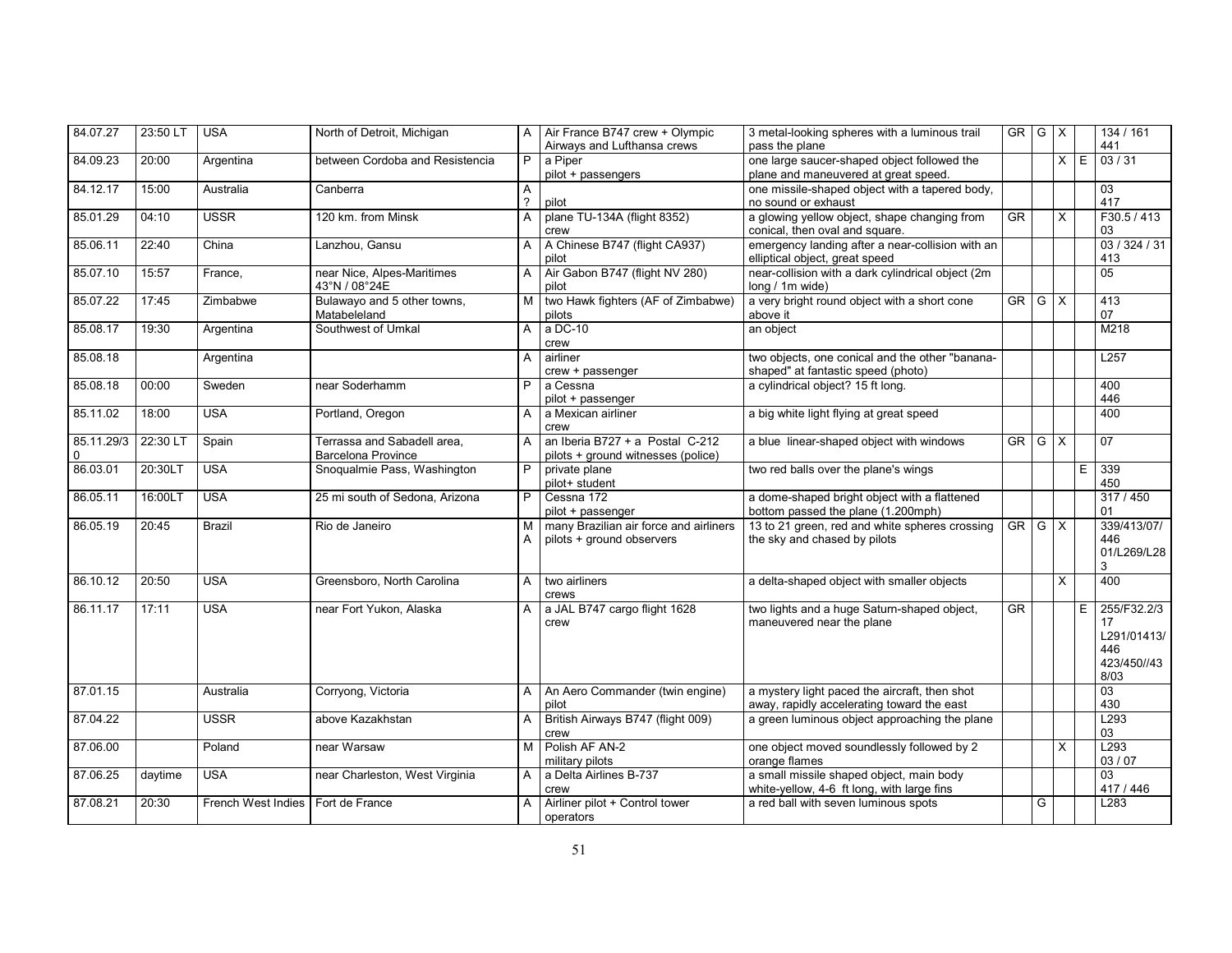| | | | | | | | | | | | |
|---|---|---|---|---|---|---|---|---|---|---|---|
| 84.07.27 | 23:50 LT | USA | North of Detroit, Michigan | A | Air France B747 crew + Olympic Airways and Lufthansa crews | 3 metal-looking spheres with a luminous trail pass the plane | GR | G | X | | 134 / 161 441 |
| 84.09.23 | 20:00 | Argentina | between Cordoba and Resistencia | P | a Piper pilot + passengers | one large saucer-shaped object followed the plane and maneuvered at great speed. | | | X | E | 03 / 31 |
| 84.12.17 | 15:00 | Australia | Canberra | A ? | pilot | one missile-shaped object with a tapered body, no sound or exhaust | | | | | 03 417 |
| 85.01.29 | 04:10 | USSR | 120 km. from Minsk | A | plane TU-134A (flight 8352) crew | a glowing yellow object, shape changing from conical, then oval and square. | GR | | X | | F30.5 / 413 03 |
| 85.06.11 | 22:40 | China | Lanzhou, Gansu | A | A Chinese B747 (flight CA937) pilot | emergency landing after a near-collision with an elliptical object, great speed | | | | | 03 / 324 / 31 413 |
| 85.07.10 | 15:57 | France, | near Nice, Alpes-Maritimes 43°N / 08°24E | A | Air Gabon B747 (flight NV 280) pilot | near-collision with a dark cylindrical object (2m long / 1m wide) | | | | | 05 |
| 85.07.22 | 17:45 | Zimbabwe | Bulawayo and 5 other towns, Matabeleland | M | two Hawk fighters (AF of Zimbabwe) pilots | a very bright round object with a short cone above it | GR | G | X | | 413 07 |
| 85.08.17 | 19:30 | Argentina | Southwest of Umkal | A | a DC-10 crew | an object | | | | | M218 |
| 85.08.18 | | Argentina | | A | airliner crew + passenger | two objects, one conical and the other "banana-shaped" at fantastic speed (photo) | | | | | L257 |
| 85.08.18 | 00:00 | Sweden | near Soderhamm | P | a Cessna pilot + passenger | a cylindrical object? 15 ft long. | | | | | 400 446 |
| 85.11.02 | 18:00 | USA | Portland, Oregon | A | a Mexican airliner crew | a big white light flying at great speed | | | | | 400 |
| 85.11.29/30 | 22:30 LT | Spain | Terrassa and Sabadell area, Barcelona Province | A | an Iberia B727 + a Postal C-212 pilots + ground witnesses (police) | a blue linear-shaped object with windows | GR | G | X | | 07 |
| 86.03.01 | 20:30LT | USA | Snoqualmie Pass, Washington | P | private plane pilot+ student | two red balls over the plane's wings | | | | E | 339 450 |
| 86.05.11 | 16:00LT | USA | 25 mi south of Sedona, Arizona | P | Cessna 172 pilot + passenger | a dome-shaped bright object with a flattened bottom passed the plane (1.200mph) | | | | | 317 / 450 01 |
| 86.05.19 | 20:45 | Brazil | Rio de Janeiro | M A | many Brazilian air force and airliners pilots + ground observers | 13 to 21 green, red and white spheres crossing the sky and chased by pilots | GR | G | X | | 339/413/07/ 446 01/L269/L283 |
| 86.10.12 | 20:50 | USA | Greensboro, North Carolina | A | two airliners crews | a delta-shaped object with smaller objects | | | X | | 400 |
| 86.11.17 | 17:11 | USA | near Fort Yukon, Alaska | A | a JAL B747 cargo flight 1628 crew | two lights and a huge Saturn-shaped object, maneuvered near the plane | GR | | | E | 255/F32.2/317 L291/01413/ 446 423/450//438/03 |
| 87.01.15 | | Australia | Corryong, Victoria | A | An Aero Commander (twin engine) pilot | a mystery light paced the aircraft, then shot away, rapidly accelerating toward the east | | | | | 03 430 |
| 87.04.22 | | USSR | above Kazakhstan | A | British Airways B747 (flight 009) crew | a green luminous object approaching the plane | | | | | L293 03 |
| 87.06.00 | | Poland | near Warsaw | M | Polish AF AN-2 military pilots | one object moved soundlessly followed by 2 orange flames | | | X | | L293 03 / 07 |
| 87.06.25 | daytime | USA | near Charleston, West Virginia | A | a Delta Airlines B-737 crew | a small missile shaped object, main body white-yellow, 4-6 ft long, with large fins | | | | | 03 417 / 446 |
| 87.08.21 | 20:30 | French West Indies | Fort de France | A | Airliner pilot + Control tower operators | a red ball with seven luminous spots | | G | | | L283 |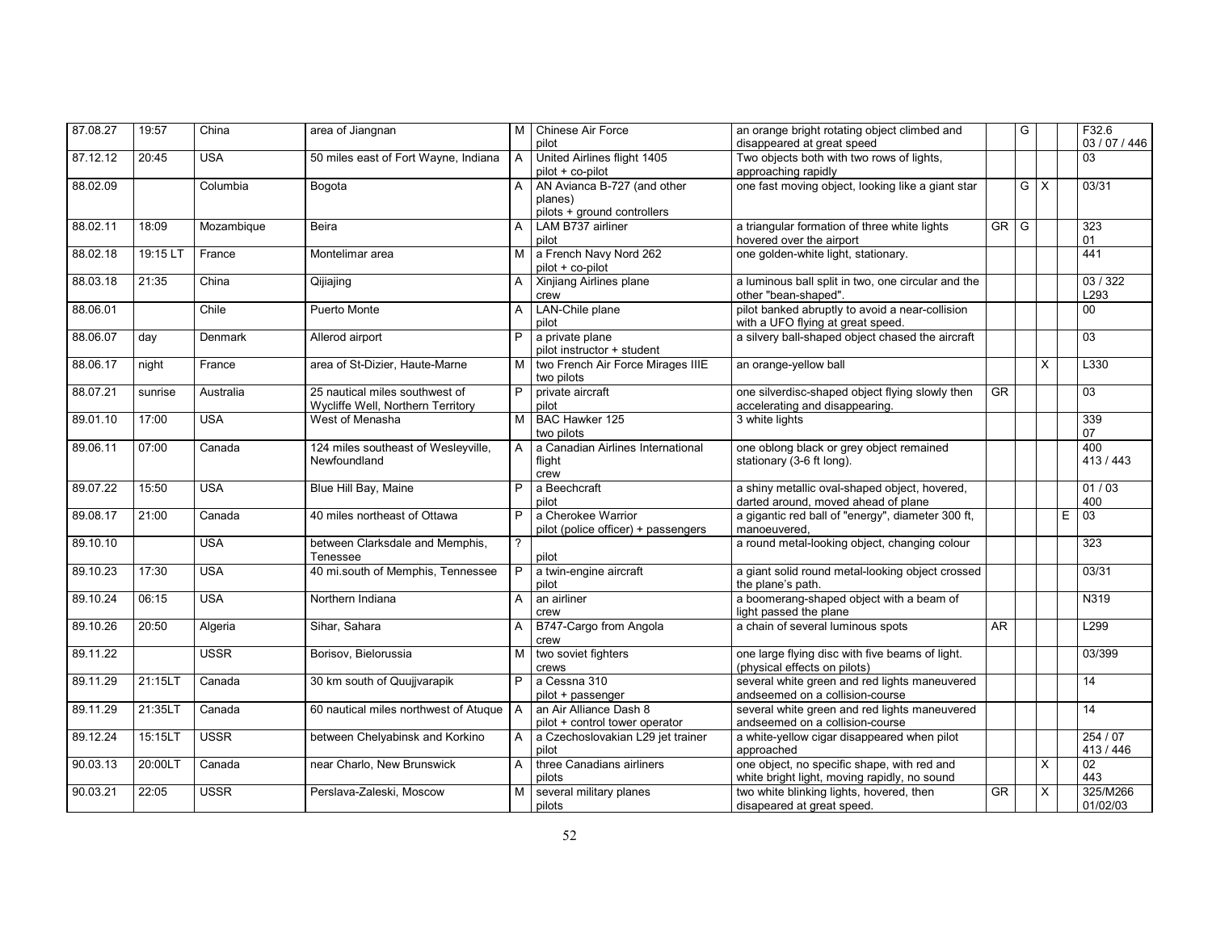| | | | | | | | | | | | |
|---|---|---|---|---|---|---|---|---|---|---|---|
| 87.08.27 | 19:57 | China | area of Jiangnan | M | Chinese Air Force pilot | an orange bright rotating object climbed and disappeared at great speed | | G | | | F32.6 03 / 07 / 446 |
| 87.12.12 | 20:45 | USA | 50 miles east of Fort Wayne, Indiana | A | United Airlines flight 1405 pilot + co-pilot | Two objects both with two rows of lights, approaching rapidly | | | | | 03 |
| 88.02.09 | | Columbia | Bogota | A | AN Avianca B-727 (and other planes) pilots + ground controllers | one fast moving object, looking like a giant star | | G | X | | 03/31 |
| 88.02.11 | 18:09 | Mozambique | Beira | A | LAM B737 airliner pilot | a triangular formation of three white lights hovered over the airport | GR | G | | | 323 01 |
| 88.02.18 | 19:15 LT | France | Montelimar area | M | a French Navy Nord 262 pilot + co-pilot | one golden-white light, stationary. | | | | | 441 |
| 88.03.18 | 21:35 | China | Qijiajing | A | Xinjiang Airlines plane crew | a luminous ball split in two, one circular and the other "bean-shaped". | | | | | 03 / 322 L293 |
| 88.06.01 | | Chile | Puerto Monte | A | LAN-Chile plane pilot | pilot banked abruptly to avoid a near-collision with a UFO flying at great speed. | | | | | 00 |
| 88.06.07 | day | Denmark | Allerod airport | P | a private plane pilot instructor + student | a silvery ball-shaped object chased the aircraft | | | | | 03 |
| 88.06.17 | night | France | area of St-Dizier, Haute-Marne | M | two French Air Force Mirages IIIE two pilots | an orange-yellow ball | | | X | | L330 |
| 88.07.21 | sunrise | Australia | 25 nautical miles southwest of Wycliffe Well, Northern Territory | P | private aircraft pilot | one silverdisc-shaped object flying slowly then accelerating and disappearing. | GR | | | | 03 |
| 89.01.10 | 17:00 | USA | West of Menasha | M | BAC Hawker 125 two pilots | 3 white lights | | | | | 339 07 |
| 89.06.11 | 07:00 | Canada | 124 miles southeast of Wesleyville, Newfoundland | A | a Canadian Airlines International flight crew | one oblong black or grey object remained stationary (3-6 ft long). | | | | | 400 413 / 443 |
| 89.07.22 | 15:50 | USA | Blue Hill Bay, Maine | P | a Beechcraft pilot | a shiny metallic oval-shaped object, hovered, darted around, moved ahead of plane | | | | | 01 / 03 400 |
| 89.08.17 | 21:00 | Canada | 40 miles northeast of Ottawa | P | a Cherokee Warrior pilot (police officer) + passengers | a gigantic red ball of "energy", diameter 300 ft, manoeuvered, | | | | E | 03 |
| 89.10.10 | | USA | between Clarksdale and Memphis, Tenessee | ? | pilot | a round metal-looking object, changing colour | | | | | 323 |
| 89.10.23 | 17:30 | USA | 40 mi.south of Memphis, Tennessee | P | a twin-engine aircraft pilot | a giant solid round metal-looking object crossed the plane's path. | | | | | 03/31 |
| 89.10.24 | 06:15 | USA | Northern Indiana | A | an airliner crew | a boomerang-shaped object with a beam of light passed the plane | | | | | N319 |
| 89.10.26 | 20:50 | Algeria | Sihar, Sahara | A | B747-Cargo from Angola crew | a chain of several luminous spots | AR | | | | L299 |
| 89.11.22 | | USSR | Borisov, Bielorussia | M | two soviet fighters crews | one large flying disc with five beams of light. (physical effects on pilots) | | | | | 03/399 |
| 89.11.29 | 21:15LT | Canada | 30 km south of Quujjvarapik | P | a Cessna 310 pilot + passenger | several white green and red lights maneuvered andseemed on a collision-course | | | | | 14 |
| 89.11.29 | 21:35LT | Canada | 60 nautical miles northwest of Atuque | A | an Air Alliance Dash 8 pilot + control tower operator | several white green and red lights maneuvered andseemed on a collision-course | | | | | 14 |
| 89.12.24 | 15:15LT | USSR | between Chelyabinsk and Korkino | A | a Czechoslovakian L29 jet trainer pilot | a white-yellow cigar disappeared when pilot approached | | | | | 254 / 07 413 / 446 |
| 90.03.13 | 20:00LT | Canada | near Charlo, New Brunswick | A | three Canadians airliners pilots | one object, no specific shape, with red and white bright light, moving rapidly, no sound | | | X | | 02 443 |
| 90.03.21 | 22:05 | USSR | Perslava-Zaleski, Moscow | M | several military planes pilots | two white blinking lights, hovered, then disapeared at great speed. | GR | | X | | 325/M266 01/02/03 |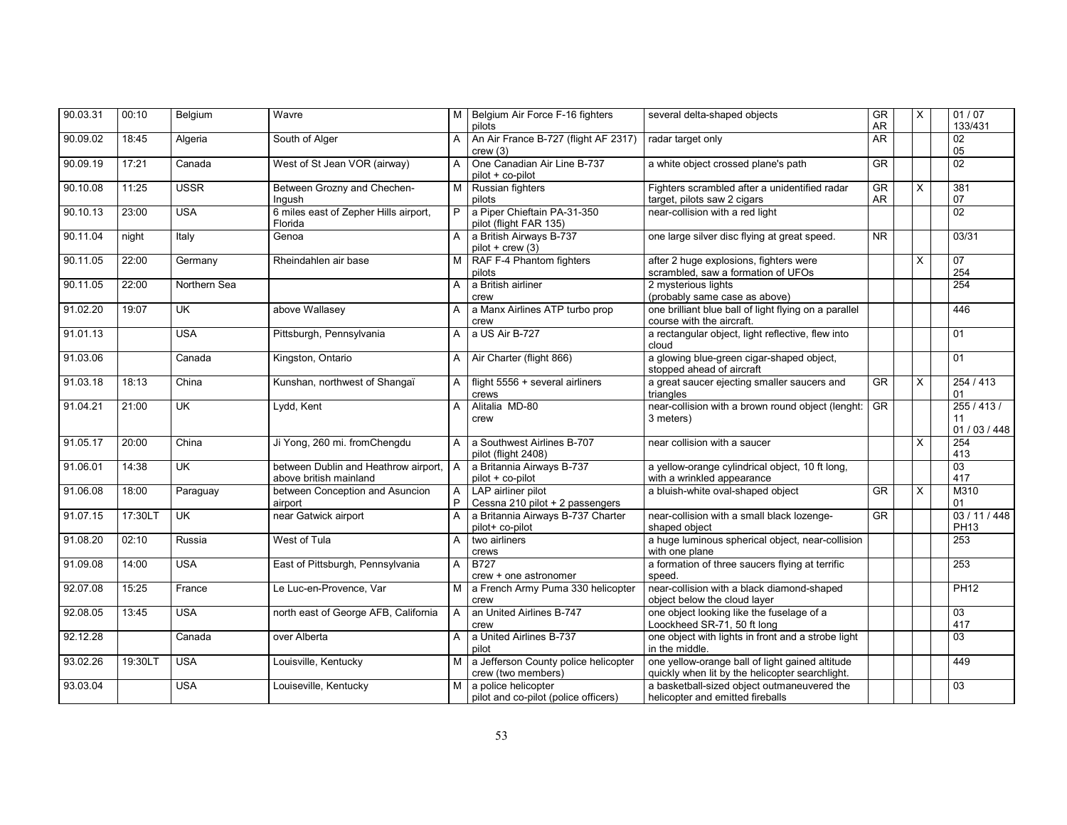| 90.03.31 | 00:10 | Belgium | Wavre | M | Belgium Air Force F-16 fighters pilots | several delta-shaped objects | GR AR | | X | | 01 / 07 133/431 |
|---|---|---|---|---|---|---|---|---|---|---|---|
| 90.09.02 | 18:45 | Algeria | South of Alger | A | An Air France B-727 (flight AF 2317) crew (3) | radar target only | AR | | | | 02 05 |
| 90.09.19 | 17:21 | Canada | West of St Jean VOR (airway) | A | One Canadian Air Line B-737 pilot + co-pilot | a white object crossed plane's path | GR | | | | 02 |
| 90.10.08 | 11:25 | USSR | Between Grozny and Chechen-Ingush | M | Russian fighters pilots | Fighters scrambled after a unidentified radar target, pilots saw 2 cigars | GR AR | | X | | 381 07 |
| 90.10.13 | 23:00 | USA | 6 miles east of Zepher Hills airport, Florida | P | a Piper Chieftain PA-31-350 pilot (flight FAR 135) | near-collision with a red light | | | | | 02 |
| 90.11.04 | night | Italy | Genoa | A | a British Airways B-737 pilot + crew (3) | one large silver disc flying at great speed. | NR | | | | 03/31 |
| 90.11.05 | 22:00 | Germany | Rheindahlen air base | M | RAF F-4 Phantom fighters pilots | after 2 huge explosions, fighters were scrambled, saw a formation of UFOs | | | X | | 07 254 |
| 90.11.05 | 22:00 | Northern Sea | | A | a British airliner crew | 2 mysterious lights (probably same case as above) | | | | | 254 |
| 91.02.20 | 19:07 | UK | above Wallasey | A | a Manx Airlines ATP turbo prop crew | one brilliant blue ball of light flying on a parallel course with the aircraft. | | | | | 446 |
| 91.01.13 | | USA | Pittsburgh, Pennsylvania | A | a US Air B-727 | a rectangular object, light reflective, flew into cloud | | | | | 01 |
| 91.03.06 | | Canada | Kingston, Ontario | A | Air Charter (flight 866) | a glowing blue-green cigar-shaped object, stopped ahead of aircraft | | | | | 01 |
| 91.03.18 | 18:13 | China | Kunshan, northwest of Shangaï | A | flight 5556 + several airliners crews | a great saucer ejecting smaller saucers and triangles | GR | | X | | 254 / 413 01 |
| 91.04.21 | 21:00 | UK | Lydd, Kent | A | Alitalia MD-80 crew | near-collision with a brown round object (lenght: 3 meters) | GR | | | | 255 / 413 / 11 01 / 03 / 448 |
| 91.05.17 | 20:00 | China | Ji Yong, 260 mi. fromChengdu | A | a Southwest Airlines B-707 pilot (flight 2408) | near collision with a saucer | | | X | | 254 413 |
| 91.06.01 | 14:38 | UK | between Dublin and Heathrow airport, above british mainland | A | a Britannia Airways B-737 pilot + co-pilot | a yellow-orange cylindrical object, 10 ft long, with a wrinkled appearance | | | | | 03 417 |
| 91.06.08 | 18:00 | Paraguay | between Conception and Asuncion airport | A P | LAP airliner pilot Cessna 210 pilot + 2 passengers | a bluish-white oval-shaped object | GR | | X | | M310 01 |
| 91.07.15 | 17:30LT | UK | near Gatwick airport | A | a Britannia Airways B-737 Charter pilot+ co-pilot | near-collision with a small black lozenge-shaped object | GR | | | | 03 / 11 / 448 PH13 |
| 91.08.20 | 02:10 | Russia | West of Tula | A | two airliners crews | a huge luminous spherical object, near-collision with one plane | | | | | 253 |
| 91.09.08 | 14:00 | USA | East of Pittsburgh, Pennsylvania | A | B727 crew + one astronomer | a formation of three saucers flying at terrific speed. | | | | | 253 |
| 92.07.08 | 15:25 | France | Le Luc-en-Provence, Var | M | a French Army Puma 330 helicopter crew | near-collision with a black diamond-shaped object below the cloud layer | | | | | PH12 |
| 92.08.05 | 13:45 | USA | north east of George AFB, California | A | an United Airlines B-747 crew | one object looking like the fuselage of a Loockheed SR-71, 50 ft long | | | | | 03 417 |
| 92.12.28 | | Canada | over Alberta | A | a United Airlines B-737 pilot | one object with lights in front and a strobe light in the middle. | | | | | 03 |
| 93.02.26 | 19:30LT | USA | Louisville, Kentucky | M | a Jefferson County police helicopter crew (two members) | one yellow-orange ball of light gained altitude quickly when lit by the helicopter searchlight. | | | | | 449 |
| 93.03.04 | | USA | Louiseville, Kentucky | M | a police helicopter pilot and co-pilot (police officers) | a basketball-sized object outmaneuvered the helicopter and emitted fireballs | | | | | 03 |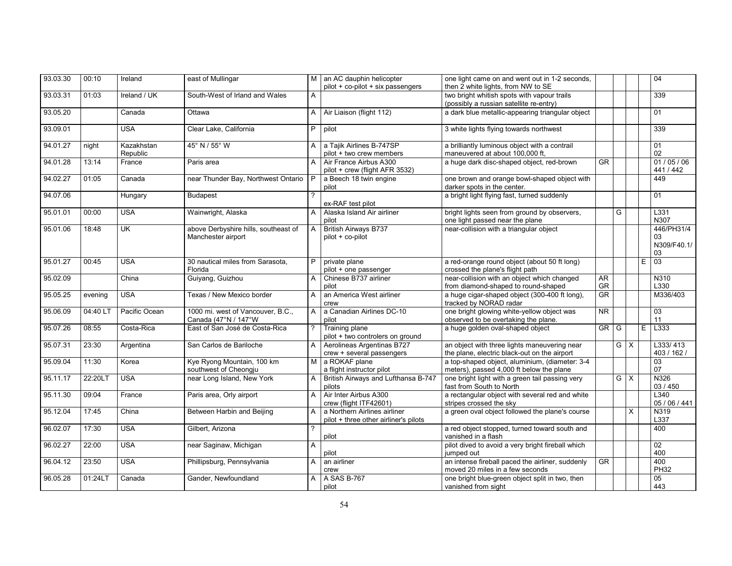| 93.03.30 | 00:10 | Ireland | east of Mullingar | M | an AC dauphin helicopter pilot + co-pilot + six passengers | one light came on and went out in 1-2 seconds, then 2 white lights, from NW to SE | | | | | 04 |
|---|---|---|---|---|---|---|---|---|---|---|---|
| 93.03.31 | 01:03 | Ireland / UK | South-West of Irland and Wales | A | | two bright whitish spots with vapour trails (possibly a russian satellite re-entry) | | | | | 339 |
| 93.05.20 | | Canada | Ottawa | A | Air Liaison (flight 112) | a dark blue metallic-appearing triangular object | | | | | 01 |
| 93.09.01 | | USA | Clear Lake, California | P | pilot | 3 white lights flying towards northwest | | | | | 339 |
| 94.01.27 | night | Kazakhstan Republic | 45° N / 55° W | A | a Tajik Airlines B-747SP pilot + two crew members | a brilliantly luminous object with a contrail maneuvered at about 100,000 ft, | | | | | 01 02 |
| 94.01.28 | 13:14 | France | Paris area | A | Air France Airbus A300 pilot + crew (flight AFR 3532) | a huge dark disc-shaped object, red-brown | GR | | | | 01 / 05 / 06 441 / 442 |
| 94.02.27 | 01:05 | Canada | near Thunder Bay, Northwest Ontario | P | a Beech 18 twin engine pilot | one brown and orange bowl-shaped object with darker spots in the center. | | | | | 449 |
| 94.07.06 | | Hungary | Budapest | ? | ex-RAF test pilot | a bright light flying fast, turned suddenly | | | | | 01 |
| 95.01.01 | 00:00 | USA | Wainwright, Alaska | A | Alaska Island Air airliner pilot | bright lights seen from ground by observers, one light passed near the plane | | G | | | L331 N307 |
| 95.01.06 | 18:48 | UK | above Derbyshire hills, southeast of Manchester airport | A | British Airways B737 pilot + co-pilot | near-collision with a triangular object | | | | | 446/PH31/4 03 N309/F40.1/ 03 |
| 95.01.27 | 00:45 | USA | 30 nautical miles from Sarasota, Florida | P | private plane pilot + one passenger | a red-orange round object (about 50 ft long) crossed the plane's flight path | | | | E | 03 |
| 95.02.09 | | China | Guiyang, Guizhou | A | Chinese B737 airliner pilot | near-collision with an object which changed from diamond-shaped to round-shaped | AR GR | | | | N310 L330 |
| 95.05.25 | evening | USA | Texas / New Mexico border | A | an America West airliner crew | a huge cigar-shaped object (300-400 ft long), tracked by NORAD radar | GR | | | | M336/403 |
| 95.06.09 | 04:40 LT | Pacific Ocean | 1000 mi. west of Vancouver, B.C., Canada (47°N / 147°W | A | a Canadian Airlines DC-10 pilot | one bright glowing white-yellow object was observed to be overtaking the plane. | NR | | | | 03 11 |
| 95.07.26 | 08:55 | Costa-Rica | East of San José de Costa-Rica | ? | Training plane pilot + two controlers on ground | a huge golden oval-shaped object | GR | G | | E | L333 |
| 95.07.31 | 23:30 | Argentina | San Carlos de Bariloche | A | Aerolineas Argentinas B727 crew + several passengers | an object with three lights maneuvering near the plane, electric black-out on the airport | | G | X | | L333/ 413 403 / 162 / |
| 95.09.04 | 11:30 | Korea | Kye Ryong Mountain, 100 km southwest of Cheongju | M | a ROKAF plane a flight instructor pilot | a top-shaped object, aluminium, (diameter: 3-4 meters), passed 4,000 ft below the plane | | | | | 03 07 |
| 95.11.17 | 22:20LT | USA | near Long Island, New York | A | British Airways and Lufthansa B-747 pilots | one bright light with a green tail passing very fast from South to North | | G | X | | N326 03 / 450 |
| 95.11.30 | 09:04 | France | Paris area, Orly airport | A | Air Inter Airbus A300 crew (flight ITF42601) | a rectangular object with several red and white stripes crossed the sky | | | | | L340 05 / 06 / 441 |
| 95.12.04 | 17:45 | China | Between Harbin and Beijing | A | a Northern Airlines airliner pilot + three other airliner's pilots | a green oval object followed the plane's course | | | X | | N319 L337 |
| 96.02.07 | 17:30 | USA | Gilbert, Arizona | ? | pilot | a red object stopped, turned toward south and vanished in a flash | | | | | 400 |
| 96.02.27 | 22:00 | USA | near Saginaw, Michigan | A | pilot | pilot dived to avoid a very bright fireball which jumped out | | | | | 02 400 |
| 96.04.12 | 23:50 | USA | Phillipsburg, Pennsylvania | A | an airliner crew | an intense fireball paced the airliner, suddenly moved 20 miles in a few seconds | GR | | | | 400 PH32 |
| 96.05.28 | 01:24LT | Canada | Gander, Newfoundland | A | A SAS B-767 pilot | one bright blue-green object split in two, then vanished from sight | | | | | 05 443 |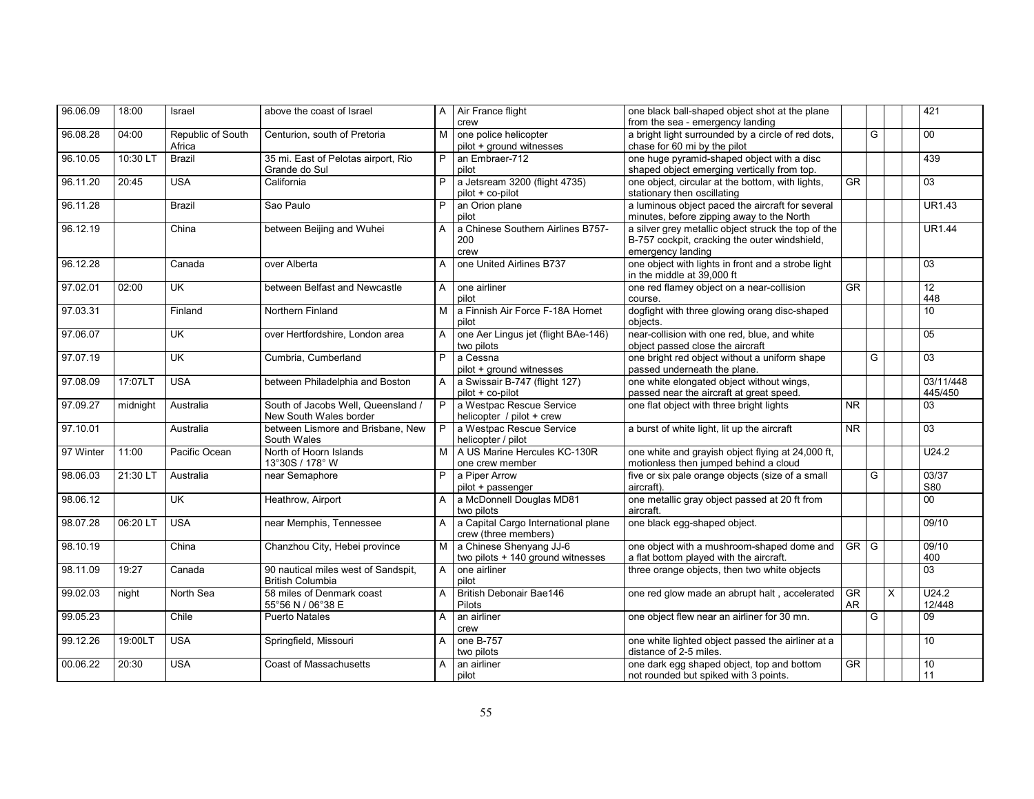| | | | | | | | | | | | |
|---|---|---|---|---|---|---|---|---|---|---|---|
| 96.06.09 | 18:00 | Israel | above the coast of Israel | A | Air France flight crew | one black ball-shaped object shot at the plane from the sea - emergency landing | | | | | 421 |
| 96.08.28 | 04:00 | Republic of South Africa | Centurion, south of Pretoria | M | one police helicopter pilot + ground witnesses | a bright light surrounded by a circle of red dots, chase for 60 mi by the pilot | | G | | | 00 |
| 96.10.05 | 10:30 LT | Brazil | 35 mi. East of Pelotas airport, Rio Grande do Sul | P | an Embraer-712 pilot | one huge pyramid-shaped object with a disc shaped object emerging vertically from top. | | | | | 439 |
| 96.11.20 | 20:45 | USA | California | P | a Jetsream 3200 (flight 4735) pilot + co-pilot | one object, circular at the bottom, with lights, stationary then oscillating | GR | | | | 03 |
| 96.11.28 | | Brazil | Sao Paulo | P | an Orion plane pilot | a luminous object paced the aircraft for several minutes, before zipping away to the North | | | | | UR1.43 |
| 96.12.19 | | China | between Beijing and Wuhei | A | a Chinese Southern Airlines B757-200 crew | a silver grey metallic object struck the top of the B-757 cockpit, cracking the outer windshield, emergency landing | | | | | UR1.44 |
| 96.12.28 | | Canada | over Alberta | A | one United Airlines B737 | one object with lights in front and a strobe light in the middle at 39,000 ft | | | | | 03 |
| 97.02.01 | 02:00 | UK | between Belfast and Newcastle | A | one airliner pilot | one red flamey object on a near-collision course. | GR | | | | 12<br>448 |
| 97.03.31 | | Finland | Northern Finland | M | a Finnish Air Force F-18A Hornet pilot | dogfight with three glowing orang disc-shaped objects. | | | | | 10 |
| 97.06.07 | | UK | over Hertfordshire, London area | A | one Aer Lingus jet (flight BAe-146) two pilots | near-collision with one red, blue, and white object passed close the aircraft | | | | | 05 |
| 97.07.19 | | UK | Cumbria, Cumberland | P | a Cessna pilot + ground witnesses | one bright red object without a uniform shape passed underneath the plane. | | G | | | 03 |
| 97.08.09 | 17:07LT | USA | between Philadelphia and Boston | A | a Swissair B-747 (flight 127) pilot + co-pilot | one white elongated object without wings, passed near the aircraft at great speed. | | | | | 03/11/448<br>445/450 |
| 97.09.27 | midnight | Australia | South of Jacobs Well, Queensland / New South Wales border | P | a Westpac Rescue Service helicopter / pilot + crew | one flat object with three bright lights | NR | | | | 03 |
| 97.10.01 | | Australia | between Lismore and Brisbane, New South Wales | P | a Westpac Rescue Service helicopter / pilot | a burst of white light, lit up the aircraft | NR | | | | 03 |
| 97 Winter | 11:00 | Pacific Ocean | North of Hoorn Islands 13°30S / 178° W | M | A US Marine Hercules KC-130R one crew member | one white and grayish object flying at 24,000 ft, motionless then jumped behind a cloud | | | | | U24.2 |
| 98.06.03 | 21:30 LT | Australia | near Semaphore | P | a Piper Arrow pilot + passenger | five or six pale orange objects (size of a small aircraft). | | G | | | 03/37<br>S80 |
| 98.06.12 | | UK | Heathrow, Airport | A | a McDonnell Douglas MD81 two pilots | one metallic gray object passed at 20 ft from aircraft. | | | | | 00 |
| 98.07.28 | 06:20 LT | USA | near Memphis, Tennessee | A | a Capital Cargo International plane crew (three members) | one black egg-shaped object. | | | | | 09/10 |
| 98.10.19 | | China | Chanzhou City, Hebei province | M | a Chinese Shenyang JJ-6 two pilots + 140 ground witnesses | one object with a mushroom-shaped dome and a flat bottom played with the aircraft. | GR | G | | | 09/10<br>400 |
| 98.11.09 | 19:27 | Canada | 90 nautical miles west of Sandspit, British Columbia | A | one airliner pilot | three orange objects, then two white objects | | | | | 03 |
| 99.02.03 | night | North Sea | 58 miles of Denmark coast 55°56 N / 06°38 E | A | British Debonair Bae146 Pilots | one red glow made an abrupt halt , accelerated | GR<br>AR | | X | | U24.2<br>12/448 |
| 99.05.23 | | Chile | Puerto Natales | A | an airliner crew | one object flew near an airliner for 30 mn. | | G | | | 09 |
| 99.12.26 | 19:00LT | USA | Springfield, Missouri | A | one B-757 two pilots | one white lighted object passed the airliner at a distance of 2-5 miles. | | | | | 10 |
| 00.06.22 | 20:30 | USA | Coast of Massachusetts | A | an airliner pilot | one dark egg shaped object, top and bottom not rounded but spiked with 3 points. | GR | | | | 10<br>11 |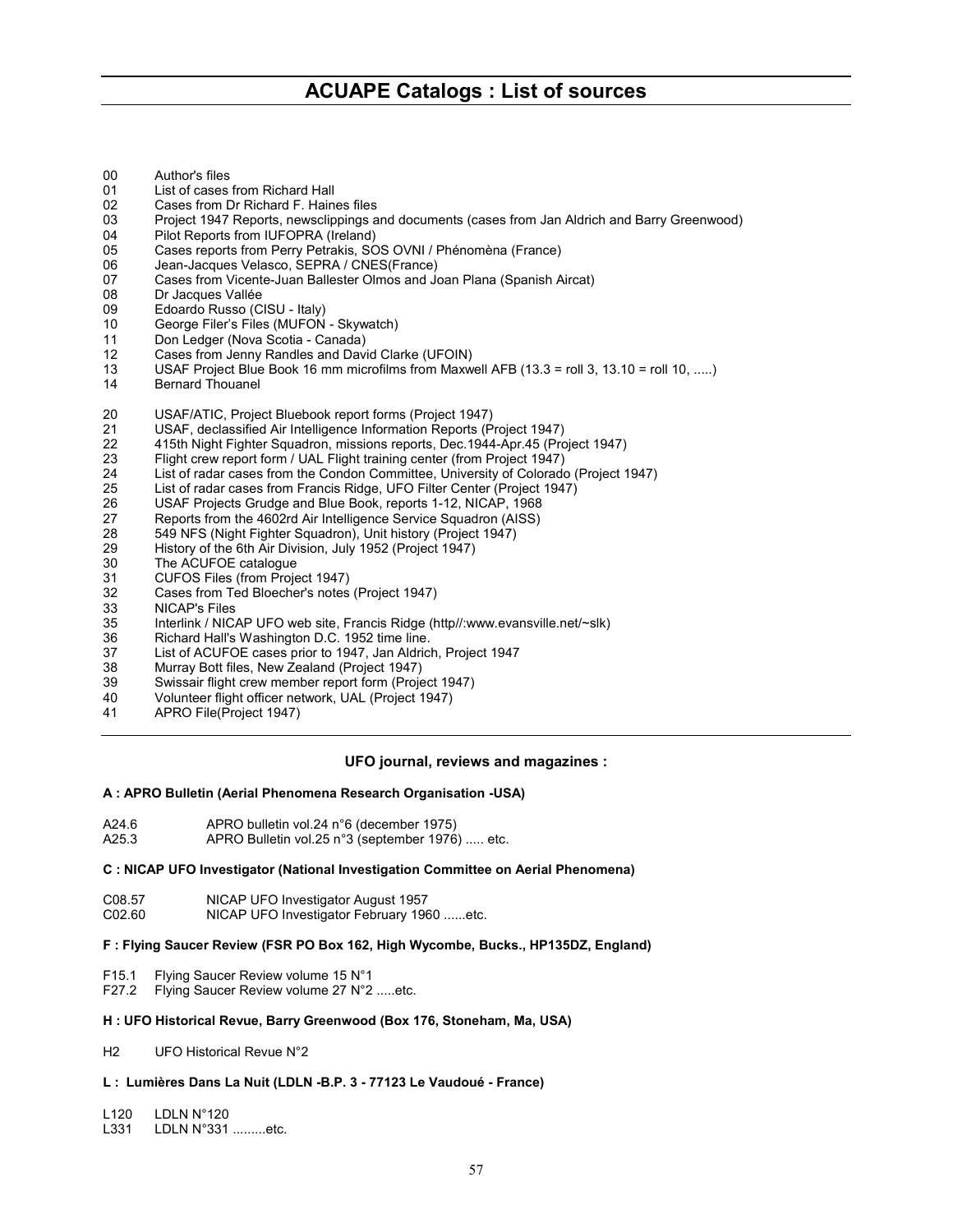# ACUAPE Catalogs : List of sources

00 Author's files
01 List of cases from Richard Hall
02 Cases from Dr Richard F. Haines files
03 Project 1947 Reports, newsclippings and documents (cases from Jan Aldrich and Barry Greenwood)
04 Pilot Reports from IUFOPRA (Ireland)
05 Cases reports from Perry Petrakis, SOS OVNI / Phénomèna (France)
06 Jean-Jacques Velasco, SEPRA / CNES(France)
07 Cases from Vicente-Juan Ballester Olmos and Joan Plana (Spanish Aircat)
08 Dr Jacques Vallée
09 Edoardo Russo (CISU - Italy)
10 George Filer's Files (MUFON - Skywatch)
11 Don Ledger (Nova Scotia - Canada)
12 Cases from Jenny Randles and David Clarke (UFOIN)
13 USAF Project Blue Book 16 mm microfilms from Maxwell AFB (13.3 = roll 3, 13.10 = roll 10, .....)
14 Bernard Thouanel

20 USAF/ATIC, Project Bluebook report forms (Project 1947)
21 USAF, declassified Air Intelligence Information Reports (Project 1947)
22 415th Night Fighter Squadron, missions reports, Dec.1944-Apr.45 (Project 1947)
23 Flight crew report form / UAL Flight training center (from Project 1947)
24 List of radar cases from the Condon Committee, University of Colorado (Project 1947)
25 List of radar cases from Francis Ridge, UFO Filter Center (Project 1947)
26 USAF Projects Grudge and Blue Book, reports 1-12, NICAP, 1968
27 Reports from the 4602rd Air Intelligence Service Squadron (AISS)
28 549 NFS (Night Fighter Squadron), Unit history (Project 1947)
29 History of the 6th Air Division, July 1952 (Project 1947)
30 The ACUFOE catalogue
31 CUFOS Files (from Project 1947)
32 Cases from Ted Bloecher's notes (Project 1947)
33 NICAP's Files
35 Interlink / NICAP UFO web site, Francis Ridge (http//:www.evansville.net/~slk)
36 Richard Hall's Washington D.C. 1952 time line.
37 List of ACUFOE cases prior to 1947, Jan Aldrich, Project 1947
38 Murray Bott files, New Zealand (Project 1947)
39 Swissair flight crew member report form (Project 1947)
40 Volunteer flight officer network, UAL (Project 1947)
41 APRO File(Project 1947)

---

### UFO journal, reviews and magazines :

**A : APRO Bulletin (Aerial Phenomena Research Organisation -USA)**

A24.6 APRO bulletin vol.24 n°6 (december 1975)
A25.3 APRO Bulletin vol.25 n°3 (september 1976) ..... etc.

**C : NICAP UFO Investigator (National Investigation Committee on Aerial Phenomena)**

C08.57 NICAP UFO Investigator August 1957
C02.60 NICAP UFO Investigator February 1960 ......etc.

**F : Flying Saucer Review (FSR PO Box 162, High Wycombe, Bucks., HP135DZ, England)**

F15.1 Flying Saucer Review volume 15 N°1
F27.2 Flying Saucer Review volume 27 N°2 .....etc.

**H : UFO Historical Revue, Barry Greenwood (Box 176, Stoneham, Ma, USA)**

H2 UFO Historical Revue N°2

**L : Lumières Dans La Nuit (LDLN -B.P. 3 - 77123 Le Vaudoué - France)**

L120 LDLN N°120
L331 LDLN N°331 .........etc.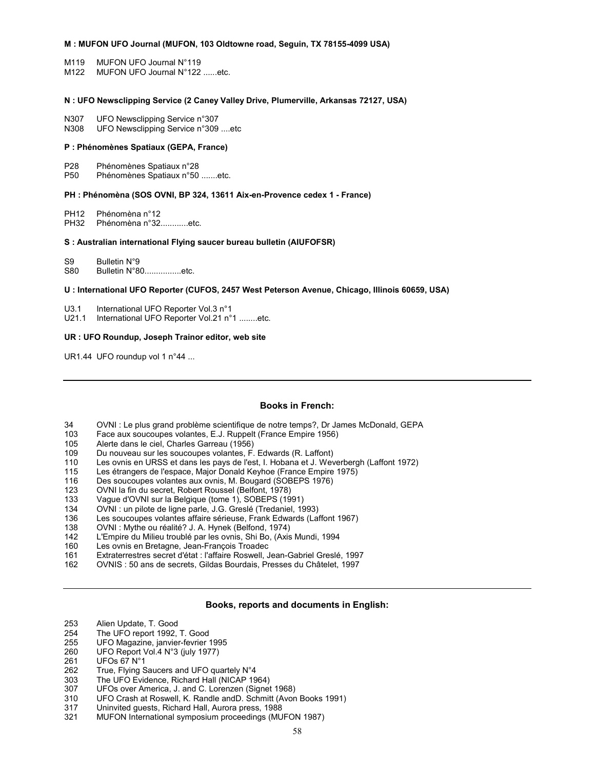**M : MUFON UFO Journal (MUFON, 103 Oldtowne road, Seguin, TX 78155-4099 USA)**

M119 MUFON UFO Journal N°119
M122 MUFON UFO Journal N°122 ......etc.

**N : UFO Newsclipping Service (2 Caney Valley Drive, Plumerville, Arkansas 72127, USA)**

N307 UFO Newsclipping Service n°307
N308 UFO Newsclipping Service n°309 ....etc

**P : Phénomènes Spatiaux (GEPA, France)**

P28 Phénomènes Spatiaux n°28
P50 Phénomènes Spatiaux n°50 .......etc.

**PH : Phénomèna (SOS OVNI, BP 324, 13611 Aix-en-Provence cedex 1 - France)**

PH12 Phénomèna n°12
PH32 Phénomèna n°32............etc.

**S : Australian international Flying saucer bureau bulletin (AIUFOFSR)**

S9 Bulletin N°9
S80 Bulletin N°80................etc.

**U : International UFO Reporter (CUFOS, 2457 West Peterson Avenue, Chicago, Illinois 60659, USA)**

U3.1 International UFO Reporter Vol.3 n°1
U21.1 International UFO Reporter Vol.21 n°1 ........etc.

**UR : UFO Roundup, Joseph Trainor editor, web site**

UR1.44 UFO roundup vol 1 n°44 ...

---

### Books in French:

34 OVNI : Le plus grand problème scientifique de notre temps?, Dr James McDonald, GEPA
103 Face aux soucoupes volantes, E.J. Ruppelt (France Empire 1956)
105 Alerte dans le ciel, Charles Garreau (1956)
109 Du nouveau sur les soucoupes volantes, F. Edwards (R. Laffont)
110 Les ovnis en URSS et dans les pays de l'est, I. Hobana et J. Weverbergh (Laffont 1972)
115 Les étrangers de l'espace, Major Donald Keyhoe (France Empire 1975)
116 Des soucoupes volantes aux ovnis, M. Bougard (SOBEPS 1976)
123 OVNI la fin du secret, Robert Roussel (Belfont, 1978)
133 Vague d'OVNI sur la Belgique (tome 1), SOBEPS (1991)
134 OVNI : un pilote de ligne parle, J.G. Greslé (Tredaniel, 1993)
136 Les soucoupes volantes affaire sérieuse, Frank Edwards (Laffont 1967)
138 OVNI : Mythe ou réalité? J. A. Hynek (Belfond, 1974)
142 L'Empire du Milieu troublé par les ovnis, Shi Bo, (Axis Mundi, 1994
160 Les ovnis en Bretagne, Jean-François Troadec
161 Extraterrestres secret d'état : l'affaire Roswell, Jean-Gabriel Greslé, 1997
162 OVNIS : 50 ans de secrets, Gildas Bourdais, Presses du Châtelet, 1997

---

### Books, reports and documents in English:

253 Alien Update, T. Good
254 The UFO report 1992, T. Good
255 UFO Magazine, janvier-fevrier 1995
260 UFO Report Vol.4 N°3 (july 1977)
261 UFOs 67 N°1
262 True, Flying Saucers and UFO quartely N°4
303 The UFO Evidence, Richard Hall (NICAP 1964)
307 UFOs over America, J. and C. Lorenzen (Signet 1968)
310 UFO Crash at Roswell, K. Randle andD. Schmitt (Avon Books 1991)
317 Uninvited guests, Richard Hall, Aurora press, 1988
321 MUFON International symposium proceedings (MUFON 1987)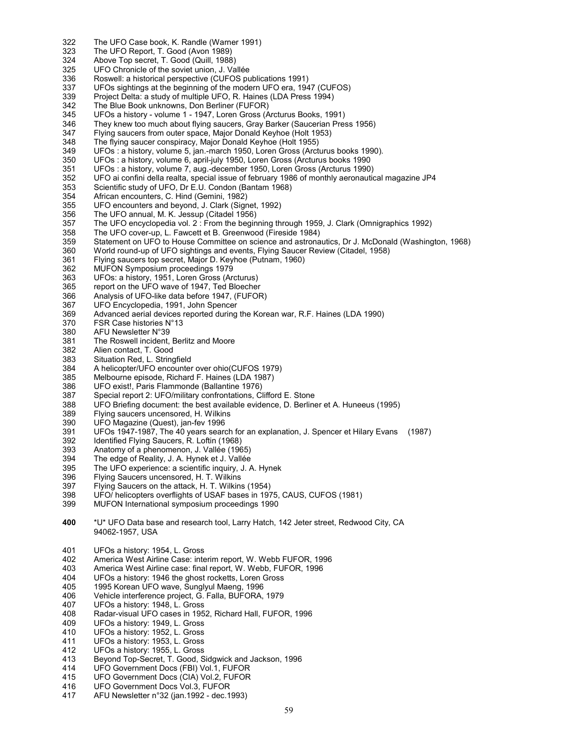322 The UFO Case book, K. Randle (Warner 1991)
323 The UFO Report, T. Good (Avon 1989)
324 Above Top secret, T. Good (Quill, 1988)
325 UFO Chronicle of the soviet union, J. Vallée
336 Roswell: a historical perspective (CUFOS publications 1991)
337 UFOs sightings at the beginning of the modern UFO era, 1947 (CUFOS)
339 Project Delta: a study of multiple UFO, R. Haines (LDA Press 1994)
342 The Blue Book unknowns, Don Berliner (FUFOR)
345 UFOs a history - volume 1 - 1947, Loren Gross (Arcturus Books, 1991)
346 They knew too much about flying saucers, Gray Barker (Saucerian Press 1956)
347 Flying saucers from outer space, Major Donald Keyhoe (Holt 1953)
348 The flying saucer conspiracy, Major Donald Keyhoe (Holt 1955)
349 UFOs : a history, volume 5, jan.-march 1950, Loren Gross (Arcturus books 1990).
350 UFOs : a history, volume 6, april-july 1950, Loren Gross (Arcturus books 1990
351 UFOs : a history, volume 7, aug.-december 1950, Loren Gross (Arcturus 1990)
352 UFO ai confini della realta, special issue of february 1986 of monthly aeronautical magazine JP4
353 Scientific study of UFO, Dr E.U. Condon (Bantam 1968)
354 African encounters, C. Hind (Gemini, 1982)
355 UFO encounters and beyond, J. Clark (Signet, 1992)
356 The UFO annual, M. K. Jessup (Citadel 1956)
357 The UFO encyclopedia vol. 2 : From the beginning through 1959, J. Clark (Omnigraphics 1992)
358 The UFO cover-up, L. Fawcett et B. Greenwood (Fireside 1984)
359 Statement on UFO to House Committee on science and astronautics, Dr J. McDonald (Washington, 1968)
360 World round-up of UFO sightings and events, Flying Saucer Review (Citadel, 1958)
361 Flying saucers top secret, Major D. Keyhoe (Putnam, 1960)
362 MUFON Symposium proceedings 1979
363 UFOs: a history, 1951, Loren Gross (Arcturus)
365 report on the UFO wave of 1947, Ted Bloecher
366 Analysis of UFO-like data before 1947, (FUFOR)
367 UFO Encyclopedia, 1991, John Spencer
369 Advanced aerial devices reported during the Korean war, R.F. Haines (LDA 1990)
370 FSR Case histories N°13
380 AFU Newsletter N°39
381 The Roswell incident, Berlitz and Moore
382 Alien contact, T. Good
383 Situation Red, L. Stringfield
384 A helicopter/UFO encounter over ohio(CUFOS 1979)
385 Melbourne episode, Richard F. Haines (LDA 1987)
386 UFO exist!, Paris Flammonde (Ballantine 1976)
387 Special report 2: UFO/military confrontations, Clifford E. Stone
388 UFO Briefing document: the best available evidence, D. Berliner et A. Huneeus (1995)
389 Flying saucers uncensored, H. Wilkins
390 UFO Magazine (Quest), jan-fev 1996
391 UFOs 1947-1987, The 40 years search for an explanation, J. Spencer et Hilary Evans (1987)
392 Identified Flying Saucers, R. Loftin (1968)
393 Anatomy of a phenomenon, J. Vallée (1965)
394 The edge of Reality, J. A. Hynek et J. Vallée
395 The UFO experience: a scientific inquiry, J. A. Hynek
396 Flying Saucers uncensored, H. T. Wilkins
397 Flying Saucers on the attack, H. T. Wilkins (1954)
398 UFO/ helicopters overflights of USAF bases in 1975, CAUS, CUFOS (1981)
399 MUFON International symposium proceedings 1990

**400** *U* UFO Data base and research tool, Larry Hatch, 142 Jeter street, Redwood City, CA 94062-1957, USA

401 UFOs a history: 1954, L. Gross
402 America West Airline Case: interim report, W. Webb FUFOR, 1996
403 America West Airline case: final report, W. Webb, FUFOR, 1996
404 UFOs a history: 1946 the ghost rocketts, Loren Gross
405 1995 Korean UFO wave, Sunglyul Maeng, 1996
406 Vehicle interference project, G. Falla, BUFORA, 1979
407 UFOs a history: 1948, L. Gross
408 Radar-visual UFO cases in 1952, Richard Hall, FUFOR, 1996
409 UFOs a history: 1949, L. Gross
410 UFOs a history: 1952, L. Gross
411 UFOs a history: 1953, L. Gross
412 UFOs a history: 1955, L. Gross
413 Beyond Top-Secret, T. Good, Sidgwick and Jackson, 1996
414 UFO Government Docs (FBI) Vol.1, FUFOR
415 UFO Government Docs (CIA) Vol.2, FUFOR
416 UFO Government Docs Vol.3, FUFOR
417 AFU Newsletter n°32 (jan.1992 - dec.1993)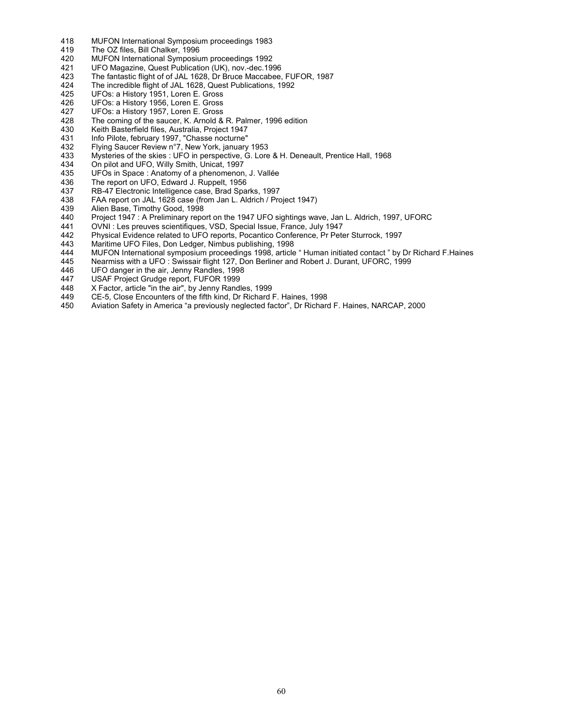418 MUFON International Symposium proceedings 1983
419 The OZ files, Bill Chalker, 1996
420 MUFON International Symposium proceedings 1992
421 UFO Magazine, Quest Publication (UK), nov.-dec.1996
423 The fantastic flight of of JAL 1628, Dr Bruce Maccabee, FUFOR, 1987
424 The incredible flight of JAL 1628, Quest Publications, 1992
425 UFOs: a History 1951, Loren E. Gross
426 UFOs: a History 1956, Loren E. Gross
427 UFOs: a History 1957, Loren E. Gross
428 The coming of the saucer, K. Arnold & R. Palmer, 1996 edition
430 Keith Basterfield files, Australia, Project 1947
431 Info Pilote, february 1997, "Chasse nocturne"
432 Flying Saucer Review n°7, New York, january 1953
433 Mysteries of the skies : UFO in perspective, G. Lore & H. Deneault, Prentice Hall, 1968
434 On pilot and UFO, Willy Smith, Unicat, 1997
435 UFOs in Space : Anatomy of a phenomenon, J. Vallée
436 The report on UFO, Edward J. Ruppelt, 1956
437 RB-47 Electronic Intelligence case, Brad Sparks, 1997
438 FAA report on JAL 1628 case (from Jan L. Aldrich / Project 1947)
439 Alien Base, Timothy Good, 1998
440 Project 1947 : A Preliminary report on the 1947 UFO sightings wave, Jan L. Aldrich, 1997, UFORC
441 OVNI : Les preuves scientifiques, VSD, Special Issue, France, July 1947
442 Physical Evidence related to UFO reports, Pocantico Conference, Pr Peter Sturrock, 1997
443 Maritime UFO Files, Don Ledger, Nimbus publishing, 1998
444 MUFON International symposium proceedings 1998, article " Human initiated contact " by Dr Richard F.Haines
445 Nearmiss with a UFO : Swissair flight 127, Don Berliner and Robert J. Durant, UFORC, 1999
446 UFO danger in the air, Jenny Randles, 1998
447 USAF Project Grudge report, FUFOR 1999
448 X Factor, article "in the air", by Jenny Randles, 1999
449 CE-5, Close Encounters of the fifth kind, Dr Richard F. Haines, 1998
450 Aviation Safety in America "a previously neglected factor", Dr Richard F. Haines, NARCAP, 2000